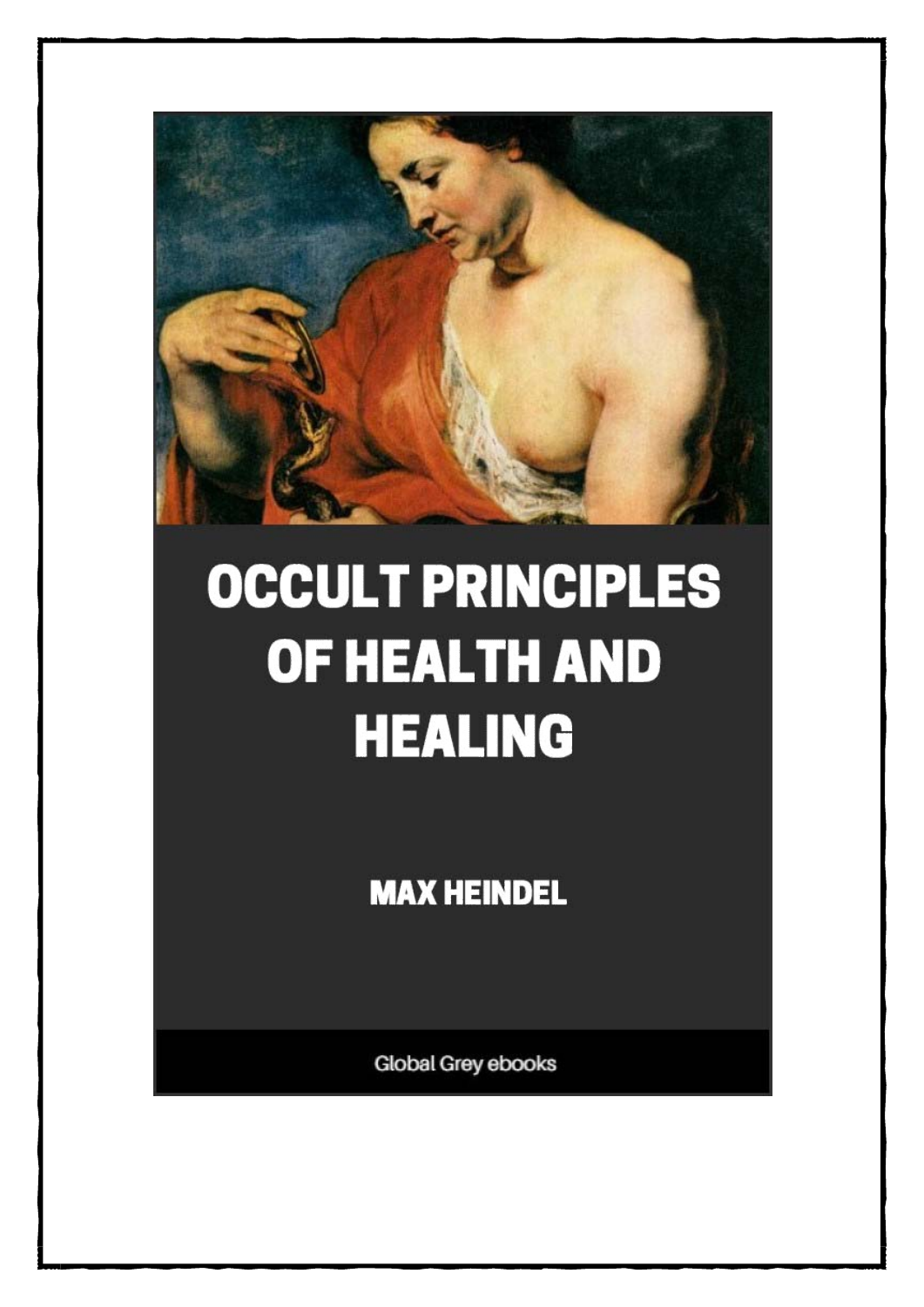# OCCULT PRINCIPLES OF HEALTH AND HEALING

**MAX HEINDEL**

Global Grey ebooks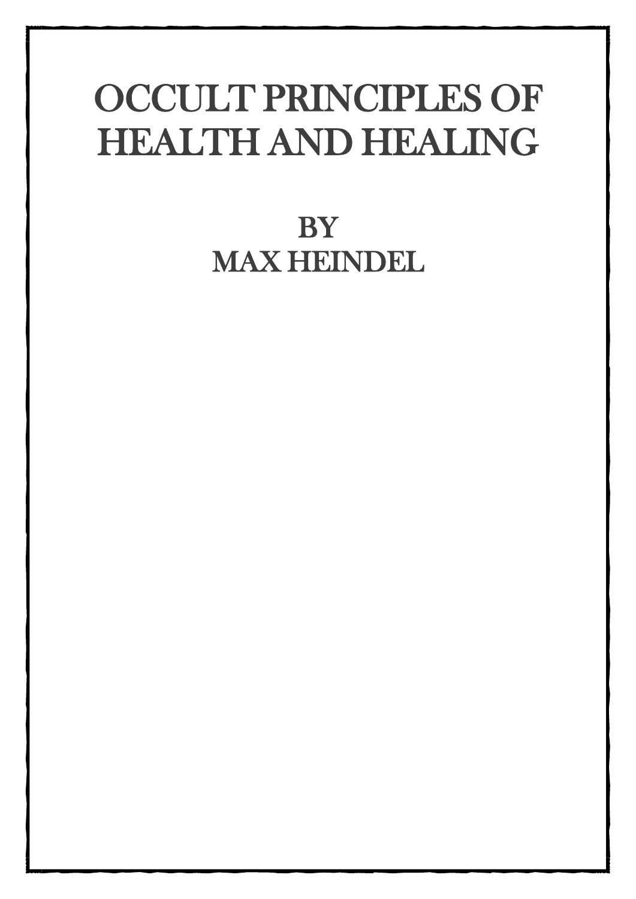# OCCULT PRINCIPLES OF HEALTH AND HEALING

BY
MAX HEINDEL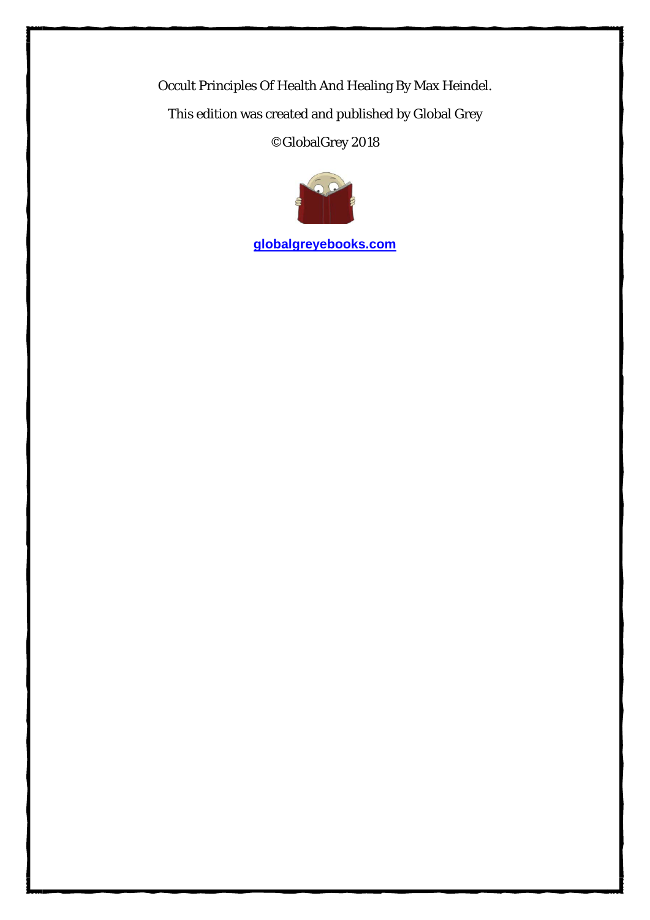Occult Principles Of Health And Healing By Max Heindel.

This edition was created and published by Global Grey

©GlobalGrey 2018

globalgreyebooks.com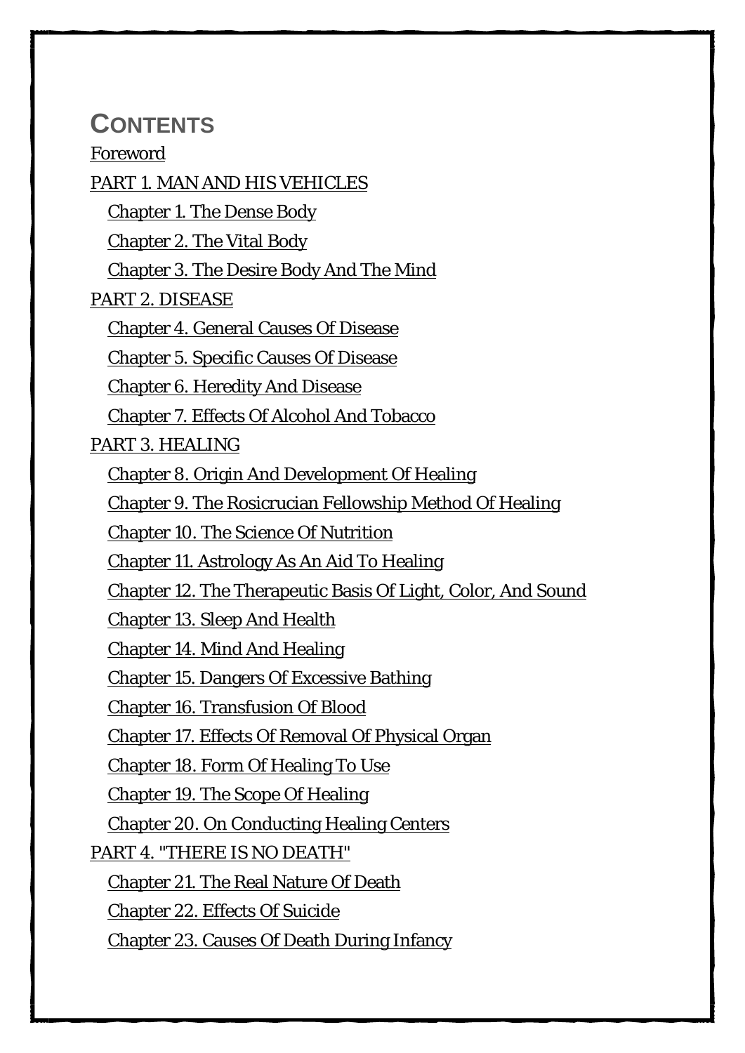# CONTENTS

Foreword

PART 1. MAN AND HIS VEHICLES

- Chapter 1. The Dense Body
- Chapter 2. The Vital Body
- Chapter 3. The Desire Body And The Mind

PART 2. DISEASE

- Chapter 4. General Causes Of Disease
- Chapter 5. Specific Causes Of Disease
- Chapter 6. Heredity And Disease
- Chapter 7. Effects Of Alcohol And Tobacco

PART 3. HEALING

- Chapter 8. Origin And Development Of Healing
- Chapter 9. The Rosicrucian Fellowship Method Of Healing
- Chapter 10. The Science Of Nutrition
- Chapter 11. Astrology As An Aid To Healing
- Chapter 12. The Therapeutic Basis Of Light, Color, And Sound
- Chapter 13. Sleep And Health
- Chapter 14. Mind And Healing
- Chapter 15. Dangers Of Excessive Bathing
- Chapter 16. Transfusion Of Blood
- Chapter 17. Effects Of Removal Of Physical Organ
- Chapter 18. Form Of Healing To Use
- Chapter 19. The Scope Of Healing
- Chapter 20. On Conducting Healing Centers

PART 4. "THERE IS NO DEATH"

- Chapter 21. The Real Nature Of Death
- Chapter 22. Effects Of Suicide
- Chapter 23. Causes Of Death During Infancy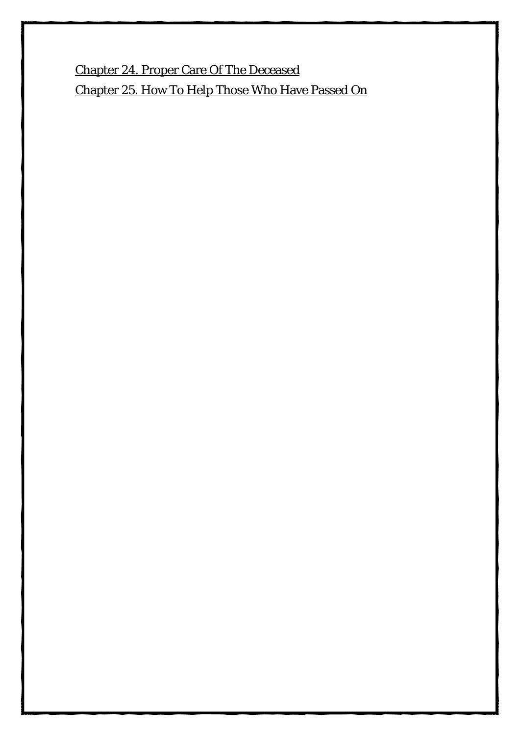Chapter 24. Proper Care Of The Deceased

Chapter 25. How To Help Those Who Have Passed On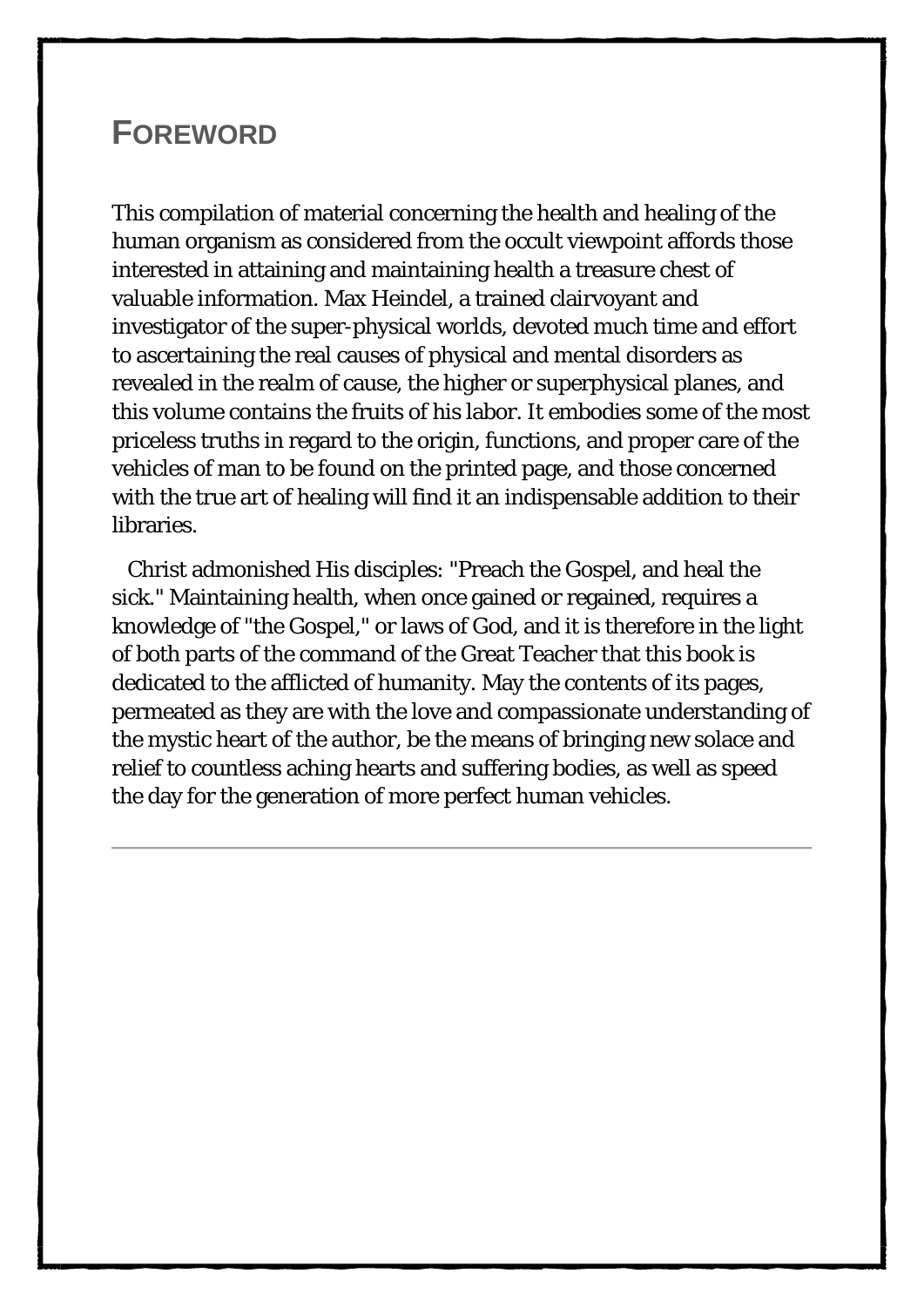## FOREWORD

This compilation of material concerning the health and healing of the human organism as considered from the occult viewpoint affords those interested in attaining and maintaining health a treasure chest of valuable information. Max Heindel, a trained clairvoyant and investigator of the super-physical worlds, devoted much time and effort to ascertaining the real causes of physical and mental disorders as revealed in the realm of cause, the higher or superphysical planes, and this volume contains the fruits of his labor. It embodies some of the most priceless truths in regard to the origin, functions, and proper care of the vehicles of man to be found on the printed page, and those concerned with the true art of healing will find it an indispensable addition to their libraries.

Christ admonished His disciples: "Preach the Gospel, and heal the sick." Maintaining health, when once gained or regained, requires a knowledge of "the Gospel," or laws of God, and it is therefore in the light of both parts of the command of the Great Teacher that this book is dedicated to the afflicted of humanity. May the contents of its pages, permeated as they are with the love and compassionate understanding of the mystic heart of the author, be the means of bringing new solace and relief to countless aching hearts and suffering bodies, as well as speed the day for the generation of more perfect human vehicles.

---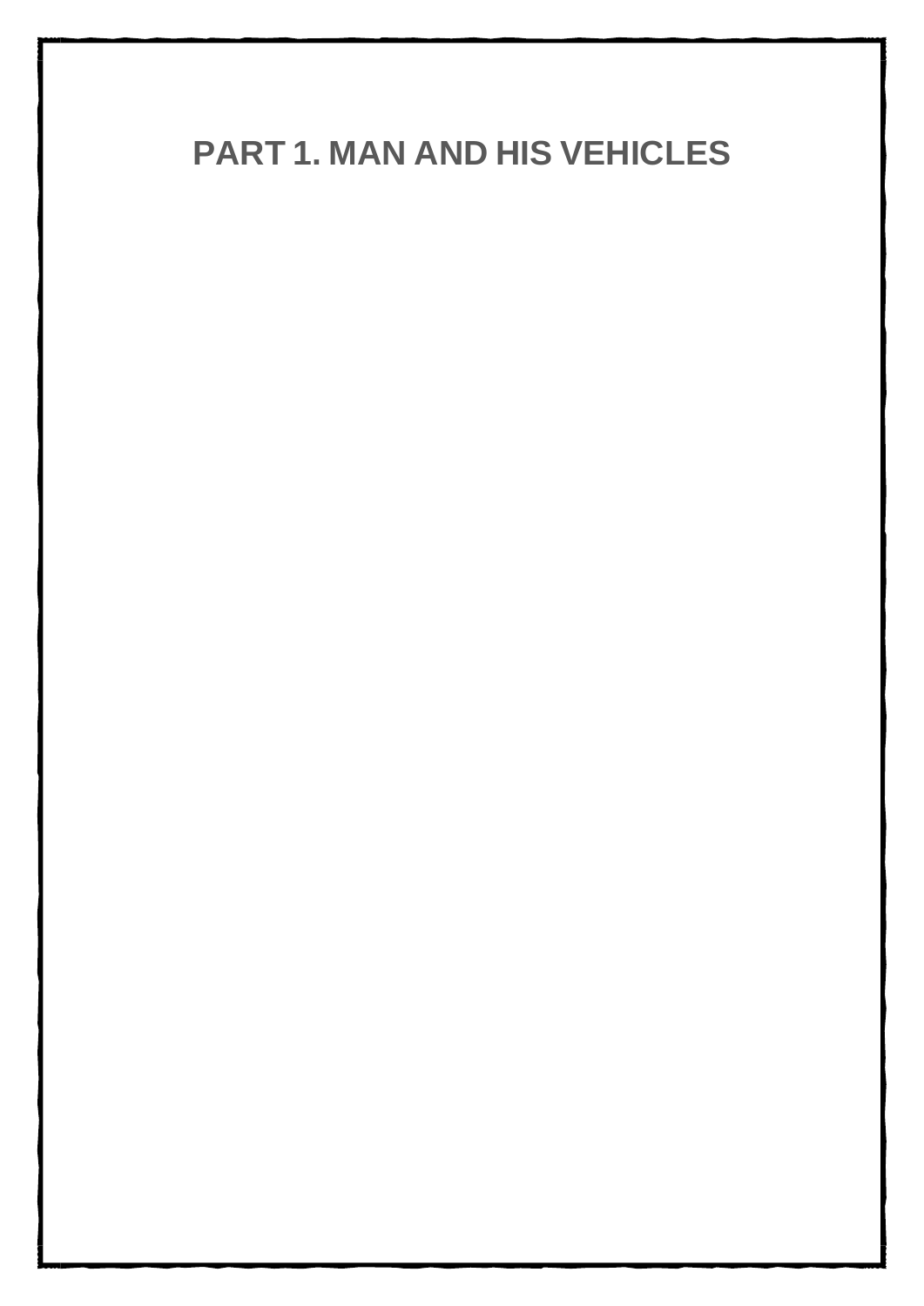# PART 1. MAN AND HIS VEHICLES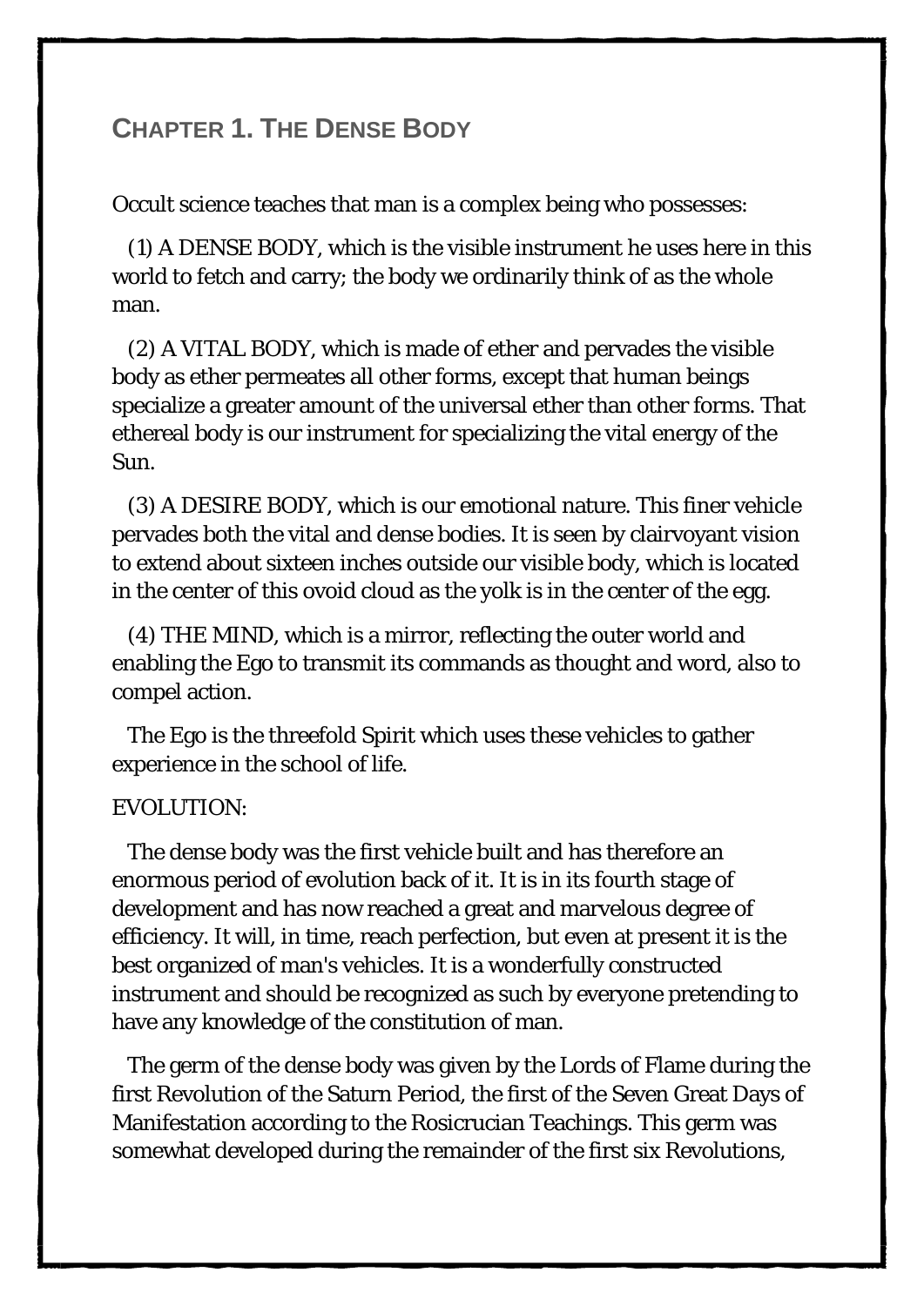## CHAPTER 1. THE DENSE BODY

Occult science teaches that man is a complex being who possesses:

(1) A DENSE BODY, which is the visible instrument he uses here in this world to fetch and carry; the body we ordinarily think of as the whole man.

(2) A VITAL BODY, which is made of ether and pervades the visible body as ether permeates all other forms, except that human beings specialize a greater amount of the universal ether than other forms. That ethereal body is our instrument for specializing the vital energy of the Sun.

(3) A DESIRE BODY, which is our emotional nature. This finer vehicle pervades both the vital and dense bodies. It is seen by clairvoyant vision to extend about sixteen inches outside our visible body, which is located in the center of this ovoid cloud as the yolk is in the center of the egg.

(4) THE MIND, which is a mirror, reflecting the outer world and enabling the Ego to transmit its commands as thought and word, also to compel action.

The Ego is the threefold Spirit which uses these vehicles to gather experience in the school of life.

EVOLUTION:

The dense body was the first vehicle built and has therefore an enormous period of evolution back of it. It is in its fourth stage of development and has now reached a great and marvelous degree of efficiency. It will, in time, reach perfection, but even at present it is the best organized of man's vehicles. It is a wonderfully constructed instrument and should be recognized as such by everyone pretending to have any knowledge of the constitution of man.

The germ of the dense body was given by the Lords of Flame during the first Revolution of the Saturn Period, the first of the Seven Great Days of Manifestation according to the Rosicrucian Teachings. This germ was somewhat developed during the remainder of the first six Revolutions,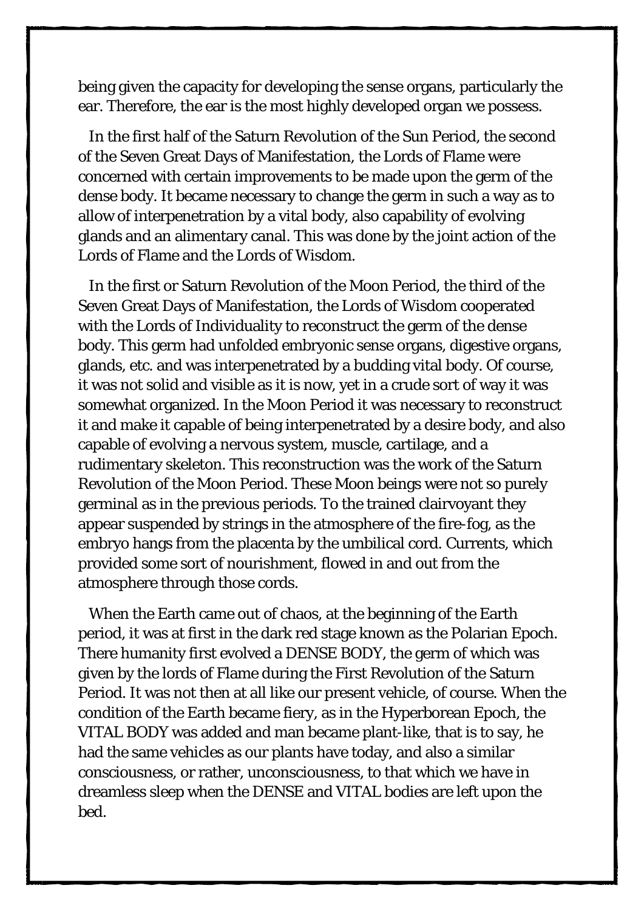being given the capacity for developing the sense organs, particularly the ear. Therefore, the ear is the most highly developed organ we possess.

In the first half of the Saturn Revolution of the Sun Period, the second of the Seven Great Days of Manifestation, the Lords of Flame were concerned with certain improvements to be made upon the germ of the dense body. It became necessary to change the germ in such a way as to allow of interpenetration by a vital body, also capability of evolving glands and an alimentary canal. This was done by the joint action of the Lords of Flame and the Lords of Wisdom.

In the first or Saturn Revolution of the Moon Period, the third of the Seven Great Days of Manifestation, the Lords of Wisdom cooperated with the Lords of Individuality to reconstruct the germ of the dense body. This germ had unfolded embryonic sense organs, digestive organs, glands, etc. and was interpenetrated by a budding vital body. Of course, it was not solid and visible as it is now, yet in a crude sort of way it was somewhat organized. In the Moon Period it was necessary to reconstruct it and make it capable of being interpenetrated by a desire body, and also capable of evolving a nervous system, muscle, cartilage, and a rudimentary skeleton. This reconstruction was the work of the Saturn Revolution of the Moon Period. These Moon beings were not so purely germinal as in the previous periods. To the trained clairvoyant they appear suspended by strings in the atmosphere of the fire-fog, as the embryo hangs from the placenta by the umbilical cord. Currents, which provided some sort of nourishment, flowed in and out from the atmosphere through those cords.

When the Earth came out of chaos, at the beginning of the Earth period, it was at first in the dark red stage known as the Polarian Epoch. There humanity first evolved a DENSE BODY, the germ of which was given by the lords of Flame during the First Revolution of the Saturn Period. It was not then at all like our present vehicle, of course. When the condition of the Earth became fiery, as in the Hyperborean Epoch, the VITAL BODY was added and man became plant-like, that is to say, he had the same vehicles as our plants have today, and also a similar consciousness, or rather, unconsciousness, to that which we have in dreamless sleep when the DENSE and VITAL bodies are left upon the bed.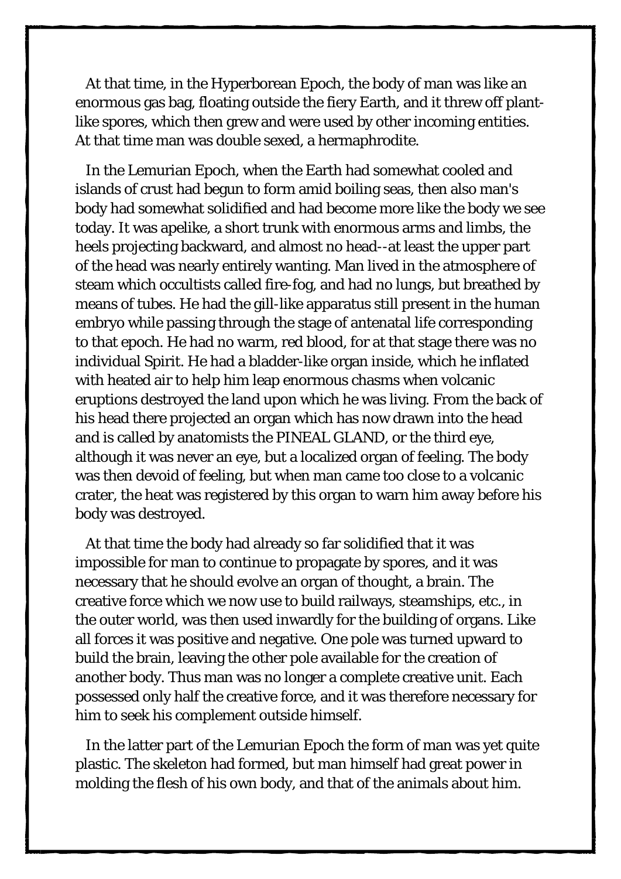At that time, in the Hyperborean Epoch, the body of man was like an enormous gas bag, floating outside the fiery Earth, and it threw off plant-like spores, which then grew and were used by other incoming entities. At that time man was double sexed, a hermaphrodite.

In the Lemurian Epoch, when the Earth had somewhat cooled and islands of crust had begun to form amid boiling seas, then also man's body had somewhat solidified and had become more like the body we see today. It was apelike, a short trunk with enormous arms and limbs, the heels projecting backward, and almost no head--at least the upper part of the head was nearly entirely wanting. Man lived in the atmosphere of steam which occultists called fire-fog, and had no lungs, but breathed by means of tubes. He had the gill-like apparatus still present in the human embryo while passing through the stage of antenatal life corresponding to that epoch. He had no warm, red blood, for at that stage there was no individual Spirit. He had a bladder-like organ inside, which he inflated with heated air to help him leap enormous chasms when volcanic eruptions destroyed the land upon which he was living. From the back of his head there projected an organ which has now drawn into the head and is called by anatomists the PINEAL GLAND, or the third eye, although it was never an eye, but a localized organ of feeling. The body was then devoid of feeling, but when man came too close to a volcanic crater, the heat was registered by this organ to warn him away before his body was destroyed.

At that time the body had already so far solidified that it was impossible for man to continue to propagate by spores, and it was necessary that he should evolve an organ of thought, a brain. The creative force which we now use to build railways, steamships, etc., in the outer world, was then used inwardly for the building of organs. Like all forces it was positive and negative. One pole was turned upward to build the brain, leaving the other pole available for the creation of another body. Thus man was no longer a complete creative unit. Each possessed only half the creative force, and it was therefore necessary for him to seek his complement outside himself.

In the latter part of the Lemurian Epoch the form of man was yet quite plastic. The skeleton had formed, but man himself had great power in molding the flesh of his own body, and that of the animals about him.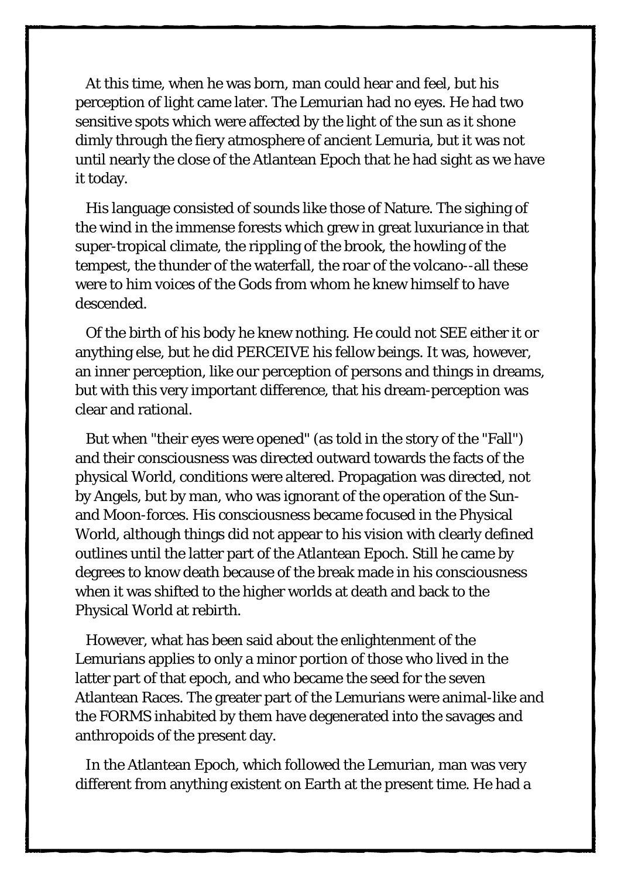At this time, when he was born, man could hear and feel, but his perception of light came later. The Lemurian had no eyes. He had two sensitive spots which were affected by the light of the sun as it shone dimly through the fiery atmosphere of ancient Lemuria, but it was not until nearly the close of the Atlantean Epoch that he had sight as we have it today.

His language consisted of sounds like those of Nature. The sighing of the wind in the immense forests which grew in great luxuriance in that super-tropical climate, the rippling of the brook, the howling of the tempest, the thunder of the waterfall, the roar of the volcano--all these were to him voices of the Gods from whom he knew himself to have descended.

Of the birth of his body he knew nothing. He could not SEE either it or anything else, but he did PERCEIVE his fellow beings. It was, however, an inner perception, like our perception of persons and things in dreams, but with this very important difference, that his dream-perception was clear and rational.

But when "their eyes were opened" (as told in the story of the "Fall") and their consciousness was directed outward towards the facts of the physical World, conditions were altered. Propagation was directed, not by Angels, but by man, who was ignorant of the operation of the Sun- and Moon-forces. His consciousness became focused in the Physical World, although things did not appear to his vision with clearly defined outlines until the latter part of the Atlantean Epoch. Still he came by degrees to know death because of the break made in his consciousness when it was shifted to the higher worlds at death and back to the Physical World at rebirth.

However, what has been said about the enlightenment of the Lemurians applies to only a minor portion of those who lived in the latter part of that epoch, and who became the seed for the seven Atlantean Races. The greater part of the Lemurians were animal-like and the FORMS inhabited by them have degenerated into the savages and anthropoids of the present day.

In the Atlantean Epoch, which followed the Lemurian, man was very different from anything existent on Earth at the present time. He had a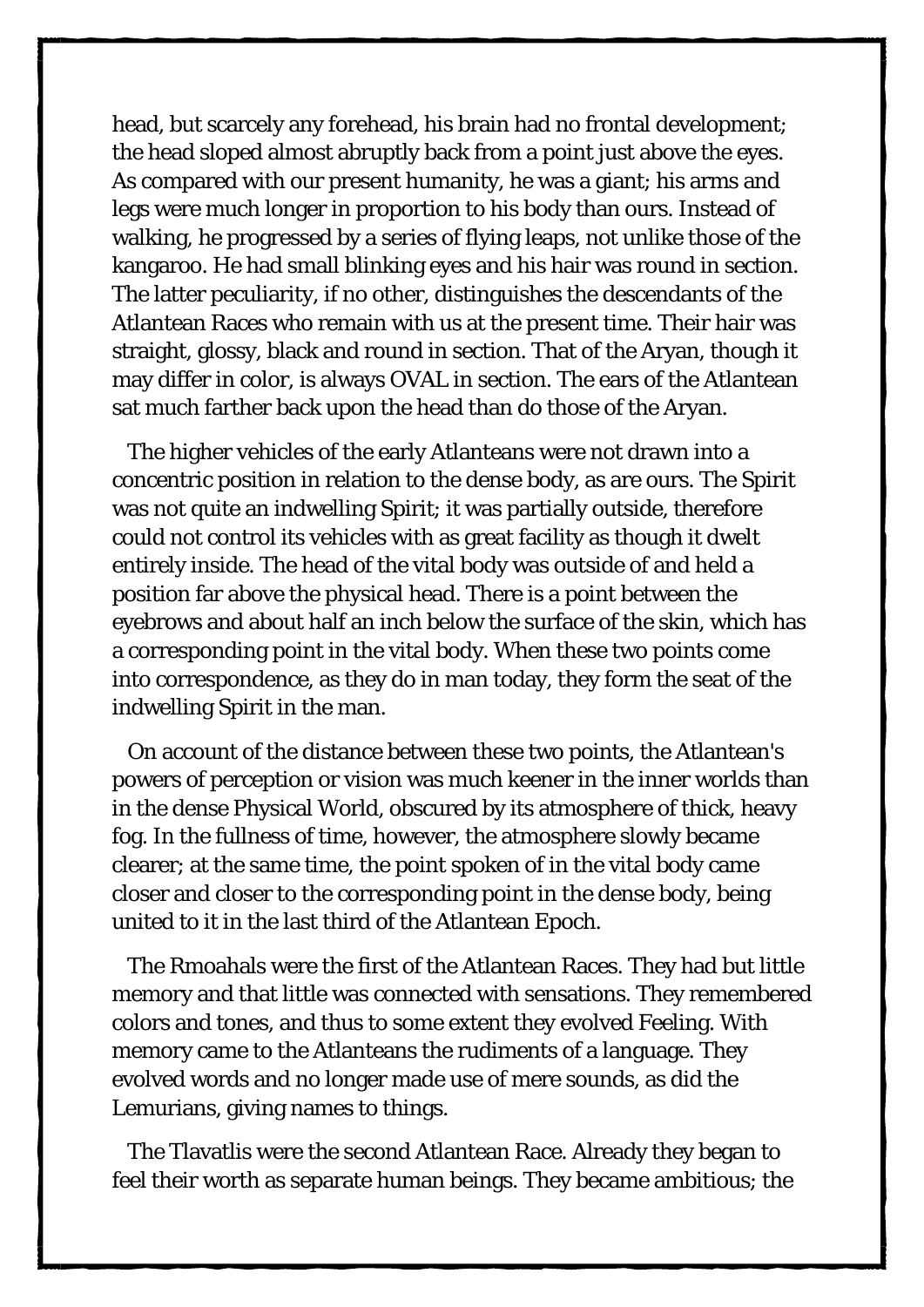head, but scarcely any forehead, his brain had no frontal development; the head sloped almost abruptly back from a point just above the eyes. As compared with our present humanity, he was a giant; his arms and legs were much longer in proportion to his body than ours. Instead of walking, he progressed by a series of flying leaps, not unlike those of the kangaroo. He had small blinking eyes and his hair was round in section. The latter peculiarity, if no other, distinguishes the descendants of the Atlantean Races who remain with us at the present time. Their hair was straight, glossy, black and round in section. That of the Aryan, though it may differ in color, is always OVAL in section. The ears of the Atlantean sat much farther back upon the head than do those of the Aryan.

The higher vehicles of the early Atlanteans were not drawn into a concentric position in relation to the dense body, as are ours. The Spirit was not quite an indwelling Spirit; it was partially outside, therefore could not control its vehicles with as great facility as though it dwelt entirely inside. The head of the vital body was outside of and held a position far above the physical head. There is a point between the eyebrows and about half an inch below the surface of the skin, which has a corresponding point in the vital body. When these two points come into correspondence, as they do in man today, they form the seat of the indwelling Spirit in the man.

On account of the distance between these two points, the Atlantean's powers of perception or vision was much keener in the inner worlds than in the dense Physical World, obscured by its atmosphere of thick, heavy fog. In the fullness of time, however, the atmosphere slowly became clearer; at the same time, the point spoken of in the vital body came closer and closer to the corresponding point in the dense body, being united to it in the last third of the Atlantean Epoch.

The Rmoahals were the first of the Atlantean Races. They had but little memory and that little was connected with sensations. They remembered colors and tones, and thus to some extent they evolved Feeling. With memory came to the Atlanteans the rudiments of a language. They evolved words and no longer made use of mere sounds, as did the Lemurians, giving names to things.

The Tlavatlis were the second Atlantean Race. Already they began to feel their worth as separate human beings. They became ambitious; the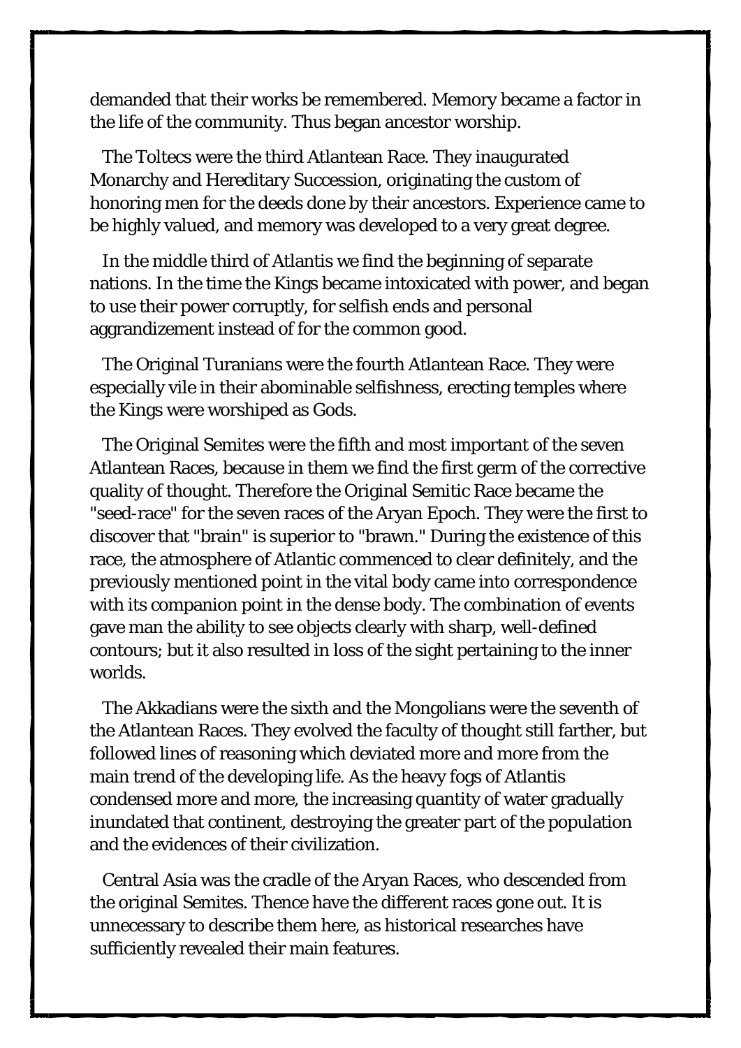demanded that their works be remembered. Memory became a factor in the life of the community. Thus began ancestor worship.

The Toltecs were the third Atlantean Race. They inaugurated Monarchy and Hereditary Succession, originating the custom of honoring men for the deeds done by their ancestors. Experience came to be highly valued, and memory was developed to a very great degree.

In the middle third of Atlantis we find the beginning of separate nations. In the time the Kings became intoxicated with power, and began to use their power corruptly, for selfish ends and personal aggrandizement instead of for the common good.

The Original Turanians were the fourth Atlantean Race. They were especially vile in their abominable selfishness, erecting temples where the Kings were worshiped as Gods.

The Original Semites were the fifth and most important of the seven Atlantean Races, because in them we find the first germ of the corrective quality of thought. Therefore the Original Semitic Race became the "seed-race" for the seven races of the Aryan Epoch. They were the first to discover that "brain" is superior to "brawn." During the existence of this race, the atmosphere of Atlantic commenced to clear definitely, and the previously mentioned point in the vital body came into correspondence with its companion point in the dense body. The combination of events gave man the ability to see objects clearly with sharp, well-defined contours; but it also resulted in loss of the sight pertaining to the inner worlds.

The Akkadians were the sixth and the Mongolians were the seventh of the Atlantean Races. They evolved the faculty of thought still farther, but followed lines of reasoning which deviated more and more from the main trend of the developing life. As the heavy fogs of Atlantis condensed more and more, the increasing quantity of water gradually inundated that continent, destroying the greater part of the population and the evidences of their civilization.

Central Asia was the cradle of the Aryan Races, who descended from the original Semites. Thence have the different races gone out. It is unnecessary to describe them here, as historical researches have sufficiently revealed their main features.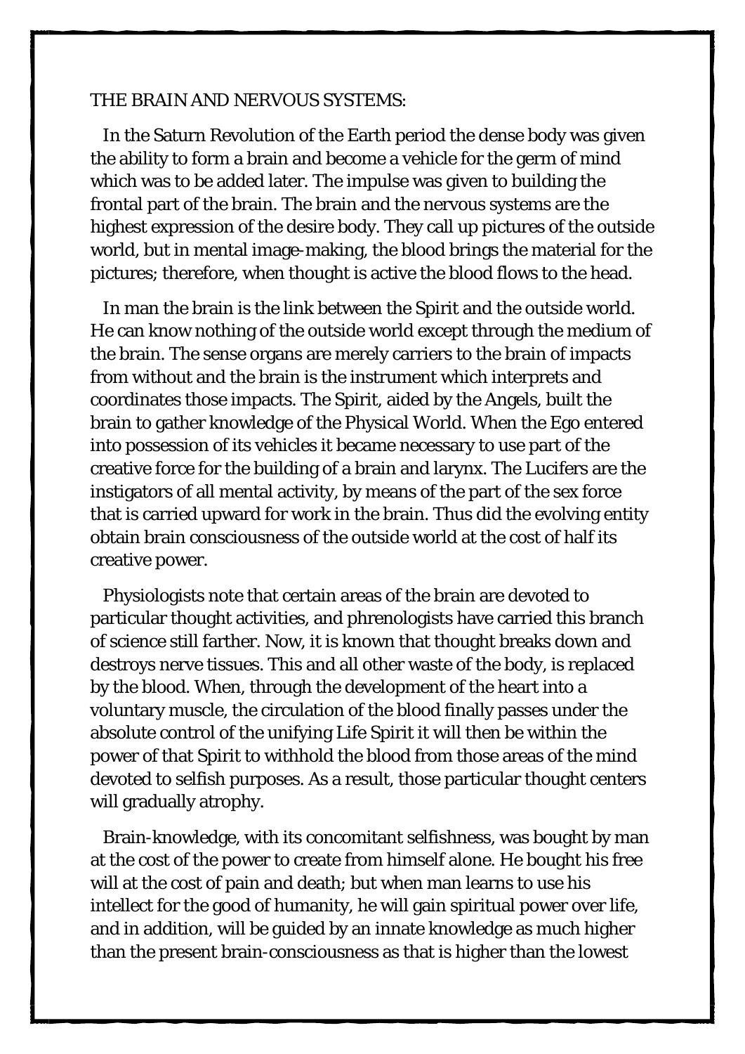THE BRAIN AND NERVOUS SYSTEMS:

In the Saturn Revolution of the Earth period the dense body was given the ability to form a brain and become a vehicle for the germ of mind which was to be added later. The impulse was given to building the frontal part of the brain. The brain and the nervous systems are the highest expression of the desire body. They call up pictures of the outside world, but in mental image-making, the blood brings the material for the pictures; therefore, when thought is active the blood flows to the head.

In man the brain is the link between the Spirit and the outside world. He can know nothing of the outside world except through the medium of the brain. The sense organs are merely carriers to the brain of impacts from without and the brain is the instrument which interprets and coordinates those impacts. The Spirit, aided by the Angels, built the brain to gather knowledge of the Physical World. When the Ego entered into possession of its vehicles it became necessary to use part of the creative force for the building of a brain and larynx. The Lucifers are the instigators of all mental activity, by means of the part of the sex force that is carried upward for work in the brain. Thus did the evolving entity obtain brain consciousness of the outside world at the cost of half its creative power.

Physiologists note that certain areas of the brain are devoted to particular thought activities, and phrenologists have carried this branch of science still farther. Now, it is known that thought breaks down and destroys nerve tissues. This and all other waste of the body, is replaced by the blood. When, through the development of the heart into a voluntary muscle, the circulation of the blood finally passes under the absolute control of the unifying Life Spirit it will then be within the power of that Spirit to withhold the blood from those areas of the mind devoted to selfish purposes. As a result, those particular thought centers will gradually atrophy.

Brain-knowledge, with its concomitant selfishness, was bought by man at the cost of the power to create from himself alone. He bought his free will at the cost of pain and death; but when man learns to use his intellect for the good of humanity, he will gain spiritual power over life, and in addition, will be guided by an innate knowledge as much higher than the present brain-consciousness as that is higher than the lowest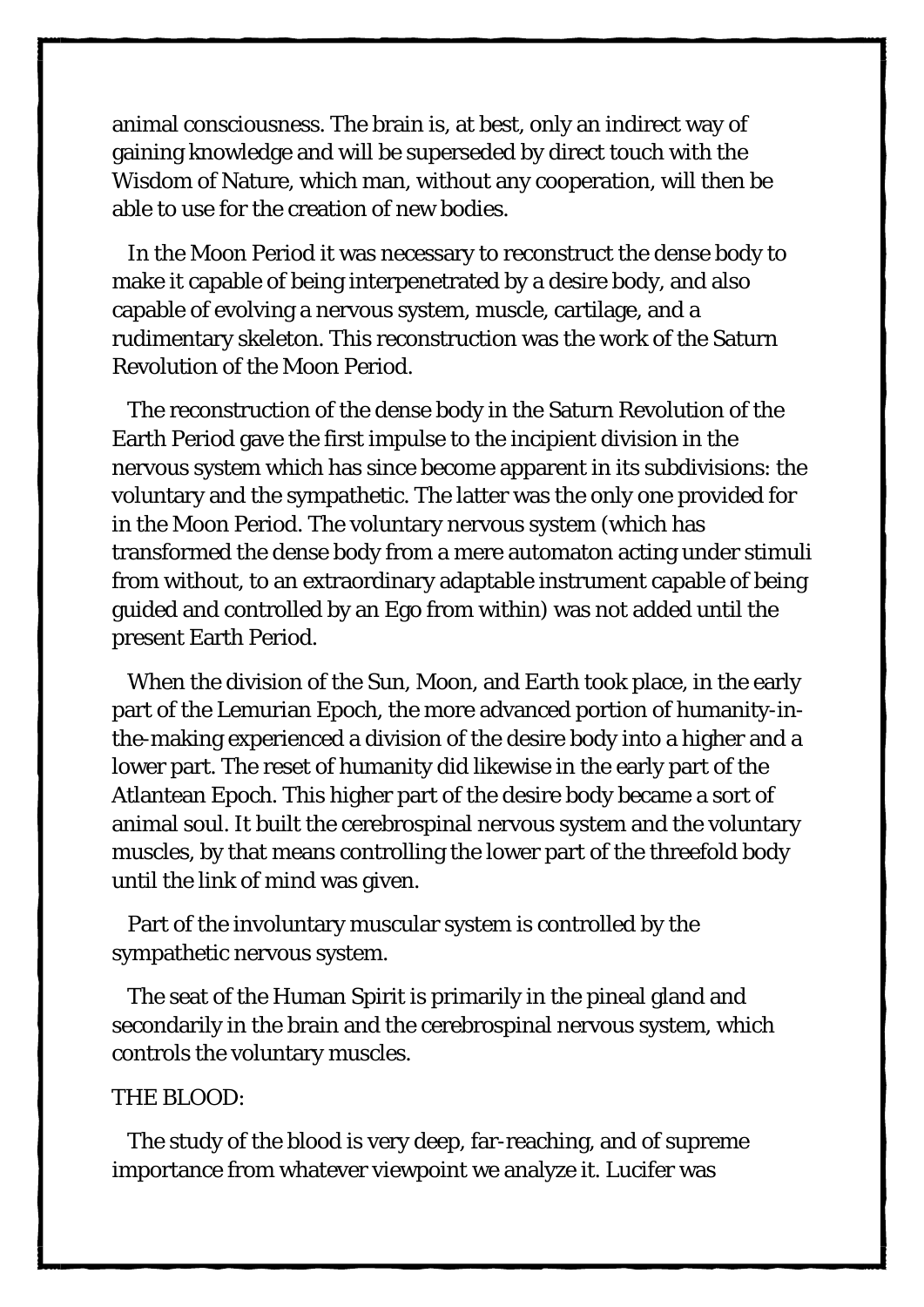animal consciousness. The brain is, at best, only an indirect way of gaining knowledge and will be superseded by direct touch with the Wisdom of Nature, which man, without any cooperation, will then be able to use for the creation of new bodies.

In the Moon Period it was necessary to reconstruct the dense body to make it capable of being interpenetrated by a desire body, and also capable of evolving a nervous system, muscle, cartilage, and a rudimentary skeleton. This reconstruction was the work of the Saturn Revolution of the Moon Period.

The reconstruction of the dense body in the Saturn Revolution of the Earth Period gave the first impulse to the incipient division in the nervous system which has since become apparent in its subdivisions: the voluntary and the sympathetic. The latter was the only one provided for in the Moon Period. The voluntary nervous system (which has transformed the dense body from a mere automaton acting under stimuli from without, to an extraordinary adaptable instrument capable of being guided and controlled by an Ego from within) was not added until the present Earth Period.

When the division of the Sun, Moon, and Earth took place, in the early part of the Lemurian Epoch, the more advanced portion of humanity-in-the-making experienced a division of the desire body into a higher and a lower part. The reset of humanity did likewise in the early part of the Atlantean Epoch. This higher part of the desire body became a sort of animal soul. It built the cerebrospinal nervous system and the voluntary muscles, by that means controlling the lower part of the threefold body until the link of mind was given.

Part of the involuntary muscular system is controlled by the sympathetic nervous system.

The seat of the Human Spirit is primarily in the pineal gland and secondarily in the brain and the cerebrospinal nervous system, which controls the voluntary muscles.

THE BLOOD:

The study of the blood is very deep, far-reaching, and of supreme importance from whatever viewpoint we analyze it. Lucifer was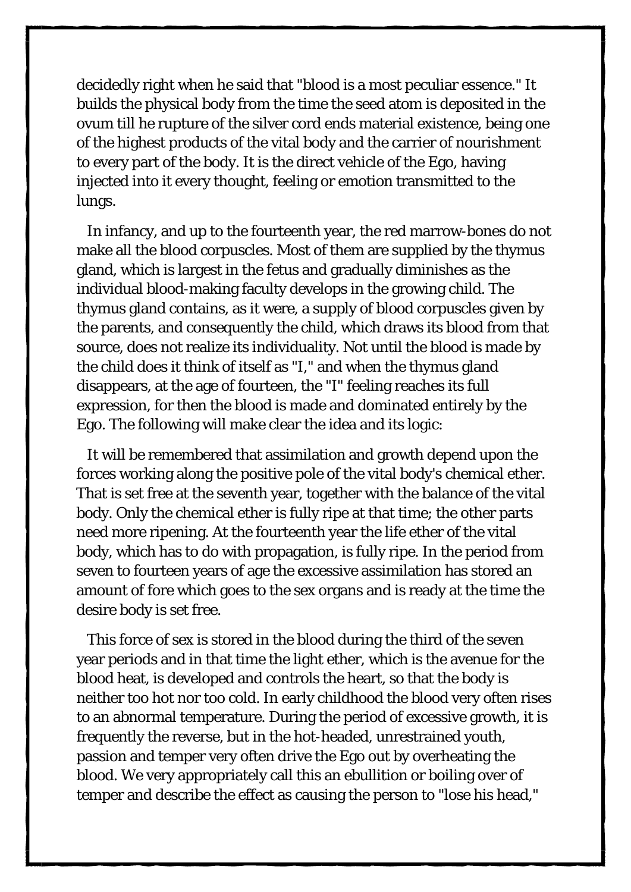decidedly right when he said that "blood is a most peculiar essence." It builds the physical body from the time the seed atom is deposited in the ovum till he rupture of the silver cord ends material existence, being one of the highest products of the vital body and the carrier of nourishment to every part of the body. It is the direct vehicle of the Ego, having injected into it every thought, feeling or emotion transmitted to the lungs.

In infancy, and up to the fourteenth year, the red marrow-bones do not make all the blood corpuscles. Most of them are supplied by the thymus gland, which is largest in the fetus and gradually diminishes as the individual blood-making faculty develops in the growing child. The thymus gland contains, as it were, a supply of blood corpuscles given by the parents, and consequently the child, which draws its blood from that source, does not realize its individuality. Not until the blood is made by the child does it think of itself as "I," and when the thymus gland disappears, at the age of fourteen, the "I" feeling reaches its full expression, for then the blood is made and dominated entirely by the Ego. The following will make clear the idea and its logic:

It will be remembered that assimilation and growth depend upon the forces working along the positive pole of the vital body's chemical ether. That is set free at the seventh year, together with the balance of the vital body. Only the chemical ether is fully ripe at that time; the other parts need more ripening. At the fourteenth year the life ether of the vital body, which has to do with propagation, is fully ripe. In the period from seven to fourteen years of age the excessive assimilation has stored an amount of fore which goes to the sex organs and is ready at the time the desire body is set free.

This force of sex is stored in the blood during the third of the seven year periods and in that time the light ether, which is the avenue for the blood heat, is developed and controls the heart, so that the body is neither too hot nor too cold. In early childhood the blood very often rises to an abnormal temperature. During the period of excessive growth, it is frequently the reverse, but in the hot-headed, unrestrained youth, passion and temper very often drive the Ego out by overheating the blood. We very appropriately call this an ebullition or boiling over of temper and describe the effect as causing the person to "lose his head,"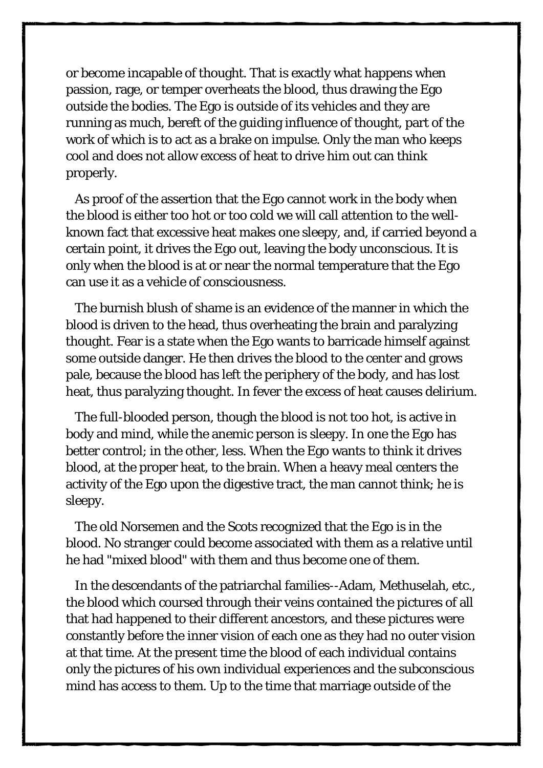or become incapable of thought. That is exactly what happens when passion, rage, or temper overheats the blood, thus drawing the Ego outside the bodies. The Ego is outside of its vehicles and they are running as much, bereft of the guiding influence of thought, part of the work of which is to act as a brake on impulse. Only the man who keeps cool and does not allow excess of heat to drive him out can think properly.

As proof of the assertion that the Ego cannot work in the body when the blood is either too hot or too cold we will call attention to the well-known fact that excessive heat makes one sleepy, and, if carried beyond a certain point, it drives the Ego out, leaving the body unconscious. It is only when the blood is at or near the normal temperature that the Ego can use it as a vehicle of consciousness.

The burnish blush of shame is an evidence of the manner in which the blood is driven to the head, thus overheating the brain and paralyzing thought. Fear is a state when the Ego wants to barricade himself against some outside danger. He then drives the blood to the center and grows pale, because the blood has left the periphery of the body, and has lost heat, thus paralyzing thought. In fever the excess of heat causes delirium.

The full-blooded person, though the blood is not too hot, is active in body and mind, while the anemic person is sleepy. In one the Ego has better control; in the other, less. When the Ego wants to think it drives blood, at the proper heat, to the brain. When a heavy meal centers the activity of the Ego upon the digestive tract, the man cannot think; he is sleepy.

The old Norsemen and the Scots recognized that the Ego is in the blood. No stranger could become associated with them as a relative until he had "mixed blood" with them and thus become one of them.

In the descendants of the patriarchal families--Adam, Methuselah, etc., the blood which coursed through their veins contained the pictures of all that had happened to their different ancestors, and these pictures were constantly before the inner vision of each one as they had no outer vision at that time. At the present time the blood of each individual contains only the pictures of his own individual experiences and the subconscious mind has access to them. Up to the time that marriage outside of the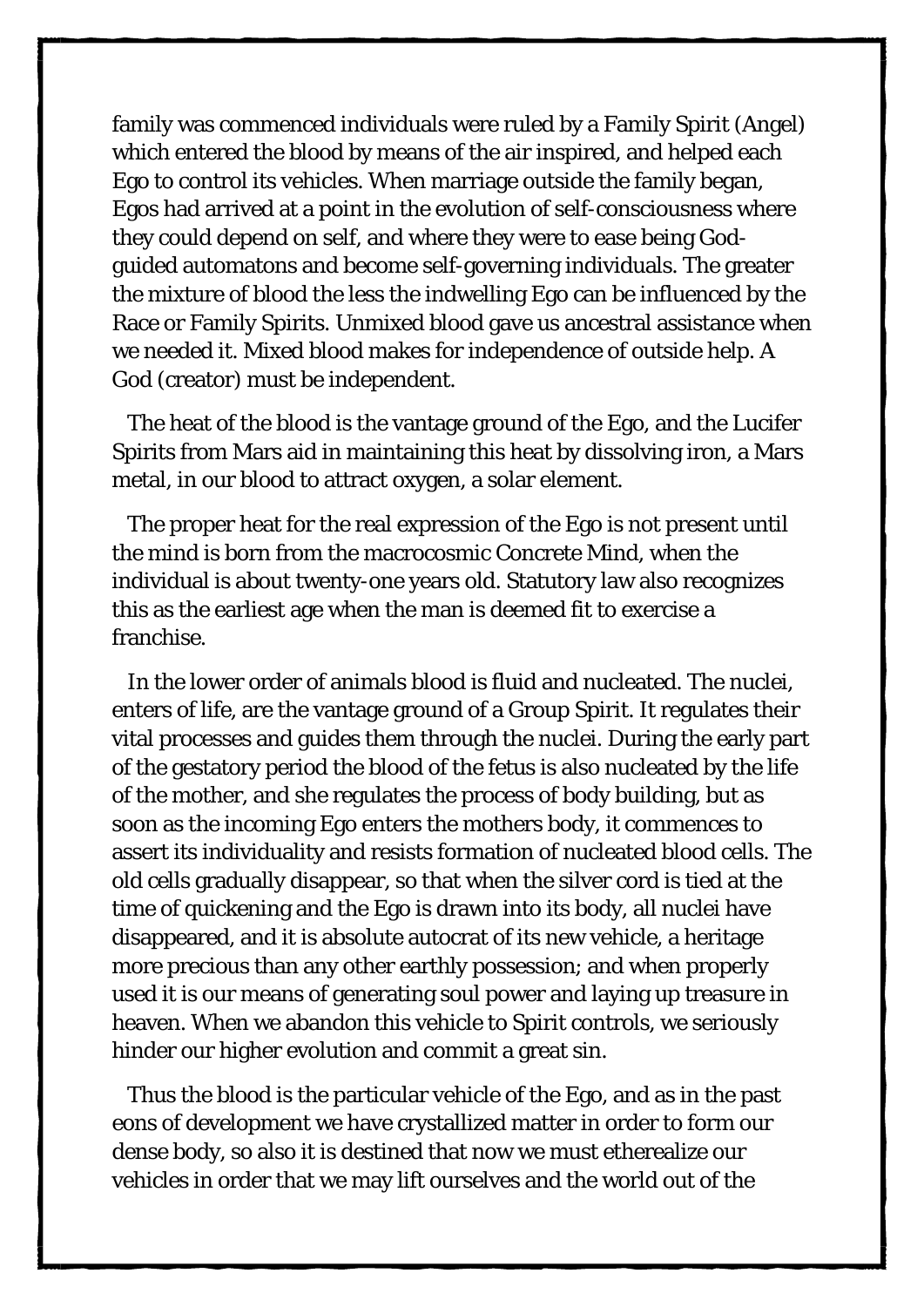family was commenced individuals were ruled by a Family Spirit (Angel) which entered the blood by means of the air inspired, and helped each Ego to control its vehicles. When marriage outside the family began, Egos had arrived at a point in the evolution of self-consciousness where they could depend on self, and where they were to ease being God-guided automatons and become self-governing individuals. The greater the mixture of blood the less the indwelling Ego can be influenced by the Race or Family Spirits. Unmixed blood gave us ancestral assistance when we needed it. Mixed blood makes for independence of outside help. A God (creator) must be independent.

The heat of the blood is the vantage ground of the Ego, and the Lucifer Spirits from Mars aid in maintaining this heat by dissolving iron, a Mars metal, in our blood to attract oxygen, a solar element.

The proper heat for the real expression of the Ego is not present until the mind is born from the macrocosmic Concrete Mind, when the individual is about twenty-one years old. Statutory law also recognizes this as the earliest age when the man is deemed fit to exercise a franchise.

In the lower order of animals blood is fluid and nucleated. The nuclei, enters of life, are the vantage ground of a Group Spirit. It regulates their vital processes and guides them through the nuclei. During the early part of the gestatory period the blood of the fetus is also nucleated by the life of the mother, and she regulates the process of body building, but as soon as the incoming Ego enters the mothers body, it commences to assert its individuality and resists formation of nucleated blood cells. The old cells gradually disappear, so that when the silver cord is tied at the time of quickening and the Ego is drawn into its body, all nuclei have disappeared, and it is absolute autocrat of its new vehicle, a heritage more precious than any other earthly possession; and when properly used it is our means of generating soul power and laying up treasure in heaven. When we abandon this vehicle to Spirit controls, we seriously hinder our higher evolution and commit a great sin.

Thus the blood is the particular vehicle of the Ego, and as in the past eons of development we have crystallized matter in order to form our dense body, so also it is destined that now we must etherealize our vehicles in order that we may lift ourselves and the world out of the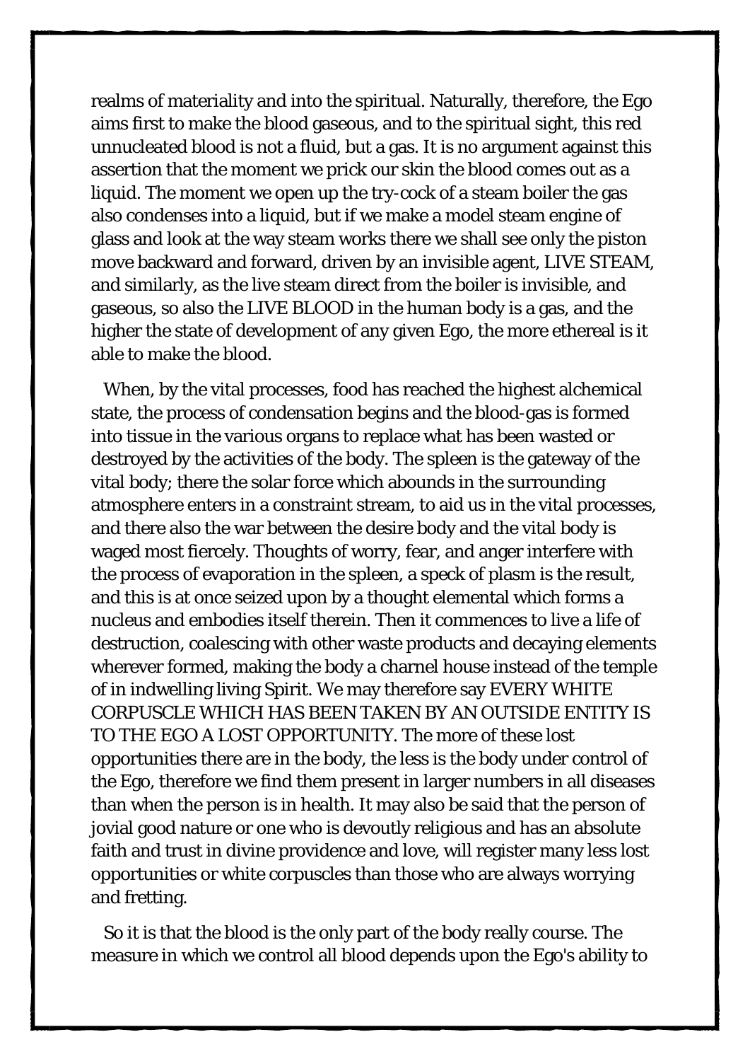realms of materiality and into the spiritual. Naturally, therefore, the Ego aims first to make the blood gaseous, and to the spiritual sight, this red unnucleated blood is not a fluid, but a gas. It is no argument against this assertion that the moment we prick our skin the blood comes out as a liquid. The moment we open up the try-cock of a steam boiler the gas also condenses into a liquid, but if we make a model steam engine of glass and look at the way steam works there we shall see only the piston move backward and forward, driven by an invisible agent, LIVE STEAM, and similarly, as the live steam direct from the boiler is invisible, and gaseous, so also the LIVE BLOOD in the human body is a gas, and the higher the state of development of any given Ego, the more ethereal is it able to make the blood.

When, by the vital processes, food has reached the highest alchemical state, the process of condensation begins and the blood-gas is formed into tissue in the various organs to replace what has been wasted or destroyed by the activities of the body. The spleen is the gateway of the vital body; there the solar force which abounds in the surrounding atmosphere enters in a constraint stream, to aid us in the vital processes, and there also the war between the desire body and the vital body is waged most fiercely. Thoughts of worry, fear, and anger interfere with the process of evaporation in the spleen, a speck of plasm is the result, and this is at once seized upon by a thought elemental which forms a nucleus and embodies itself therein. Then it commences to live a life of destruction, coalescing with other waste products and decaying elements wherever formed, making the body a charnel house instead of the temple of in indwelling living Spirit. We may therefore say EVERY WHITE CORPUSCLE WHICH HAS BEEN TAKEN BY AN OUTSIDE ENTITY IS TO THE EGO A LOST OPPORTUNITY. The more of these lost opportunities there are in the body, the less is the body under control of the Ego, therefore we find them present in larger numbers in all diseases than when the person is in health. It may also be said that the person of jovial good nature or one who is devoutly religious and has an absolute faith and trust in divine providence and love, will register many less lost opportunities or white corpuscles than those who are always worrying and fretting.

So it is that the blood is the only part of the body really course. The measure in which we control all blood depends upon the Ego's ability to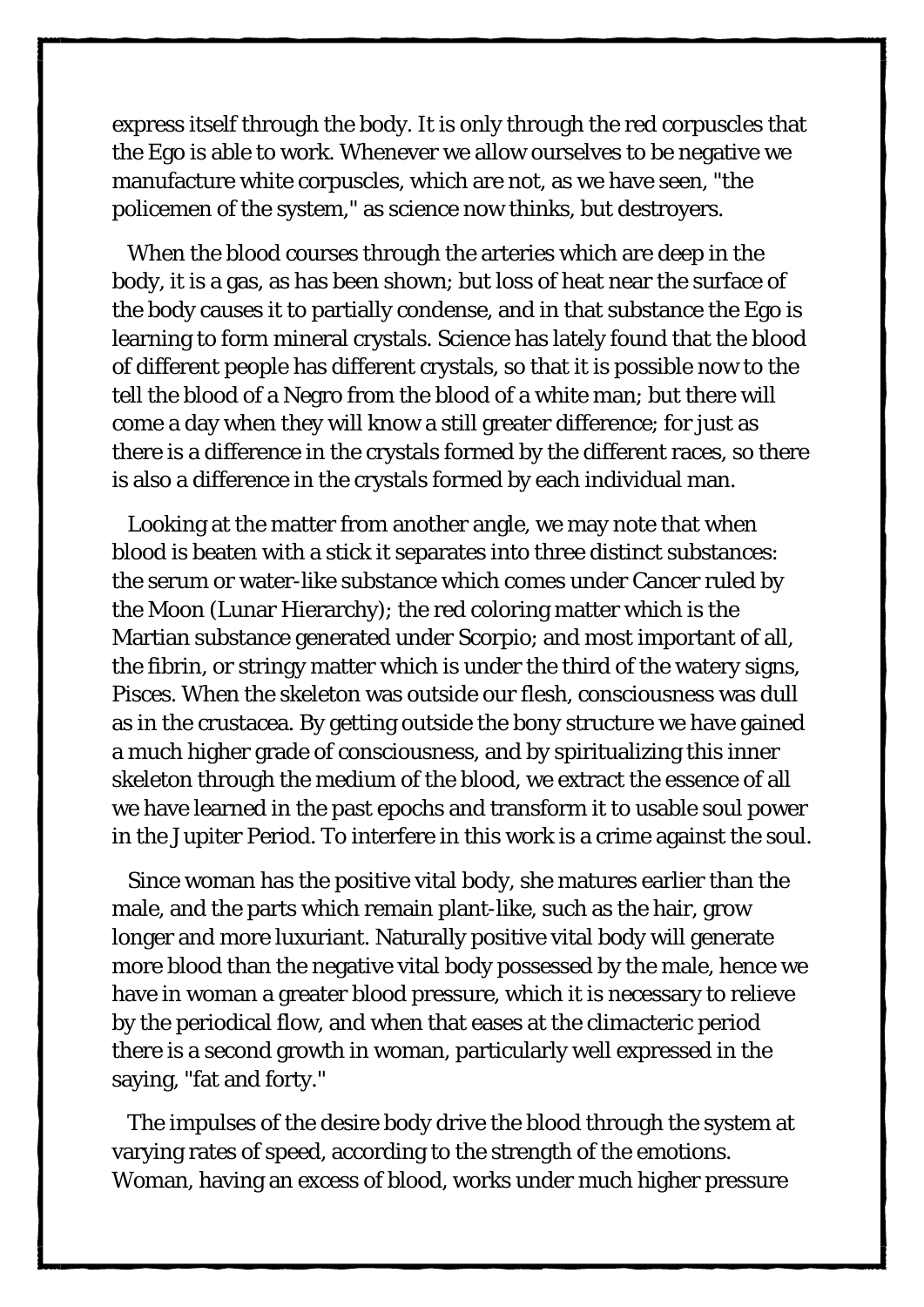express itself through the body. It is only through the red corpuscles that the Ego is able to work. Whenever we allow ourselves to be negative we manufacture white corpuscles, which are not, as we have seen, "the policemen of the system," as science now thinks, but destroyers.

When the blood courses through the arteries which are deep in the body, it is a gas, as has been shown; but loss of heat near the surface of the body causes it to partially condense, and in that substance the Ego is learning to form mineral crystals. Science has lately found that the blood of different people has different crystals, so that it is possible now to the tell the blood of a Negro from the blood of a white man; but there will come a day when they will know a still greater difference; for just as there is a difference in the crystals formed by the different races, so there is also a difference in the crystals formed by each individual man.

Looking at the matter from another angle, we may note that when blood is beaten with a stick it separates into three distinct substances: the serum or water-like substance which comes under Cancer ruled by the Moon (Lunar Hierarchy); the red coloring matter which is the Martian substance generated under Scorpio; and most important of all, the fibrin, or stringy matter which is under the third of the watery signs, Pisces. When the skeleton was outside our flesh, consciousness was dull as in the crustacea. By getting outside the bony structure we have gained a much higher grade of consciousness, and by spiritualizing this inner skeleton through the medium of the blood, we extract the essence of all we have learned in the past epochs and transform it to usable soul power in the Jupiter Period. To interfere in this work is a crime against the soul.

Since woman has the positive vital body, she matures earlier than the male, and the parts which remain plant-like, such as the hair, grow longer and more luxuriant. Naturally positive vital body will generate more blood than the negative vital body possessed by the male, hence we have in woman a greater blood pressure, which it is necessary to relieve by the periodical flow, and when that eases at the climacteric period there is a second growth in woman, particularly well expressed in the saying, "fat and forty."

The impulses of the desire body drive the blood through the system at varying rates of speed, according to the strength of the emotions. Woman, having an excess of blood, works under much higher pressure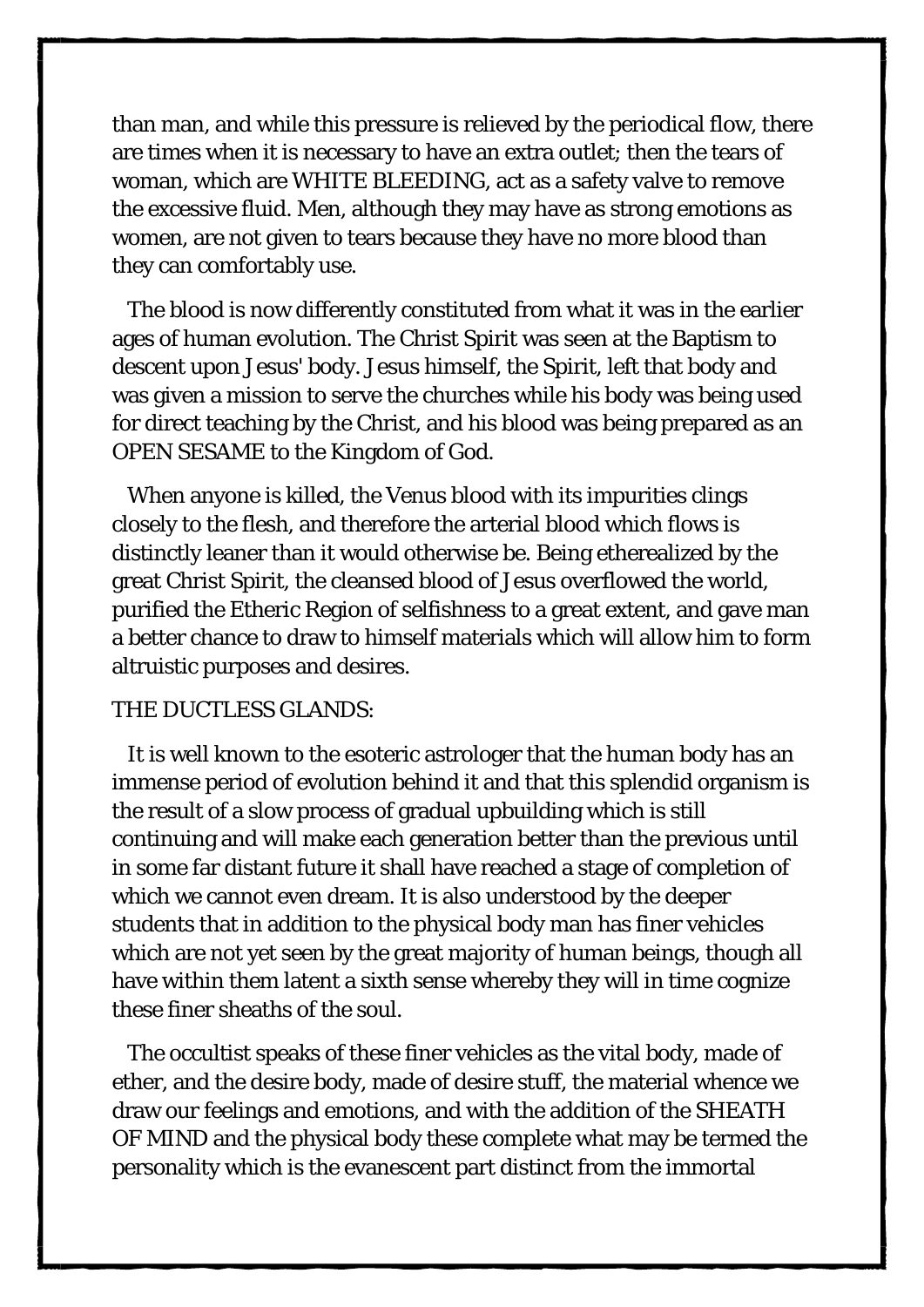than man, and while this pressure is relieved by the periodical flow, there are times when it is necessary to have an extra outlet; then the tears of woman, which are WHITE BLEEDING, act as a safety valve to remove the excessive fluid. Men, although they may have as strong emotions as women, are not given to tears because they have no more blood than they can comfortably use.

The blood is now differently constituted from what it was in the earlier ages of human evolution. The Christ Spirit was seen at the Baptism to descent upon Jesus' body. Jesus himself, the Spirit, left that body and was given a mission to serve the churches while his body was being used for direct teaching by the Christ, and his blood was being prepared as an OPEN SESAME to the Kingdom of God.

When anyone is killed, the Venus blood with its impurities clings closely to the flesh, and therefore the arterial blood which flows is distinctly leaner than it would otherwise be. Being etherealized by the great Christ Spirit, the cleansed blood of Jesus overflowed the world, purified the Etheric Region of selfishness to a great extent, and gave man a better chance to draw to himself materials which will allow him to form altruistic purposes and desires.

THE DUCTLESS GLANDS:

It is well known to the esoteric astrologer that the human body has an immense period of evolution behind it and that this splendid organism is the result of a slow process of gradual upbuilding which is still continuing and will make each generation better than the previous until in some far distant future it shall have reached a stage of completion of which we cannot even dream. It is also understood by the deeper students that in addition to the physical body man has finer vehicles which are not yet seen by the great majority of human beings, though all have within them latent a sixth sense whereby they will in time cognize these finer sheaths of the soul.

The occultist speaks of these finer vehicles as the vital body, made of ether, and the desire body, made of desire stuff, the material whence we draw our feelings and emotions, and with the addition of the SHEATH OF MIND and the physical body these complete what may be termed the personality which is the evanescent part distinct from the immortal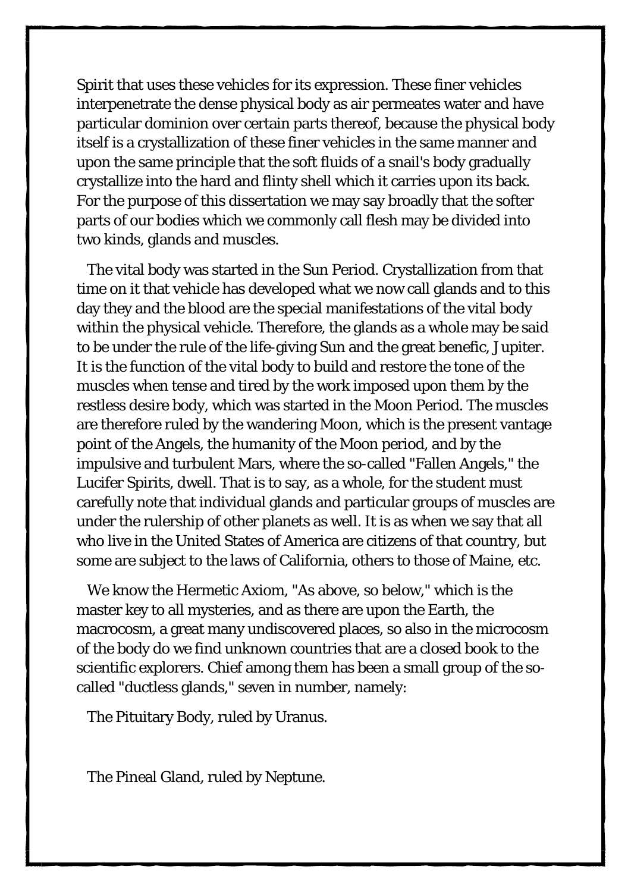Spirit that uses these vehicles for its expression. These finer vehicles interpenetrate the dense physical body as air permeates water and have particular dominion over certain parts thereof, because the physical body itself is a crystallization of these finer vehicles in the same manner and upon the same principle that the soft fluids of a snail's body gradually crystallize into the hard and flinty shell which it carries upon its back. For the purpose of this dissertation we may say broadly that the softer parts of our bodies which we commonly call flesh may be divided into two kinds, glands and muscles.

The vital body was started in the Sun Period. Crystallization from that time on it that vehicle has developed what we now call glands and to this day they and the blood are the special manifestations of the vital body within the physical vehicle. Therefore, the glands as a whole may be said to be under the rule of the life-giving Sun and the great benefic, Jupiter. It is the function of the vital body to build and restore the tone of the muscles when tense and tired by the work imposed upon them by the restless desire body, which was started in the Moon Period. The muscles are therefore ruled by the wandering Moon, which is the present vantage point of the Angels, the humanity of the Moon period, and by the impulsive and turbulent Mars, where the so-called "Fallen Angels," the Lucifer Spirits, dwell. That is to say, as a whole, for the student must carefully note that individual glands and particular groups of muscles are under the rulership of other planets as well. It is as when we say that all who live in the United States of America are citizens of that country, but some are subject to the laws of California, others to those of Maine, etc.

We know the Hermetic Axiom, "As above, so below," which is the master key to all mysteries, and as there are upon the Earth, the macrocosm, a great many undiscovered places, so also in the microcosm of the body do we find unknown countries that are a closed book to the scientific explorers. Chief among them has been a small group of the so-called "ductless glands," seven in number, namely:

The Pituitary Body, ruled by Uranus.

The Pineal Gland, ruled by Neptune.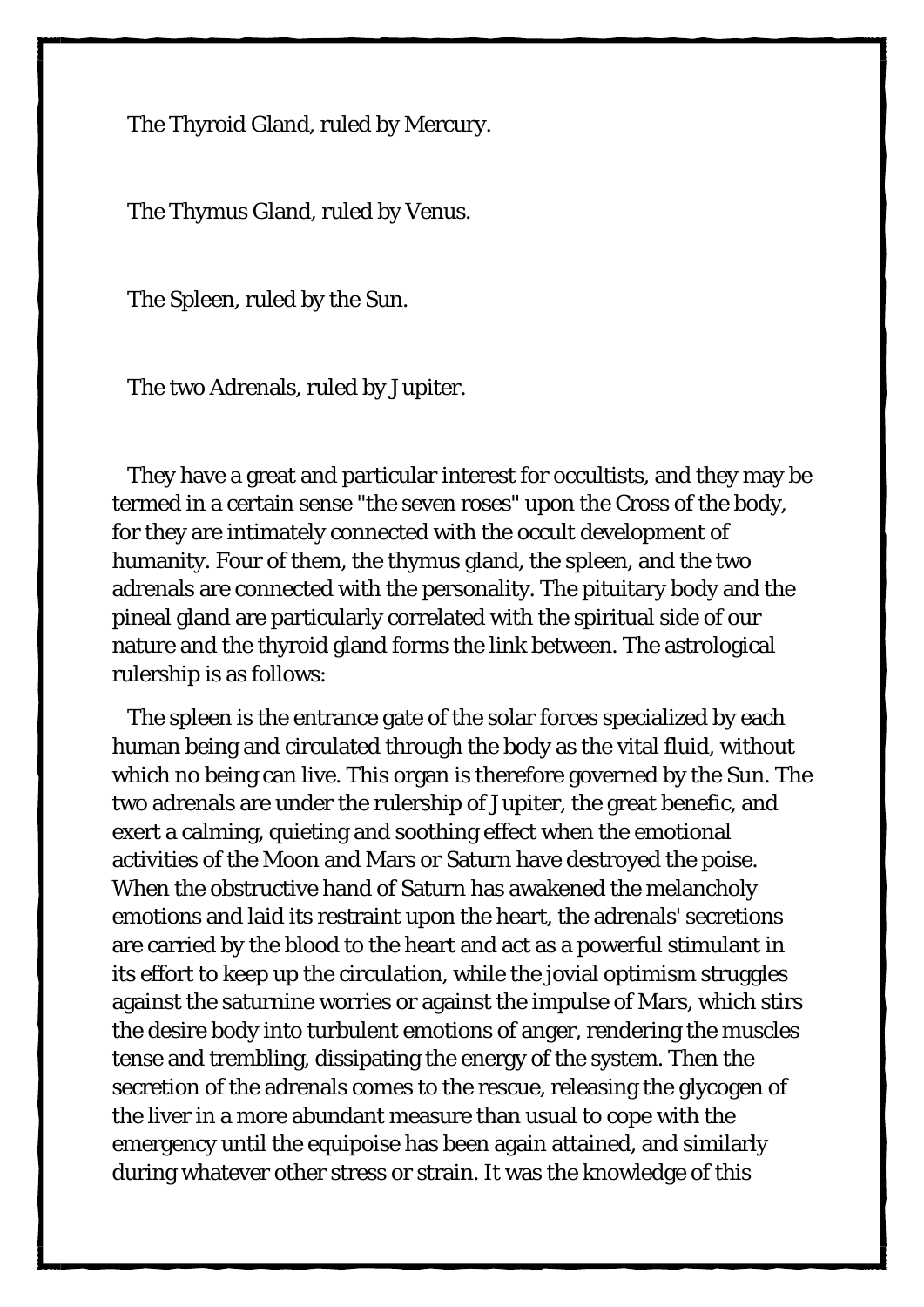The Thyroid Gland, ruled by Mercury.

The Thymus Gland, ruled by Venus.

The Spleen, ruled by the Sun.

The two Adrenals, ruled by Jupiter.

They have a great and particular interest for occultists, and they may be termed in a certain sense "the seven roses" upon the Cross of the body, for they are intimately connected with the occult development of humanity. Four of them, the thymus gland, the spleen, and the two adrenals are connected with the personality. The pituitary body and the pineal gland are particularly correlated with the spiritual side of our nature and the thyroid gland forms the link between. The astrological rulership is as follows:

The spleen is the entrance gate of the solar forces specialized by each human being and circulated through the body as the vital fluid, without which no being can live. This organ is therefore governed by the Sun. The two adrenals are under the rulership of Jupiter, the great benefic, and exert a calming, quieting and soothing effect when the emotional activities of the Moon and Mars or Saturn have destroyed the poise. When the obstructive hand of Saturn has awakened the melancholy emotions and laid its restraint upon the heart, the adrenals' secretions are carried by the blood to the heart and act as a powerful stimulant in its effort to keep up the circulation, while the jovial optimism struggles against the saturnine worries or against the impulse of Mars, which stirs the desire body into turbulent emotions of anger, rendering the muscles tense and trembling, dissipating the energy of the system. Then the secretion of the adrenals comes to the rescue, releasing the glycogen of the liver in a more abundant measure than usual to cope with the emergency until the equipoise has been again attained, and similarly during whatever other stress or strain. It was the knowledge of this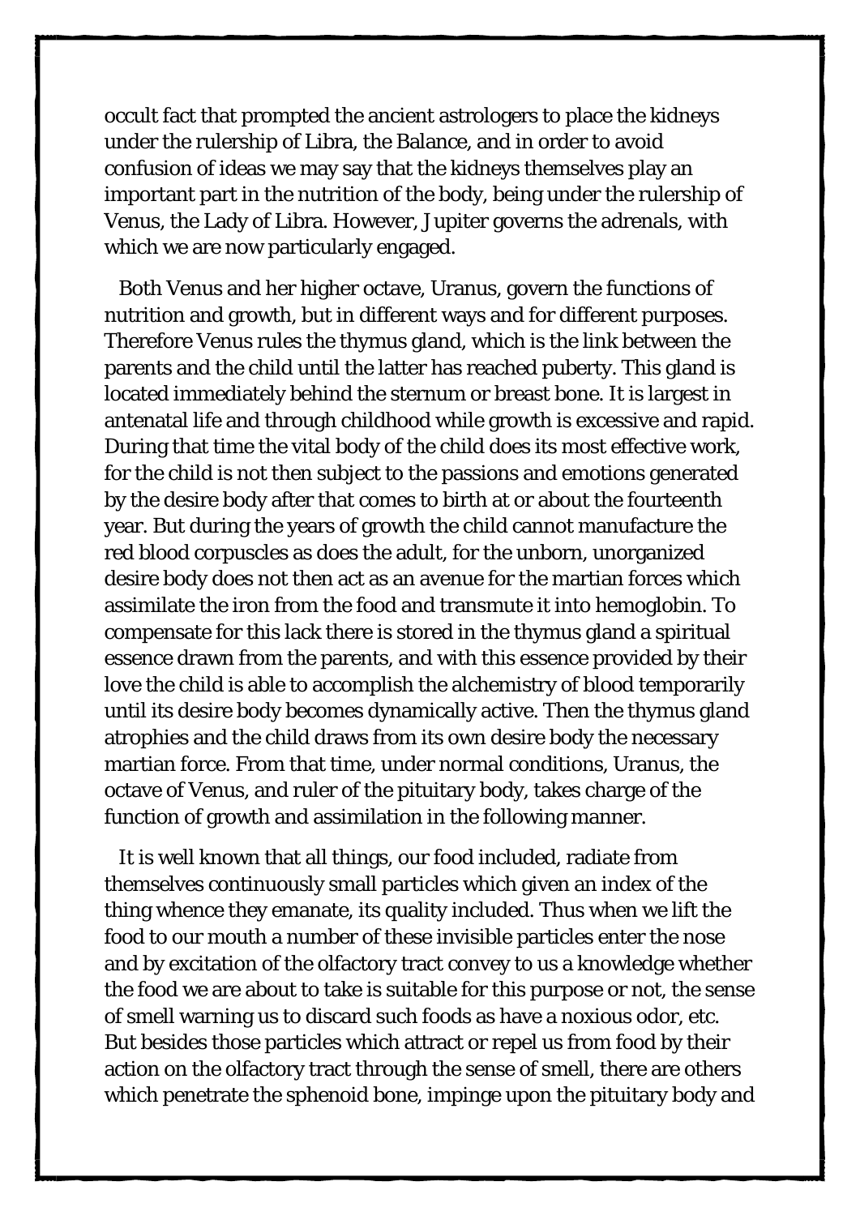occult fact that prompted the ancient astrologers to place the kidneys under the rulership of Libra, the Balance, and in order to avoid confusion of ideas we may say that the kidneys themselves play an important part in the nutrition of the body, being under the rulership of Venus, the Lady of Libra. However, Jupiter governs the adrenals, with which we are now particularly engaged.

Both Venus and her higher octave, Uranus, govern the functions of nutrition and growth, but in different ways and for different purposes. Therefore Venus rules the thymus gland, which is the link between the parents and the child until the latter has reached puberty. This gland is located immediately behind the sternum or breast bone. It is largest in antenatal life and through childhood while growth is excessive and rapid. During that time the vital body of the child does its most effective work, for the child is not then subject to the passions and emotions generated by the desire body after that comes to birth at or about the fourteenth year. But during the years of growth the child cannot manufacture the red blood corpuscles as does the adult, for the unborn, unorganized desire body does not then act as an avenue for the martian forces which assimilate the iron from the food and transmute it into hemoglobin. To compensate for this lack there is stored in the thymus gland a spiritual essence drawn from the parents, and with this essence provided by their love the child is able to accomplish the alchemistry of blood temporarily until its desire body becomes dynamically active. Then the thymus gland atrophies and the child draws from its own desire body the necessary martian force. From that time, under normal conditions, Uranus, the octave of Venus, and ruler of the pituitary body, takes charge of the function of growth and assimilation in the following manner.

It is well known that all things, our food included, radiate from themselves continuously small particles which given an index of the thing whence they emanate, its quality included. Thus when we lift the food to our mouth a number of these invisible particles enter the nose and by excitation of the olfactory tract convey to us a knowledge whether the food we are about to take is suitable for this purpose or not, the sense of smell warning us to discard such foods as have a noxious odor, etc. But besides those particles which attract or repel us from food by their action on the olfactory tract through the sense of smell, there are others which penetrate the sphenoid bone, impinge upon the pituitary body and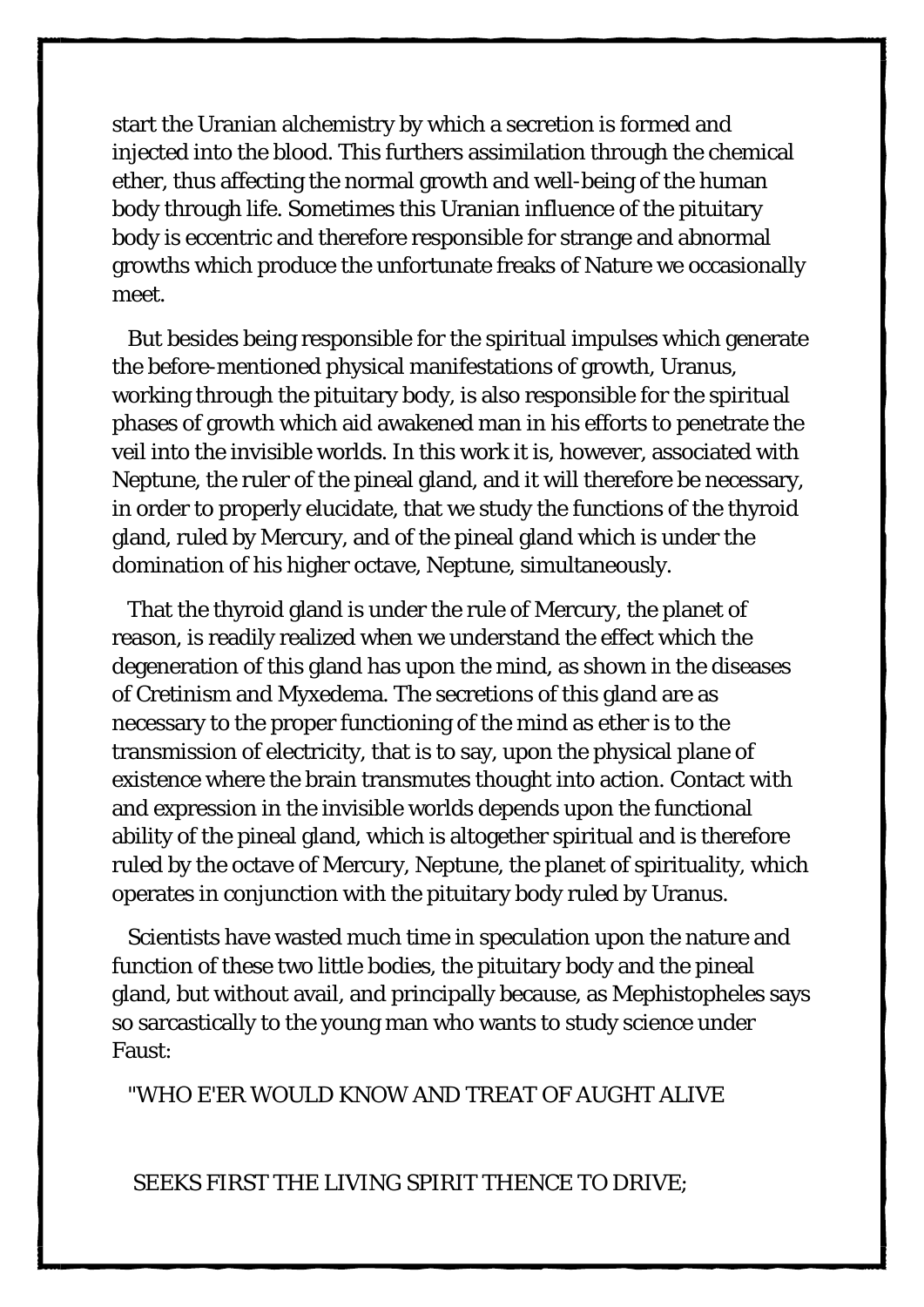start the Uranian alchemistry by which a secretion is formed and injected into the blood. This furthers assimilation through the chemical ether, thus affecting the normal growth and well-being of the human body through life. Sometimes this Uranian influence of the pituitary body is eccentric and therefore responsible for strange and abnormal growths which produce the unfortunate freaks of Nature we occasionally meet.

But besides being responsible for the spiritual impulses which generate the before-mentioned physical manifestations of growth, Uranus, working through the pituitary body, is also responsible for the spiritual phases of growth which aid awakened man in his efforts to penetrate the veil into the invisible worlds. In this work it is, however, associated with Neptune, the ruler of the pineal gland, and it will therefore be necessary, in order to properly elucidate, that we study the functions of the thyroid gland, ruled by Mercury, and of the pineal gland which is under the domination of his higher octave, Neptune, simultaneously.

That the thyroid gland is under the rule of Mercury, the planet of reason, is readily realized when we understand the effect which the degeneration of this gland has upon the mind, as shown in the diseases of Cretinism and Myxedema. The secretions of this gland are as necessary to the proper functioning of the mind as ether is to the transmission of electricity, that is to say, upon the physical plane of existence where the brain transmutes thought into action. Contact with and expression in the invisible worlds depends upon the functional ability of the pineal gland, which is altogether spiritual and is therefore ruled by the octave of Mercury, Neptune, the planet of spirituality, which operates in conjunction with the pituitary body ruled by Uranus.

Scientists have wasted much time in speculation upon the nature and function of these two little bodies, the pituitary body and the pineal gland, but without avail, and principally because, as Mephistopheles says so sarcastically to the young man who wants to study science under Faust:

"WHO E'ER WOULD KNOW AND TREAT OF AUGHT ALIVE

SEEKS FIRST THE LIVING SPIRIT THENCE TO DRIVE;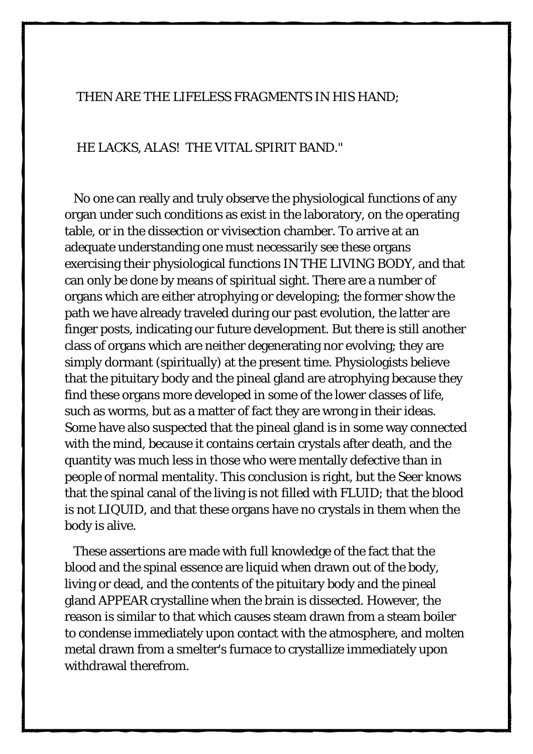THEN ARE THE LIFELESS FRAGMENTS IN HIS HAND;

HE LACKS, ALAS! THE VITAL SPIRIT BAND."

No one can really and truly observe the physiological functions of any organ under such conditions as exist in the laboratory, on the operating table, or in the dissection or vivisection chamber. To arrive at an adequate understanding one must necessarily see these organs exercising their physiological functions IN THE LIVING BODY, and that can only be done by means of spiritual sight. There are a number of organs which are either atrophying or developing; the former show the path we have already traveled during our past evolution, the latter are finger posts, indicating our future development. But there is still another class of organs which are neither degenerating nor evolving; they are simply dormant (spiritually) at the present time. Physiologists believe that the pituitary body and the pineal gland are atrophying because they find these organs more developed in some of the lower classes of life, such as worms, but as a matter of fact they are wrong in their ideas. Some have also suspected that the pineal gland is in some way connected with the mind, because it contains certain crystals after death, and the quantity was much less in those who were mentally defective than in people of normal mentality. This conclusion is right, but the Seer knows that the spinal canal of the living is not filled with FLUID; that the blood is not LIQUID, and that these organs have no crystals in them when the body is alive.

These assertions are made with full knowledge of the fact that the blood and the spinal essence are liquid when drawn out of the body, living or dead, and the contents of the pituitary body and the pineal gland APPEAR crystalline when the brain is dissected. However, the reason is similar to that which causes steam drawn from a steam boiler to condense immediately upon contact with the atmosphere, and molten metal drawn from a smelter's furnace to crystallize immediately upon withdrawal therefrom.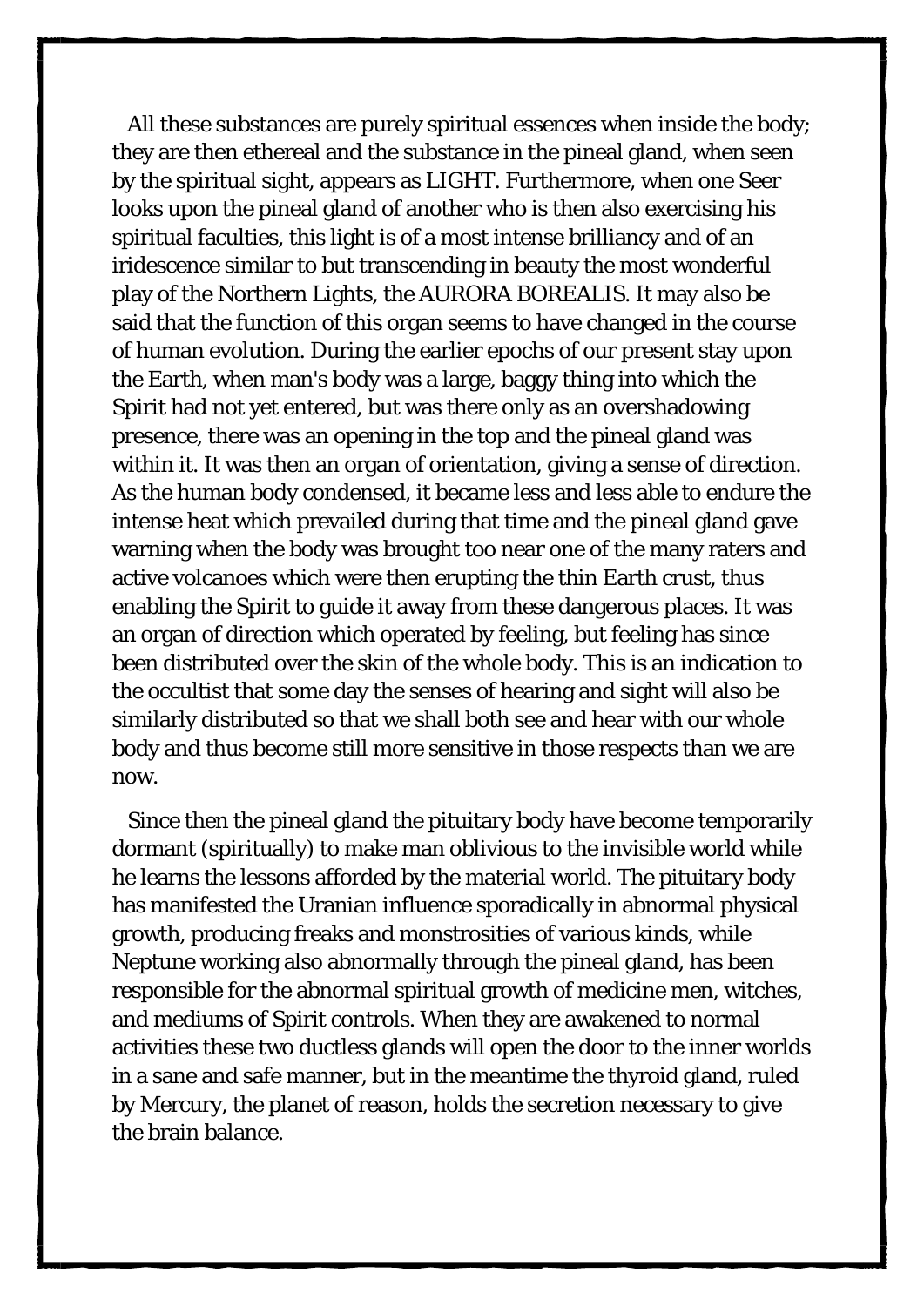All these substances are purely spiritual essences when inside the body; they are then ethereal and the substance in the pineal gland, when seen by the spiritual sight, appears as LIGHT. Furthermore, when one Seer looks upon the pineal gland of another who is then also exercising his spiritual faculties, this light is of a most intense brilliancy and of an iridescence similar to but transcending in beauty the most wonderful play of the Northern Lights, the AURORA BOREALIS. It may also be said that the function of this organ seems to have changed in the course of human evolution. During the earlier epochs of our present stay upon the Earth, when man's body was a large, baggy thing into which the Spirit had not yet entered, but was there only as an overshadowing presence, there was an opening in the top and the pineal gland was within it. It was then an organ of orientation, giving a sense of direction. As the human body condensed, it became less and less able to endure the intense heat which prevailed during that time and the pineal gland gave warning when the body was brought too near one of the many raters and active volcanoes which were then erupting the thin Earth crust, thus enabling the Spirit to guide it away from these dangerous places. It was an organ of direction which operated by feeling, but feeling has since been distributed over the skin of the whole body. This is an indication to the occultist that some day the senses of hearing and sight will also be similarly distributed so that we shall both see and hear with our whole body and thus become still more sensitive in those respects than we are now.

Since then the pineal gland the pituitary body have become temporarily dormant (spiritually) to make man oblivious to the invisible world while he learns the lessons afforded by the material world. The pituitary body has manifested the Uranian influence sporadically in abnormal physical growth, producing freaks and monstrosities of various kinds, while Neptune working also abnormally through the pineal gland, has been responsible for the abnormal spiritual growth of medicine men, witches, and mediums of Spirit controls. When they are awakened to normal activities these two ductless glands will open the door to the inner worlds in a sane and safe manner, but in the meantime the thyroid gland, ruled by Mercury, the planet of reason, holds the secretion necessary to give the brain balance.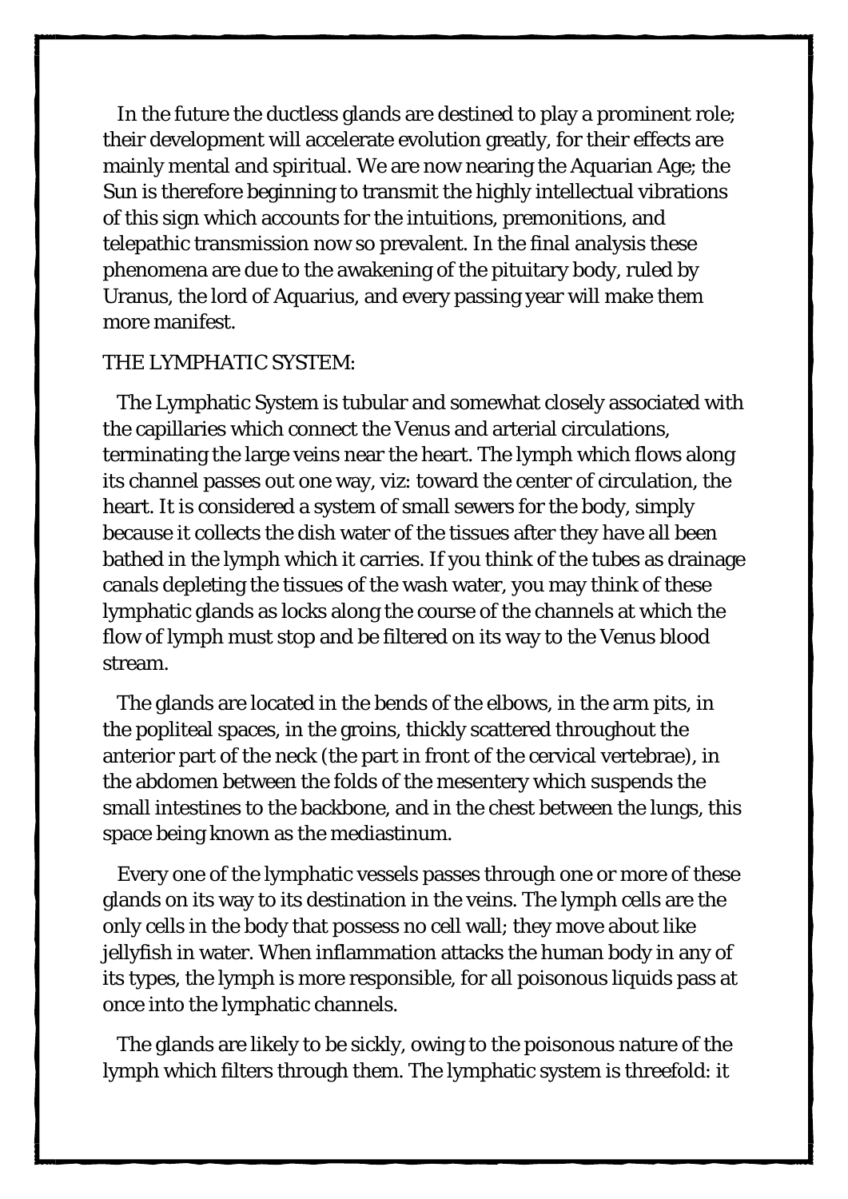In the future the ductless glands are destined to play a prominent role; their development will accelerate evolution greatly, for their effects are mainly mental and spiritual. We are now nearing the Aquarian Age; the Sun is therefore beginning to transmit the highly intellectual vibrations of this sign which accounts for the intuitions, premonitions, and telepathic transmission now so prevalent. In the final analysis these phenomena are due to the awakening of the pituitary body, ruled by Uranus, the lord of Aquarius, and every passing year will make them more manifest.

THE LYMPHATIC SYSTEM:

The Lymphatic System is tubular and somewhat closely associated with the capillaries which connect the Venus and arterial circulations, terminating the large veins near the heart. The lymph which flows along its channel passes out one way, viz: toward the center of circulation, the heart. It is considered a system of small sewers for the body, simply because it collects the dish water of the tissues after they have all been bathed in the lymph which it carries. If you think of the tubes as drainage canals depleting the tissues of the wash water, you may think of these lymphatic glands as locks along the course of the channels at which the flow of lymph must stop and be filtered on its way to the Venus blood stream.

The glands are located in the bends of the elbows, in the arm pits, in the popliteal spaces, in the groins, thickly scattered throughout the anterior part of the neck (the part in front of the cervical vertebrae), in the abdomen between the folds of the mesentery which suspends the small intestines to the backbone, and in the chest between the lungs, this space being known as the mediastinum.

Every one of the lymphatic vessels passes through one or more of these glands on its way to its destination in the veins. The lymph cells are the only cells in the body that possess no cell wall; they move about like jellyfish in water. When inflammation attacks the human body in any of its types, the lymph is more responsible, for all poisonous liquids pass at once into the lymphatic channels.

The glands are likely to be sickly, owing to the poisonous nature of the lymph which filters through them. The lymphatic system is threefold: it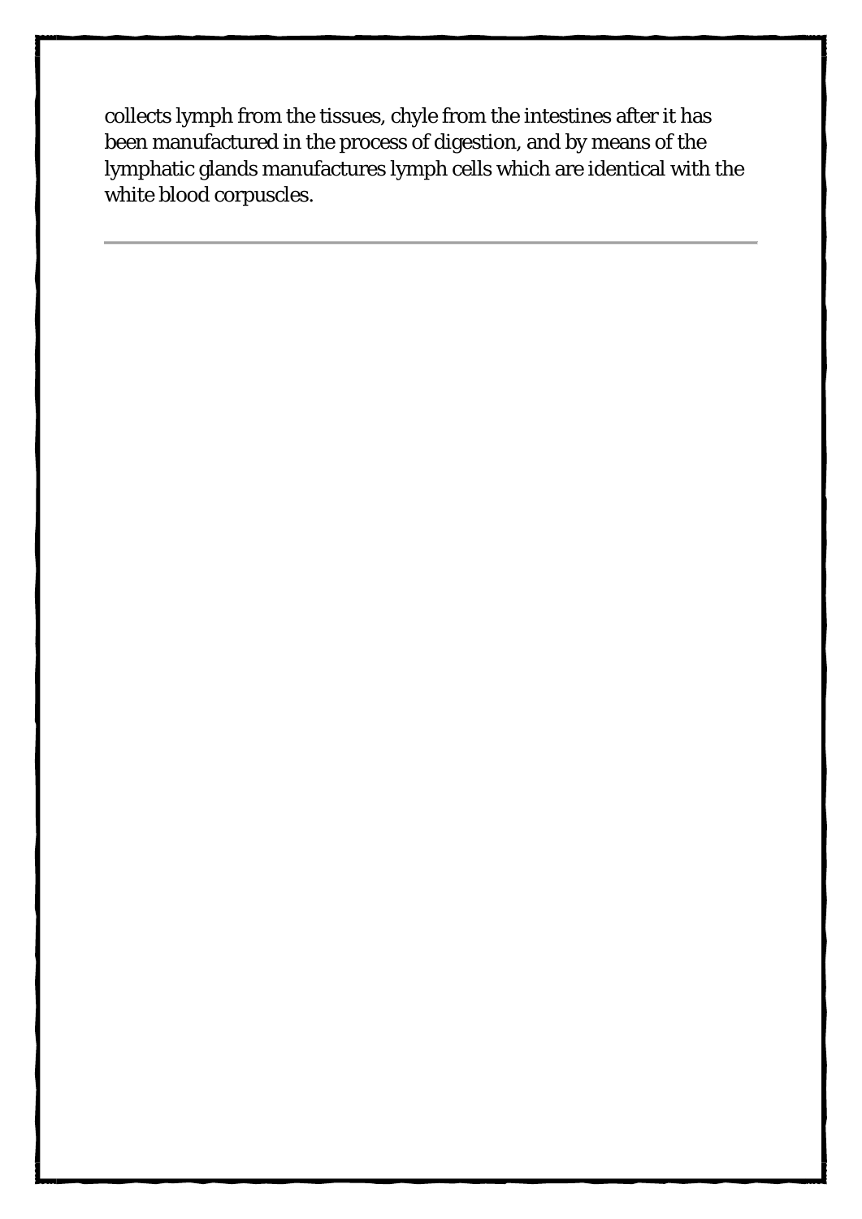collects lymph from the tissues, chyle from the intestines after it has been manufactured in the process of digestion, and by means of the lymphatic glands manufactures lymph cells which are identical with the white blood corpuscles.

---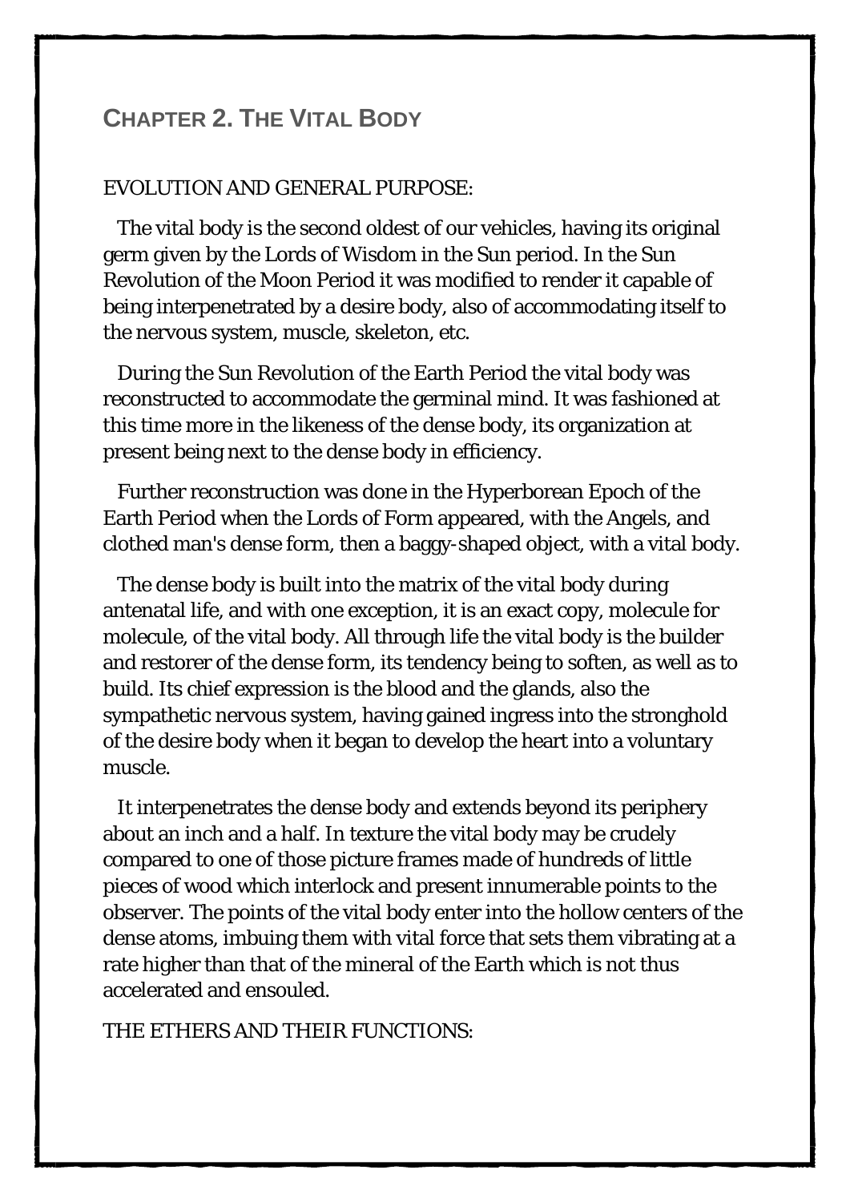## CHAPTER 2. THE VITAL BODY

EVOLUTION AND GENERAL PURPOSE:

The vital body is the second oldest of our vehicles, having its original germ given by the Lords of Wisdom in the Sun period. In the Sun Revolution of the Moon Period it was modified to render it capable of being interpenetrated by a desire body, also of accommodating itself to the nervous system, muscle, skeleton, etc.

During the Sun Revolution of the Earth Period the vital body was reconstructed to accommodate the germinal mind. It was fashioned at this time more in the likeness of the dense body, its organization at present being next to the dense body in efficiency.

Further reconstruction was done in the Hyperborean Epoch of the Earth Period when the Lords of Form appeared, with the Angels, and clothed man's dense form, then a baggy-shaped object, with a vital body.

The dense body is built into the matrix of the vital body during antenatal life, and with one exception, it is an exact copy, molecule for molecule, of the vital body. All through life the vital body is the builder and restorer of the dense form, its tendency being to soften, as well as to build. Its chief expression is the blood and the glands, also the sympathetic nervous system, having gained ingress into the stronghold of the desire body when it began to develop the heart into a voluntary muscle.

It interpenetrates the dense body and extends beyond its periphery about an inch and a half. In texture the vital body may be crudely compared to one of those picture frames made of hundreds of little pieces of wood which interlock and present innumerable points to the observer. The points of the vital body enter into the hollow centers of the dense atoms, imbuing them with vital force that sets them vibrating at a rate higher than that of the mineral of the Earth which is not thus accelerated and ensouled.

THE ETHERS AND THEIR FUNCTIONS: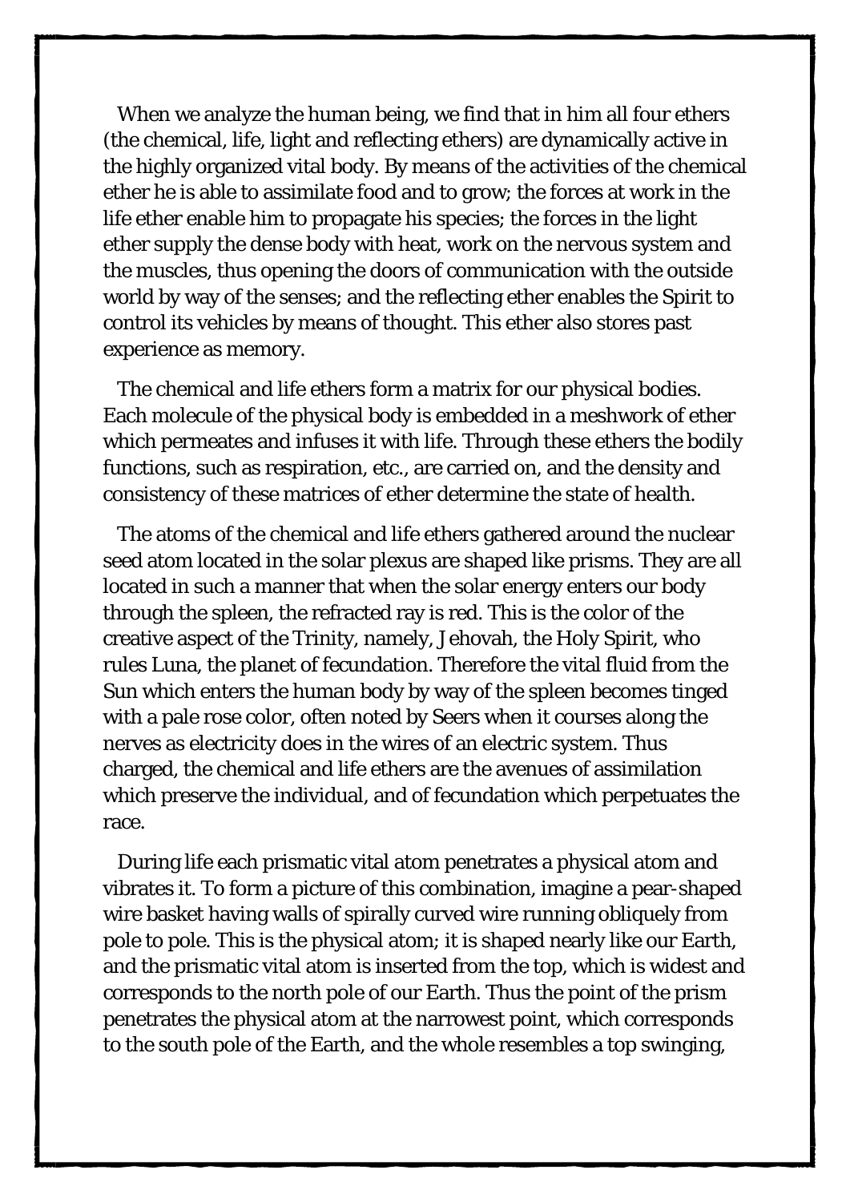When we analyze the human being, we find that in him all four ethers (the chemical, life, light and reflecting ethers) are dynamically active in the highly organized vital body. By means of the activities of the chemical ether he is able to assimilate food and to grow; the forces at work in the life ether enable him to propagate his species; the forces in the light ether supply the dense body with heat, work on the nervous system and the muscles, thus opening the doors of communication with the outside world by way of the senses; and the reflecting ether enables the Spirit to control its vehicles by means of thought. This ether also stores past experience as memory.

The chemical and life ethers form a matrix for our physical bodies. Each molecule of the physical body is embedded in a meshwork of ether which permeates and infuses it with life. Through these ethers the bodily functions, such as respiration, etc., are carried on, and the density and consistency of these matrices of ether determine the state of health.

The atoms of the chemical and life ethers gathered around the nuclear seed atom located in the solar plexus are shaped like prisms. They are all located in such a manner that when the solar energy enters our body through the spleen, the refracted ray is red. This is the color of the creative aspect of the Trinity, namely, Jehovah, the Holy Spirit, who rules Luna, the planet of fecundation. Therefore the vital fluid from the Sun which enters the human body by way of the spleen becomes tinged with a pale rose color, often noted by Seers when it courses along the nerves as electricity does in the wires of an electric system. Thus charged, the chemical and life ethers are the avenues of assimilation which preserve the individual, and of fecundation which perpetuates the race.

During life each prismatic vital atom penetrates a physical atom and vibrates it. To form a picture of this combination, imagine a pear-shaped wire basket having walls of spirally curved wire running obliquely from pole to pole. This is the physical atom; it is shaped nearly like our Earth, and the prismatic vital atom is inserted from the top, which is widest and corresponds to the north pole of our Earth. Thus the point of the prism penetrates the physical atom at the narrowest point, which corresponds to the south pole of the Earth, and the whole resembles a top swinging,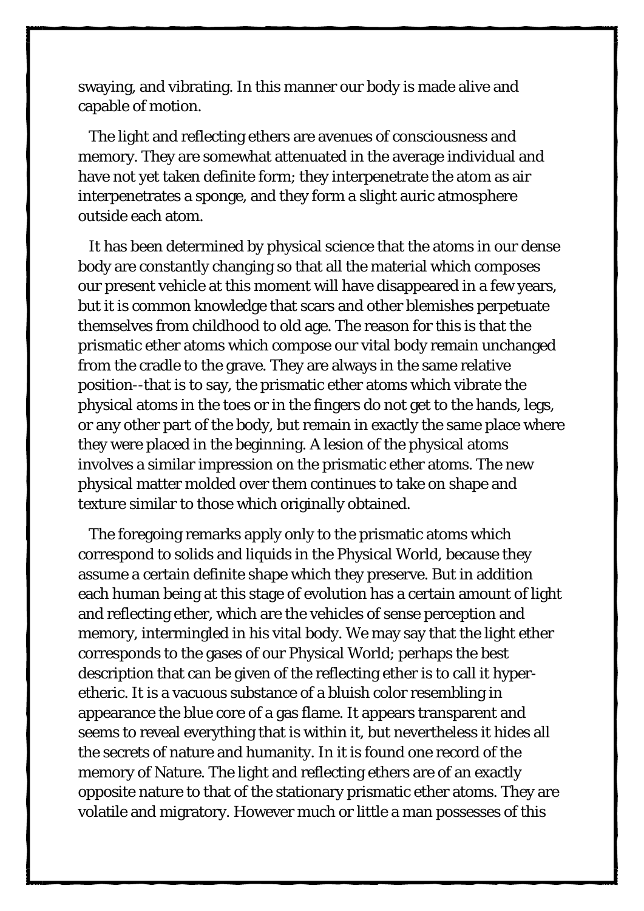swaying, and vibrating. In this manner our body is made alive and capable of motion.

The light and reflecting ethers are avenues of consciousness and memory. They are somewhat attenuated in the average individual and have not yet taken definite form; they interpenetrate the atom as air interpenetrates a sponge, and they form a slight auric atmosphere outside each atom.

It has been determined by physical science that the atoms in our dense body are constantly changing so that all the material which composes our present vehicle at this moment will have disappeared in a few years, but it is common knowledge that scars and other blemishes perpetuate themselves from childhood to old age. The reason for this is that the prismatic ether atoms which compose our vital body remain unchanged from the cradle to the grave. They are always in the same relative position--that is to say, the prismatic ether atoms which vibrate the physical atoms in the toes or in the fingers do not get to the hands, legs, or any other part of the body, but remain in exactly the same place where they were placed in the beginning. A lesion of the physical atoms involves a similar impression on the prismatic ether atoms. The new physical matter molded over them continues to take on shape and texture similar to those which originally obtained.

The foregoing remarks apply only to the prismatic atoms which correspond to solids and liquids in the Physical World, because they assume a certain definite shape which they preserve. But in addition each human being at this stage of evolution has a certain amount of light and reflecting ether, which are the vehicles of sense perception and memory, intermingled in his vital body. We may say that the light ether corresponds to the gases of our Physical World; perhaps the best description that can be given of the reflecting ether is to call it hyper-etheric. It is a vacuous substance of a bluish color resembling in appearance the blue core of a gas flame. It appears transparent and seems to reveal everything that is within it, but nevertheless it hides all the secrets of nature and humanity. In it is found one record of the memory of Nature. The light and reflecting ethers are of an exactly opposite nature to that of the stationary prismatic ether atoms. They are volatile and migratory. However much or little a man possesses of this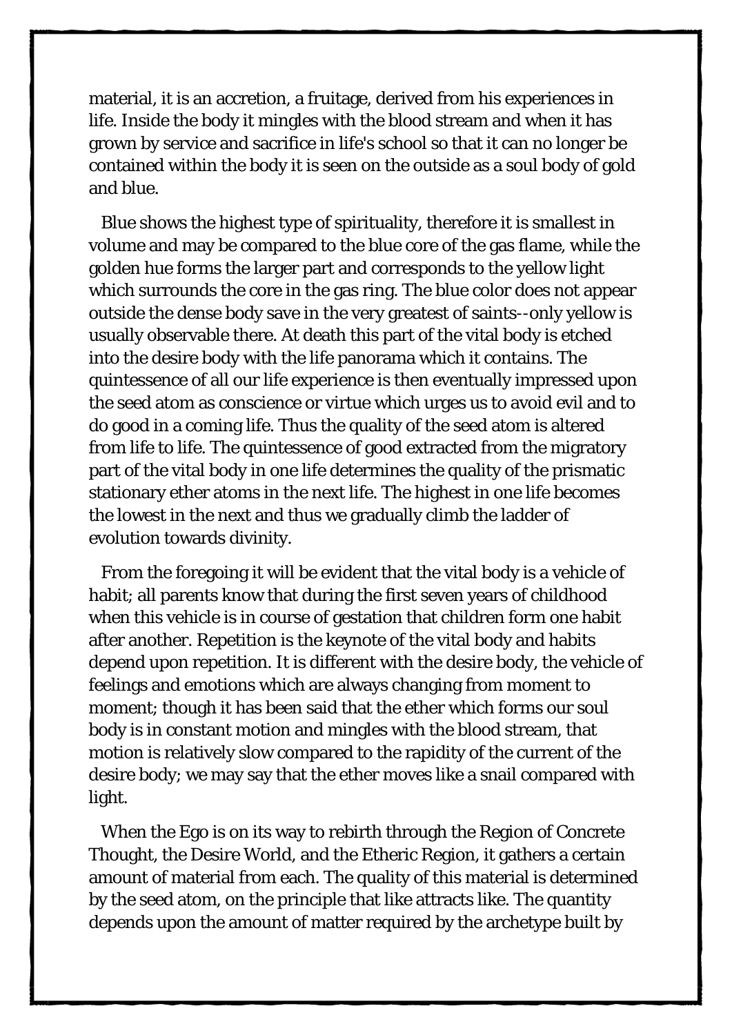material, it is an accretion, a fruitage, derived from his experiences in life. Inside the body it mingles with the blood stream and when it has grown by service and sacrifice in life's school so that it can no longer be contained within the body it is seen on the outside as a soul body of gold and blue.

Blue shows the highest type of spirituality, therefore it is smallest in volume and may be compared to the blue core of the gas flame, while the golden hue forms the larger part and corresponds to the yellow light which surrounds the core in the gas ring. The blue color does not appear outside the dense body save in the very greatest of saints--only yellow is usually observable there. At death this part of the vital body is etched into the desire body with the life panorama which it contains. The quintessence of all our life experience is then eventually impressed upon the seed atom as conscience or virtue which urges us to avoid evil and to do good in a coming life. Thus the quality of the seed atom is altered from life to life. The quintessence of good extracted from the migratory part of the vital body in one life determines the quality of the prismatic stationary ether atoms in the next life. The highest in one life becomes the lowest in the next and thus we gradually climb the ladder of evolution towards divinity.

From the foregoing it will be evident that the vital body is a vehicle of habit; all parents know that during the first seven years of childhood when this vehicle is in course of gestation that children form one habit after another. Repetition is the keynote of the vital body and habits depend upon repetition. It is different with the desire body, the vehicle of feelings and emotions which are always changing from moment to moment; though it has been said that the ether which forms our soul body is in constant motion and mingles with the blood stream, that motion is relatively slow compared to the rapidity of the current of the desire body; we may say that the ether moves like a snail compared with light.

When the Ego is on its way to rebirth through the Region of Concrete Thought, the Desire World, and the Etheric Region, it gathers a certain amount of material from each. The quality of this material is determined by the seed atom, on the principle that like attracts like. The quantity depends upon the amount of matter required by the archetype built by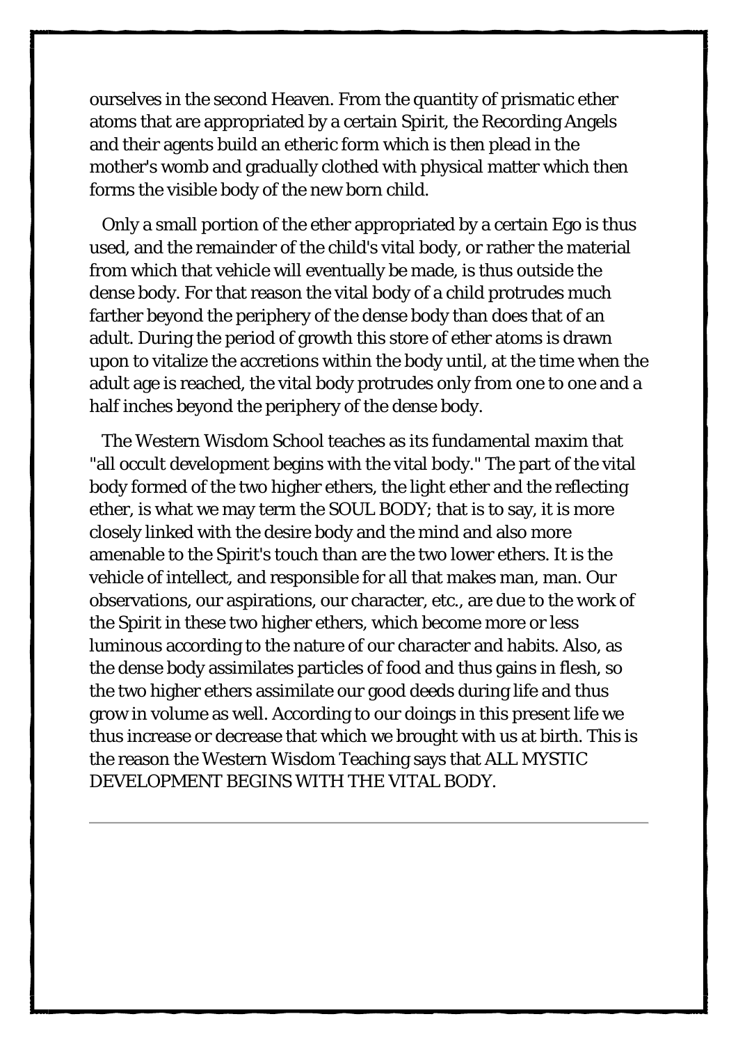ourselves in the second Heaven. From the quantity of prismatic ether atoms that are appropriated by a certain Spirit, the Recording Angels and their agents build an etheric form which is then plead in the mother's womb and gradually clothed with physical matter which then forms the visible body of the new born child.

Only a small portion of the ether appropriated by a certain Ego is thus used, and the remainder of the child's vital body, or rather the material from which that vehicle will eventually be made, is thus outside the dense body. For that reason the vital body of a child protrudes much farther beyond the periphery of the dense body than does that of an adult. During the period of growth this store of ether atoms is drawn upon to vitalize the accretions within the body until, at the time when the adult age is reached, the vital body protrudes only from one to one and a half inches beyond the periphery of the dense body.

The Western Wisdom School teaches as its fundamental maxim that "all occult development begins with the vital body." The part of the vital body formed of the two higher ethers, the light ether and the reflecting ether, is what we may term the SOUL BODY; that is to say, it is more closely linked with the desire body and the mind and also more amenable to the Spirit's touch than are the two lower ethers. It is the vehicle of intellect, and responsible for all that makes man, man. Our observations, our aspirations, our character, etc., are due to the work of the Spirit in these two higher ethers, which become more or less luminous according to the nature of our character and habits. Also, as the dense body assimilates particles of food and thus gains in flesh, so the two higher ethers assimilate our good deeds during life and thus grow in volume as well. According to our doings in this present life we thus increase or decrease that which we brought with us at birth. This is the reason the Western Wisdom Teaching says that ALL MYSTIC DEVELOPMENT BEGINS WITH THE VITAL BODY.

---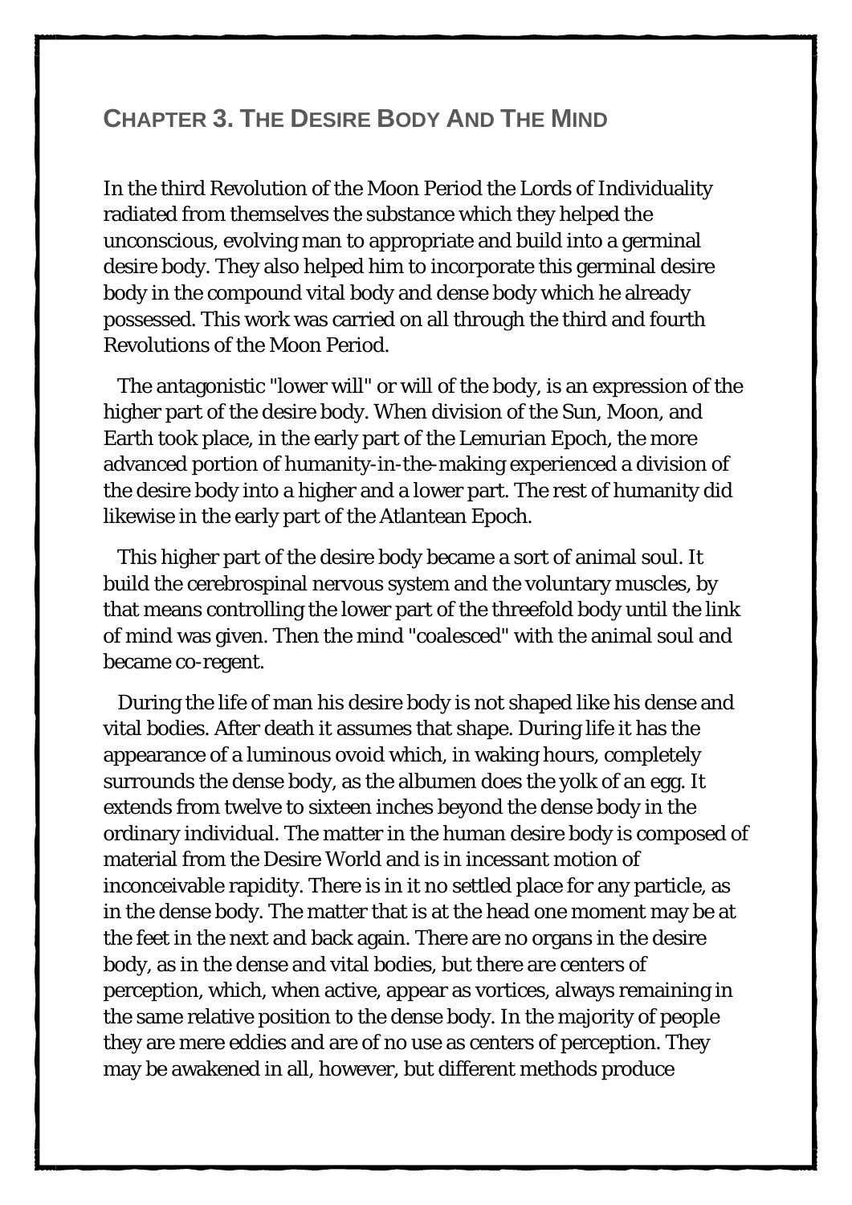## CHAPTER 3. THE DESIRE BODY AND THE MIND

In the third Revolution of the Moon Period the Lords of Individuality radiated from themselves the substance which they helped the unconscious, evolving man to appropriate and build into a germinal desire body. They also helped him to incorporate this germinal desire body in the compound vital body and dense body which he already possessed. This work was carried on all through the third and fourth Revolutions of the Moon Period.

The antagonistic "lower will" or will of the body, is an expression of the higher part of the desire body. When division of the Sun, Moon, and Earth took place, in the early part of the Lemurian Epoch, the more advanced portion of humanity-in-the-making experienced a division of the desire body into a higher and a lower part. The rest of humanity did likewise in the early part of the Atlantean Epoch.

This higher part of the desire body became a sort of animal soul. It build the cerebrospinal nervous system and the voluntary muscles, by that means controlling the lower part of the threefold body until the link of mind was given. Then the mind "coalesced" with the animal soul and became co-regent.

During the life of man his desire body is not shaped like his dense and vital bodies. After death it assumes that shape. During life it has the appearance of a luminous ovoid which, in waking hours, completely surrounds the dense body, as the albumen does the yolk of an egg. It extends from twelve to sixteen inches beyond the dense body in the ordinary individual. The matter in the human desire body is composed of material from the Desire World and is in incessant motion of inconceivable rapidity. There is in it no settled place for any particle, as in the dense body. The matter that is at the head one moment may be at the feet in the next and back again. There are no organs in the desire body, as in the dense and vital bodies, but there are centers of perception, which, when active, appear as vortices, always remaining in the same relative position to the dense body. In the majority of people they are mere eddies and are of no use as centers of perception. They may be awakened in all, however, but different methods produce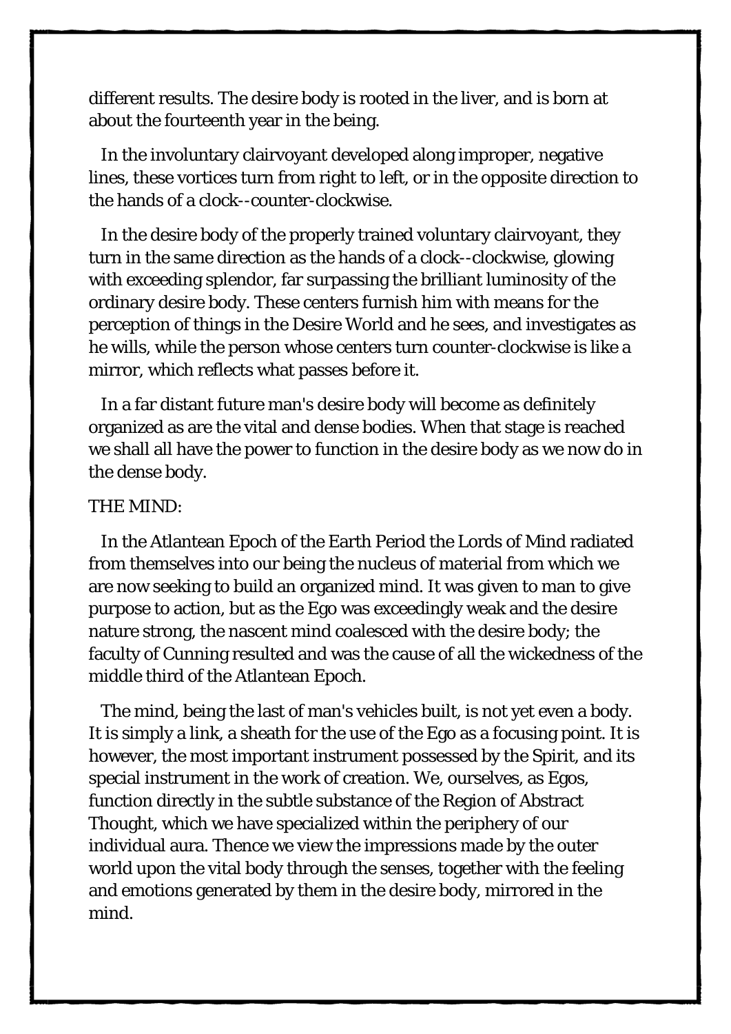different results. The desire body is rooted in the liver, and is born at about the fourteenth year in the being.

In the involuntary clairvoyant developed along improper, negative lines, these vortices turn from right to left, or in the opposite direction to the hands of a clock--counter-clockwise.

In the desire body of the properly trained voluntary clairvoyant, they turn in the same direction as the hands of a clock--clockwise, glowing with exceeding splendor, far surpassing the brilliant luminosity of the ordinary desire body. These centers furnish him with means for the perception of things in the Desire World and he sees, and investigates as he wills, while the person whose centers turn counter-clockwise is like a mirror, which reflects what passes before it.

In a far distant future man's desire body will become as definitely organized as are the vital and dense bodies. When that stage is reached we shall all have the power to function in the desire body as we now do in the dense body.

THE MIND:

In the Atlantean Epoch of the Earth Period the Lords of Mind radiated from themselves into our being the nucleus of material from which we are now seeking to build an organized mind. It was given to man to give purpose to action, but as the Ego was exceedingly weak and the desire nature strong, the nascent mind coalesced with the desire body; the faculty of Cunning resulted and was the cause of all the wickedness of the middle third of the Atlantean Epoch.

The mind, being the last of man's vehicles built, is not yet even a body. It is simply a link, a sheath for the use of the Ego as a focusing point. It is however, the most important instrument possessed by the Spirit, and its special instrument in the work of creation. We, ourselves, as Egos, function directly in the subtle substance of the Region of Abstract Thought, which we have specialized within the periphery of our individual aura. Thence we view the impressions made by the outer world upon the vital body through the senses, together with the feeling and emotions generated by them in the desire body, mirrored in the mind.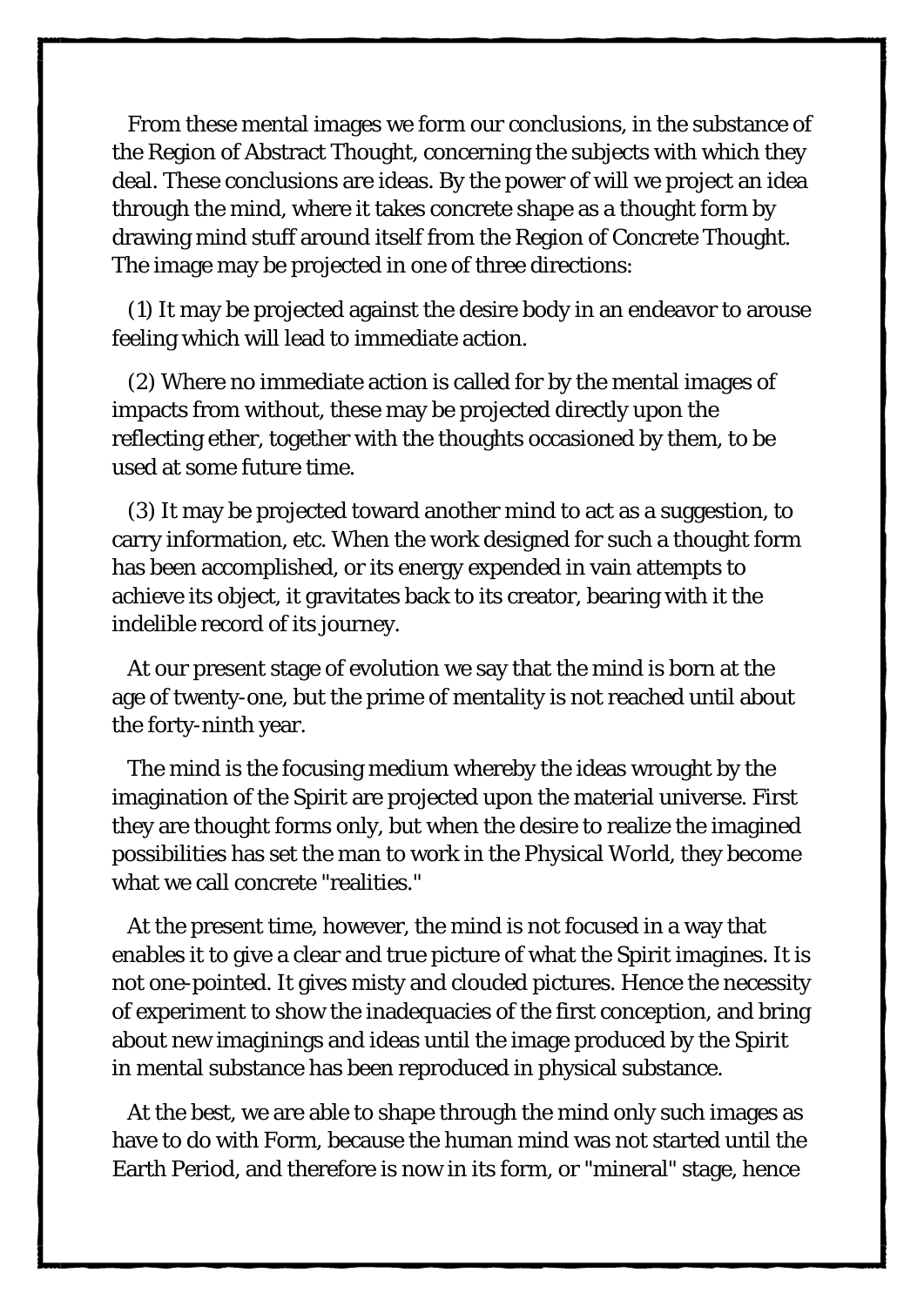From these mental images we form our conclusions, in the substance of the Region of Abstract Thought, concerning the subjects with which they deal. These conclusions are ideas. By the power of will we project an idea through the mind, where it takes concrete shape as a thought form by drawing mind stuff around itself from the Region of Concrete Thought. The image may be projected in one of three directions:

(1) It may be projected against the desire body in an endeavor to arouse feeling which will lead to immediate action.

(2) Where no immediate action is called for by the mental images of impacts from without, these may be projected directly upon the reflecting ether, together with the thoughts occasioned by them, to be used at some future time.

(3) It may be projected toward another mind to act as a suggestion, to carry information, etc. When the work designed for such a thought form has been accomplished, or its energy expended in vain attempts to achieve its object, it gravitates back to its creator, bearing with it the indelible record of its journey.

At our present stage of evolution we say that the mind is born at the age of twenty-one, but the prime of mentality is not reached until about the forty-ninth year.

The mind is the focusing medium whereby the ideas wrought by the imagination of the Spirit are projected upon the material universe. First they are thought forms only, but when the desire to realize the imagined possibilities has set the man to work in the Physical World, they become what we call concrete "realities."

At the present time, however, the mind is not focused in a way that enables it to give a clear and true picture of what the Spirit imagines. It is not one-pointed. It gives misty and clouded pictures. Hence the necessity of experiment to show the inadequacies of the first conception, and bring about new imaginings and ideas until the image produced by the Spirit in mental substance has been reproduced in physical substance.

At the best, we are able to shape through the mind only such images as have to do with Form, because the human mind was not started until the Earth Period, and therefore is now in its form, or "mineral" stage, hence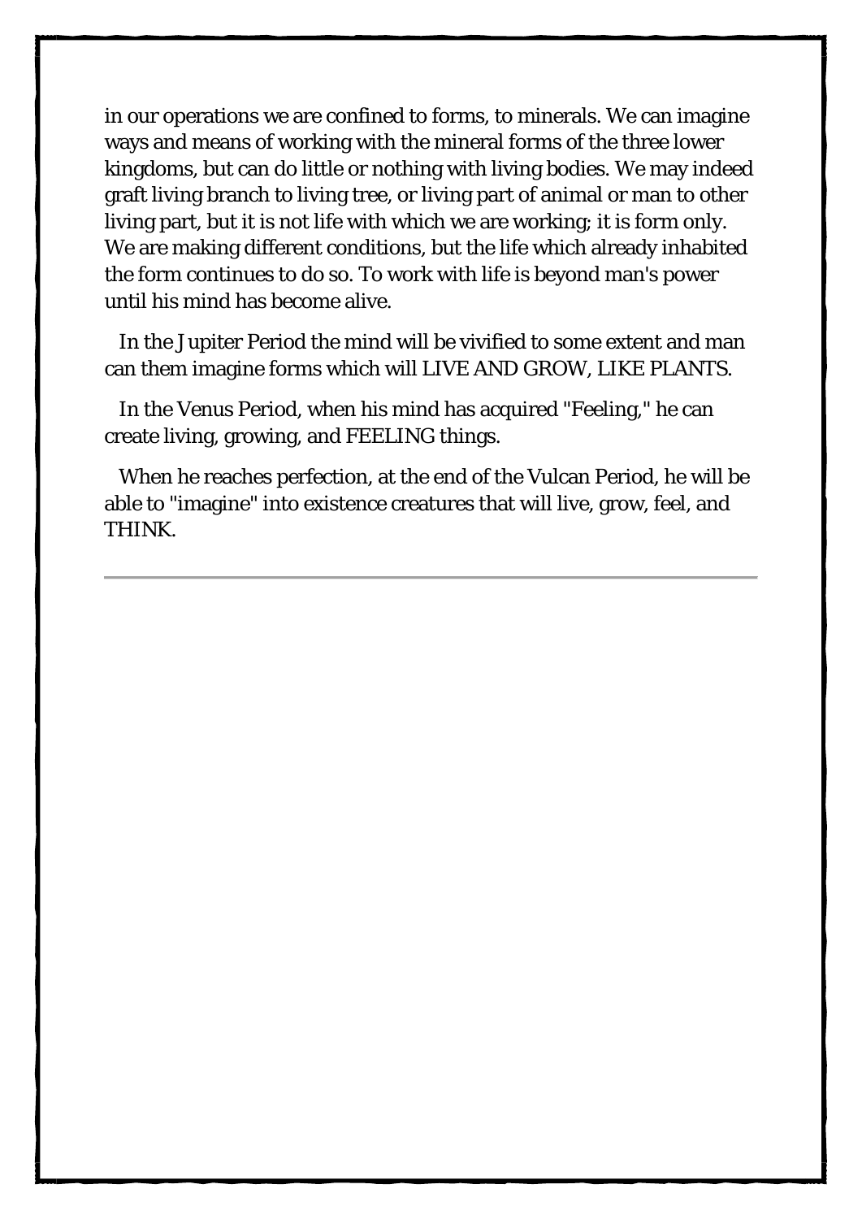in our operations we are confined to forms, to minerals. We can imagine ways and means of working with the mineral forms of the three lower kingdoms, but can do little or nothing with living bodies. We may indeed graft living branch to living tree, or living part of animal or man to other living part, but it is not life with which we are working; it is form only. We are making different conditions, but the life which already inhabited the form continues to do so. To work with life is beyond man's power until his mind has become alive.

In the Jupiter Period the mind will be vivified to some extent and man can them imagine forms which will LIVE AND GROW, LIKE PLANTS.

In the Venus Period, when his mind has acquired "Feeling," he can create living, growing, and FEELING things.

When he reaches perfection, at the end of the Vulcan Period, he will be able to "imagine" into existence creatures that will live, grow, feel, and THINK.

---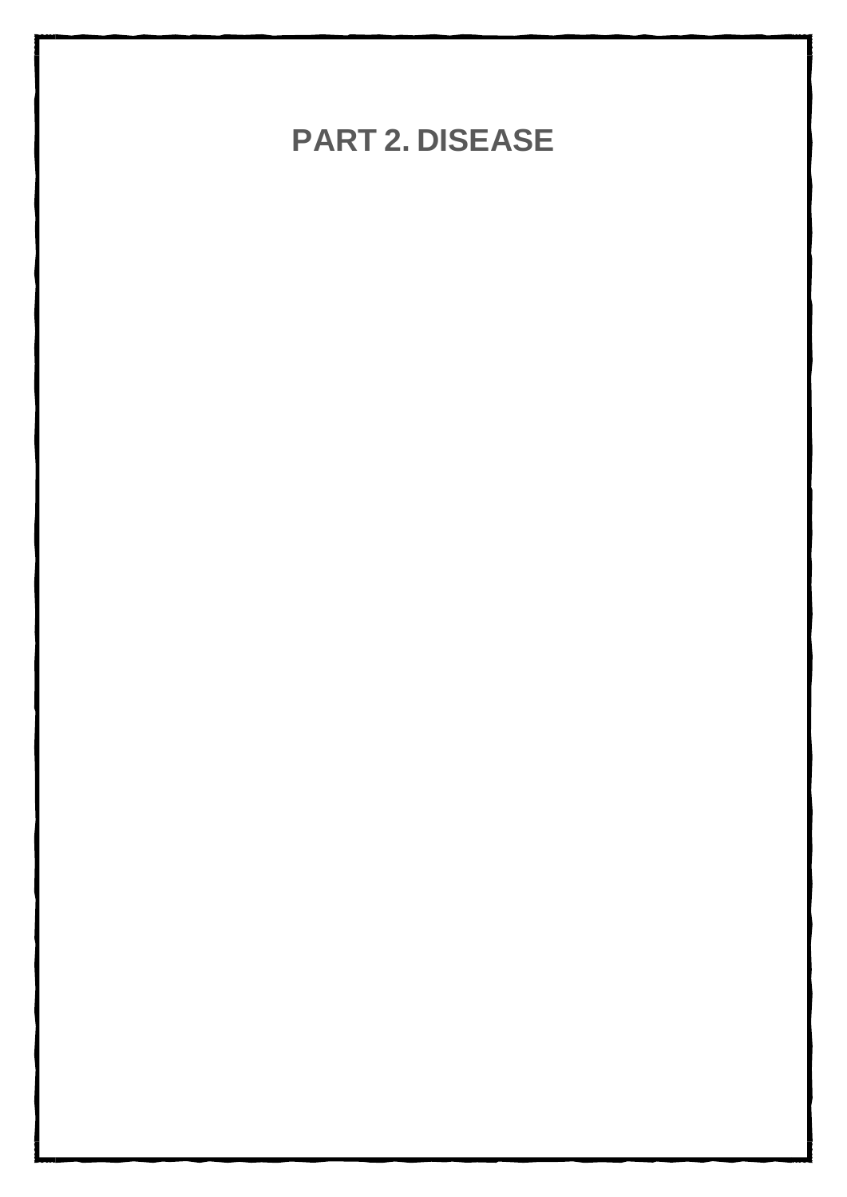# PART 2. DISEASE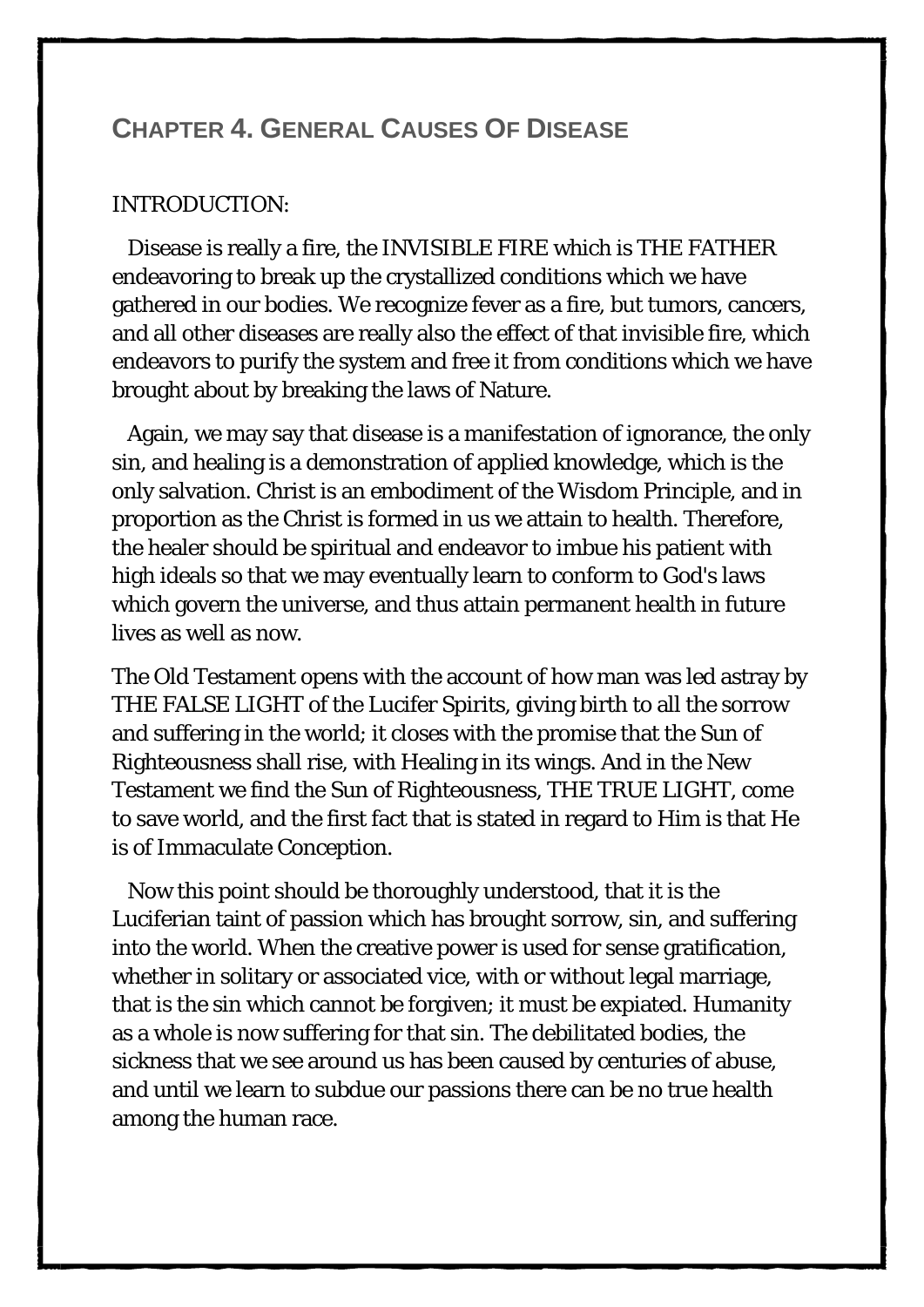## CHAPTER 4. GENERAL CAUSES OF DISEASE

INTRODUCTION:

Disease is really a fire, the INVISIBLE FIRE which is THE FATHER endeavoring to break up the crystallized conditions which we have gathered in our bodies. We recognize fever as a fire, but tumors, cancers, and all other diseases are really also the effect of that invisible fire, which endeavors to purify the system and free it from conditions which we have brought about by breaking the laws of Nature.

Again, we may say that disease is a manifestation of ignorance, the only sin, and healing is a demonstration of applied knowledge, which is the only salvation. Christ is an embodiment of the Wisdom Principle, and in proportion as the Christ is formed in us we attain to health. Therefore, the healer should be spiritual and endeavor to imbue his patient with high ideals so that we may eventually learn to conform to God's laws which govern the universe, and thus attain permanent health in future lives as well as now.

The Old Testament opens with the account of how man was led astray by THE FALSE LIGHT of the Lucifer Spirits, giving birth to all the sorrow and suffering in the world; it closes with the promise that the Sun of Righteousness shall rise, with Healing in its wings. And in the New Testament we find the Sun of Righteousness, THE TRUE LIGHT, come to save world, and the first fact that is stated in regard to Him is that He is of Immaculate Conception.

Now this point should be thoroughly understood, that it is the Luciferian taint of passion which has brought sorrow, sin, and suffering into the world. When the creative power is used for sense gratification, whether in solitary or associated vice, with or without legal marriage, that is the sin which cannot be forgiven; it must be expiated. Humanity as a whole is now suffering for that sin. The debilitated bodies, the sickness that we see around us has been caused by centuries of abuse, and until we learn to subdue our passions there can be no true health among the human race.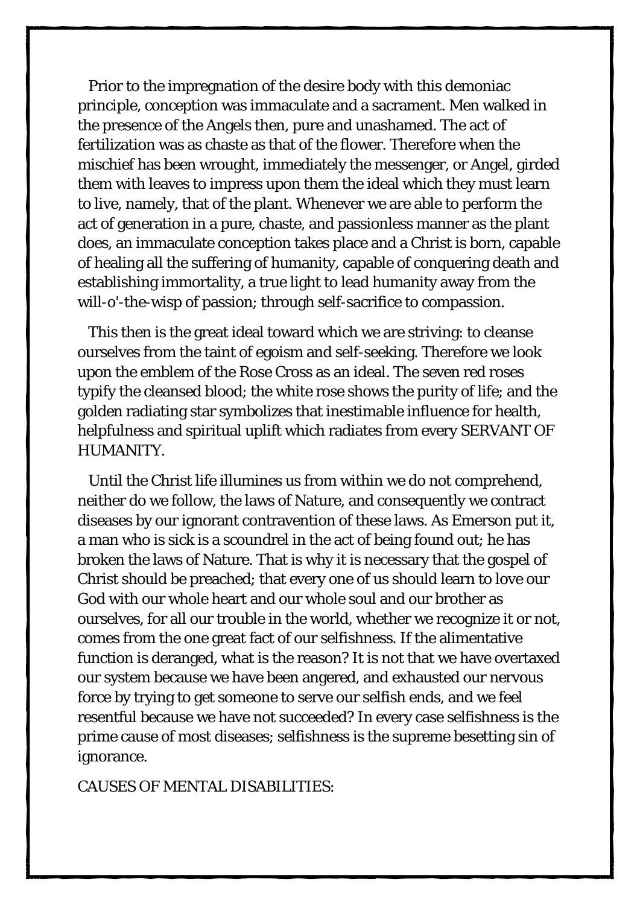Prior to the impregnation of the desire body with this demoniac principle, conception was immaculate and a sacrament. Men walked in the presence of the Angels then, pure and unashamed. The act of fertilization was as chaste as that of the flower. Therefore when the mischief has been wrought, immediately the messenger, or Angel, girded them with leaves to impress upon them the ideal which they must learn to live, namely, that of the plant. Whenever we are able to perform the act of generation in a pure, chaste, and passionless manner as the plant does, an immaculate conception takes place and a Christ is born, capable of healing all the suffering of humanity, capable of conquering death and establishing immortality, a true light to lead humanity away from the will-o'-the-wisp of passion; through self-sacrifice to compassion.

This then is the great ideal toward which we are striving: to cleanse ourselves from the taint of egoism and self-seeking. Therefore we look upon the emblem of the Rose Cross as an ideal. The seven red roses typify the cleansed blood; the white rose shows the purity of life; and the golden radiating star symbolizes that inestimable influence for health, helpfulness and spiritual uplift which radiates from every SERVANT OF HUMANITY.

Until the Christ life illumines us from within we do not comprehend, neither do we follow, the laws of Nature, and consequently we contract diseases by our ignorant contravention of these laws. As Emerson put it, a man who is sick is a scoundrel in the act of being found out; he has broken the laws of Nature. That is why it is necessary that the gospel of Christ should be preached; that every one of us should learn to love our God with our whole heart and our whole soul and our brother as ourselves, for all our trouble in the world, whether we recognize it or not, comes from the one great fact of our selfishness. If the alimentative function is deranged, what is the reason? It is not that we have overtaxed our system because we have been angered, and exhausted our nervous force by trying to get someone to serve our selfish ends, and we feel resentful because we have not succeeded? In every case selfishness is the prime cause of most diseases; selfishness is the supreme besetting sin of ignorance.

CAUSES OF MENTAL DISABILITIES: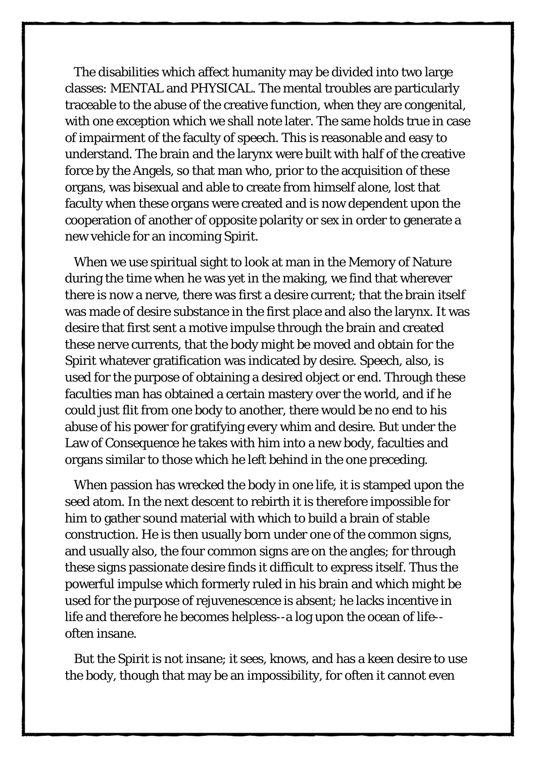The disabilities which affect humanity may be divided into two large classes: MENTAL and PHYSICAL. The mental troubles are particularly traceable to the abuse of the creative function, when they are congenital, with one exception which we shall note later. The same holds true in case of impairment of the faculty of speech. This is reasonable and easy to understand. The brain and the larynx were built with half of the creative force by the Angels, so that man who, prior to the acquisition of these organs, was bisexual and able to create from himself alone, lost that faculty when these organs were created and is now dependent upon the cooperation of another of opposite polarity or sex in order to generate a new vehicle for an incoming Spirit.

When we use spiritual sight to look at man in the Memory of Nature during the time when he was yet in the making, we find that wherever there is now a nerve, there was first a desire current; that the brain itself was made of desire substance in the first place and also the larynx. It was desire that first sent a motive impulse through the brain and created these nerve currents, that the body might be moved and obtain for the Spirit whatever gratification was indicated by desire. Speech, also, is used for the purpose of obtaining a desired object or end. Through these faculties man has obtained a certain mastery over the world, and if he could just flit from one body to another, there would be no end to his abuse of his power for gratifying every whim and desire. But under the Law of Consequence he takes with him into a new body, faculties and organs similar to those which he left behind in the one preceding.

When passion has wrecked the body in one life, it is stamped upon the seed atom. In the next descent to rebirth it is therefore impossible for him to gather sound material with which to build a brain of stable construction. He is then usually born under one of the common signs, and usually also, the four common signs are on the angles; for through these signs passionate desire finds it difficult to express itself. Thus the powerful impulse which formerly ruled in his brain and which might be used for the purpose of rejuvenescence is absent; he lacks incentive in life and therefore he becomes helpless--a log upon the ocean of life--often insane.

But the Spirit is not insane; it sees, knows, and has a keen desire to use the body, though that may be an impossibility, for often it cannot even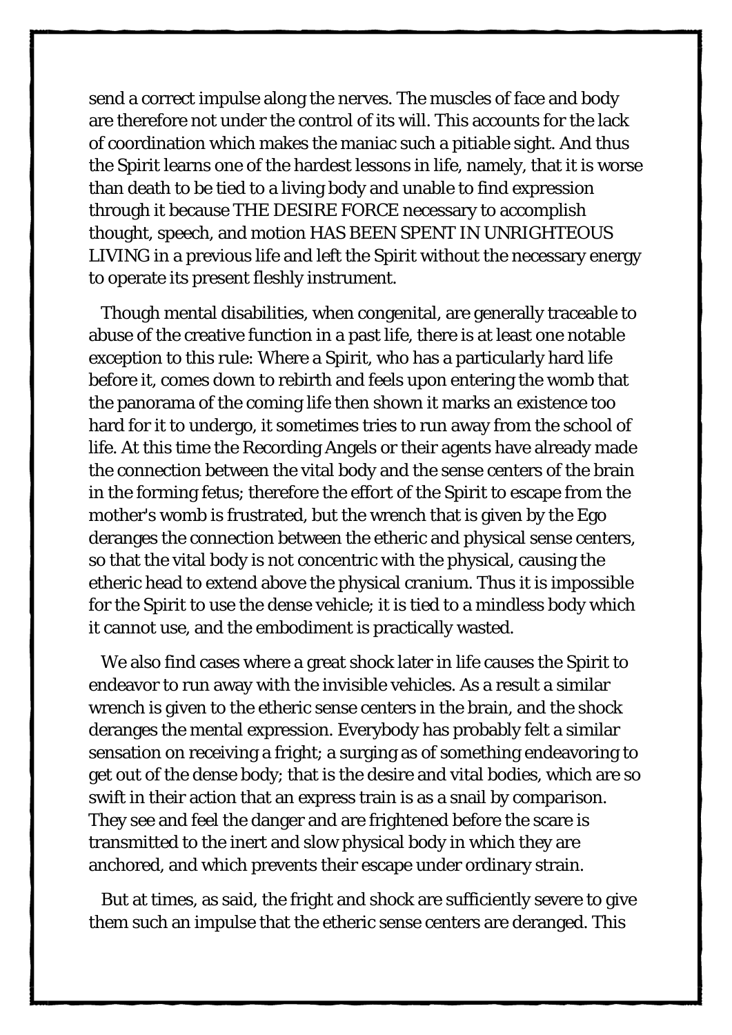send a correct impulse along the nerves. The muscles of face and body are therefore not under the control of its will. This accounts for the lack of coordination which makes the maniac such a pitiable sight. And thus the Spirit learns one of the hardest lessons in life, namely, that it is worse than death to be tied to a living body and unable to find expression through it because THE DESIRE FORCE necessary to accomplish thought, speech, and motion HAS BEEN SPENT IN UNRIGHTEOUS LIVING in a previous life and left the Spirit without the necessary energy to operate its present fleshly instrument.

Though mental disabilities, when congenital, are generally traceable to abuse of the creative function in a past life, there is at least one notable exception to this rule: Where a Spirit, who has a particularly hard life before it, comes down to rebirth and feels upon entering the womb that the panorama of the coming life then shown it marks an existence too hard for it to undergo, it sometimes tries to run away from the school of life. At this time the Recording Angels or their agents have already made the connection between the vital body and the sense centers of the brain in the forming fetus; therefore the effort of the Spirit to escape from the mother's womb is frustrated, but the wrench that is given by the Ego deranges the connection between the etheric and physical sense centers, so that the vital body is not concentric with the physical, causing the etheric head to extend above the physical cranium. Thus it is impossible for the Spirit to use the dense vehicle; it is tied to a mindless body which it cannot use, and the embodiment is practically wasted.

We also find cases where a great shock later in life causes the Spirit to endeavor to run away with the invisible vehicles. As a result a similar wrench is given to the etheric sense centers in the brain, and the shock deranges the mental expression. Everybody has probably felt a similar sensation on receiving a fright; a surging as of something endeavoring to get out of the dense body; that is the desire and vital bodies, which are so swift in their action that an express train is as a snail by comparison. They see and feel the danger and are frightened before the scare is transmitted to the inert and slow physical body in which they are anchored, and which prevents their escape under ordinary strain.

But at times, as said, the fright and shock are sufficiently severe to give them such an impulse that the etheric sense centers are deranged. This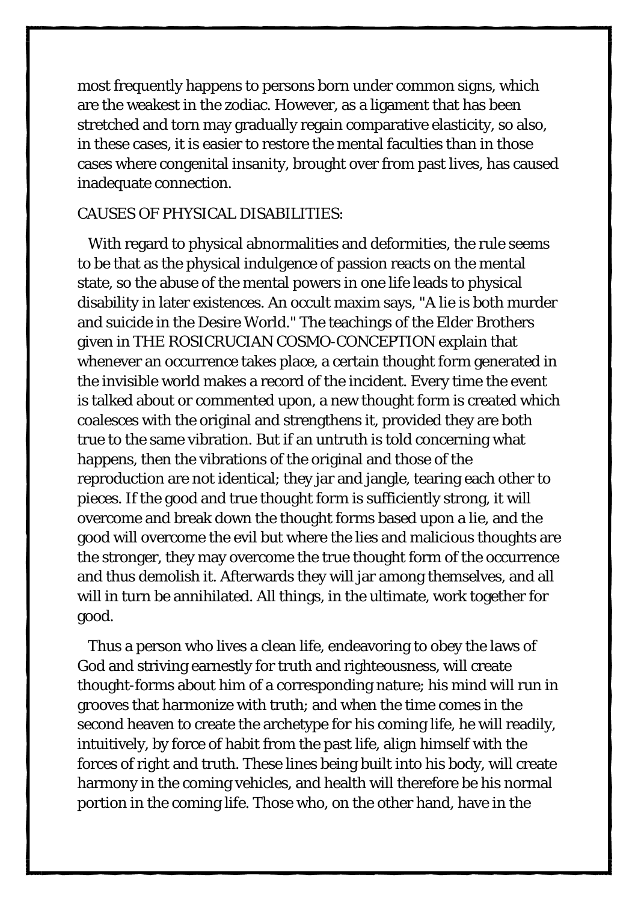most frequently happens to persons born under common signs, which are the weakest in the zodiac. However, as a ligament that has been stretched and torn may gradually regain comparative elasticity, so also, in these cases, it is easier to restore the mental faculties than in those cases where congenital insanity, brought over from past lives, has caused inadequate connection.

CAUSES OF PHYSICAL DISABILITIES:

With regard to physical abnormalities and deformities, the rule seems to be that as the physical indulgence of passion reacts on the mental state, so the abuse of the mental powers in one life leads to physical disability in later existences. An occult maxim says, "A lie is both murder and suicide in the Desire World." The teachings of the Elder Brothers given in THE ROSICRUCIAN COSMO-CONCEPTION explain that whenever an occurrence takes place, a certain thought form generated in the invisible world makes a record of the incident. Every time the event is talked about or commented upon, a new thought form is created which coalesces with the original and strengthens it, provided they are both true to the same vibration. But if an untruth is told concerning what happens, then the vibrations of the original and those of the reproduction are not identical; they jar and jangle, tearing each other to pieces. If the good and true thought form is sufficiently strong, it will overcome and break down the thought forms based upon a lie, and the good will overcome the evil but where the lies and malicious thoughts are the stronger, they may overcome the true thought form of the occurrence and thus demolish it. Afterwards they will jar among themselves, and all will in turn be annihilated. All things, in the ultimate, work together for good.

Thus a person who lives a clean life, endeavoring to obey the laws of God and striving earnestly for truth and righteousness, will create thought-forms about him of a corresponding nature; his mind will run in grooves that harmonize with truth; and when the time comes in the second heaven to create the archetype for his coming life, he will readily, intuitively, by force of habit from the past life, align himself with the forces of right and truth. These lines being built into his body, will create harmony in the coming vehicles, and health will therefore be his normal portion in the coming life. Those who, on the other hand, have in the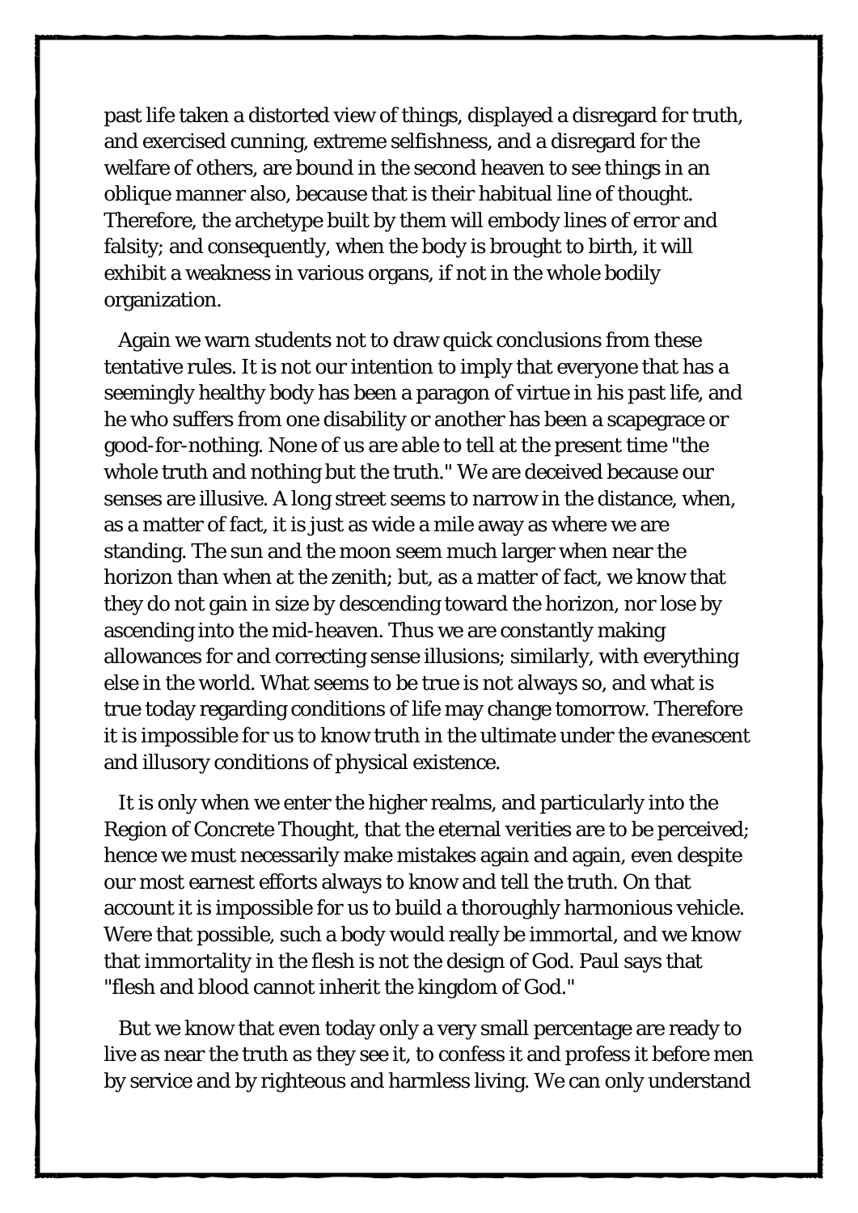past life taken a distorted view of things, displayed a disregard for truth, and exercised cunning, extreme selfishness, and a disregard for the welfare of others, are bound in the second heaven to see things in an oblique manner also, because that is their habitual line of thought. Therefore, the archetype built by them will embody lines of error and falsity; and consequently, when the body is brought to birth, it will exhibit a weakness in various organs, if not in the whole bodily organization.

Again we warn students not to draw quick conclusions from these tentative rules. It is not our intention to imply that everyone that has a seemingly healthy body has been a paragon of virtue in his past life, and he who suffers from one disability or another has been a scapegrace or good-for-nothing. None of us are able to tell at the present time "the whole truth and nothing but the truth." We are deceived because our senses are illusive. A long street seems to narrow in the distance, when, as a matter of fact, it is just as wide a mile away as where we are standing. The sun and the moon seem much larger when near the horizon than when at the zenith; but, as a matter of fact, we know that they do not gain in size by descending toward the horizon, nor lose by ascending into the mid-heaven. Thus we are constantly making allowances for and correcting sense illusions; similarly, with everything else in the world. What seems to be true is not always so, and what is true today regarding conditions of life may change tomorrow. Therefore it is impossible for us to know truth in the ultimate under the evanescent and illusory conditions of physical existence.

It is only when we enter the higher realms, and particularly into the Region of Concrete Thought, that the eternal verities are to be perceived; hence we must necessarily make mistakes again and again, even despite our most earnest efforts always to know and tell the truth. On that account it is impossible for us to build a thoroughly harmonious vehicle. Were that possible, such a body would really be immortal, and we know that immortality in the flesh is not the design of God. Paul says that "flesh and blood cannot inherit the kingdom of God."

But we know that even today only a very small percentage are ready to live as near the truth as they see it, to confess it and profess it before men by service and by righteous and harmless living. We can only understand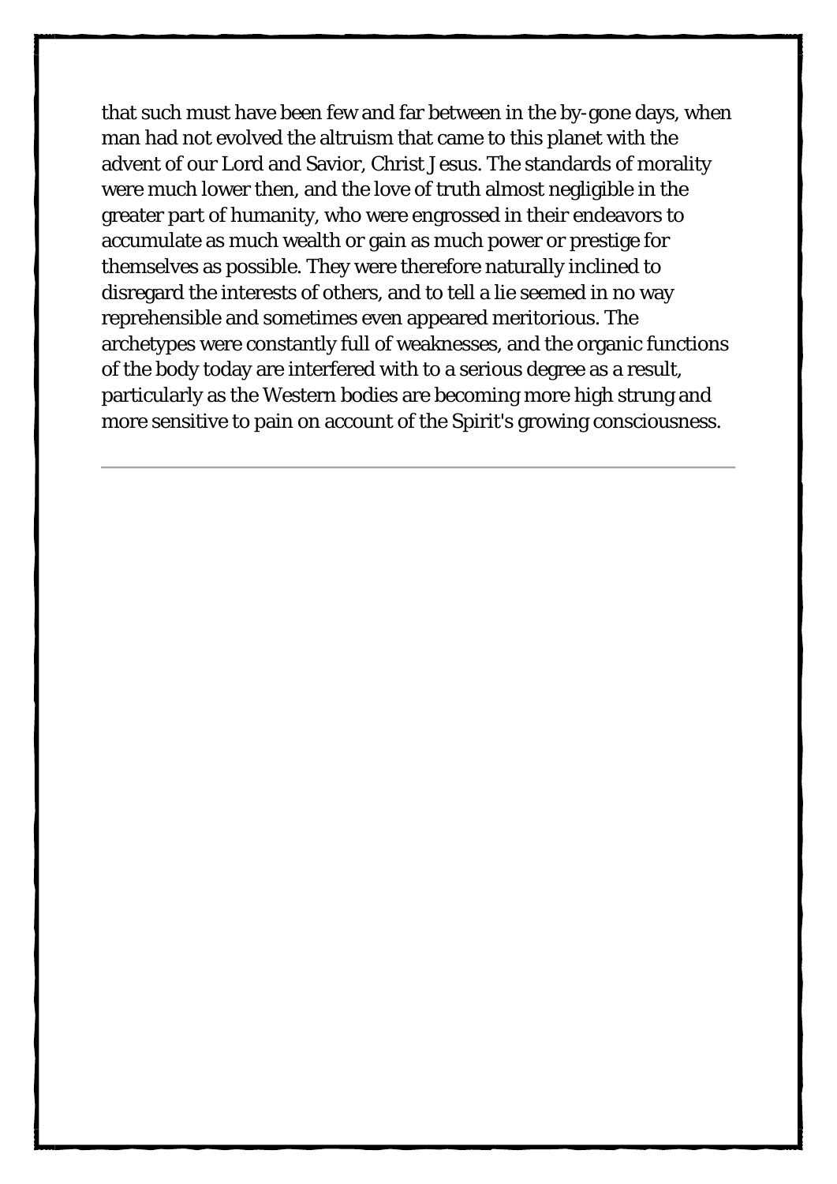that such must have been few and far between in the by-gone days, when man had not evolved the altruism that came to this planet with the advent of our Lord and Savior, Christ Jesus. The standards of morality were much lower then, and the love of truth almost negligible in the greater part of humanity, who were engrossed in their endeavors to accumulate as much wealth or gain as much power or prestige for themselves as possible. They were therefore naturally inclined to disregard the interests of others, and to tell a lie seemed in no way reprehensible and sometimes even appeared meritorious. The archetypes were constantly full of weaknesses, and the organic functions of the body today are interfered with to a serious degree as a result, particularly as the Western bodies are becoming more high strung and more sensitive to pain on account of the Spirit's growing consciousness.

---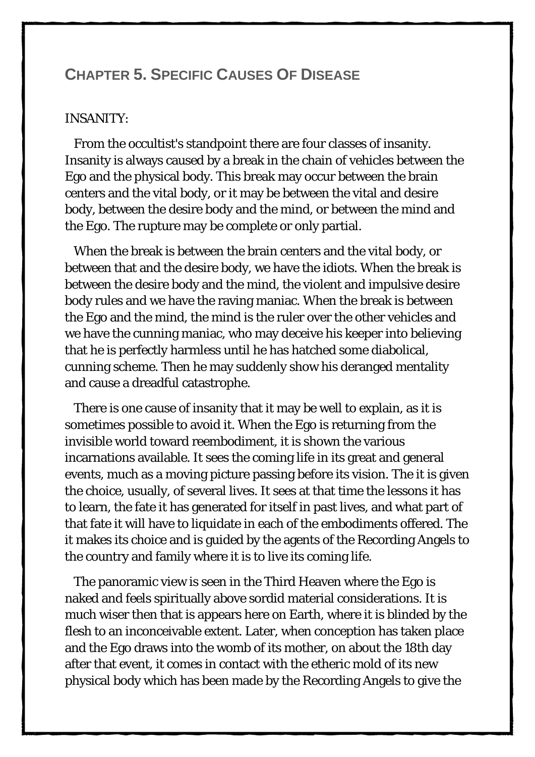## CHAPTER 5. SPECIFIC CAUSES OF DISEASE

INSANITY:

From the occultist's standpoint there are four classes of insanity. Insanity is always caused by a break in the chain of vehicles between the Ego and the physical body. This break may occur between the brain centers and the vital body, or it may be between the vital and desire body, between the desire body and the mind, or between the mind and the Ego. The rupture may be complete or only partial.

When the break is between the brain centers and the vital body, or between that and the desire body, we have the idiots. When the break is between the desire body and the mind, the violent and impulsive desire body rules and we have the raving maniac. When the break is between the Ego and the mind, the mind is the ruler over the other vehicles and we have the cunning maniac, who may deceive his keeper into believing that he is perfectly harmless until he has hatched some diabolical, cunning scheme. Then he may suddenly show his deranged mentality and cause a dreadful catastrophe.

There is one cause of insanity that it may be well to explain, as it is sometimes possible to avoid it. When the Ego is returning from the invisible world toward reembodiment, it is shown the various incarnations available. It sees the coming life in its great and general events, much as a moving picture passing before its vision. The it is given the choice, usually, of several lives. It sees at that time the lessons it has to learn, the fate it has generated for itself in past lives, and what part of that fate it will have to liquidate in each of the embodiments offered. The it makes its choice and is guided by the agents of the Recording Angels to the country and family where it is to live its coming life.

The panoramic view is seen in the Third Heaven where the Ego is naked and feels spiritually above sordid material considerations. It is much wiser then that is appears here on Earth, where it is blinded by the flesh to an inconceivable extent. Later, when conception has taken place and the Ego draws into the womb of its mother, on about the 18th day after that event, it comes in contact with the etheric mold of its new physical body which has been made by the Recording Angels to give the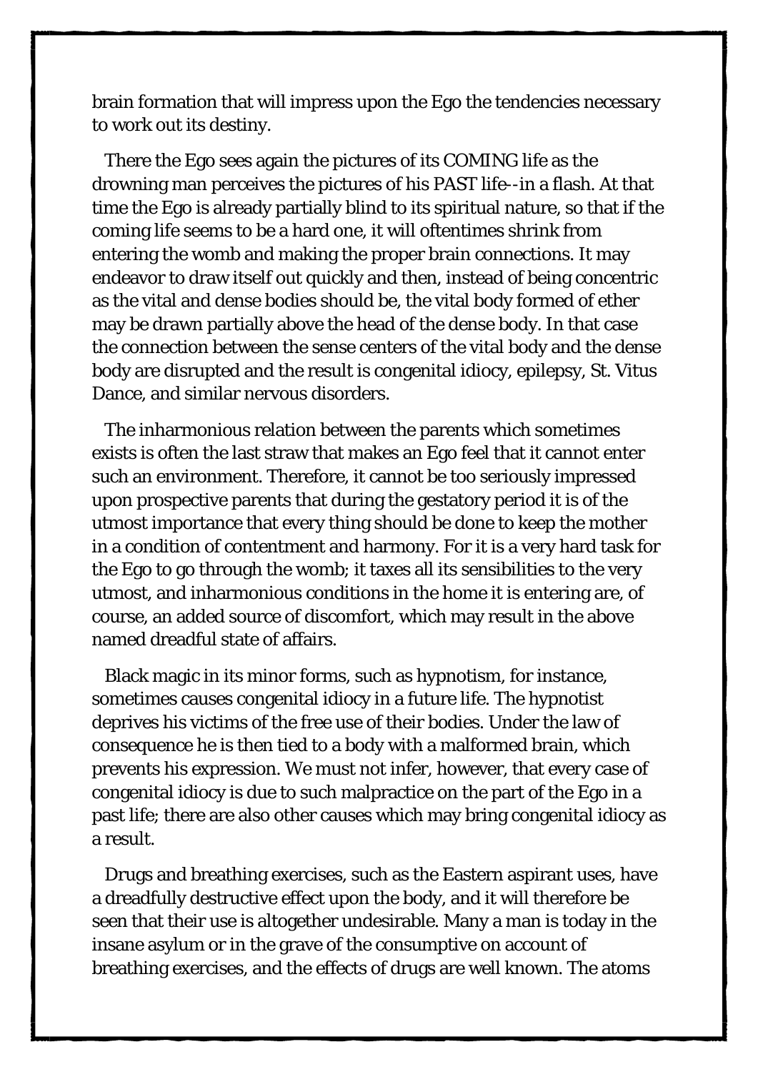brain formation that will impress upon the Ego the tendencies necessary to work out its destiny.

There the Ego sees again the pictures of its COMING life as the drowning man perceives the pictures of his PAST life--in a flash. At that time the Ego is already partially blind to its spiritual nature, so that if the coming life seems to be a hard one, it will oftentimes shrink from entering the womb and making the proper brain connections. It may endeavor to draw itself out quickly and then, instead of being concentric as the vital and dense bodies should be, the vital body formed of ether may be drawn partially above the head of the dense body. In that case the connection between the sense centers of the vital body and the dense body are disrupted and the result is congenital idiocy, epilepsy, St. Vitus Dance, and similar nervous disorders.

The inharmonious relation between the parents which sometimes exists is often the last straw that makes an Ego feel that it cannot enter such an environment. Therefore, it cannot be too seriously impressed upon prospective parents that during the gestatory period it is of the utmost importance that every thing should be done to keep the mother in a condition of contentment and harmony. For it is a very hard task for the Ego to go through the womb; it taxes all its sensibilities to the very utmost, and inharmonious conditions in the home it is entering are, of course, an added source of discomfort, which may result in the above named dreadful state of affairs.

Black magic in its minor forms, such as hypnotism, for instance, sometimes causes congenital idiocy in a future life. The hypnotist deprives his victims of the free use of their bodies. Under the law of consequence he is then tied to a body with a malformed brain, which prevents his expression. We must not infer, however, that every case of congenital idiocy is due to such malpractice on the part of the Ego in a past life; there are also other causes which may bring congenital idiocy as a result.

Drugs and breathing exercises, such as the Eastern aspirant uses, have a dreadfully destructive effect upon the body, and it will therefore be seen that their use is altogether undesirable. Many a man is today in the insane asylum or in the grave of the consumptive on account of breathing exercises, and the effects of drugs are well known. The atoms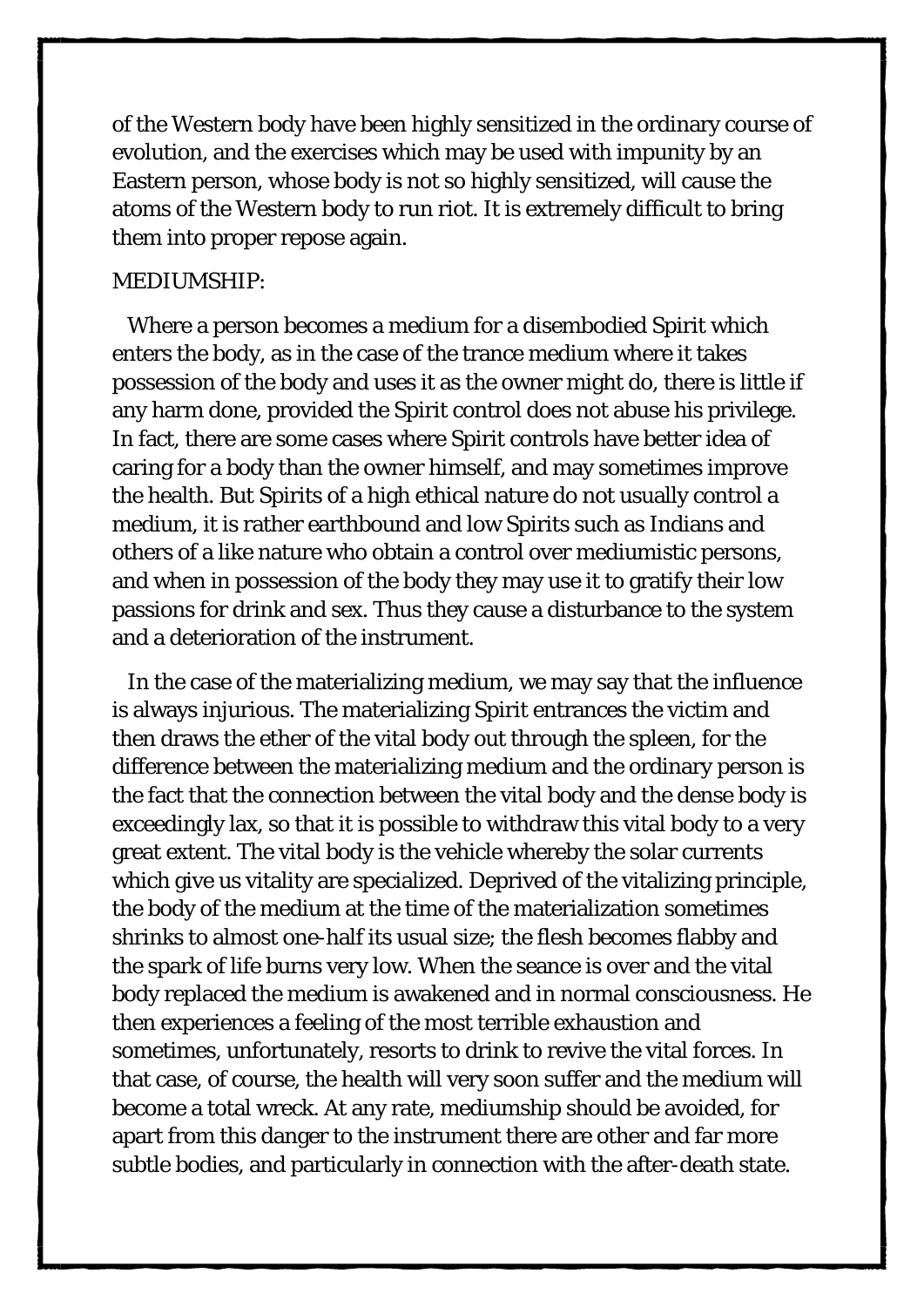of the Western body have been highly sensitized in the ordinary course of evolution, and the exercises which may be used with impunity by an Eastern person, whose body is not so highly sensitized, will cause the atoms of the Western body to run riot. It is extremely difficult to bring them into proper repose again.

MEDIUMSHIP:

Where a person becomes a medium for a disembodied Spirit which enters the body, as in the case of the trance medium where it takes possession of the body and uses it as the owner might do, there is little if any harm done, provided the Spirit control does not abuse his privilege. In fact, there are some cases where Spirit controls have better idea of caring for a body than the owner himself, and may sometimes improve the health. But Spirits of a high ethical nature do not usually control a medium, it is rather earthbound and low Spirits such as Indians and others of a like nature who obtain a control over mediumistic persons, and when in possession of the body they may use it to gratify their low passions for drink and sex. Thus they cause a disturbance to the system and a deterioration of the instrument.

In the case of the materializing medium, we may say that the influence is always injurious. The materializing Spirit entrances the victim and then draws the ether of the vital body out through the spleen, for the difference between the materializing medium and the ordinary person is the fact that the connection between the vital body and the dense body is exceedingly lax, so that it is possible to withdraw this vital body to a very great extent. The vital body is the vehicle whereby the solar currents which give us vitality are specialized. Deprived of the vitalizing principle, the body of the medium at the time of the materialization sometimes shrinks to almost one-half its usual size; the flesh becomes flabby and the spark of life burns very low. When the seance is over and the vital body replaced the medium is awakened and in normal consciousness. He then experiences a feeling of the most terrible exhaustion and sometimes, unfortunately, resorts to drink to revive the vital forces. In that case, of course, the health will very soon suffer and the medium will become a total wreck. At any rate, mediumship should be avoided, for apart from this danger to the instrument there are other and far more subtle bodies, and particularly in connection with the after-death state.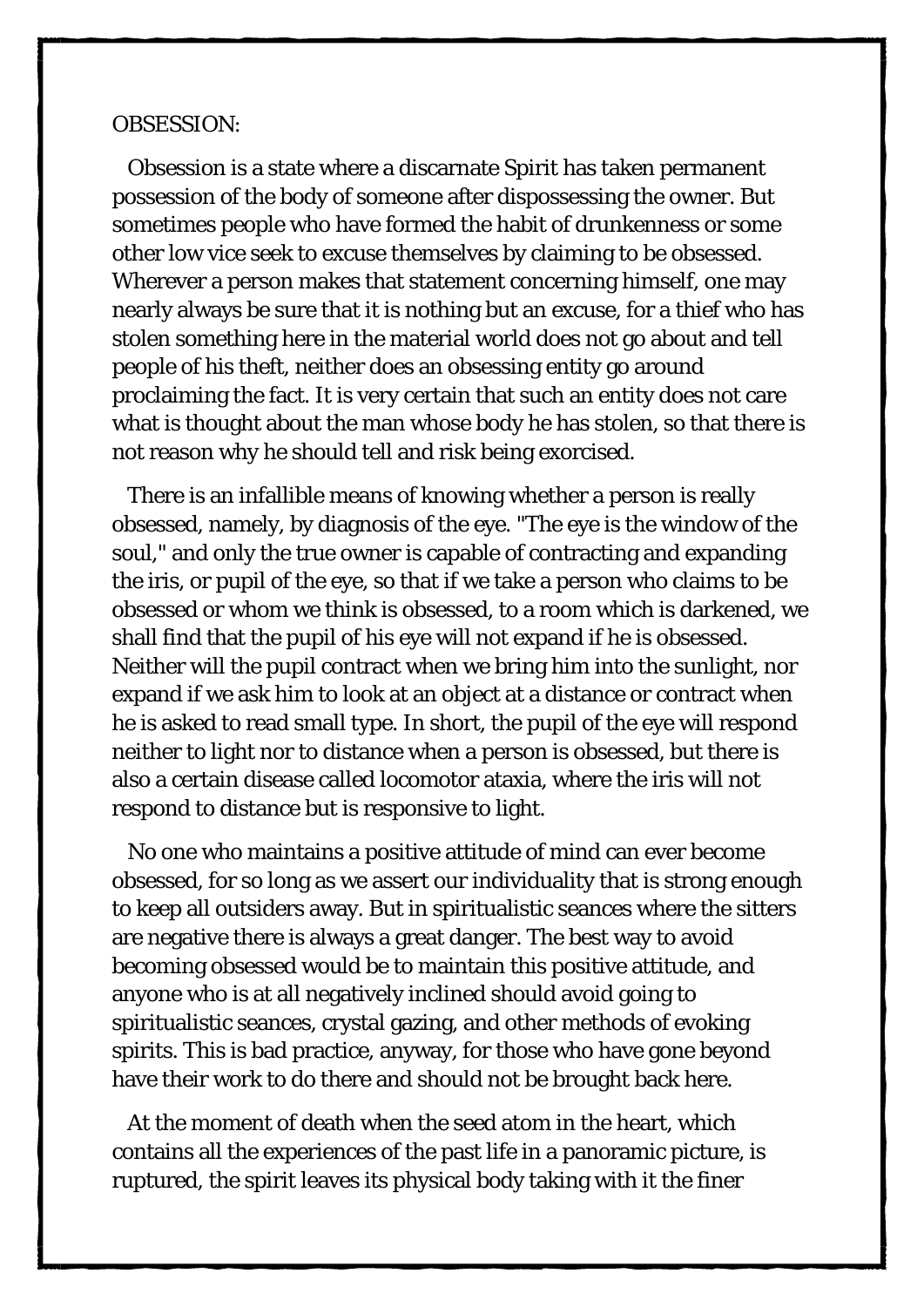OBSESSION:

Obsession is a state where a discarnate Spirit has taken permanent possession of the body of someone after dispossessing the owner. But sometimes people who have formed the habit of drunkenness or some other low vice seek to excuse themselves by claiming to be obsessed. Wherever a person makes that statement concerning himself, one may nearly always be sure that it is nothing but an excuse, for a thief who has stolen something here in the material world does not go about and tell people of his theft, neither does an obsessing entity go around proclaiming the fact. It is very certain that such an entity does not care what is thought about the man whose body he has stolen, so that there is not reason why he should tell and risk being exorcised.

There is an infallible means of knowing whether a person is really obsessed, namely, by diagnosis of the eye. "The eye is the window of the soul," and only the true owner is capable of contracting and expanding the iris, or pupil of the eye, so that if we take a person who claims to be obsessed or whom we think is obsessed, to a room which is darkened, we shall find that the pupil of his eye will not expand if he is obsessed. Neither will the pupil contract when we bring him into the sunlight, nor expand if we ask him to look at an object at a distance or contract when he is asked to read small type. In short, the pupil of the eye will respond neither to light nor to distance when a person is obsessed, but there is also a certain disease called locomotor ataxia, where the iris will not respond to distance but is responsive to light.

No one who maintains a positive attitude of mind can ever become obsessed, for so long as we assert our individuality that is strong enough to keep all outsiders away. But in spiritualistic seances where the sitters are negative there is always a great danger. The best way to avoid becoming obsessed would be to maintain this positive attitude, and anyone who is at all negatively inclined should avoid going to spiritualistic seances, crystal gazing, and other methods of evoking spirits. This is bad practice, anyway, for those who have gone beyond have their work to do there and should not be brought back here.

At the moment of death when the seed atom in the heart, which contains all the experiences of the past life in a panoramic picture, is ruptured, the spirit leaves its physical body taking with it the finer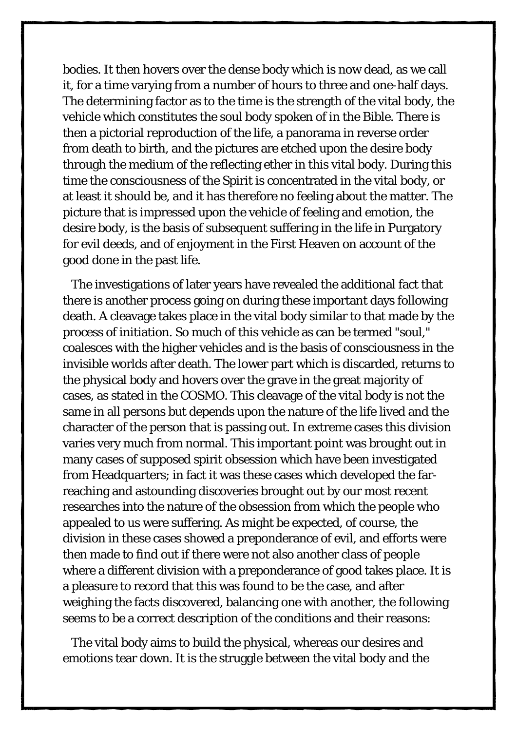bodies. It then hovers over the dense body which is now dead, as we call it, for a time varying from a number of hours to three and one-half days. The determining factor as to the time is the strength of the vital body, the vehicle which constitutes the soul body spoken of in the Bible. There is then a pictorial reproduction of the life, a panorama in reverse order from death to birth, and the pictures are etched upon the desire body through the medium of the reflecting ether in this vital body. During this time the consciousness of the Spirit is concentrated in the vital body, or at least it should be, and it has therefore no feeling about the matter. The picture that is impressed upon the vehicle of feeling and emotion, the desire body, is the basis of subsequent suffering in the life in Purgatory for evil deeds, and of enjoyment in the First Heaven on account of the good done in the past life.

The investigations of later years have revealed the additional fact that there is another process going on during these important days following death. A cleavage takes place in the vital body similar to that made by the process of initiation. So much of this vehicle as can be termed "soul," coalesces with the higher vehicles and is the basis of consciousness in the invisible worlds after death. The lower part which is discarded, returns to the physical body and hovers over the grave in the great majority of cases, as stated in the COSMO. This cleavage of the vital body is not the same in all persons but depends upon the nature of the life lived and the character of the person that is passing out. In extreme cases this division varies very much from normal. This important point was brought out in many cases of supposed spirit obsession which have been investigated from Headquarters; in fact it was these cases which developed the far-reaching and astounding discoveries brought out by our most recent researches into the nature of the obsession from which the people who appealed to us were suffering. As might be expected, of course, the division in these cases showed a preponderance of evil, and efforts were then made to find out if there were not also another class of people where a different division with a preponderance of good takes place. It is a pleasure to record that this was found to be the case, and after weighing the facts discovered, balancing one with another, the following seems to be a correct description of the conditions and their reasons:

The vital body aims to build the physical, whereas our desires and emotions tear down. It is the struggle between the vital body and the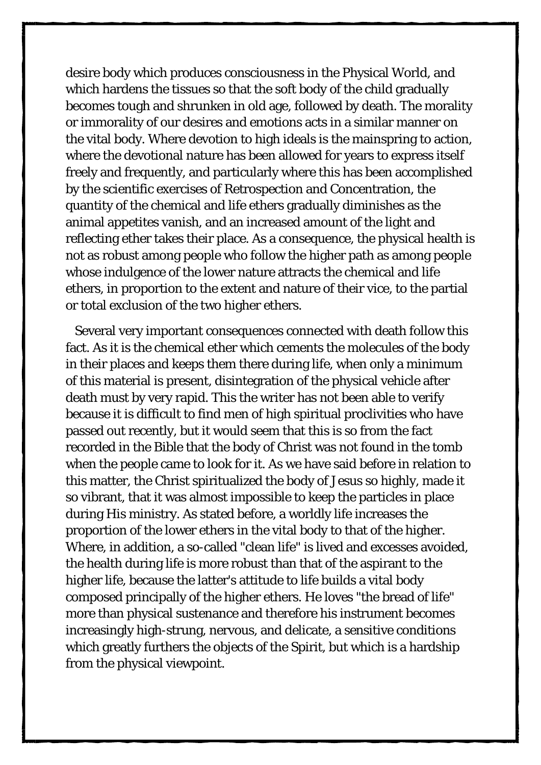desire body which produces consciousness in the Physical World, and which hardens the tissues so that the soft body of the child gradually becomes tough and shrunken in old age, followed by death. The morality or immorality of our desires and emotions acts in a similar manner on the vital body. Where devotion to high ideals is the mainspring to action, where the devotional nature has been allowed for years to express itself freely and frequently, and particularly where this has been accomplished by the scientific exercises of Retrospection and Concentration, the quantity of the chemical and life ethers gradually diminishes as the animal appetites vanish, and an increased amount of the light and reflecting ether takes their place. As a consequence, the physical health is not as robust among people who follow the higher path as among people whose indulgence of the lower nature attracts the chemical and life ethers, in proportion to the extent and nature of their vice, to the partial or total exclusion of the two higher ethers.

Several very important consequences connected with death follow this fact. As it is the chemical ether which cements the molecules of the body in their places and keeps them there during life, when only a minimum of this material is present, disintegration of the physical vehicle after death must by very rapid. This the writer has not been able to verify because it is difficult to find men of high spiritual proclivities who have passed out recently, but it would seem that this is so from the fact recorded in the Bible that the body of Christ was not found in the tomb when the people came to look for it. As we have said before in relation to this matter, the Christ spiritualized the body of Jesus so highly, made it so vibrant, that it was almost impossible to keep the particles in place during His ministry. As stated before, a worldly life increases the proportion of the lower ethers in the vital body to that of the higher. Where, in addition, a so-called "clean life" is lived and excesses avoided, the health during life is more robust than that of the aspirant to the higher life, because the latter's attitude to life builds a vital body composed principally of the higher ethers. He loves "the bread of life" more than physical sustenance and therefore his instrument becomes increasingly high-strung, nervous, and delicate, a sensitive conditions which greatly furthers the objects of the Spirit, but which is a hardship from the physical viewpoint.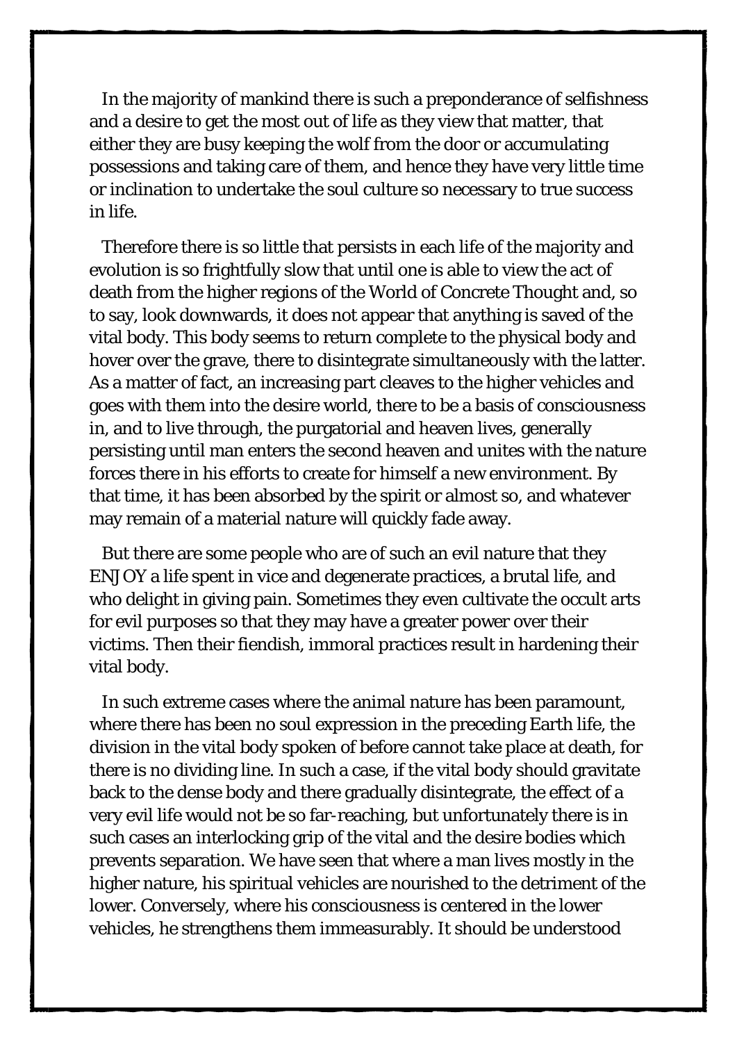In the majority of mankind there is such a preponderance of selfishness and a desire to get the most out of life as they view that matter, that either they are busy keeping the wolf from the door or accumulating possessions and taking care of them, and hence they have very little time or inclination to undertake the soul culture so necessary to true success in life.

Therefore there is so little that persists in each life of the majority and evolution is so frightfully slow that until one is able to view the act of death from the higher regions of the World of Concrete Thought and, so to say, look downwards, it does not appear that anything is saved of the vital body. This body seems to return complete to the physical body and hover over the grave, there to disintegrate simultaneously with the latter. As a matter of fact, an increasing part cleaves to the higher vehicles and goes with them into the desire world, there to be a basis of consciousness in, and to live through, the purgatorial and heaven lives, generally persisting until man enters the second heaven and unites with the nature forces there in his efforts to create for himself a new environment. By that time, it has been absorbed by the spirit or almost so, and whatever may remain of a material nature will quickly fade away.

But there are some people who are of such an evil nature that they ENJOY a life spent in vice and degenerate practices, a brutal life, and who delight in giving pain. Sometimes they even cultivate the occult arts for evil purposes so that they may have a greater power over their victims. Then their fiendish, immoral practices result in hardening their vital body.

In such extreme cases where the animal nature has been paramount, where there has been no soul expression in the preceding Earth life, the division in the vital body spoken of before cannot take place at death, for there is no dividing line. In such a case, if the vital body should gravitate back to the dense body and there gradually disintegrate, the effect of a very evil life would not be so far-reaching, but unfortunately there is in such cases an interlocking grip of the vital and the desire bodies which prevents separation. We have seen that where a man lives mostly in the higher nature, his spiritual vehicles are nourished to the detriment of the lower. Conversely, where his consciousness is centered in the lower vehicles, he strengthens them immeasurably. It should be understood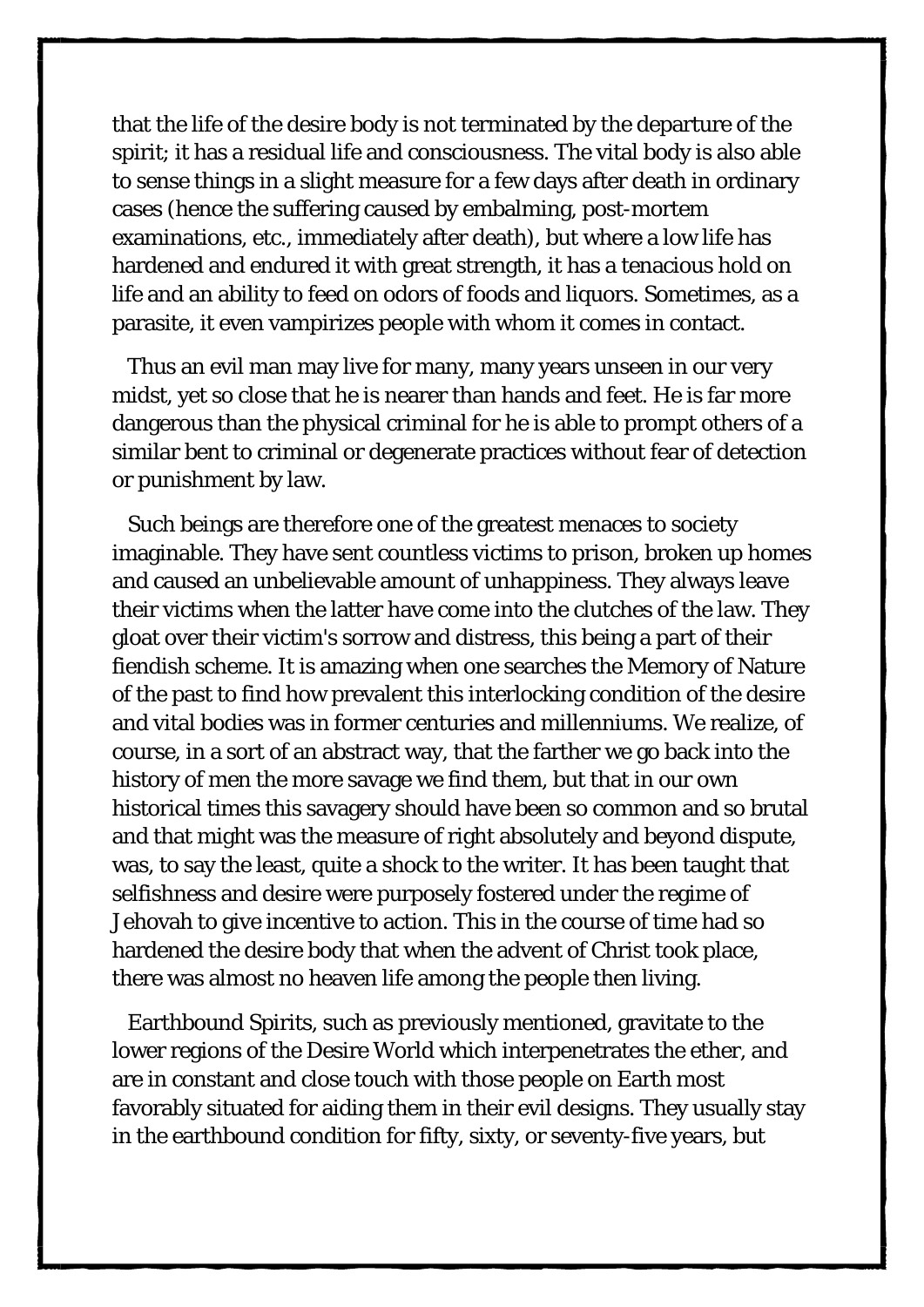that the life of the desire body is not terminated by the departure of the spirit; it has a residual life and consciousness. The vital body is also able to sense things in a slight measure for a few days after death in ordinary cases (hence the suffering caused by embalming, post-mortem examinations, etc., immediately after death), but where a low life has hardened and endured it with great strength, it has a tenacious hold on life and an ability to feed on odors of foods and liquors. Sometimes, as a parasite, it even vampirizes people with whom it comes in contact.

Thus an evil man may live for many, many years unseen in our very midst, yet so close that he is nearer than hands and feet. He is far more dangerous than the physical criminal for he is able to prompt others of a similar bent to criminal or degenerate practices without fear of detection or punishment by law.

Such beings are therefore one of the greatest menaces to society imaginable. They have sent countless victims to prison, broken up homes and caused an unbelievable amount of unhappiness. They always leave their victims when the latter have come into the clutches of the law. They gloat over their victim's sorrow and distress, this being a part of their fiendish scheme. It is amazing when one searches the Memory of Nature of the past to find how prevalent this interlocking condition of the desire and vital bodies was in former centuries and millenniums. We realize, of course, in a sort of an abstract way, that the farther we go back into the history of men the more savage we find them, but that in our own historical times this savagery should have been so common and so brutal and that might was the measure of right absolutely and beyond dispute, was, to say the least, quite a shock to the writer. It has been taught that selfishness and desire were purposely fostered under the regime of Jehovah to give incentive to action. This in the course of time had so hardened the desire body that when the advent of Christ took place, there was almost no heaven life among the people then living.

Earthbound Spirits, such as previously mentioned, gravitate to the lower regions of the Desire World which interpenetrates the ether, and are in constant and close touch with those people on Earth most favorably situated for aiding them in their evil designs. They usually stay in the earthbound condition for fifty, sixty, or seventy-five years, but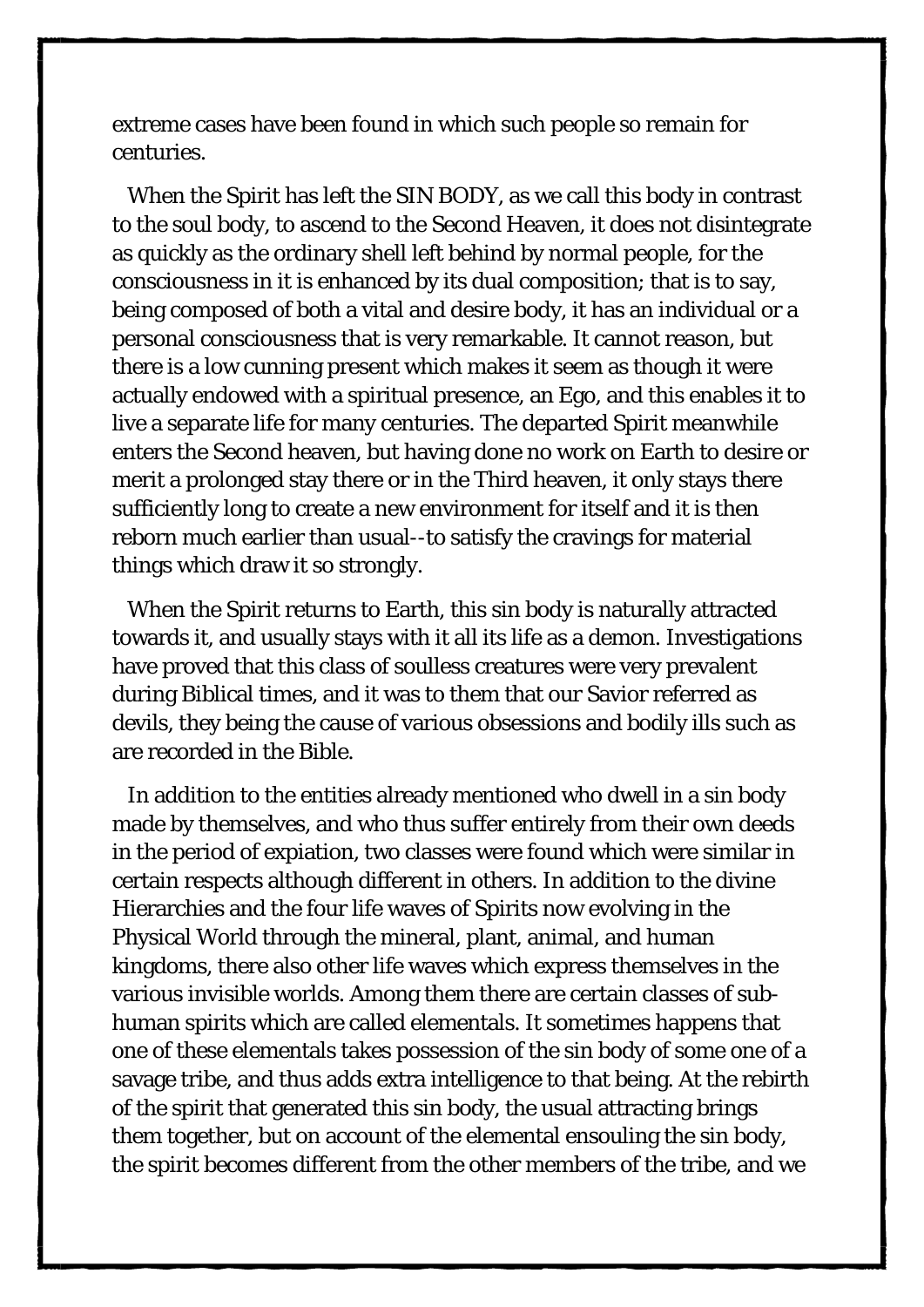extreme cases have been found in which such people so remain for centuries.

When the Spirit has left the SIN BODY, as we call this body in contrast to the soul body, to ascend to the Second Heaven, it does not disintegrate as quickly as the ordinary shell left behind by normal people, for the consciousness in it is enhanced by its dual composition; that is to say, being composed of both a vital and desire body, it has an individual or a personal consciousness that is very remarkable. It cannot reason, but there is a low cunning present which makes it seem as though it were actually endowed with a spiritual presence, an Ego, and this enables it to live a separate life for many centuries. The departed Spirit meanwhile enters the Second heaven, but having done no work on Earth to desire or merit a prolonged stay there or in the Third heaven, it only stays there sufficiently long to create a new environment for itself and it is then reborn much earlier than usual--to satisfy the cravings for material things which draw it so strongly.

When the Spirit returns to Earth, this sin body is naturally attracted towards it, and usually stays with it all its life as a demon. Investigations have proved that this class of soulless creatures were very prevalent during Biblical times, and it was to them that our Savior referred as devils, they being the cause of various obsessions and bodily ills such as are recorded in the Bible.

In addition to the entities already mentioned who dwell in a sin body made by themselves, and who thus suffer entirely from their own deeds in the period of expiation, two classes were found which were similar in certain respects although different in others. In addition to the divine Hierarchies and the four life waves of Spirits now evolving in the Physical World through the mineral, plant, animal, and human kingdoms, there also other life waves which express themselves in the various invisible worlds. Among them there are certain classes of sub-human spirits which are called elementals. It sometimes happens that one of these elementals takes possession of the sin body of some one of a savage tribe, and thus adds extra intelligence to that being. At the rebirth of the spirit that generated this sin body, the usual attracting brings them together, but on account of the elemental ensouling the sin body, the spirit becomes different from the other members of the tribe, and we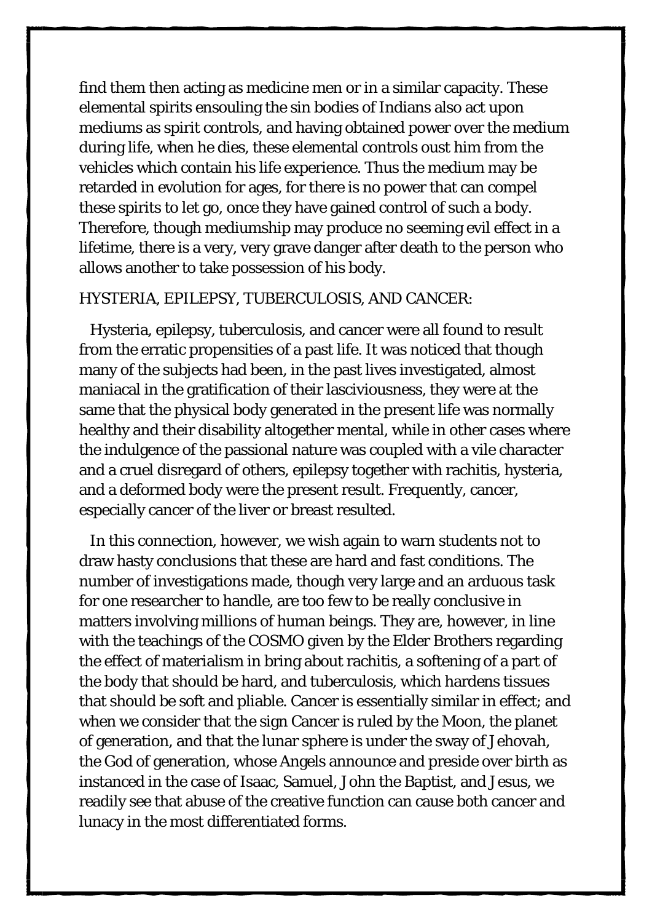find them then acting as medicine men or in a similar capacity. These elemental spirits ensouling the sin bodies of Indians also act upon mediums as spirit controls, and having obtained power over the medium during life, when he dies, these elemental controls oust him from the vehicles which contain his life experience. Thus the medium may be retarded in evolution for ages, for there is no power that can compel these spirits to let go, once they have gained control of such a body. Therefore, though mediumship may produce no seeming evil effect in a lifetime, there is a very, very grave danger after death to the person who allows another to take possession of his body.

HYSTERIA, EPILEPSY, TUBERCULOSIS, AND CANCER:

Hysteria, epilepsy, tuberculosis, and cancer were all found to result from the erratic propensities of a past life. It was noticed that though many of the subjects had been, in the past lives investigated, almost maniacal in the gratification of their lasciviousness, they were at the same that the physical body generated in the present life was normally healthy and their disability altogether mental, while in other cases where the indulgence of the passional nature was coupled with a vile character and a cruel disregard of others, epilepsy together with rachitis, hysteria, and a deformed body were the present result. Frequently, cancer, especially cancer of the liver or breast resulted.

In this connection, however, we wish again to warn students not to draw hasty conclusions that these are hard and fast conditions. The number of investigations made, though very large and an arduous task for one researcher to handle, are too few to be really conclusive in matters involving millions of human beings. They are, however, in line with the teachings of the COSMO given by the Elder Brothers regarding the effect of materialism in bring about rachitis, a softening of a part of the body that should be hard, and tuberculosis, which hardens tissues that should be soft and pliable. Cancer is essentially similar in effect; and when we consider that the sign Cancer is ruled by the Moon, the planet of generation, and that the lunar sphere is under the sway of Jehovah, the God of generation, whose Angels announce and preside over birth as instanced in the case of Isaac, Samuel, John the Baptist, and Jesus, we readily see that abuse of the creative function can cause both cancer and lunacy in the most differentiated forms.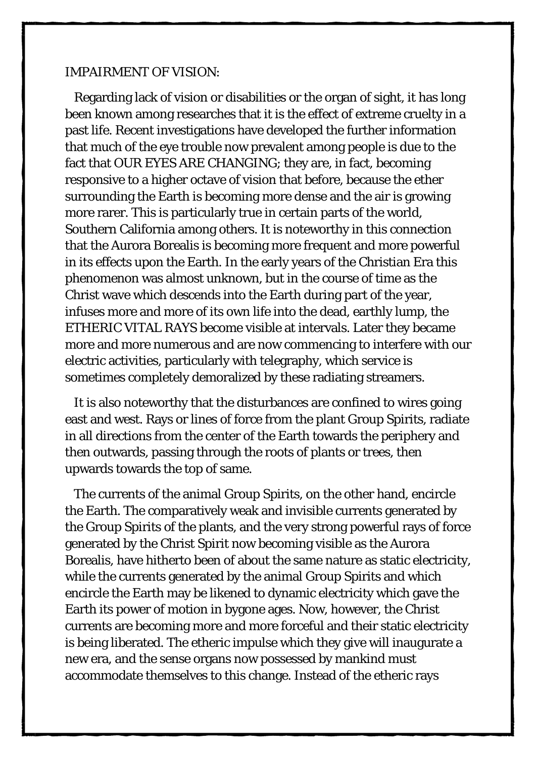IMPAIRMENT OF VISION:

Regarding lack of vision or disabilities or the organ of sight, it has long been known among researches that it is the effect of extreme cruelty in a past life. Recent investigations have developed the further information that much of the eye trouble now prevalent among people is due to the fact that OUR EYES ARE CHANGING; they are, in fact, becoming responsive to a higher octave of vision that before, because the ether surrounding the Earth is becoming more dense and the air is growing more rarer. This is particularly true in certain parts of the world, Southern California among others. It is noteworthy in this connection that the Aurora Borealis is becoming more frequent and more powerful in its effects upon the Earth. In the early years of the Christian Era this phenomenon was almost unknown, but in the course of time as the Christ wave which descends into the Earth during part of the year, infuses more and more of its own life into the dead, earthly lump, the ETHERIC VITAL RAYS become visible at intervals. Later they became more and more numerous and are now commencing to interfere with our electric activities, particularly with telegraphy, which service is sometimes completely demoralized by these radiating streamers.

It is also noteworthy that the disturbances are confined to wires going east and west. Rays or lines of force from the plant Group Spirits, radiate in all directions from the center of the Earth towards the periphery and then outwards, passing through the roots of plants or trees, then upwards towards the top of same.

The currents of the animal Group Spirits, on the other hand, encircle the Earth. The comparatively weak and invisible currents generated by the Group Spirits of the plants, and the very strong powerful rays of force generated by the Christ Spirit now becoming visible as the Aurora Borealis, have hitherto been of about the same nature as static electricity, while the currents generated by the animal Group Spirits and which encircle the Earth may be likened to dynamic electricity which gave the Earth its power of motion in bygone ages. Now, however, the Christ currents are becoming more and more forceful and their static electricity is being liberated. The etheric impulse which they give will inaugurate a new era, and the sense organs now possessed by mankind must accommodate themselves to this change. Instead of the etheric rays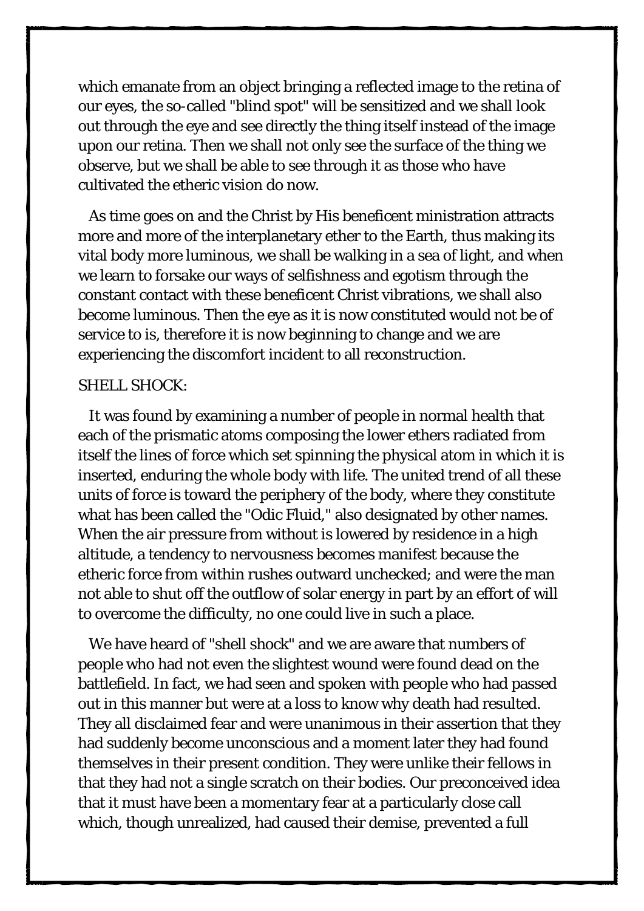which emanate from an object bringing a reflected image to the retina of our eyes, the so-called "blind spot" will be sensitized and we shall look out through the eye and see directly the thing itself instead of the image upon our retina. Then we shall not only see the surface of the thing we observe, but we shall be able to see through it as those who have cultivated the etheric vision do now.

As time goes on and the Christ by His beneficent ministration attracts more and more of the interplanetary ether to the Earth, thus making its vital body more luminous, we shall be walking in a sea of light, and when we learn to forsake our ways of selfishness and egotism through the constant contact with these beneficent Christ vibrations, we shall also become luminous. Then the eye as it is now constituted would not be of service to is, therefore it is now beginning to change and we are experiencing the discomfort incident to all reconstruction.

SHELL SHOCK:

It was found by examining a number of people in normal health that each of the prismatic atoms composing the lower ethers radiated from itself the lines of force which set spinning the physical atom in which it is inserted, enduring the whole body with life. The united trend of all these units of force is toward the periphery of the body, where they constitute what has been called the "Odic Fluid," also designated by other names. When the air pressure from without is lowered by residence in a high altitude, a tendency to nervousness becomes manifest because the etheric force from within rushes outward unchecked; and were the man not able to shut off the outflow of solar energy in part by an effort of will to overcome the difficulty, no one could live in such a place.

We have heard of "shell shock" and we are aware that numbers of people who had not even the slightest wound were found dead on the battlefield. In fact, we had seen and spoken with people who had passed out in this manner but were at a loss to know why death had resulted. They all disclaimed fear and were unanimous in their assertion that they had suddenly become unconscious and a moment later they had found themselves in their present condition. They were unlike their fellows in that they had not a single scratch on their bodies. Our preconceived idea that it must have been a momentary fear at a particularly close call which, though unrealized, had caused their demise, prevented a full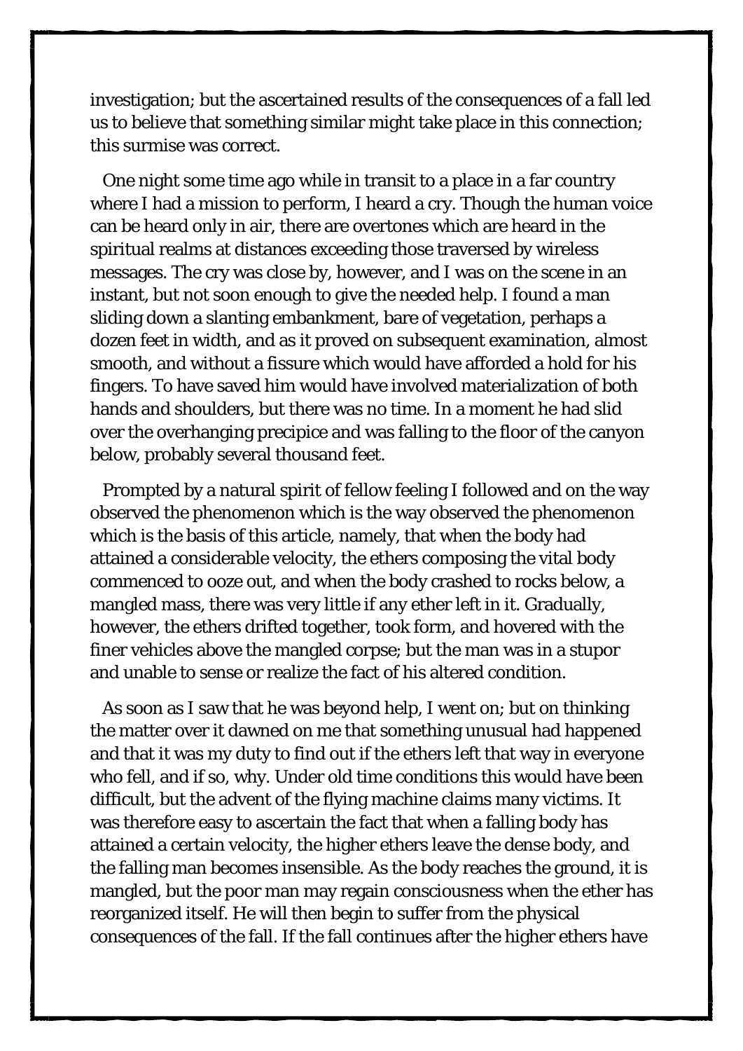investigation; but the ascertained results of the consequences of a fall led us to believe that something similar might take place in this connection; this surmise was correct.

One night some time ago while in transit to a place in a far country where I had a mission to perform, I heard a cry. Though the human voice can be heard only in air, there are overtones which are heard in the spiritual realms at distances exceeding those traversed by wireless messages. The cry was close by, however, and I was on the scene in an instant, but not soon enough to give the needed help. I found a man sliding down a slanting embankment, bare of vegetation, perhaps a dozen feet in width, and as it proved on subsequent examination, almost smooth, and without a fissure which would have afforded a hold for his fingers. To have saved him would have involved materialization of both hands and shoulders, but there was no time. In a moment he had slid over the overhanging precipice and was falling to the floor of the canyon below, probably several thousand feet.

Prompted by a natural spirit of fellow feeling I followed and on the way observed the phenomenon which is the way observed the phenomenon which is the basis of this article, namely, that when the body had attained a considerable velocity, the ethers composing the vital body commenced to ooze out, and when the body crashed to rocks below, a mangled mass, there was very little if any ether left in it. Gradually, however, the ethers drifted together, took form, and hovered with the finer vehicles above the mangled corpse; but the man was in a stupor and unable to sense or realize the fact of his altered condition.

As soon as I saw that he was beyond help, I went on; but on thinking the matter over it dawned on me that something unusual had happened and that it was my duty to find out if the ethers left that way in everyone who fell, and if so, why. Under old time conditions this would have been difficult, but the advent of the flying machine claims many victims. It was therefore easy to ascertain the fact that when a falling body has attained a certain velocity, the higher ethers leave the dense body, and the falling man becomes insensible. As the body reaches the ground, it is mangled, but the poor man may regain consciousness when the ether has reorganized itself. He will then begin to suffer from the physical consequences of the fall. If the fall continues after the higher ethers have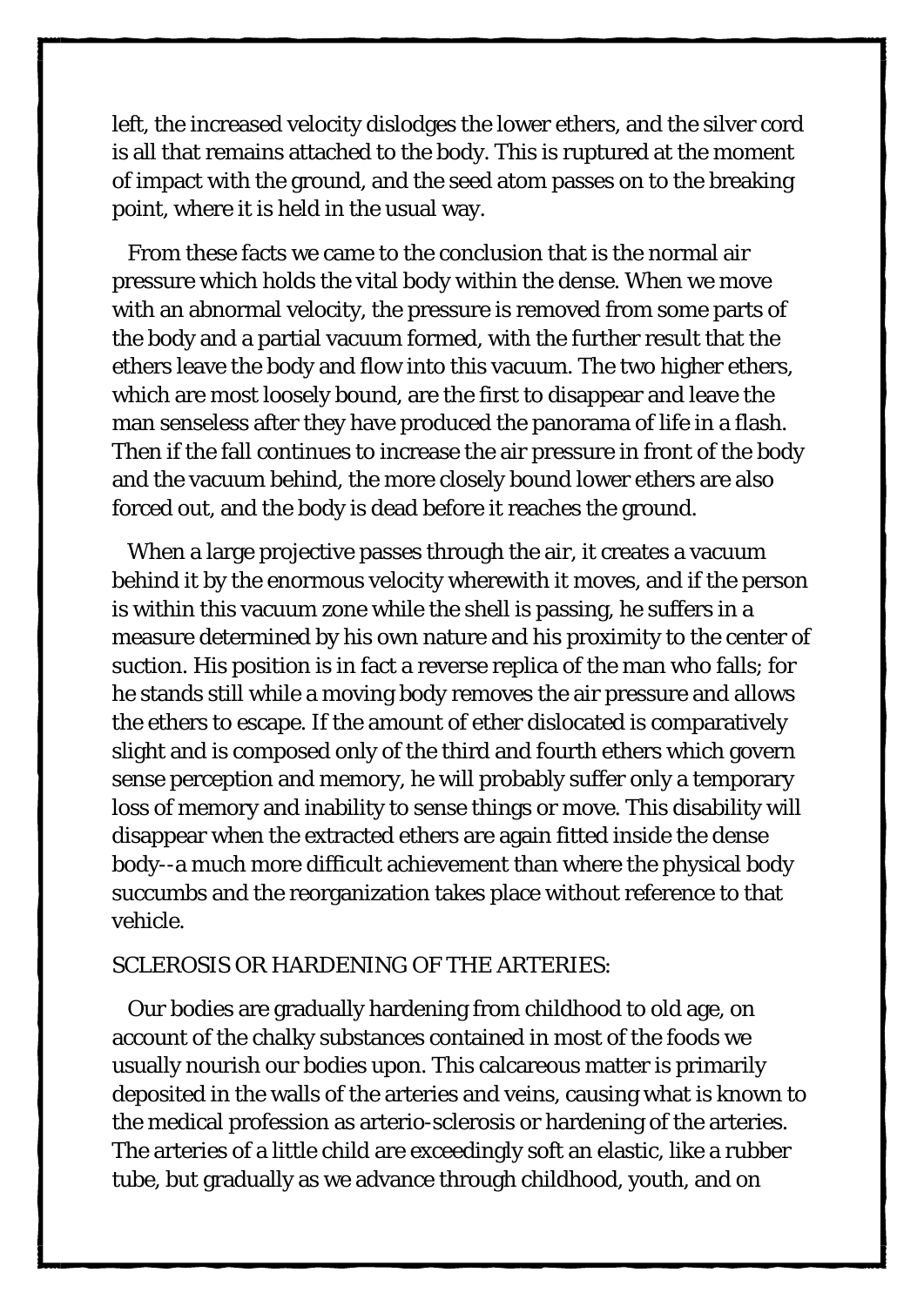left, the increased velocity dislodges the lower ethers, and the silver cord is all that remains attached to the body. This is ruptured at the moment of impact with the ground, and the seed atom passes on to the breaking point, where it is held in the usual way.

From these facts we came to the conclusion that is the normal air pressure which holds the vital body within the dense. When we move with an abnormal velocity, the pressure is removed from some parts of the body and a partial vacuum formed, with the further result that the ethers leave the body and flow into this vacuum. The two higher ethers, which are most loosely bound, are the first to disappear and leave the man senseless after they have produced the panorama of life in a flash. Then if the fall continues to increase the air pressure in front of the body and the vacuum behind, the more closely bound lower ethers are also forced out, and the body is dead before it reaches the ground.

When a large projective passes through the air, it creates a vacuum behind it by the enormous velocity wherewith it moves, and if the person is within this vacuum zone while the shell is passing, he suffers in a measure determined by his own nature and his proximity to the center of suction. His position is in fact a reverse replica of the man who falls; for he stands still while a moving body removes the air pressure and allows the ethers to escape. If the amount of ether dislocated is comparatively slight and is composed only of the third and fourth ethers which govern sense perception and memory, he will probably suffer only a temporary loss of memory and inability to sense things or move. This disability will disappear when the extracted ethers are again fitted inside the dense body--a much more difficult achievement than where the physical body succumbs and the reorganization takes place without reference to that vehicle.

SCLEROSIS OR HARDENING OF THE ARTERIES:

Our bodies are gradually hardening from childhood to old age, on account of the chalky substances contained in most of the foods we usually nourish our bodies upon. This calcareous matter is primarily deposited in the walls of the arteries and veins, causing what is known to the medical profession as arterio-sclerosis or hardening of the arteries. The arteries of a little child are exceedingly soft an elastic, like a rubber tube, but gradually as we advance through childhood, youth, and on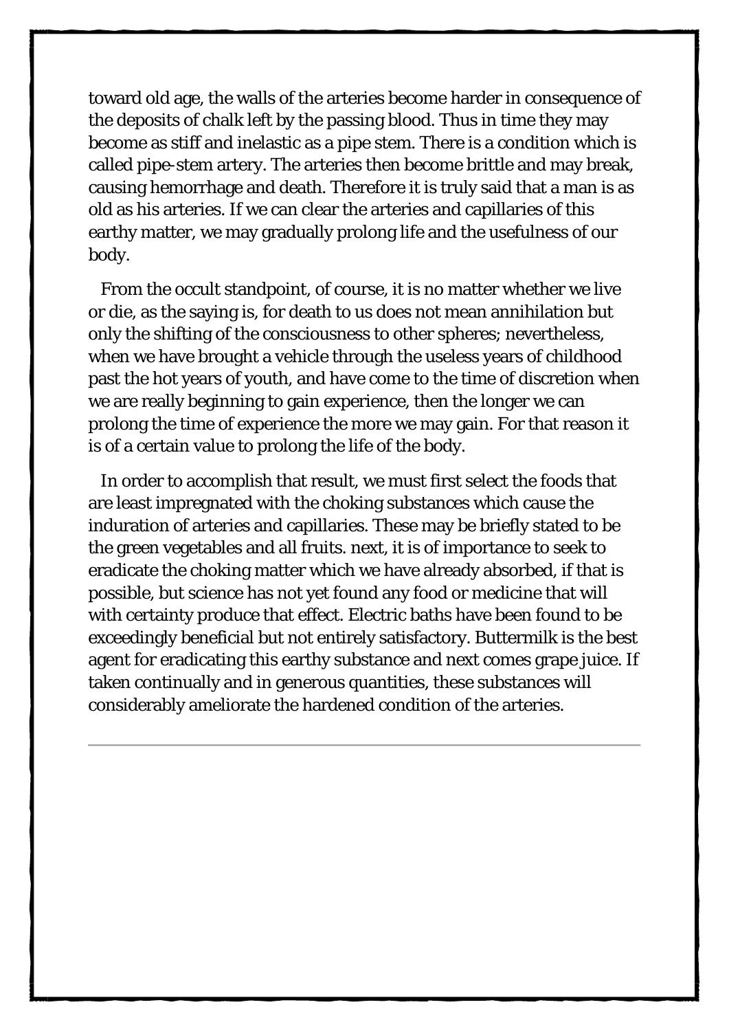toward old age, the walls of the arteries become harder in consequence of the deposits of chalk left by the passing blood. Thus in time they may become as stiff and inelastic as a pipe stem. There is a condition which is called pipe-stem artery. The arteries then become brittle and may break, causing hemorrhage and death. Therefore it is truly said that a man is as old as his arteries. If we can clear the arteries and capillaries of this earthy matter, we may gradually prolong life and the usefulness of our body.

From the occult standpoint, of course, it is no matter whether we live or die, as the saying is, for death to us does not mean annihilation but only the shifting of the consciousness to other spheres; nevertheless, when we have brought a vehicle through the useless years of childhood past the hot years of youth, and have come to the time of discretion when we are really beginning to gain experience, then the longer we can prolong the time of experience the more we may gain. For that reason it is of a certain value to prolong the life of the body.

In order to accomplish that result, we must first select the foods that are least impregnated with the choking substances which cause the induration of arteries and capillaries. These may be briefly stated to be the green vegetables and all fruits. next, it is of importance to seek to eradicate the choking matter which we have already absorbed, if that is possible, but science has not yet found any food or medicine that will with certainty produce that effect. Electric baths have been found to be exceedingly beneficial but not entirely satisfactory. Buttermilk is the best agent for eradicating this earthy substance and next comes grape juice. If taken continually and in generous quantities, these substances will considerably ameliorate the hardened condition of the arteries.

---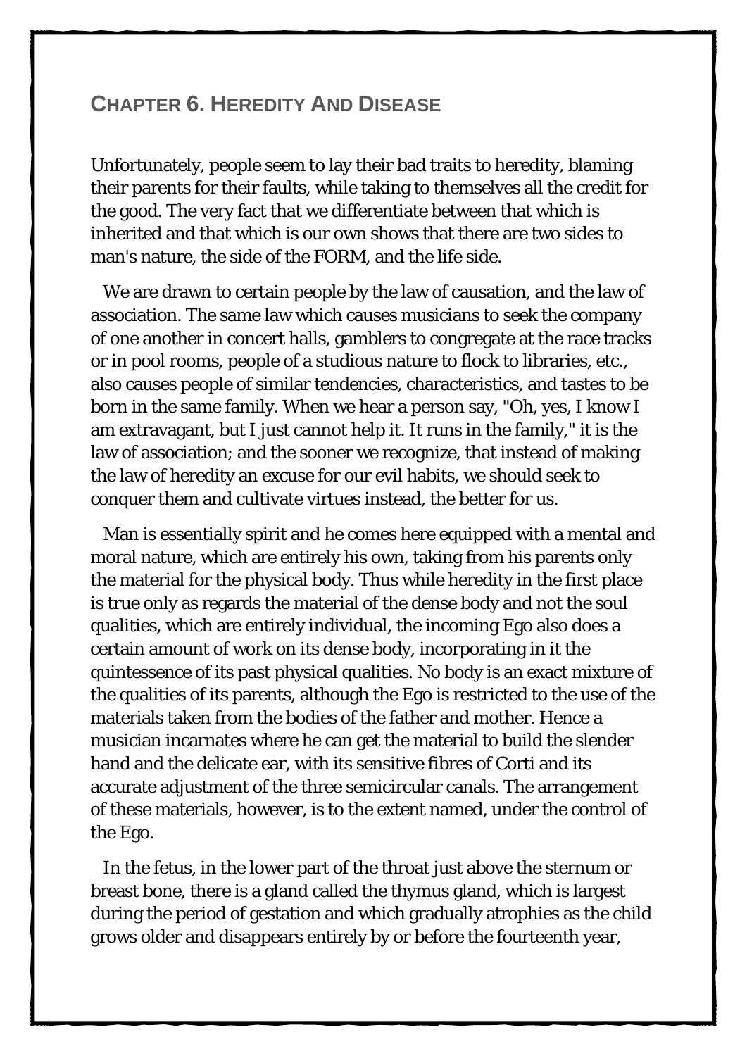## Chapter 6. Heredity And Disease

Unfortunately, people seem to lay their bad traits to heredity, blaming their parents for their faults, while taking to themselves all the credit for the good. The very fact that we differentiate between that which is inherited and that which is our own shows that there are two sides to man's nature, the side of the FORM, and the life side.

We are drawn to certain people by the law of causation, and the law of association. The same law which causes musicians to seek the company of one another in concert halls, gamblers to congregate at the race tracks or in pool rooms, people of a studious nature to flock to libraries, etc., also causes people of similar tendencies, characteristics, and tastes to be born in the same family. When we hear a person say, "Oh, yes, I know I am extravagant, but I just cannot help it. It runs in the family," it is the law of association; and the sooner we recognize, that instead of making the law of heredity an excuse for our evil habits, we should seek to conquer them and cultivate virtues instead, the better for us.

Man is essentially spirit and he comes here equipped with a mental and moral nature, which are entirely his own, taking from his parents only the material for the physical body. Thus while heredity in the first place is true only as regards the material of the dense body and not the soul qualities, which are entirely individual, the incoming Ego also does a certain amount of work on its dense body, incorporating in it the quintessence of its past physical qualities. No body is an exact mixture of the qualities of its parents, although the Ego is restricted to the use of the materials taken from the bodies of the father and mother. Hence a musician incarnates where he can get the material to build the slender hand and the delicate ear, with its sensitive fibres of Corti and its accurate adjustment of the three semicircular canals. The arrangement of these materials, however, is to the extent named, under the control of the Ego.

In the fetus, in the lower part of the throat just above the sternum or breast bone, there is a gland called the thymus gland, which is largest during the period of gestation and which gradually atrophies as the child grows older and disappears entirely by or before the fourteenth year,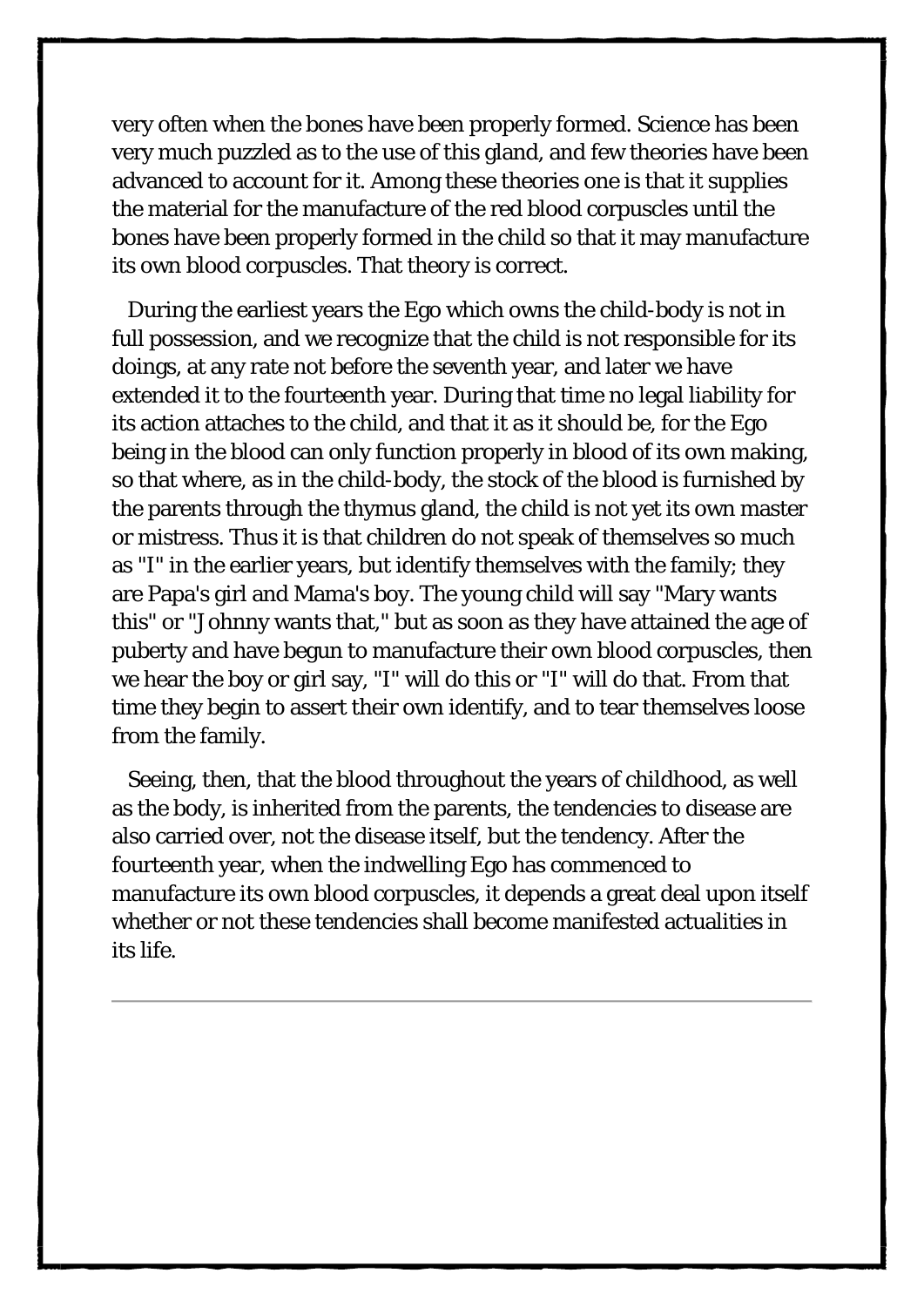very often when the bones have been properly formed. Science has been very much puzzled as to the use of this gland, and few theories have been advanced to account for it. Among these theories one is that it supplies the material for the manufacture of the red blood corpuscles until the bones have been properly formed in the child so that it may manufacture its own blood corpuscles. That theory is correct.

During the earliest years the Ego which owns the child-body is not in full possession, and we recognize that the child is not responsible for its doings, at any rate not before the seventh year, and later we have extended it to the fourteenth year. During that time no legal liability for its action attaches to the child, and that it as it should be, for the Ego being in the blood can only function properly in blood of its own making, so that where, as in the child-body, the stock of the blood is furnished by the parents through the thymus gland, the child is not yet its own master or mistress. Thus it is that children do not speak of themselves so much as "I" in the earlier years, but identify themselves with the family; they are Papa's girl and Mama's boy. The young child will say "Mary wants this" or "Johnny wants that," but as soon as they have attained the age of puberty and have begun to manufacture their own blood corpuscles, then we hear the boy or girl say, "I" will do this or "I" will do that. From that time they begin to assert their own identify, and to tear themselves loose from the family.

Seeing, then, that the blood throughout the years of childhood, as well as the body, is inherited from the parents, the tendencies to disease are also carried over, not the disease itself, but the tendency. After the fourteenth year, when the indwelling Ego has commenced to manufacture its own blood corpuscles, it depends a great deal upon itself whether or not these tendencies shall become manifested actualities in its life.

---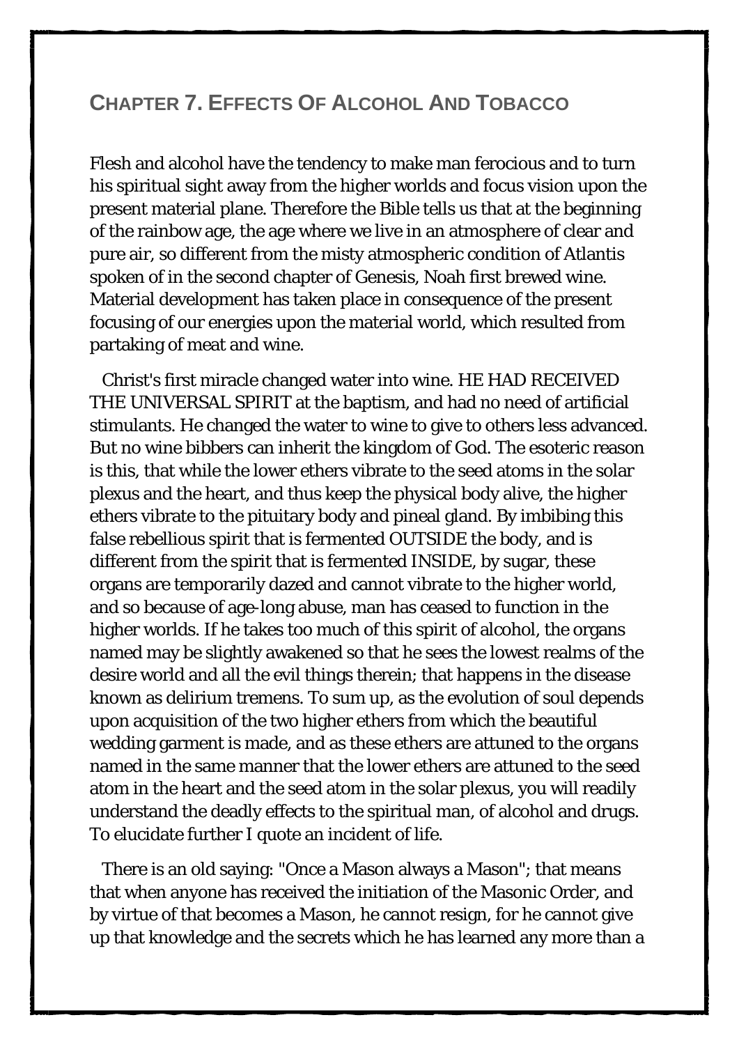## CHAPTER 7. EFFECTS OF ALCOHOL AND TOBACCO

Flesh and alcohol have the tendency to make man ferocious and to turn his spiritual sight away from the higher worlds and focus vision upon the present material plane. Therefore the Bible tells us that at the beginning of the rainbow age, the age where we live in an atmosphere of clear and pure air, so different from the misty atmospheric condition of Atlantis spoken of in the second chapter of Genesis, Noah first brewed wine. Material development has taken place in consequence of the present focusing of our energies upon the material world, which resulted from partaking of meat and wine.

Christ's first miracle changed water into wine. HE HAD RECEIVED THE UNIVERSAL SPIRIT at the baptism, and had no need of artificial stimulants. He changed the water to wine to give to others less advanced. But no wine bibbers can inherit the kingdom of God. The esoteric reason is this, that while the lower ethers vibrate to the seed atoms in the solar plexus and the heart, and thus keep the physical body alive, the higher ethers vibrate to the pituitary body and pineal gland. By imbibing this false rebellious spirit that is fermented OUTSIDE the body, and is different from the spirit that is fermented INSIDE, by sugar, these organs are temporarily dazed and cannot vibrate to the higher world, and so because of age-long abuse, man has ceased to function in the higher worlds. If he takes too much of this spirit of alcohol, the organs named may be slightly awakened so that he sees the lowest realms of the desire world and all the evil things therein; that happens in the disease known as delirium tremens. To sum up, as the evolution of soul depends upon acquisition of the two higher ethers from which the beautiful wedding garment is made, and as these ethers are attuned to the organs named in the same manner that the lower ethers are attuned to the seed atom in the heart and the seed atom in the solar plexus, you will readily understand the deadly effects to the spiritual man, of alcohol and drugs. To elucidate further I quote an incident of life.

There is an old saying: "Once a Mason always a Mason"; that means that when anyone has received the initiation of the Masonic Order, and by virtue of that becomes a Mason, he cannot resign, for he cannot give up that knowledge and the secrets which he has learned any more than a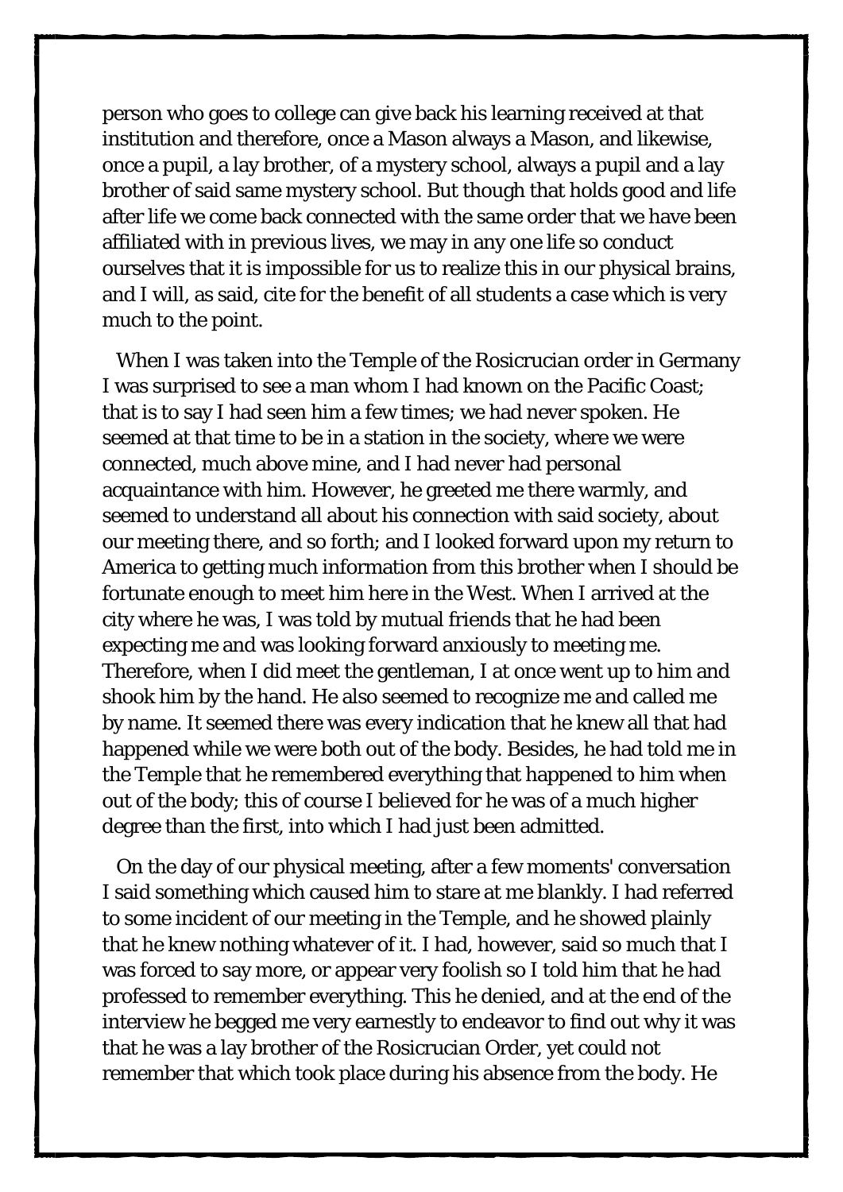person who goes to college can give back his learning received at that institution and therefore, once a Mason always a Mason, and likewise, once a pupil, a lay brother, of a mystery school, always a pupil and a lay brother of said same mystery school. But though that holds good and life after life we come back connected with the same order that we have been affiliated with in previous lives, we may in any one life so conduct ourselves that it is impossible for us to realize this in our physical brains, and I will, as said, cite for the benefit of all students a case which is very much to the point.

When I was taken into the Temple of the Rosicrucian order in Germany I was surprised to see a man whom I had known on the Pacific Coast; that is to say I had seen him a few times; we had never spoken. He seemed at that time to be in a station in the society, where we were connected, much above mine, and I had never had personal acquaintance with him. However, he greeted me there warmly, and seemed to understand all about his connection with said society, about our meeting there, and so forth; and I looked forward upon my return to America to getting much information from this brother when I should be fortunate enough to meet him here in the West. When I arrived at the city where he was, I was told by mutual friends that he had been expecting me and was looking forward anxiously to meeting me. Therefore, when I did meet the gentleman, I at once went up to him and shook him by the hand. He also seemed to recognize me and called me by name. It seemed there was every indication that he knew all that had happened while we were both out of the body. Besides, he had told me in the Temple that he remembered everything that happened to him when out of the body; this of course I believed for he was of a much higher degree than the first, into which I had just been admitted.

On the day of our physical meeting, after a few moments' conversation I said something which caused him to stare at me blankly. I had referred to some incident of our meeting in the Temple, and he showed plainly that he knew nothing whatever of it. I had, however, said so much that I was forced to say more, or appear very foolish so I told him that he had professed to remember everything. This he denied, and at the end of the interview he begged me very earnestly to endeavor to find out why it was that he was a lay brother of the Rosicrucian Order, yet could not remember that which took place during his absence from the body. He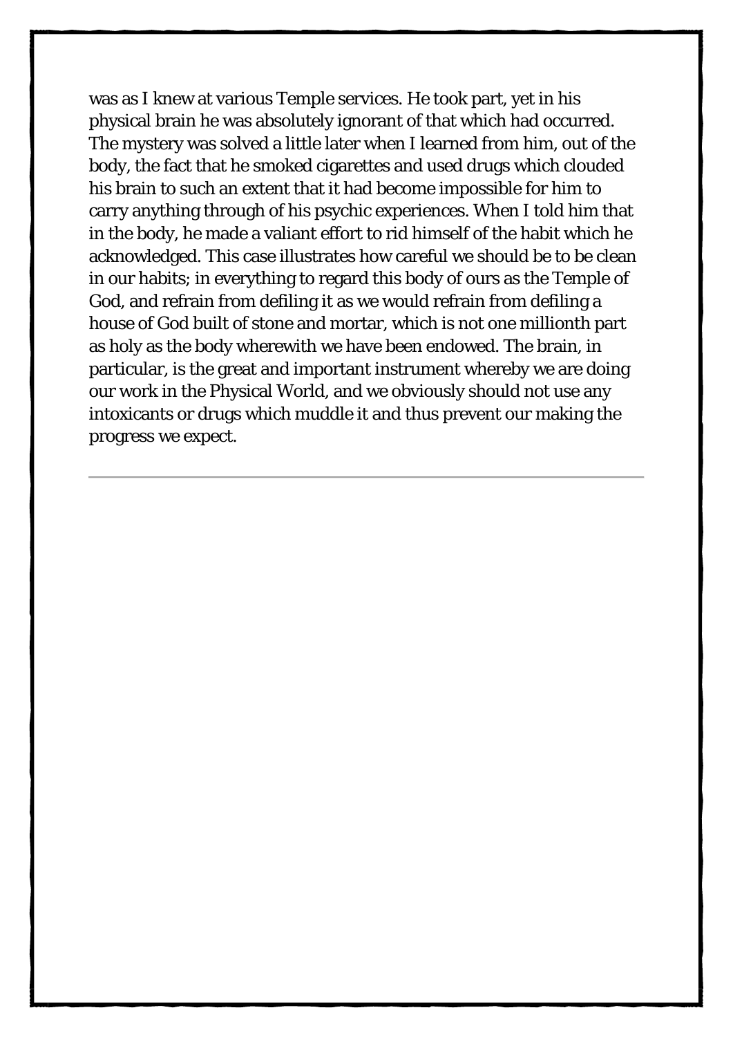was as I knew at various Temple services. He took part, yet in his physical brain he was absolutely ignorant of that which had occurred. The mystery was solved a little later when I learned from him, out of the body, the fact that he smoked cigarettes and used drugs which clouded his brain to such an extent that it had become impossible for him to carry anything through of his psychic experiences. When I told him that in the body, he made a valiant effort to rid himself of the habit which he acknowledged. This case illustrates how careful we should be to be clean in our habits; in everything to regard this body of ours as the Temple of God, and refrain from defiling it as we would refrain from defiling a house of God built of stone and mortar, which is not one millionth part as holy as the body wherewith we have been endowed. The brain, in particular, is the great and important instrument whereby we are doing our work in the Physical World, and we obviously should not use any intoxicants or drugs which muddle it and thus prevent our making the progress we expect.

---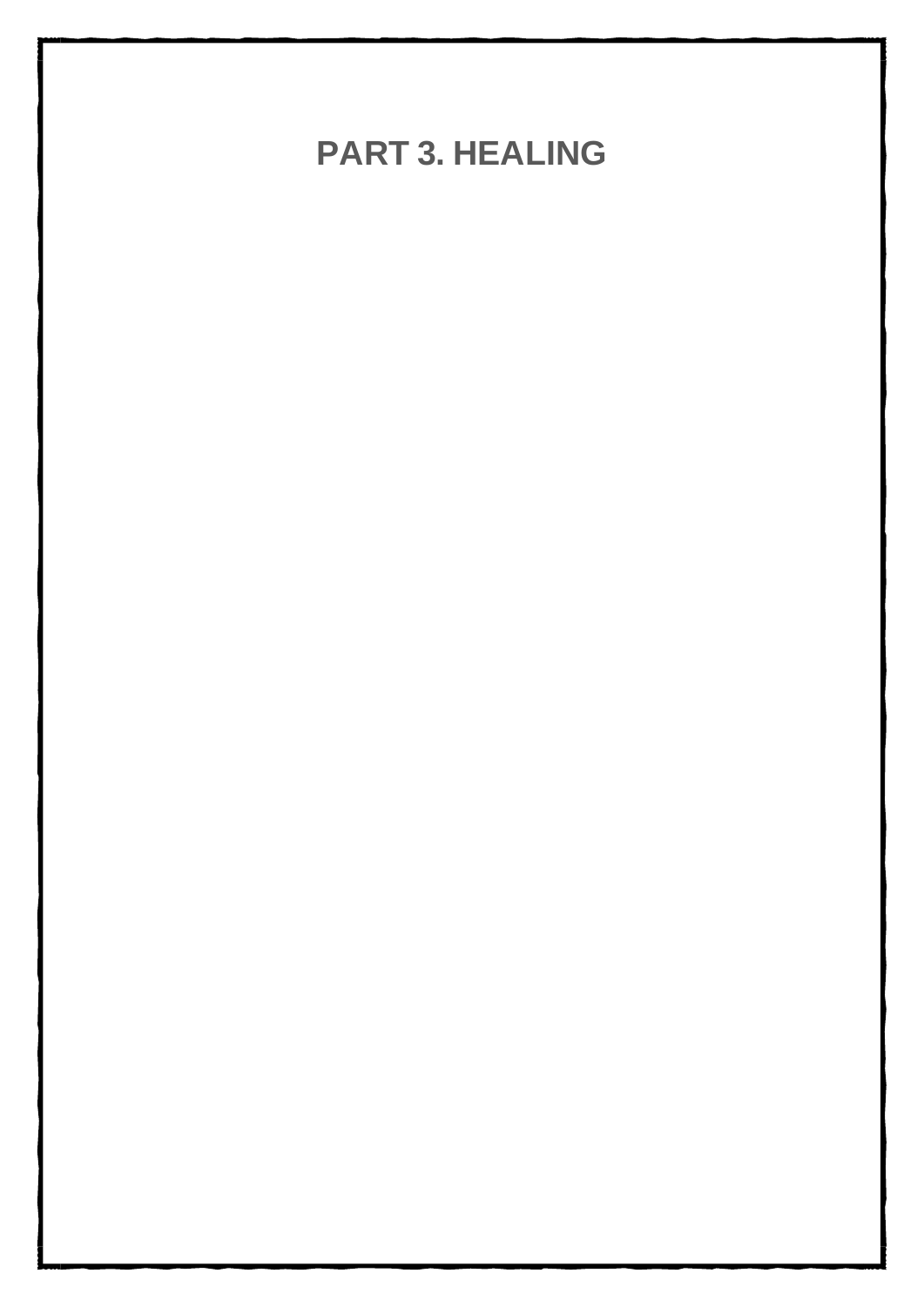# PART 3. HEALING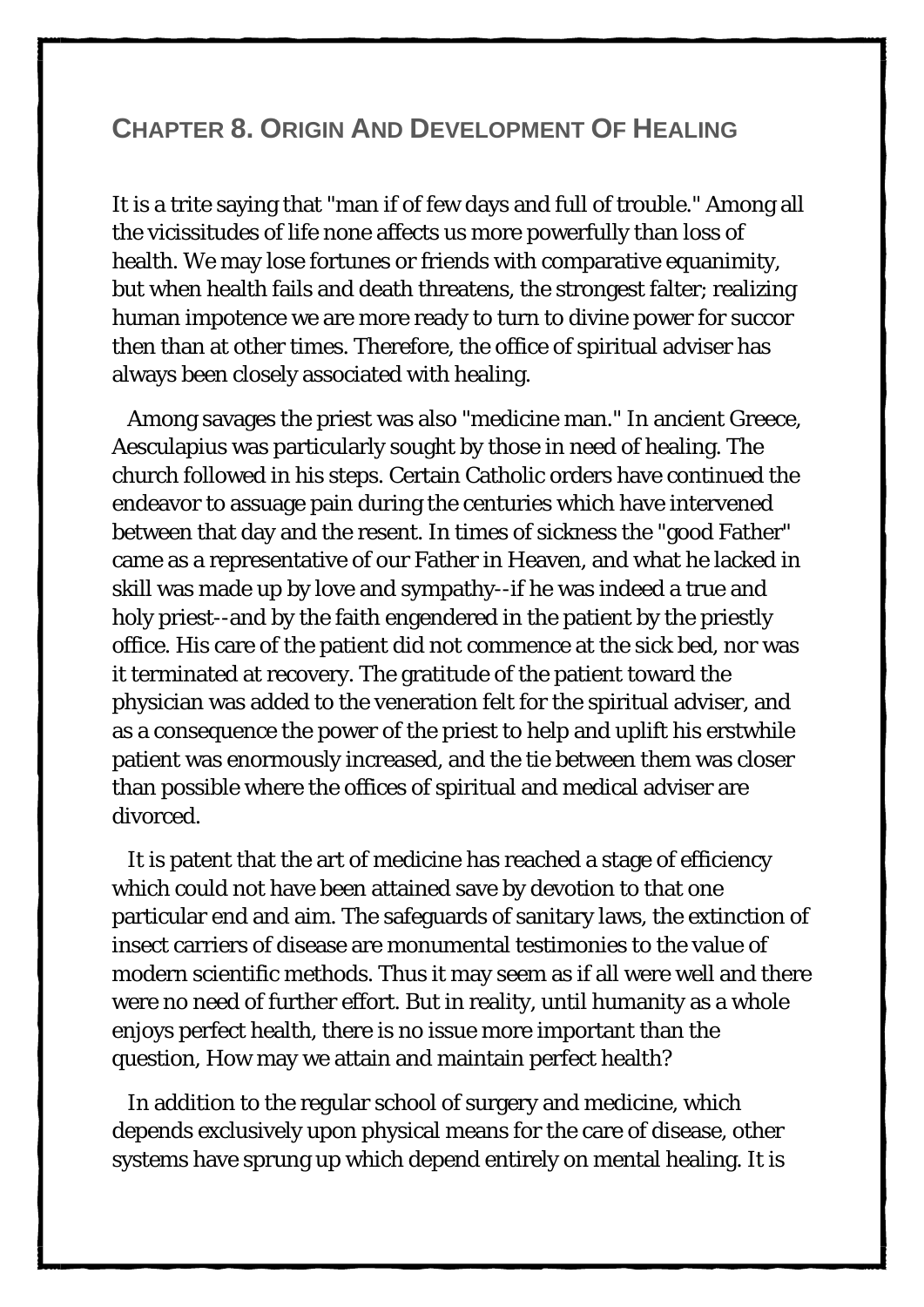## CHAPTER 8. ORIGIN AND DEVELOPMENT OF HEALING

It is a trite saying that "man if of few days and full of trouble." Among all the vicissitudes of life none affects us more powerfully than loss of health. We may lose fortunes or friends with comparative equanimity, but when health fails and death threatens, the strongest falter; realizing human impotence we are more ready to turn to divine power for succor then than at other times. Therefore, the office of spiritual adviser has always been closely associated with healing.

Among savages the priest was also "medicine man." In ancient Greece, Aesculapius was particularly sought by those in need of healing. The church followed in his steps. Certain Catholic orders have continued the endeavor to assuage pain during the centuries which have intervened between that day and the resent. In times of sickness the "good Father" came as a representative of our Father in Heaven, and what he lacked in skill was made up by love and sympathy--if he was indeed a true and holy priest--and by the faith engendered in the patient by the priestly office. His care of the patient did not commence at the sick bed, nor was it terminated at recovery. The gratitude of the patient toward the physician was added to the veneration felt for the spiritual adviser, and as a consequence the power of the priest to help and uplift his erstwhile patient was enormously increased, and the tie between them was closer than possible where the offices of spiritual and medical adviser are divorced.

It is patent that the art of medicine has reached a stage of efficiency which could not have been attained save by devotion to that one particular end and aim. The safeguards of sanitary laws, the extinction of insect carriers of disease are monumental testimonies to the value of modern scientific methods. Thus it may seem as if all were well and there were no need of further effort. But in reality, until humanity as a whole enjoys perfect health, there is no issue more important than the question, How may we attain and maintain perfect health?

In addition to the regular school of surgery and medicine, which depends exclusively upon physical means for the care of disease, other systems have sprung up which depend entirely on mental healing. It is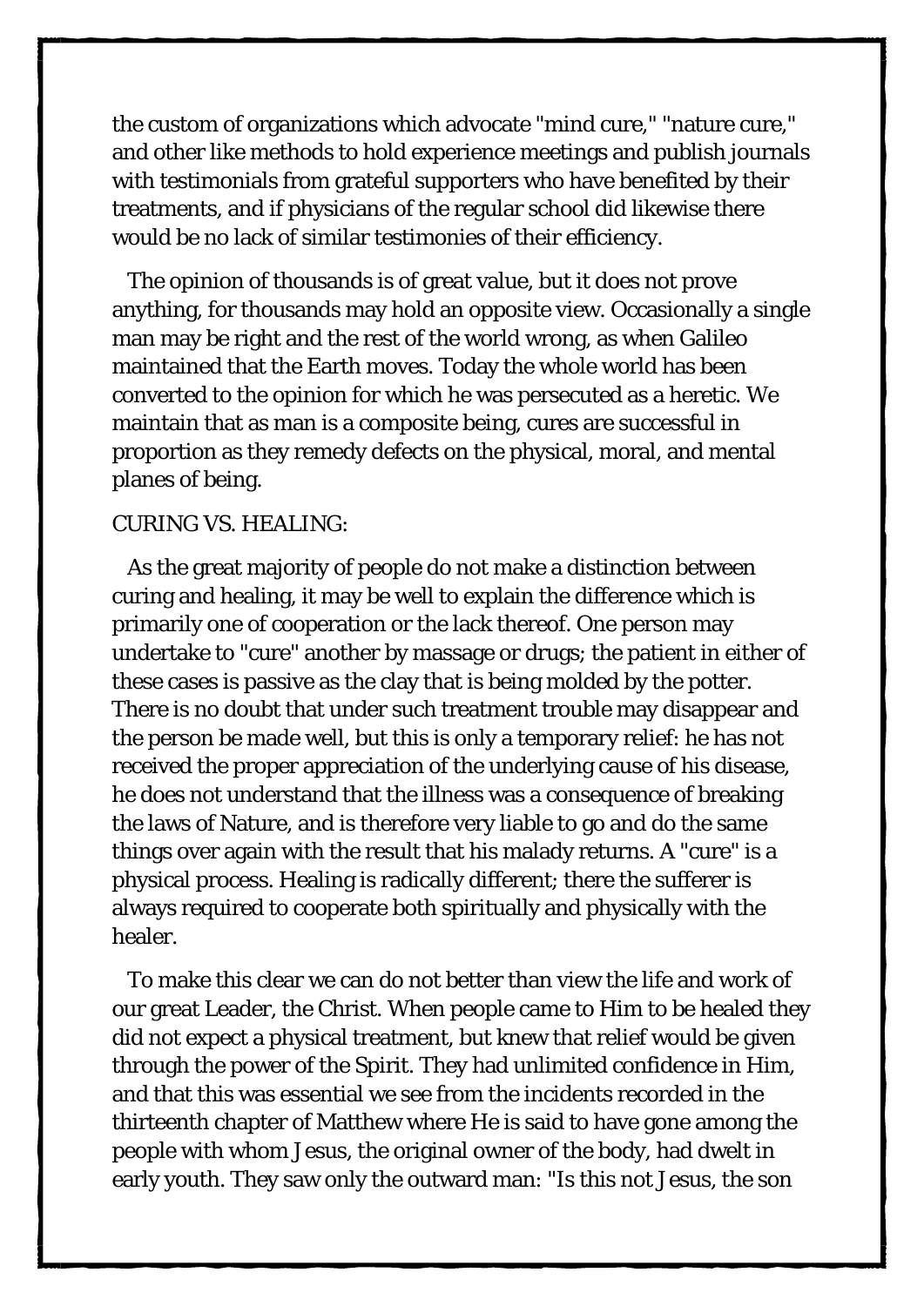the custom of organizations which advocate "mind cure," "nature cure," and other like methods to hold experience meetings and publish journals with testimonials from grateful supporters who have benefited by their treatments, and if physicians of the regular school did likewise there would be no lack of similar testimonies of their efficiency.

The opinion of thousands is of great value, but it does not prove anything, for thousands may hold an opposite view. Occasionally a single man may be right and the rest of the world wrong, as when Galileo maintained that the Earth moves. Today the whole world has been converted to the opinion for which he was persecuted as a heretic. We maintain that as man is a composite being, cures are successful in proportion as they remedy defects on the physical, moral, and mental planes of being.

CURING VS. HEALING:

As the great majority of people do not make a distinction between curing and healing, it may be well to explain the difference which is primarily one of cooperation or the lack thereof. One person may undertake to "cure" another by massage or drugs; the patient in either of these cases is passive as the clay that is being molded by the potter. There is no doubt that under such treatment trouble may disappear and the person be made well, but this is only a temporary relief: he has not received the proper appreciation of the underlying cause of his disease, he does not understand that the illness was a consequence of breaking the laws of Nature, and is therefore very liable to go and do the same things over again with the result that his malady returns. A "cure" is a physical process. Healing is radically different; there the sufferer is always required to cooperate both spiritually and physically with the healer.

To make this clear we can do not better than view the life and work of our great Leader, the Christ. When people came to Him to be healed they did not expect a physical treatment, but knew that relief would be given through the power of the Spirit. They had unlimited confidence in Him, and that this was essential we see from the incidents recorded in the thirteenth chapter of Matthew where He is said to have gone among the people with whom Jesus, the original owner of the body, had dwelt in early youth. They saw only the outward man: "Is this not Jesus, the son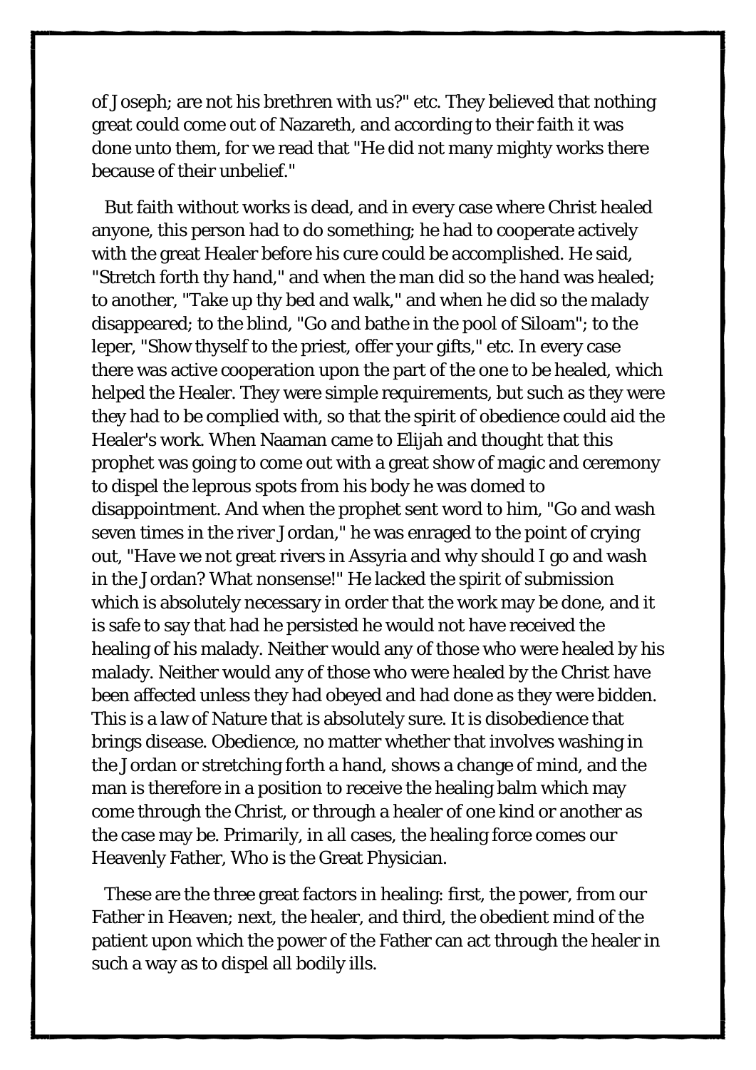of Joseph; are not his brethren with us?" etc. They believed that nothing great could come out of Nazareth, and according to their faith it was done unto them, for we read that "He did not many mighty works there because of their unbelief."

But faith without works is dead, and in every case where Christ healed anyone, this person had to do something; he had to cooperate actively with the great Healer before his cure could be accomplished. He said, "Stretch forth thy hand," and when the man did so the hand was healed; to another, "Take up thy bed and walk," and when he did so the malady disappeared; to the blind, "Go and bathe in the pool of Siloam"; to the leper, "Show thyself to the priest, offer your gifts," etc. In every case there was active cooperation upon the part of the one to be healed, which helped the Healer. They were simple requirements, but such as they were they had to be complied with, so that the spirit of obedience could aid the Healer's work. When Naaman came to Elijah and thought that this prophet was going to come out with a great show of magic and ceremony to dispel the leprous spots from his body he was domed to disappointment. And when the prophet sent word to him, "Go and wash seven times in the river Jordan," he was enraged to the point of crying out, "Have we not great rivers in Assyria and why should I go and wash in the Jordan? What nonsense!" He lacked the spirit of submission which is absolutely necessary in order that the work may be done, and it is safe to say that had he persisted he would not have received the healing of his malady. Neither would any of those who were healed by his malady. Neither would any of those who were healed by the Christ have been affected unless they had obeyed and had done as they were bidden. This is a law of Nature that is absolutely sure. It is disobedience that brings disease. Obedience, no matter whether that involves washing in the Jordan or stretching forth a hand, shows a change of mind, and the man is therefore in a position to receive the healing balm which may come through the Christ, or through a healer of one kind or another as the case may be. Primarily, in all cases, the healing force comes our Heavenly Father, Who is the Great Physician.

These are the three great factors in healing: first, the power, from our Father in Heaven; next, the healer, and third, the obedient mind of the patient upon which the power of the Father can act through the healer in such a way as to dispel all bodily ills.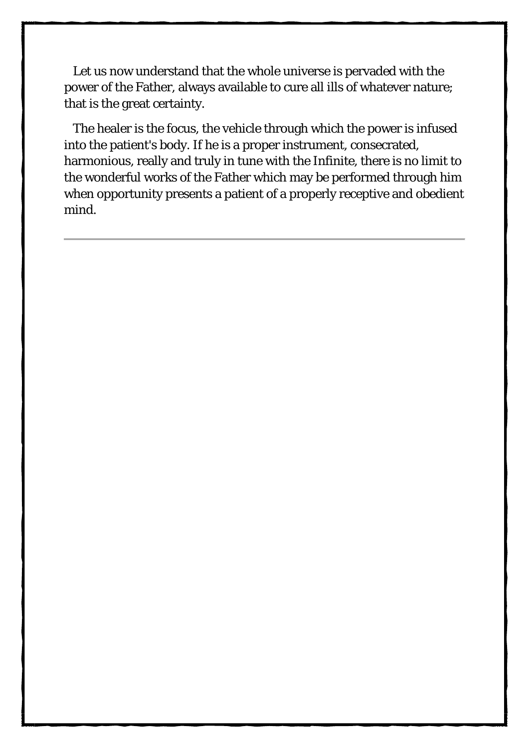Let us now understand that the whole universe is pervaded with the power of the Father, always available to cure all ills of whatever nature; that is the great certainty.

The healer is the focus, the vehicle through which the power is infused into the patient's body. If he is a proper instrument, consecrated, harmonious, really and truly in tune with the Infinite, there is no limit to the wonderful works of the Father which may be performed through him when opportunity presents a patient of a properly receptive and obedient mind.

---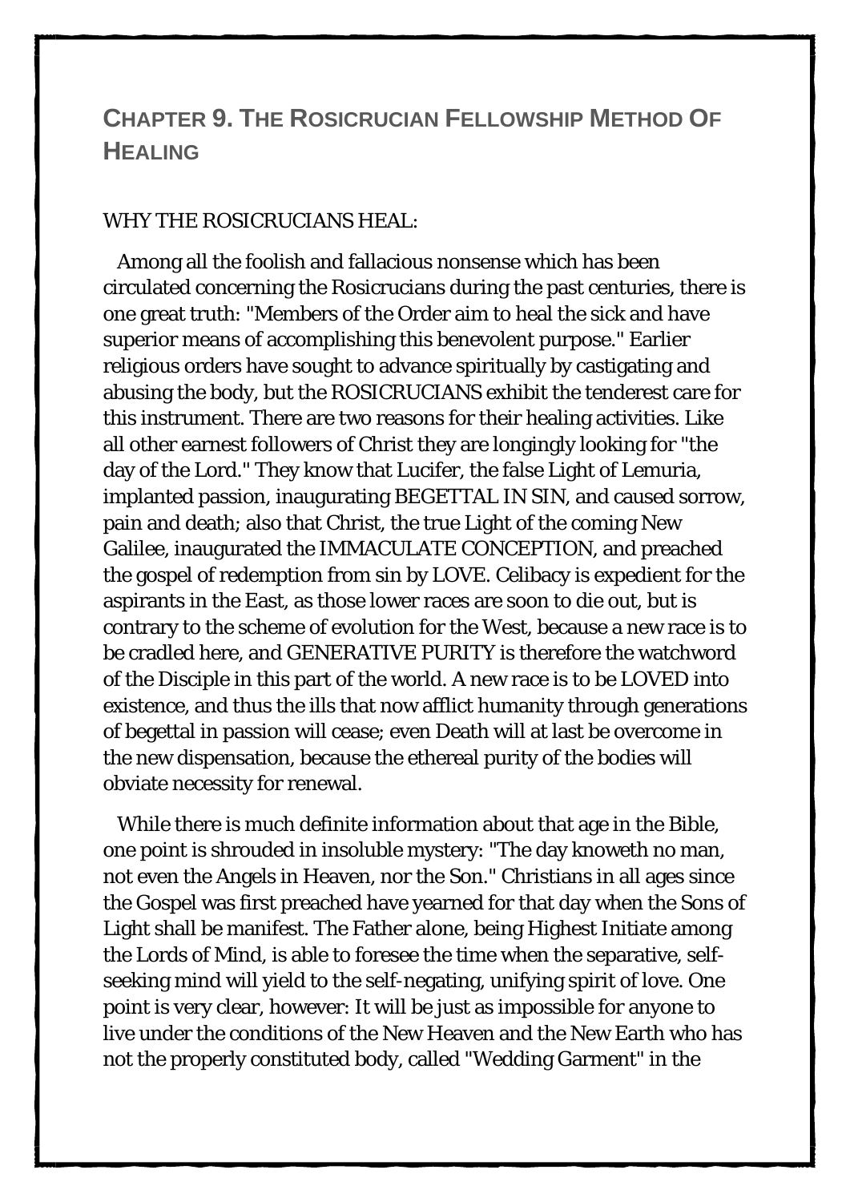## CHAPTER 9. THE ROSICRUCIAN FELLOWSHIP METHOD OF HEALING

WHY THE ROSICRUCIANS HEAL:

Among all the foolish and fallacious nonsense which has been circulated concerning the Rosicrucians during the past centuries, there is one great truth: "Members of the Order aim to heal the sick and have superior means of accomplishing this benevolent purpose." Earlier religious orders have sought to advance spiritually by castigating and abusing the body, but the ROSICRUCIANS exhibit the tenderest care for this instrument. There are two reasons for their healing activities. Like all other earnest followers of Christ they are longingly looking for "the day of the Lord." They know that Lucifer, the false Light of Lemuria, implanted passion, inaugurating BEGETTAL IN SIN, and caused sorrow, pain and death; also that Christ, the true Light of the coming New Galilee, inaugurated the IMMACULATE CONCEPTION, and preached the gospel of redemption from sin by LOVE. Celibacy is expedient for the aspirants in the East, as those lower races are soon to die out, but is contrary to the scheme of evolution for the West, because a new race is to be cradled here, and GENERATIVE PURITY is therefore the watchword of the Disciple in this part of the world. A new race is to be LOVED into existence, and thus the ills that now afflict humanity through generations of begettal in passion will cease; even Death will at last be overcome in the new dispensation, because the ethereal purity of the bodies will obviate necessity for renewal.

While there is much definite information about that age in the Bible, one point is shrouded in insoluble mystery: "The day knoweth no man, not even the Angels in Heaven, nor the Son." Christians in all ages since the Gospel was first preached have yearned for that day when the Sons of Light shall be manifest. The Father alone, being Highest Initiate among the Lords of Mind, is able to foresee the time when the separative, self-seeking mind will yield to the self-negating, unifying spirit of love. One point is very clear, however: It will be just as impossible for anyone to live under the conditions of the New Heaven and the New Earth who has not the properly constituted body, called "Wedding Garment" in the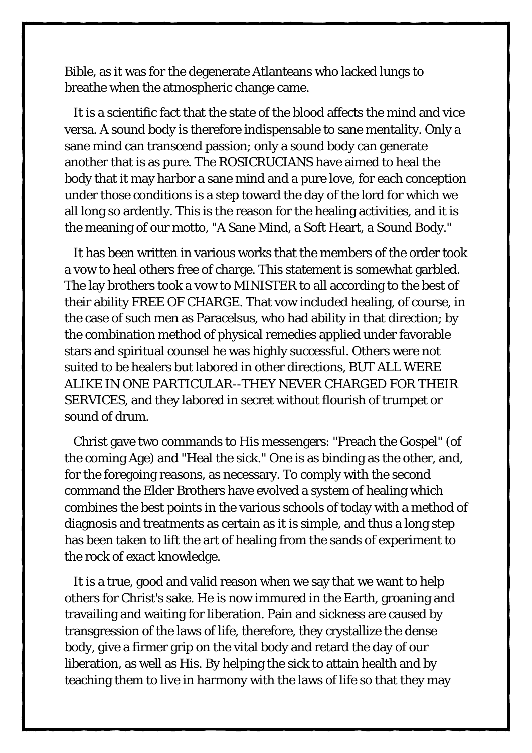Bible, as it was for the degenerate Atlanteans who lacked lungs to breathe when the atmospheric change came.

It is a scientific fact that the state of the blood affects the mind and vice versa. A sound body is therefore indispensable to sane mentality. Only a sane mind can transcend passion; only a sound body can generate another that is as pure. The ROSICRUCIANS have aimed to heal the body that it may harbor a sane mind and a pure love, for each conception under those conditions is a step toward the day of the lord for which we all long so ardently. This is the reason for the healing activities, and it is the meaning of our motto, "A Sane Mind, a Soft Heart, a Sound Body."

It has been written in various works that the members of the order took a vow to heal others free of charge. This statement is somewhat garbled. The lay brothers took a vow to MINISTER to all according to the best of their ability FREE OF CHARGE. That vow included healing, of course, in the case of such men as Paracelsus, who had ability in that direction; by the combination method of physical remedies applied under favorable stars and spiritual counsel he was highly successful. Others were not suited to be healers but labored in other directions, BUT ALL WERE ALIKE IN ONE PARTICULAR--THEY NEVER CHARGED FOR THEIR SERVICES, and they labored in secret without flourish of trumpet or sound of drum.

Christ gave two commands to His messengers: "Preach the Gospel" (of the coming Age) and "Heal the sick." One is as binding as the other, and, for the foregoing reasons, as necessary. To comply with the second command the Elder Brothers have evolved a system of healing which combines the best points in the various schools of today with a method of diagnosis and treatments as certain as it is simple, and thus a long step has been taken to lift the art of healing from the sands of experiment to the rock of exact knowledge.

It is a true, good and valid reason when we say that we want to help others for Christ's sake. He is now immured in the Earth, groaning and travailing and waiting for liberation. Pain and sickness are caused by transgression of the laws of life, therefore, they crystallize the dense body, give a firmer grip on the vital body and retard the day of our liberation, as well as His. By helping the sick to attain health and by teaching them to live in harmony with the laws of life so that they may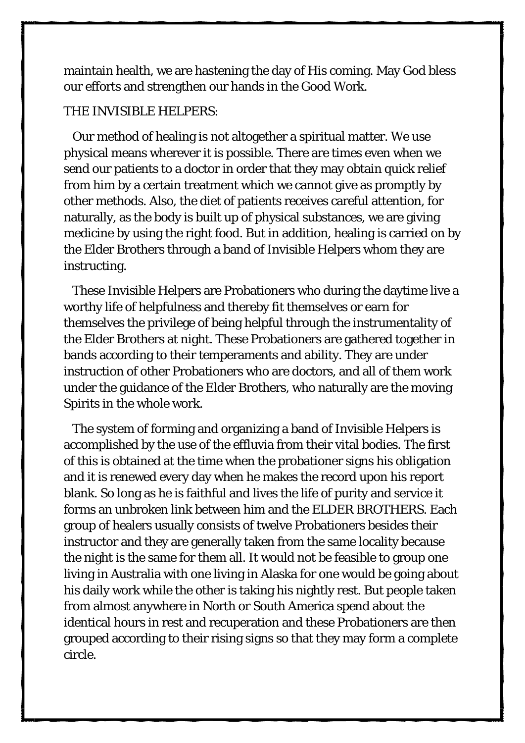maintain health, we are hastening the day of His coming. May God bless our efforts and strengthen our hands in the Good Work.

THE INVISIBLE HELPERS:

Our method of healing is not altogether a spiritual matter. We use physical means wherever it is possible. There are times even when we send our patients to a doctor in order that they may obtain quick relief from him by a certain treatment which we cannot give as promptly by other methods. Also, the diet of patients receives careful attention, for naturally, as the body is built up of physical substances, we are giving medicine by using the right food. But in addition, healing is carried on by the Elder Brothers through a band of Invisible Helpers whom they are instructing.

These Invisible Helpers are Probationers who during the daytime live a worthy life of helpfulness and thereby fit themselves or earn for themselves the privilege of being helpful through the instrumentality of the Elder Brothers at night. These Probationers are gathered together in bands according to their temperaments and ability. They are under instruction of other Probationers who are doctors, and all of them work under the guidance of the Elder Brothers, who naturally are the moving Spirits in the whole work.

The system of forming and organizing a band of Invisible Helpers is accomplished by the use of the effluvia from their vital bodies. The first of this is obtained at the time when the probationer signs his obligation and it is renewed every day when he makes the record upon his report blank. So long as he is faithful and lives the life of purity and service it forms an unbroken link between him and the ELDER BROTHERS. Each group of healers usually consists of twelve Probationers besides their instructor and they are generally taken from the same locality because the night is the same for them all. It would not be feasible to group one living in Australia with one living in Alaska for one would be going about his daily work while the other is taking his nightly rest. But people taken from almost anywhere in North or South America spend about the identical hours in rest and recuperation and these Probationers are then grouped according to their rising signs so that they may form a complete circle.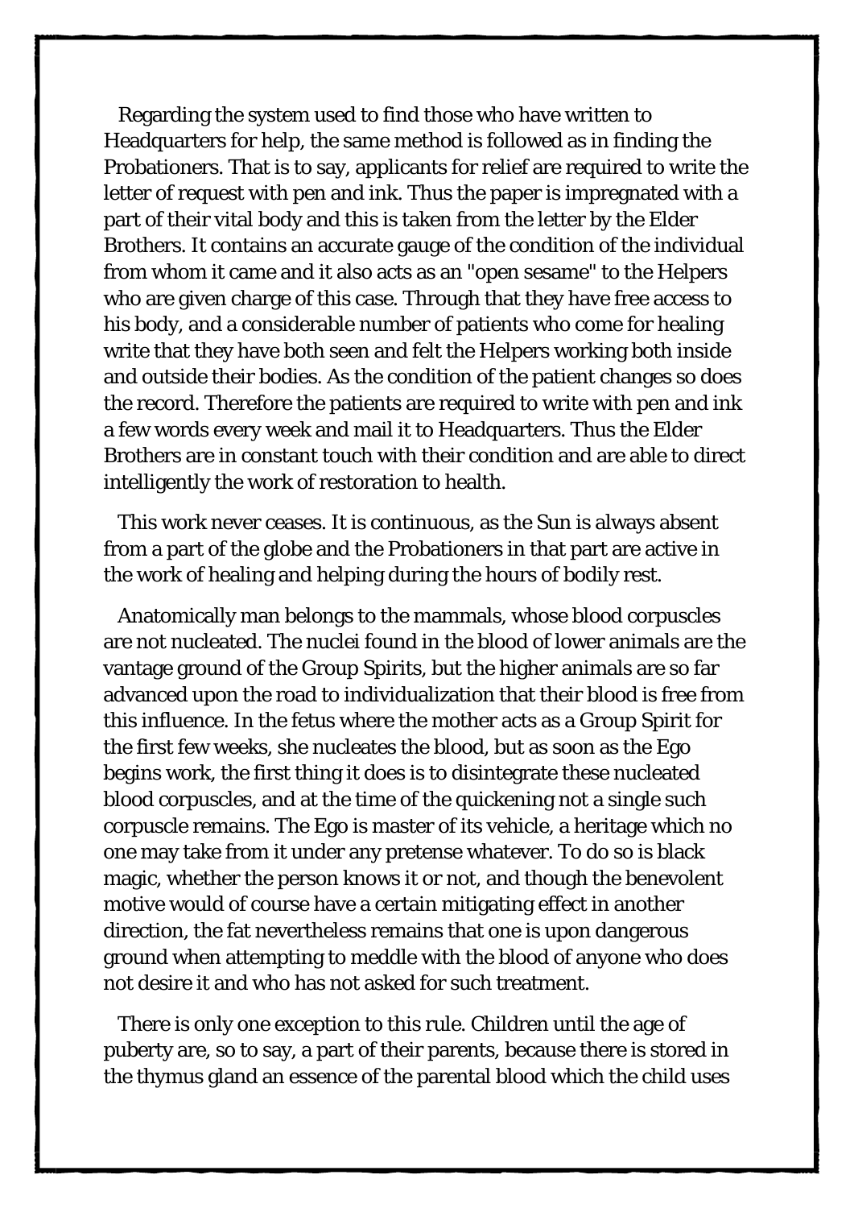Regarding the system used to find those who have written to Headquarters for help, the same method is followed as in finding the Probationers. That is to say, applicants for relief are required to write the letter of request with pen and ink. Thus the paper is impregnated with a part of their vital body and this is taken from the letter by the Elder Brothers. It contains an accurate gauge of the condition of the individual from whom it came and it also acts as an "open sesame" to the Helpers who are given charge of this case. Through that they have free access to his body, and a considerable number of patients who come for healing write that they have both seen and felt the Helpers working both inside and outside their bodies. As the condition of the patient changes so does the record. Therefore the patients are required to write with pen and ink a few words every week and mail it to Headquarters. Thus the Elder Brothers are in constant touch with their condition and are able to direct intelligently the work of restoration to health.

This work never ceases. It is continuous, as the Sun is always absent from a part of the globe and the Probationers in that part are active in the work of healing and helping during the hours of bodily rest.

Anatomically man belongs to the mammals, whose blood corpuscles are not nucleated. The nuclei found in the blood of lower animals are the vantage ground of the Group Spirits, but the higher animals are so far advanced upon the road to individualization that their blood is free from this influence. In the fetus where the mother acts as a Group Spirit for the first few weeks, she nucleates the blood, but as soon as the Ego begins work, the first thing it does is to disintegrate these nucleated blood corpuscles, and at the time of the quickening not a single such corpuscle remains. The Ego is master of its vehicle, a heritage which no one may take from it under any pretense whatever. To do so is black magic, whether the person knows it or not, and though the benevolent motive would of course have a certain mitigating effect in another direction, the fat nevertheless remains that one is upon dangerous ground when attempting to meddle with the blood of anyone who does not desire it and who has not asked for such treatment.

There is only one exception to this rule. Children until the age of puberty are, so to say, a part of their parents, because there is stored in the thymus gland an essence of the parental blood which the child uses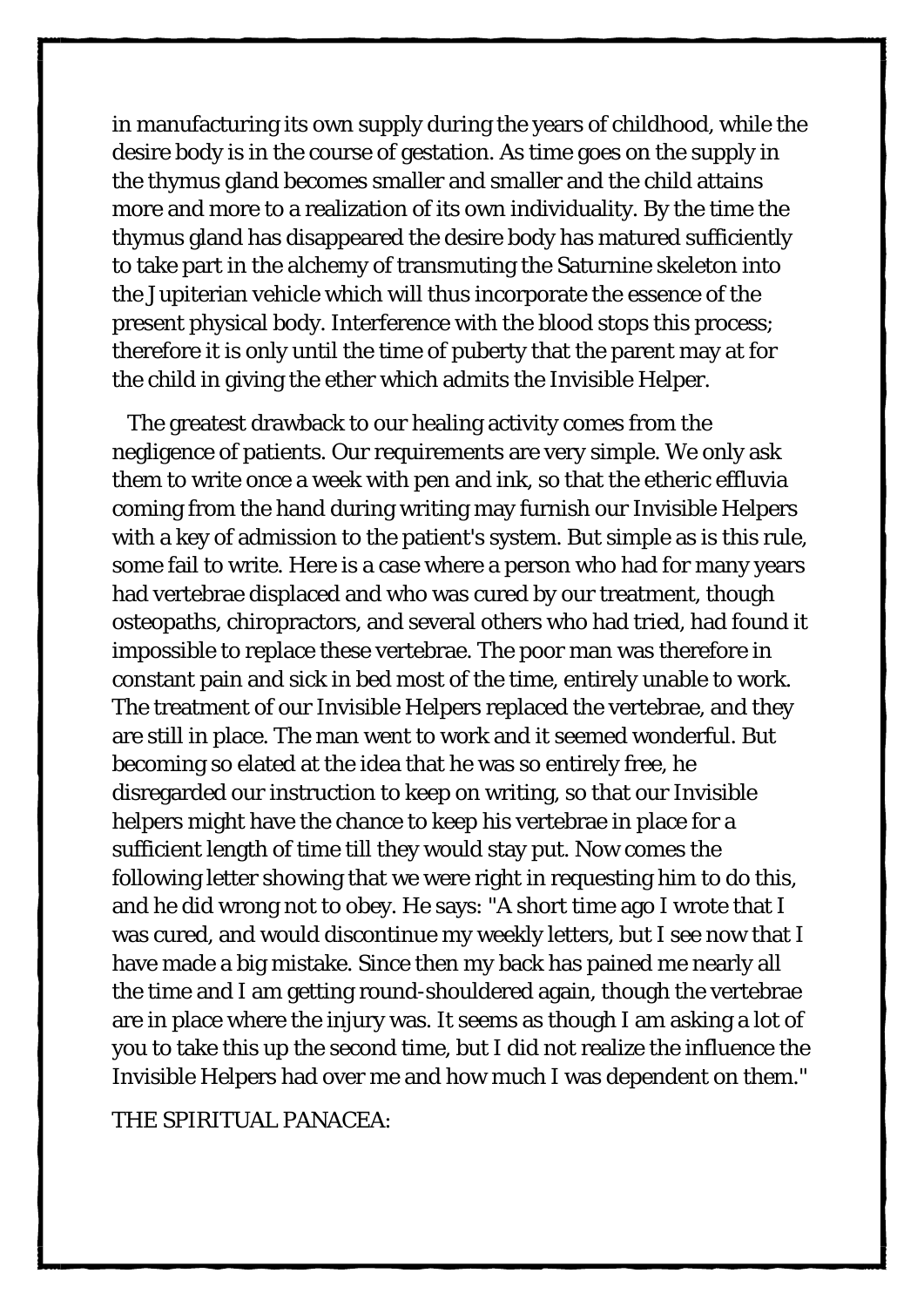in manufacturing its own supply during the years of childhood, while the desire body is in the course of gestation. As time goes on the supply in the thymus gland becomes smaller and smaller and the child attains more and more to a realization of its own individuality. By the time the thymus gland has disappeared the desire body has matured sufficiently to take part in the alchemy of transmuting the Saturnine skeleton into the Jupiterian vehicle which will thus incorporate the essence of the present physical body. Interference with the blood stops this process; therefore it is only until the time of puberty that the parent may at for the child in giving the ether which admits the Invisible Helper.

The greatest drawback to our healing activity comes from the negligence of patients. Our requirements are very simple. We only ask them to write once a week with pen and ink, so that the etheric effluvia coming from the hand during writing may furnish our Invisible Helpers with a key of admission to the patient's system. But simple as is this rule, some fail to write. Here is a case where a person who had for many years had vertebrae displaced and who was cured by our treatment, though osteopaths, chiropractors, and several others who had tried, had found it impossible to replace these vertebrae. The poor man was therefore in constant pain and sick in bed most of the time, entirely unable to work. The treatment of our Invisible Helpers replaced the vertebrae, and they are still in place. The man went to work and it seemed wonderful. But becoming so elated at the idea that he was so entirely free, he disregarded our instruction to keep on writing, so that our Invisible helpers might have the chance to keep his vertebrae in place for a sufficient length of time till they would stay put. Now comes the following letter showing that we were right in requesting him to do this, and he did wrong not to obey. He says: "A short time ago I wrote that I was cured, and would discontinue my weekly letters, but I see now that I have made a big mistake. Since then my back has pained me nearly all the time and I am getting round-shouldered again, though the vertebrae are in place where the injury was. It seems as though I am asking a lot of you to take this up the second time, but I did not realize the influence the Invisible Helpers had over me and how much I was dependent on them."

THE SPIRITUAL PANACEA: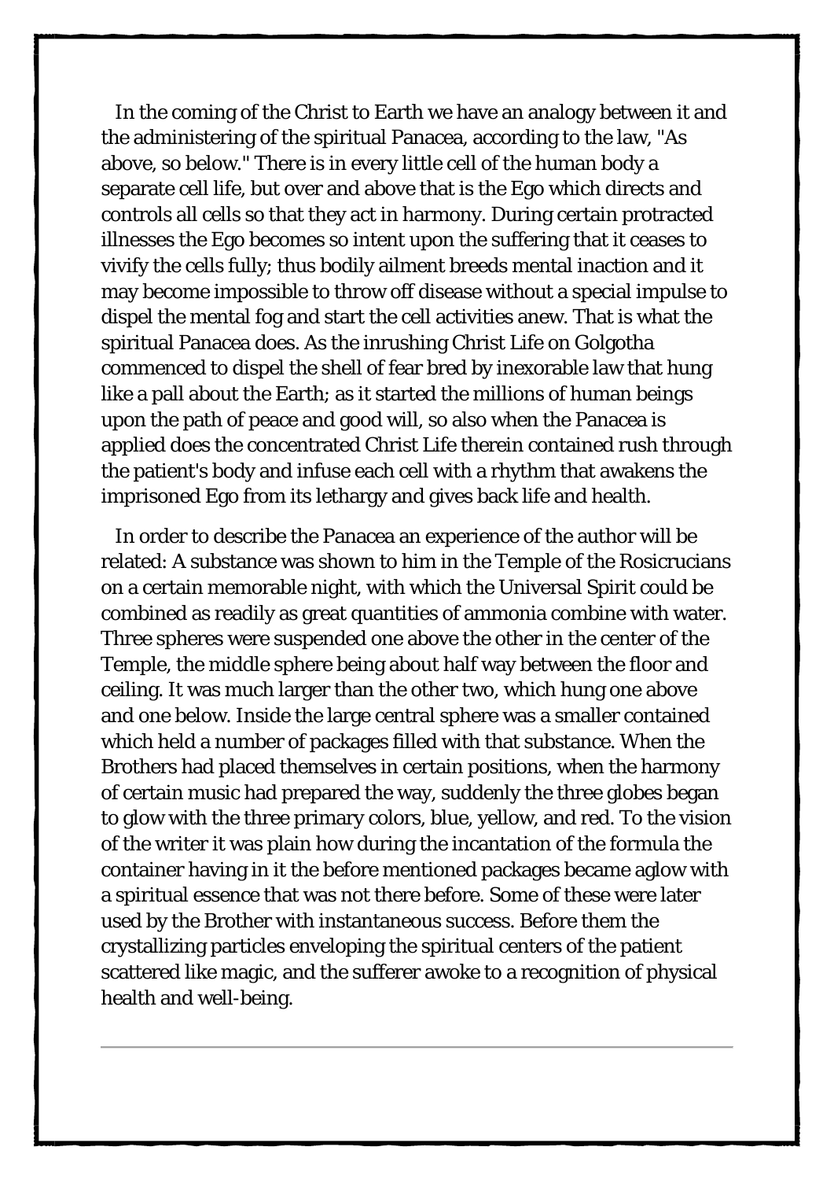In the coming of the Christ to Earth we have an analogy between it and the administering of the spiritual Panacea, according to the law, "As above, so below." There is in every little cell of the human body a separate cell life, but over and above that is the Ego which directs and controls all cells so that they act in harmony. During certain protracted illnesses the Ego becomes so intent upon the suffering that it ceases to vivify the cells fully; thus bodily ailment breeds mental inaction and it may become impossible to throw off disease without a special impulse to dispel the mental fog and start the cell activities anew. That is what the spiritual Panacea does. As the inrushing Christ Life on Golgotha commenced to dispel the shell of fear bred by inexorable law that hung like a pall about the Earth; as it started the millions of human beings upon the path of peace and good will, so also when the Panacea is applied does the concentrated Christ Life therein contained rush through the patient's body and infuse each cell with a rhythm that awakens the imprisoned Ego from its lethargy and gives back life and health.

In order to describe the Panacea an experience of the author will be related: A substance was shown to him in the Temple of the Rosicrucians on a certain memorable night, with which the Universal Spirit could be combined as readily as great quantities of ammonia combine with water. Three spheres were suspended one above the other in the center of the Temple, the middle sphere being about half way between the floor and ceiling. It was much larger than the other two, which hung one above and one below. Inside the large central sphere was a smaller contained which held a number of packages filled with that substance. When the Brothers had placed themselves in certain positions, when the harmony of certain music had prepared the way, suddenly the three globes began to glow with the three primary colors, blue, yellow, and red. To the vision of the writer it was plain how during the incantation of the formula the container having in it the before mentioned packages became aglow with a spiritual essence that was not there before. Some of these were later used by the Brother with instantaneous success. Before them the crystallizing particles enveloping the spiritual centers of the patient scattered like magic, and the sufferer awoke to a recognition of physical health and well-being.

---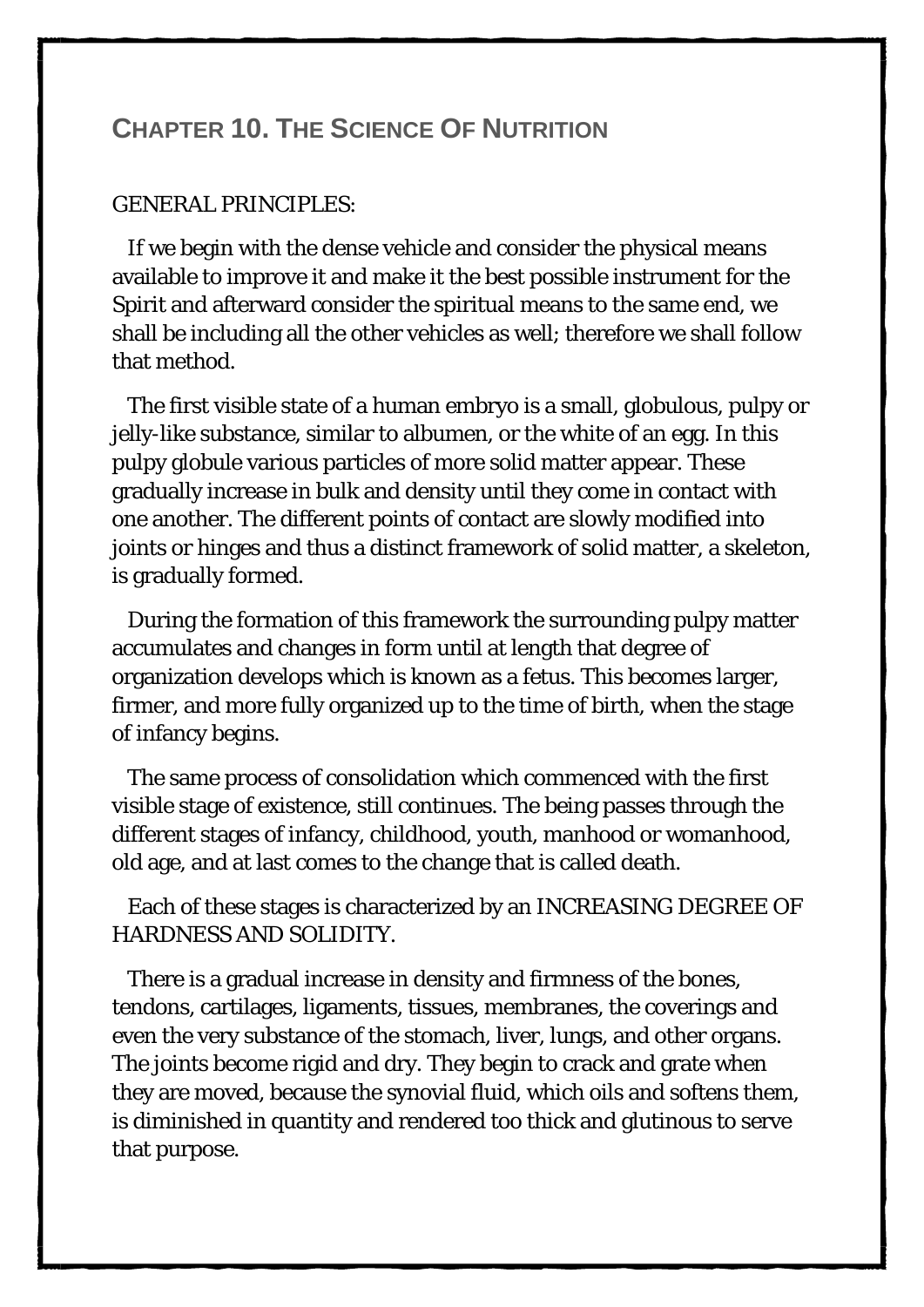## Chapter 10. The Science Of Nutrition

GENERAL PRINCIPLES:

If we begin with the dense vehicle and consider the physical means available to improve it and make it the best possible instrument for the Spirit and afterward consider the spiritual means to the same end, we shall be including all the other vehicles as well; therefore we shall follow that method.

The first visible state of a human embryo is a small, globulous, pulpy or jelly-like substance, similar to albumen, or the white of an egg. In this pulpy globule various particles of more solid matter appear. These gradually increase in bulk and density until they come in contact with one another. The different points of contact are slowly modified into joints or hinges and thus a distinct framework of solid matter, a skeleton, is gradually formed.

During the formation of this framework the surrounding pulpy matter accumulates and changes in form until at length that degree of organization develops which is known as a fetus. This becomes larger, firmer, and more fully organized up to the time of birth, when the stage of infancy begins.

The same process of consolidation which commenced with the first visible stage of existence, still continues. The being passes through the different stages of infancy, childhood, youth, manhood or womanhood, old age, and at last comes to the change that is called death.

Each of these stages is characterized by an INCREASING DEGREE OF HARDNESS AND SOLIDITY.

There is a gradual increase in density and firmness of the bones, tendons, cartilages, ligaments, tissues, membranes, the coverings and even the very substance of the stomach, liver, lungs, and other organs. The joints become rigid and dry. They begin to crack and grate when they are moved, because the synovial fluid, which oils and softens them, is diminished in quantity and rendered too thick and glutinous to serve that purpose.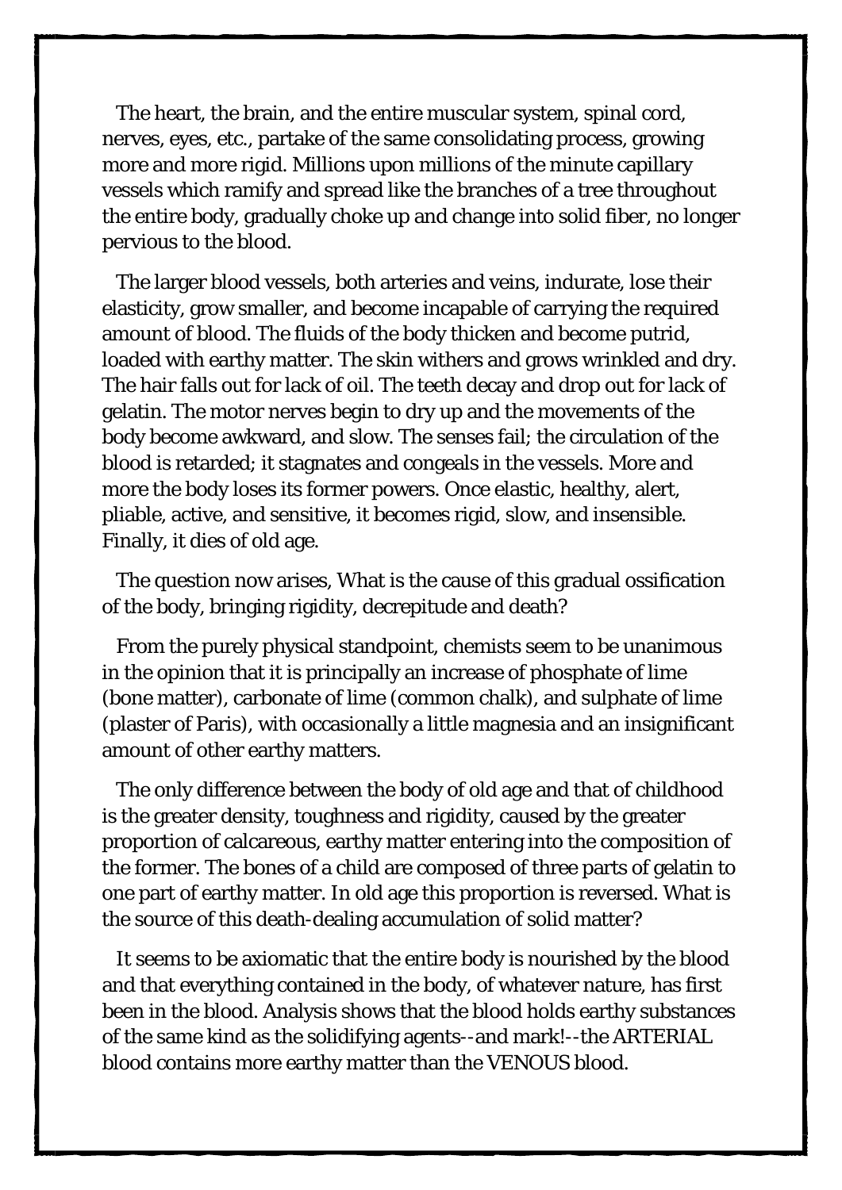The heart, the brain, and the entire muscular system, spinal cord, nerves, eyes, etc., partake of the same consolidating process, growing more and more rigid. Millions upon millions of the minute capillary vessels which ramify and spread like the branches of a tree throughout the entire body, gradually choke up and change into solid fiber, no longer pervious to the blood.

The larger blood vessels, both arteries and veins, indurate, lose their elasticity, grow smaller, and become incapable of carrying the required amount of blood. The fluids of the body thicken and become putrid, loaded with earthy matter. The skin withers and grows wrinkled and dry. The hair falls out for lack of oil. The teeth decay and drop out for lack of gelatin. The motor nerves begin to dry up and the movements of the body become awkward, and slow. The senses fail; the circulation of the blood is retarded; it stagnates and congeals in the vessels. More and more the body loses its former powers. Once elastic, healthy, alert, pliable, active, and sensitive, it becomes rigid, slow, and insensible. Finally, it dies of old age.

The question now arises, What is the cause of this gradual ossification of the body, bringing rigidity, decrepitude and death?

From the purely physical standpoint, chemists seem to be unanimous in the opinion that it is principally an increase of phosphate of lime (bone matter), carbonate of lime (common chalk), and sulphate of lime (plaster of Paris), with occasionally a little magnesia and an insignificant amount of other earthy matters.

The only difference between the body of old age and that of childhood is the greater density, toughness and rigidity, caused by the greater proportion of calcareous, earthy matter entering into the composition of the former. The bones of a child are composed of three parts of gelatin to one part of earthy matter. In old age this proportion is reversed. What is the source of this death-dealing accumulation of solid matter?

It seems to be axiomatic that the entire body is nourished by the blood and that everything contained in the body, of whatever nature, has first been in the blood. Analysis shows that the blood holds earthy substances of the same kind as the solidifying agents--and mark!--the ARTERIAL blood contains more earthy matter than the VENOUS blood.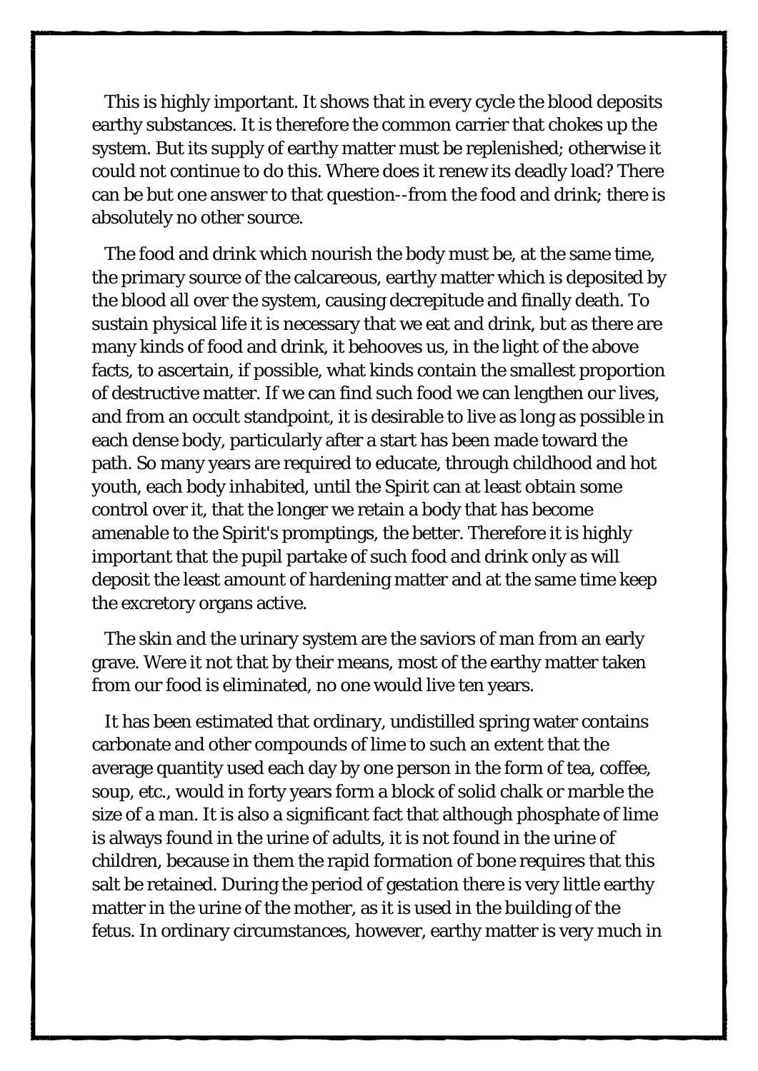This is highly important. It shows that in every cycle the blood deposits earthy substances. It is therefore the common carrier that chokes up the system. But its supply of earthy matter must be replenished; otherwise it could not continue to do this. Where does it renew its deadly load? There can be but one answer to that question--from the food and drink; there is absolutely no other source.

The food and drink which nourish the body must be, at the same time, the primary source of the calcareous, earthy matter which is deposited by the blood all over the system, causing decrepitude and finally death. To sustain physical life it is necessary that we eat and drink, but as there are many kinds of food and drink, it behooves us, in the light of the above facts, to ascertain, if possible, what kinds contain the smallest proportion of destructive matter. If we can find such food we can lengthen our lives, and from an occult standpoint, it is desirable to live as long as possible in each dense body, particularly after a start has been made toward the path. So many years are required to educate, through childhood and hot youth, each body inhabited, until the Spirit can at least obtain some control over it, that the longer we retain a body that has become amenable to the Spirit's promptings, the better. Therefore it is highly important that the pupil partake of such food and drink only as will deposit the least amount of hardening matter and at the same time keep the excretory organs active.

The skin and the urinary system are the saviors of man from an early grave. Were it not that by their means, most of the earthy matter taken from our food is eliminated, no one would live ten years.

It has been estimated that ordinary, undistilled spring water contains carbonate and other compounds of lime to such an extent that the average quantity used each day by one person in the form of tea, coffee, soup, etc., would in forty years form a block of solid chalk or marble the size of a man. It is also a significant fact that although phosphate of lime is always found in the urine of adults, it is not found in the urine of children, because in them the rapid formation of bone requires that this salt be retained. During the period of gestation there is very little earthy matter in the urine of the mother, as it is used in the building of the fetus. In ordinary circumstances, however, earthy matter is very much in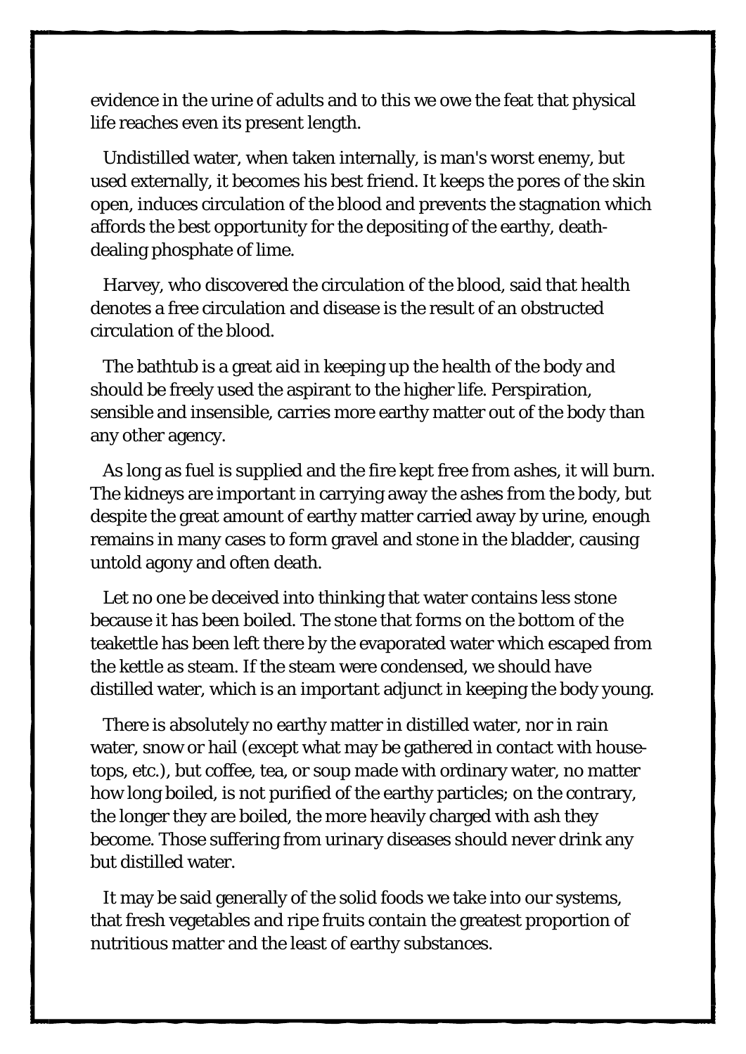evidence in the urine of adults and to this we owe the feat that physical life reaches even its present length.

Undistilled water, when taken internally, is man's worst enemy, but used externally, it becomes his best friend. It keeps the pores of the skin open, induces circulation of the blood and prevents the stagnation which affords the best opportunity for the depositing of the earthy, death-dealing phosphate of lime.

Harvey, who discovered the circulation of the blood, said that health denotes a free circulation and disease is the result of an obstructed circulation of the blood.

The bathtub is a great aid in keeping up the health of the body and should be freely used the aspirant to the higher life. Perspiration, sensible and insensible, carries more earthy matter out of the body than any other agency.

As long as fuel is supplied and the fire kept free from ashes, it will burn. The kidneys are important in carrying away the ashes from the body, but despite the great amount of earthy matter carried away by urine, enough remains in many cases to form gravel and stone in the bladder, causing untold agony and often death.

Let no one be deceived into thinking that water contains less stone because it has been boiled. The stone that forms on the bottom of the teakettle has been left there by the evaporated water which escaped from the kettle as steam. If the steam were condensed, we should have distilled water, which is an important adjunct in keeping the body young.

There is absolutely no earthy matter in distilled water, nor in rain water, snow or hail (except what may be gathered in contact with house-tops, etc.), but coffee, tea, or soup made with ordinary water, no matter how long boiled, is not purified of the earthy particles; on the contrary, the longer they are boiled, the more heavily charged with ash they become. Those suffering from urinary diseases should never drink any but distilled water.

It may be said generally of the solid foods we take into our systems, that fresh vegetables and ripe fruits contain the greatest proportion of nutritious matter and the least of earthy substances.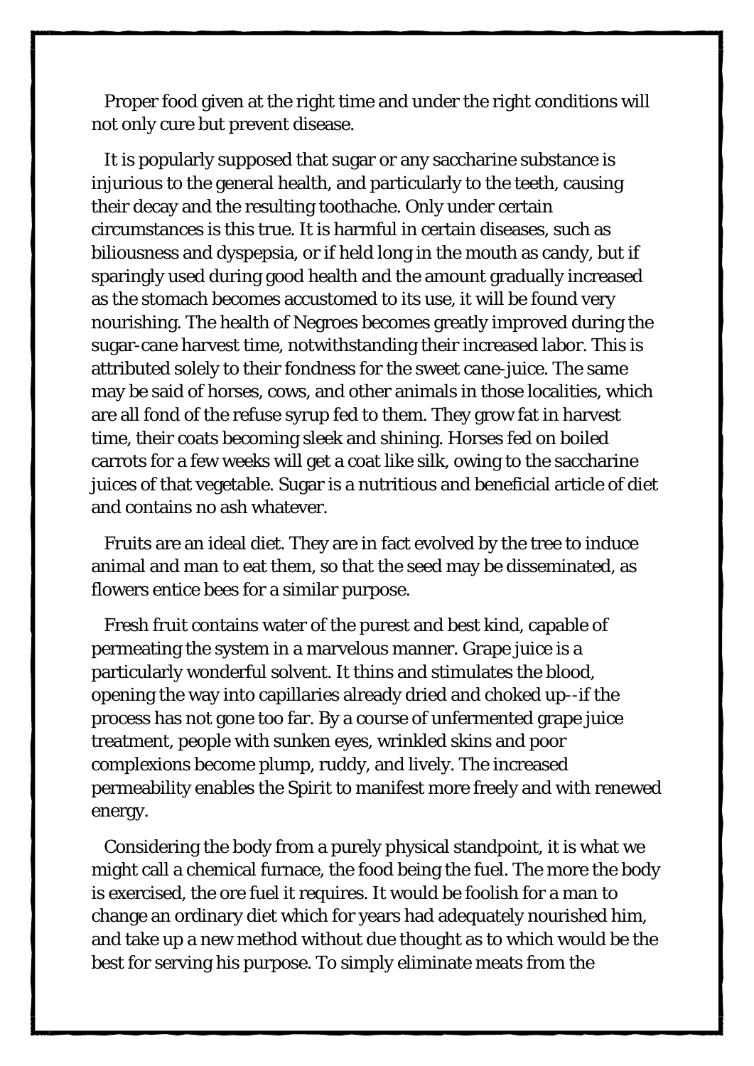Proper food given at the right time and under the right conditions will not only cure but prevent disease.

It is popularly supposed that sugar or any saccharine substance is injurious to the general health, and particularly to the teeth, causing their decay and the resulting toothache. Only under certain circumstances is this true. It is harmful in certain diseases, such as biliousness and dyspepsia, or if held long in the mouth as candy, but if sparingly used during good health and the amount gradually increased as the stomach becomes accustomed to its use, it will be found very nourishing. The health of Negroes becomes greatly improved during the sugar-cane harvest time, notwithstanding their increased labor. This is attributed solely to their fondness for the sweet cane-juice. The same may be said of horses, cows, and other animals in those localities, which are all fond of the refuse syrup fed to them. They grow fat in harvest time, their coats becoming sleek and shining. Horses fed on boiled carrots for a few weeks will get a coat like silk, owing to the saccharine juices of that vegetable. Sugar is a nutritious and beneficial article of diet and contains no ash whatever.

Fruits are an ideal diet. They are in fact evolved by the tree to induce animal and man to eat them, so that the seed may be disseminated, as flowers entice bees for a similar purpose.

Fresh fruit contains water of the purest and best kind, capable of permeating the system in a marvelous manner. Grape juice is a particularly wonderful solvent. It thins and stimulates the blood, opening the way into capillaries already dried and choked up--if the process has not gone too far. By a course of unfermented grape juice treatment, people with sunken eyes, wrinkled skins and poor complexions become plump, ruddy, and lively. The increased permeability enables the Spirit to manifest more freely and with renewed energy.

Considering the body from a purely physical standpoint, it is what we might call a chemical furnace, the food being the fuel. The more the body is exercised, the ore fuel it requires. It would be foolish for a man to change an ordinary diet which for years had adequately nourished him, and take up a new method without due thought as to which would be the best for serving his purpose. To simply eliminate meats from the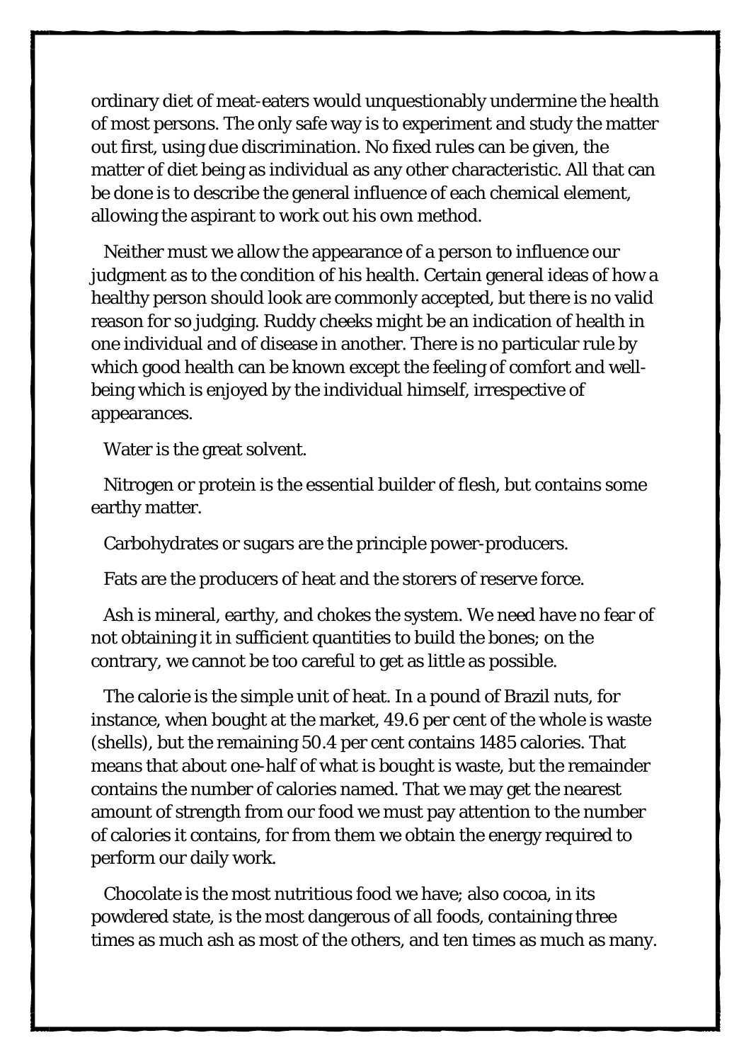ordinary diet of meat-eaters would unquestionably undermine the health of most persons. The only safe way is to experiment and study the matter out first, using due discrimination. No fixed rules can be given, the matter of diet being as individual as any other characteristic. All that can be done is to describe the general influence of each chemical element, allowing the aspirant to work out his own method.

Neither must we allow the appearance of a person to influence our judgment as to the condition of his health. Certain general ideas of how a healthy person should look are commonly accepted, but there is no valid reason for so judging. Ruddy cheeks might be an indication of health in one individual and of disease in another. There is no particular rule by which good health can be known except the feeling of comfort and well-being which is enjoyed by the individual himself, irrespective of appearances.

Water is the great solvent.

Nitrogen or protein is the essential builder of flesh, but contains some earthy matter.

Carbohydrates or sugars are the principle power-producers.

Fats are the producers of heat and the storers of reserve force.

Ash is mineral, earthy, and chokes the system. We need have no fear of not obtaining it in sufficient quantities to build the bones; on the contrary, we cannot be too careful to get as little as possible.

The calorie is the simple unit of heat. In a pound of Brazil nuts, for instance, when bought at the market, 49.6 per cent of the whole is waste (shells), but the remaining 50.4 per cent contains 1485 calories. That means that about one-half of what is bought is waste, but the remainder contains the number of calories named. That we may get the nearest amount of strength from our food we must pay attention to the number of calories it contains, for from them we obtain the energy required to perform our daily work.

Chocolate is the most nutritious food we have; also cocoa, in its powdered state, is the most dangerous of all foods, containing three times as much ash as most of the others, and ten times as much as many.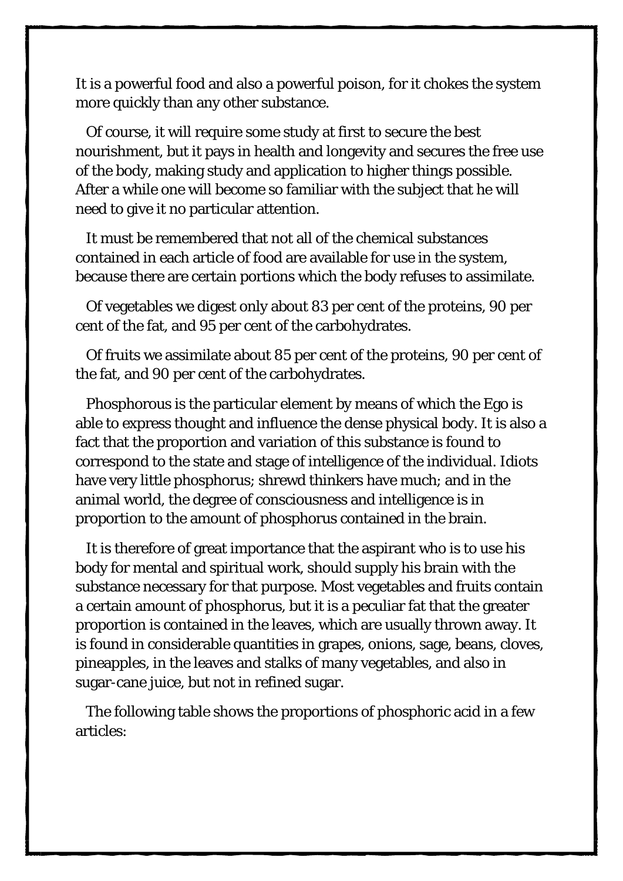It is a powerful food and also a powerful poison, for it chokes the system more quickly than any other substance.

Of course, it will require some study at first to secure the best nourishment, but it pays in health and longevity and secures the free use of the body, making study and application to higher things possible. After a while one will become so familiar with the subject that he will need to give it no particular attention.

It must be remembered that not all of the chemical substances contained in each article of food are available for use in the system, because there are certain portions which the body refuses to assimilate.

Of vegetables we digest only about 83 per cent of the proteins, 90 per cent of the fat, and 95 per cent of the carbohydrates.

Of fruits we assimilate about 85 per cent of the proteins, 90 per cent of the fat, and 90 per cent of the carbohydrates.

Phosphorous is the particular element by means of which the Ego is able to express thought and influence the dense physical body. It is also a fact that the proportion and variation of this substance is found to correspond to the state and stage of intelligence of the individual. Idiots have very little phosphorus; shrewd thinkers have much; and in the animal world, the degree of consciousness and intelligence is in proportion to the amount of phosphorus contained in the brain.

It is therefore of great importance that the aspirant who is to use his body for mental and spiritual work, should supply his brain with the substance necessary for that purpose. Most vegetables and fruits contain a certain amount of phosphorus, but it is a peculiar fact that the greater proportion is contained in the leaves, which are usually thrown away. It is found in considerable quantities in grapes, onions, sage, beans, cloves, pineapples, in the leaves and stalks of many vegetables, and also in sugar-cane juice, but not in refined sugar.

The following table shows the proportions of phosphoric acid in a few articles: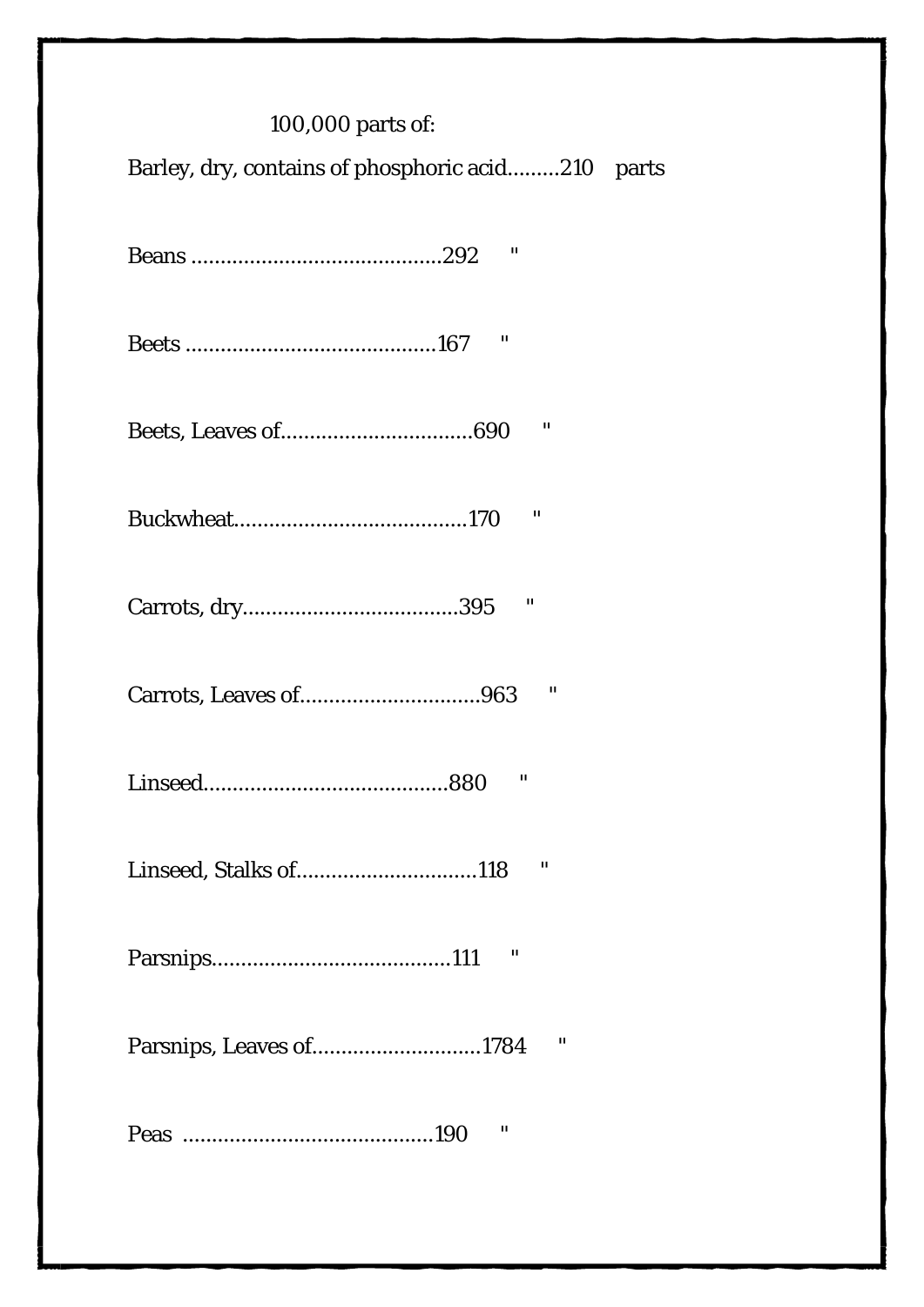100,000 parts of:

Barley, dry, contains of phosphoric acid.........210 parts

Beans ..........................................292 "

Beets ..........................................167 "

Beets, Leaves of................................690 "

Buckwheat.......................................170 "

Carrots, dry....................................395 "

Carrots, Leaves of..............................963 "

Linseed.........................................880 "

Linseed, Stalks of..............................118 "

Parsnips........................................111 "

Parsnips, Leaves of............................1784 "

Peas ...........................................190 "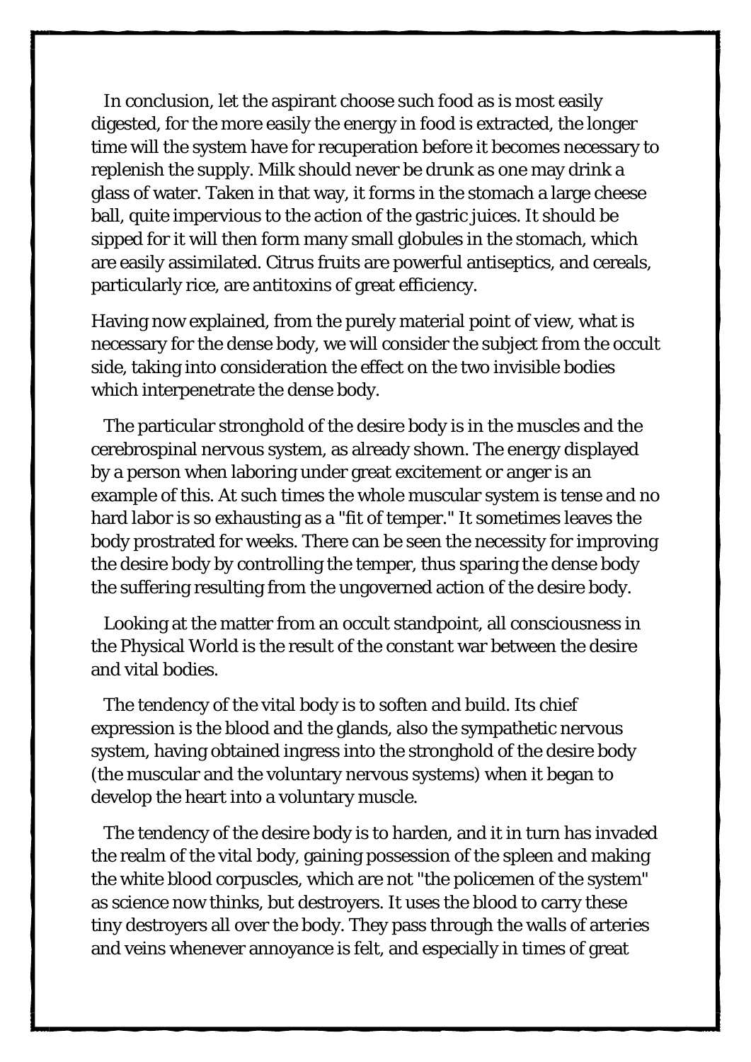In conclusion, let the aspirant choose such food as is most easily digested, for the more easily the energy in food is extracted, the longer time will the system have for recuperation before it becomes necessary to replenish the supply. Milk should never be drunk as one may drink a glass of water. Taken in that way, it forms in the stomach a large cheese ball, quite impervious to the action of the gastric juices. It should be sipped for it will then form many small globules in the stomach, which are easily assimilated. Citrus fruits are powerful antiseptics, and cereals, particularly rice, are antitoxins of great efficiency.

Having now explained, from the purely material point of view, what is necessary for the dense body, we will consider the subject from the occult side, taking into consideration the effect on the two invisible bodies which interpenetrate the dense body.

The particular stronghold of the desire body is in the muscles and the cerebrospinal nervous system, as already shown. The energy displayed by a person when laboring under great excitement or anger is an example of this. At such times the whole muscular system is tense and no hard labor is so exhausting as a "fit of temper." It sometimes leaves the body prostrated for weeks. There can be seen the necessity for improving the desire body by controlling the temper, thus sparing the dense body the suffering resulting from the ungoverned action of the desire body.

Looking at the matter from an occult standpoint, all consciousness in the Physical World is the result of the constant war between the desire and vital bodies.

The tendency of the vital body is to soften and build. Its chief expression is the blood and the glands, also the sympathetic nervous system, having obtained ingress into the stronghold of the desire body (the muscular and the voluntary nervous systems) when it began to develop the heart into a voluntary muscle.

The tendency of the desire body is to harden, and it in turn has invaded the realm of the vital body, gaining possession of the spleen and making the white blood corpuscles, which are not "the policemen of the system" as science now thinks, but destroyers. It uses the blood to carry these tiny destroyers all over the body. They pass through the walls of arteries and veins whenever annoyance is felt, and especially in times of great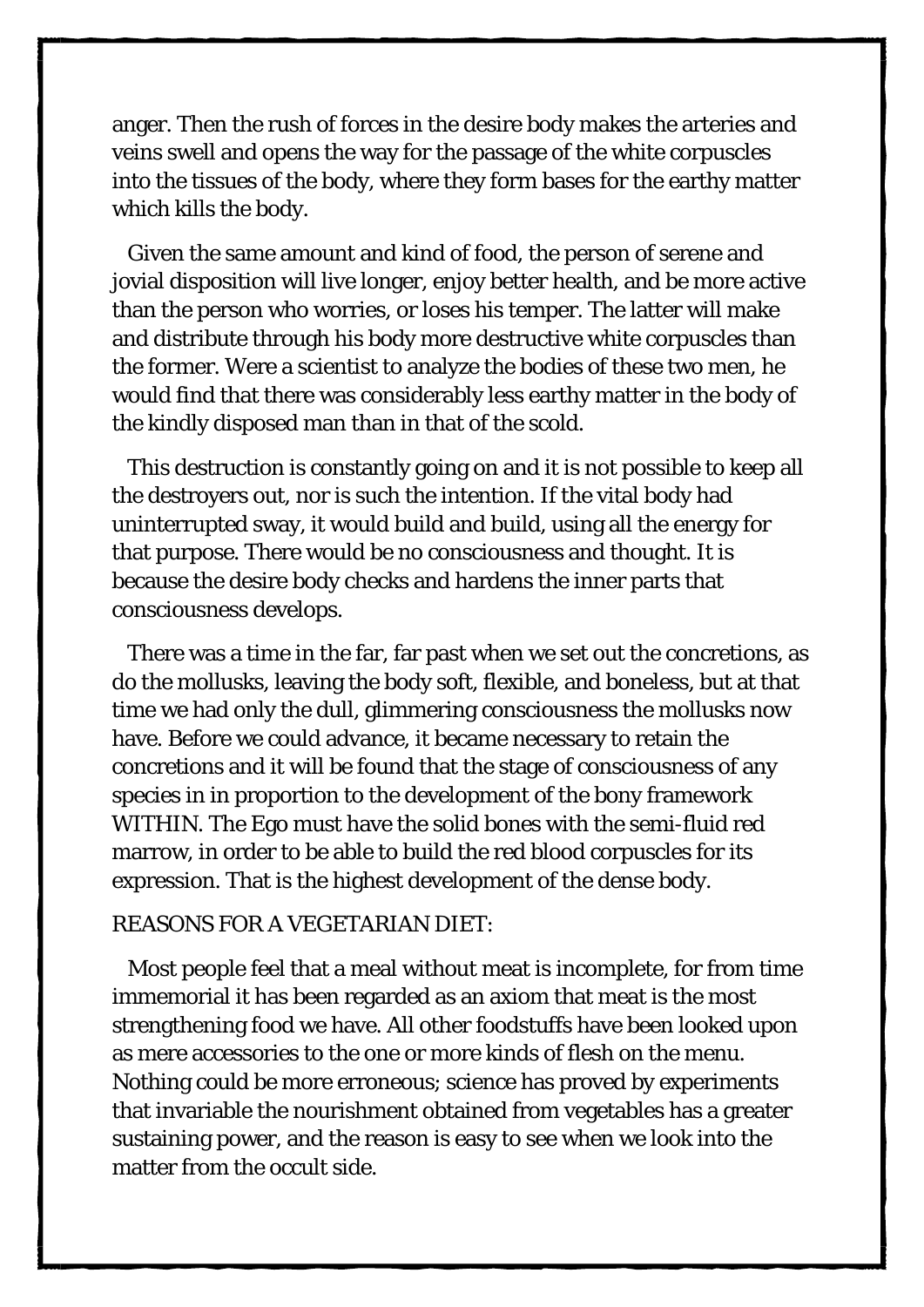anger. Then the rush of forces in the desire body makes the arteries and veins swell and opens the way for the passage of the white corpuscles into the tissues of the body, where they form bases for the earthy matter which kills the body.

Given the same amount and kind of food, the person of serene and jovial disposition will live longer, enjoy better health, and be more active than the person who worries, or loses his temper. The latter will make and distribute through his body more destructive white corpuscles than the former. Were a scientist to analyze the bodies of these two men, he would find that there was considerably less earthy matter in the body of the kindly disposed man than in that of the scold.

This destruction is constantly going on and it is not possible to keep all the destroyers out, nor is such the intention. If the vital body had uninterrupted sway, it would build and build, using all the energy for that purpose. There would be no consciousness and thought. It is because the desire body checks and hardens the inner parts that consciousness develops.

There was a time in the far, far past when we set out the concretions, as do the mollusks, leaving the body soft, flexible, and boneless, but at that time we had only the dull, glimmering consciousness the mollusks now have. Before we could advance, it became necessary to retain the concretions and it will be found that the stage of consciousness of any species in in proportion to the development of the bony framework WITHIN. The Ego must have the solid bones with the semi-fluid red marrow, in order to be able to build the red blood corpuscles for its expression. That is the highest development of the dense body.

REASONS FOR A VEGETARIAN DIET:

Most people feel that a meal without meat is incomplete, for from time immemorial it has been regarded as an axiom that meat is the most strengthening food we have. All other foodstuffs have been looked upon as mere accessories to the one or more kinds of flesh on the menu. Nothing could be more erroneous; science has proved by experiments that invariable the nourishment obtained from vegetables has a greater sustaining power, and the reason is easy to see when we look into the matter from the occult side.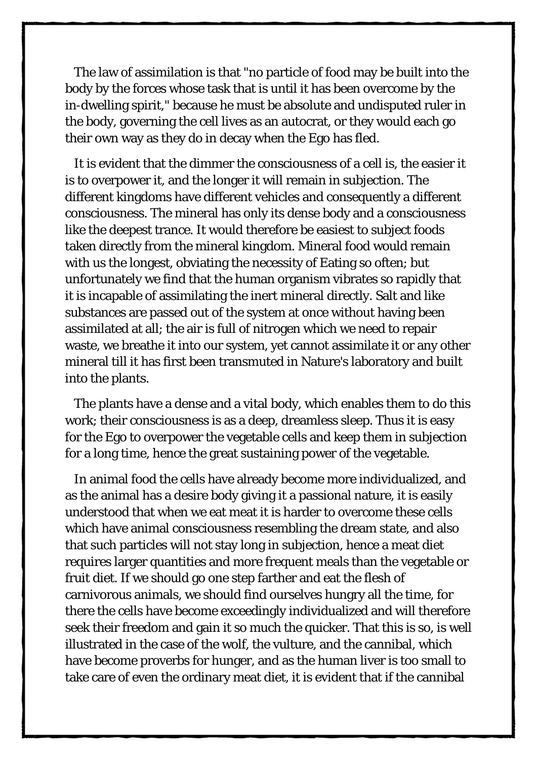The law of assimilation is that "no particle of food may be built into the body by the forces whose task that is until it has been overcome by the in-dwelling spirit," because he must be absolute and undisputed ruler in the body, governing the cell lives as an autocrat, or they would each go their own way as they do in decay when the Ego has fled.

It is evident that the dimmer the consciousness of a cell is, the easier it is to overpower it, and the longer it will remain in subjection. The different kingdoms have different vehicles and consequently a different consciousness. The mineral has only its dense body and a consciousness like the deepest trance. It would therefore be easiest to subject foods taken directly from the mineral kingdom. Mineral food would remain with us the longest, obviating the necessity of Eating so often; but unfortunately we find that the human organism vibrates so rapidly that it is incapable of assimilating the inert mineral directly. Salt and like substances are passed out of the system at once without having been assimilated at all; the air is full of nitrogen which we need to repair waste, we breathe it into our system, yet cannot assimilate it or any other mineral till it has first been transmuted in Nature's laboratory and built into the plants.

The plants have a dense and a vital body, which enables them to do this work; their consciousness is as a deep, dreamless sleep. Thus it is easy for the Ego to overpower the vegetable cells and keep them in subjection for a long time, hence the great sustaining power of the vegetable.

In animal food the cells have already become more individualized, and as the animal has a desire body giving it a passional nature, it is easily understood that when we eat meat it is harder to overcome these cells which have animal consciousness resembling the dream state, and also that such particles will not stay long in subjection, hence a meat diet requires larger quantities and more frequent meals than the vegetable or fruit diet. If we should go one step farther and eat the flesh of carnivorous animals, we should find ourselves hungry all the time, for there the cells have become exceedingly individualized and will therefore seek their freedom and gain it so much the quicker. That this is so, is well illustrated in the case of the wolf, the vulture, and the cannibal, which have become proverbs for hunger, and as the human liver is too small to take care of even the ordinary meat diet, it is evident that if the cannibal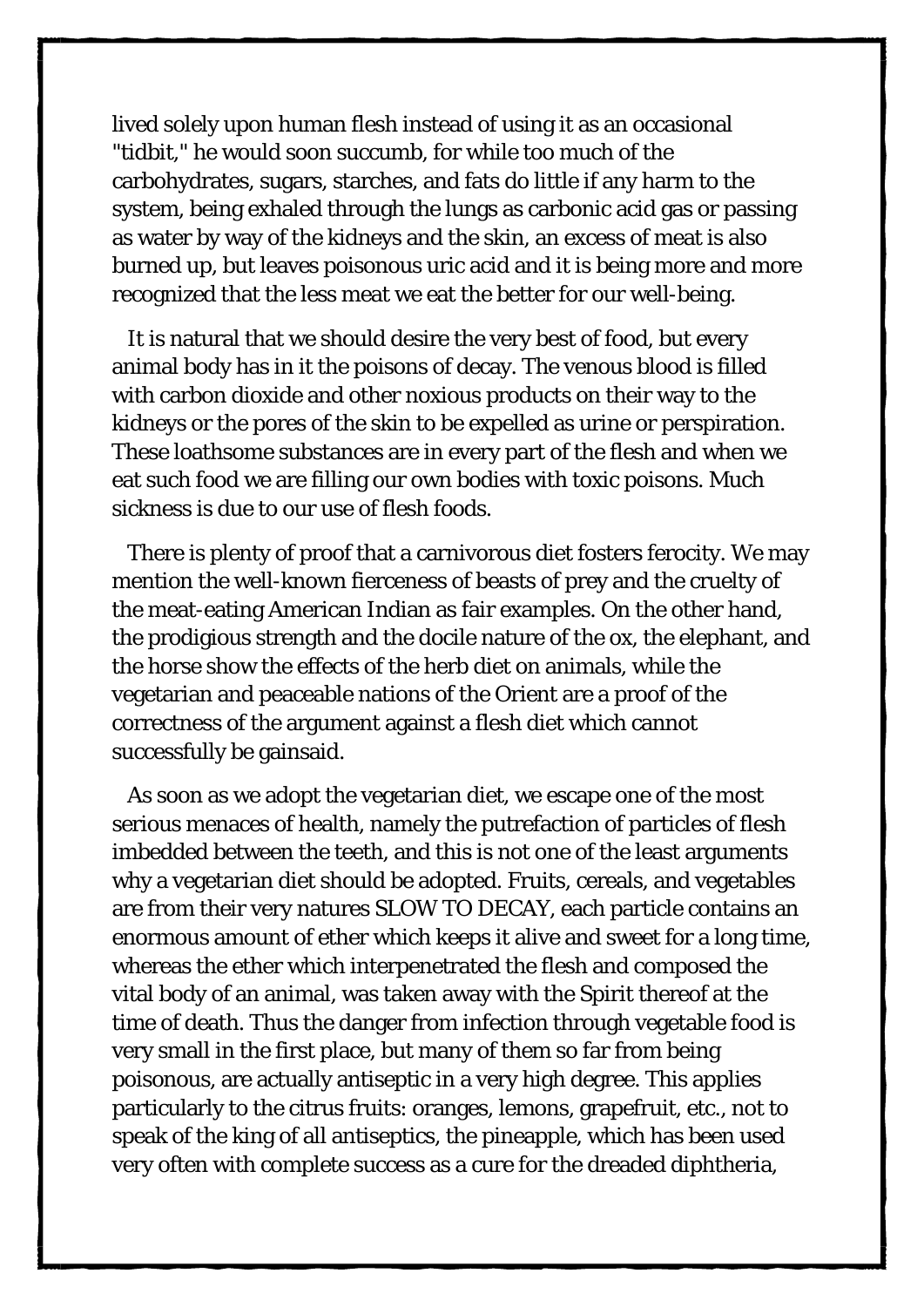lived solely upon human flesh instead of using it as an occasional "tidbit," he would soon succumb, for while too much of the carbohydrates, sugars, starches, and fats do little if any harm to the system, being exhaled through the lungs as carbonic acid gas or passing as water by way of the kidneys and the skin, an excess of meat is also burned up, but leaves poisonous uric acid and it is being more and more recognized that the less meat we eat the better for our well-being.

It is natural that we should desire the very best of food, but every animal body has in it the poisons of decay. The venous blood is filled with carbon dioxide and other noxious products on their way to the kidneys or the pores of the skin to be expelled as urine or perspiration. These loathsome substances are in every part of the flesh and when we eat such food we are filling our own bodies with toxic poisons. Much sickness is due to our use of flesh foods.

There is plenty of proof that a carnivorous diet fosters ferocity. We may mention the well-known fierceness of beasts of prey and the cruelty of the meat-eating American Indian as fair examples. On the other hand, the prodigious strength and the docile nature of the ox, the elephant, and the horse show the effects of the herb diet on animals, while the vegetarian and peaceable nations of the Orient are a proof of the correctness of the argument against a flesh diet which cannot successfully be gainsaid.

As soon as we adopt the vegetarian diet, we escape one of the most serious menaces of health, namely the putrefaction of particles of flesh imbedded between the teeth, and this is not one of the least arguments why a vegetarian diet should be adopted. Fruits, cereals, and vegetables are from their very natures SLOW TO DECAY, each particle contains an enormous amount of ether which keeps it alive and sweet for a long time, whereas the ether which interpenetrated the flesh and composed the vital body of an animal, was taken away with the Spirit thereof at the time of death. Thus the danger from infection through vegetable food is very small in the first place, but many of them so far from being poisonous, are actually antiseptic in a very high degree. This applies particularly to the citrus fruits: oranges, lemons, grapefruit, etc., not to speak of the king of all antiseptics, the pineapple, which has been used very often with complete success as a cure for the dreaded diphtheria,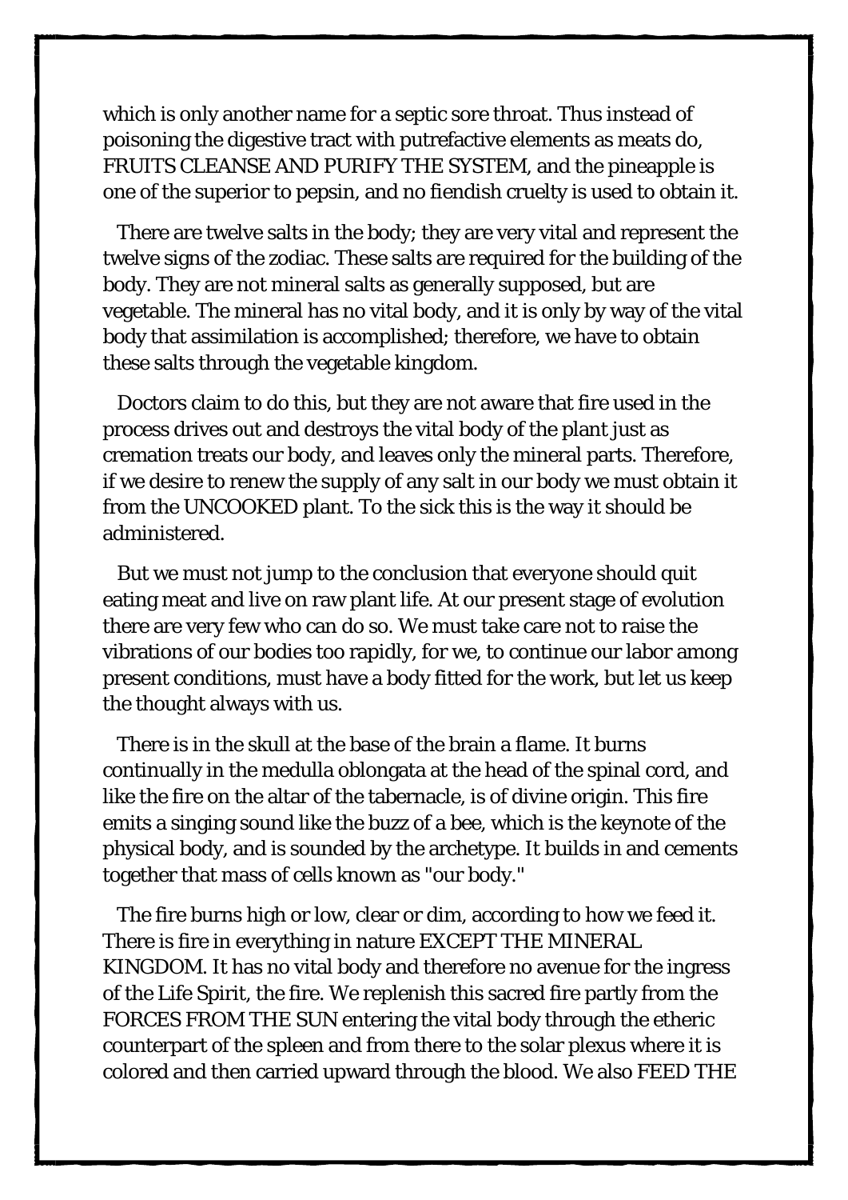which is only another name for a septic sore throat. Thus instead of poisoning the digestive tract with putrefactive elements as meats do, FRUITS CLEANSE AND PURIFY THE SYSTEM, and the pineapple is one of the superior to pepsin, and no fiendish cruelty is used to obtain it.

There are twelve salts in the body; they are very vital and represent the twelve signs of the zodiac. These salts are required for the building of the body. They are not mineral salts as generally supposed, but are vegetable. The mineral has no vital body, and it is only by way of the vital body that assimilation is accomplished; therefore, we have to obtain these salts through the vegetable kingdom.

Doctors claim to do this, but they are not aware that fire used in the process drives out and destroys the vital body of the plant just as cremation treats our body, and leaves only the mineral parts. Therefore, if we desire to renew the supply of any salt in our body we must obtain it from the UNCOOKED plant. To the sick this is the way it should be administered.

But we must not jump to the conclusion that everyone should quit eating meat and live on raw plant life. At our present stage of evolution there are very few who can do so. We must take care not to raise the vibrations of our bodies too rapidly, for we, to continue our labor among present conditions, must have a body fitted for the work, but let us keep the thought always with us.

There is in the skull at the base of the brain a flame. It burns continually in the medulla oblongata at the head of the spinal cord, and like the fire on the altar of the tabernacle, is of divine origin. This fire emits a singing sound like the buzz of a bee, which is the keynote of the physical body, and is sounded by the archetype. It builds in and cements together that mass of cells known as "our body."

The fire burns high or low, clear or dim, according to how we feed it. There is fire in everything in nature EXCEPT THE MINERAL KINGDOM. It has no vital body and therefore no avenue for the ingress of the Life Spirit, the fire. We replenish this sacred fire partly from the FORCES FROM THE SUN entering the vital body through the etheric counterpart of the spleen and from there to the solar plexus where it is colored and then carried upward through the blood. We also FEED THE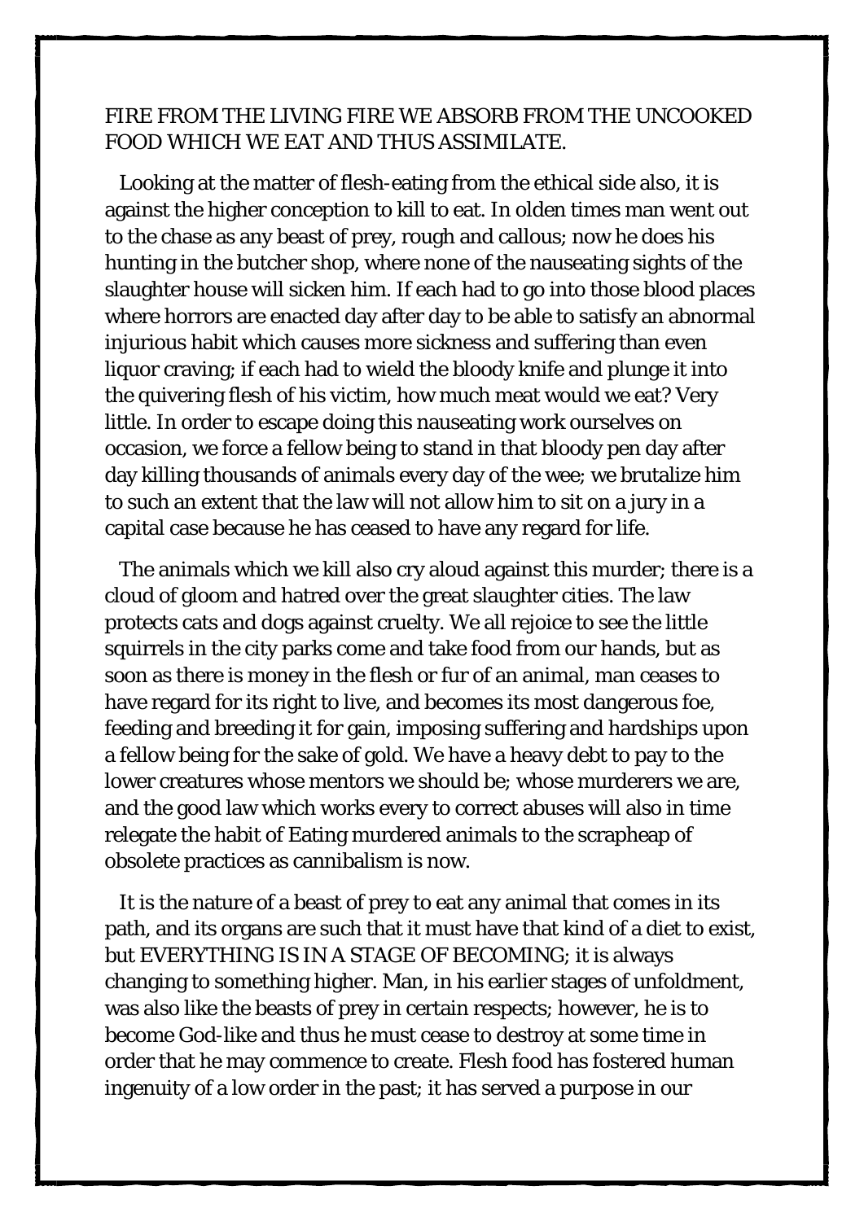FIRE FROM THE LIVING FIRE WE ABSORB FROM THE UNCOOKED FOOD WHICH WE EAT AND THUS ASSIMILATE.

Looking at the matter of flesh-eating from the ethical side also, it is against the higher conception to kill to eat. In olden times man went out to the chase as any beast of prey, rough and callous; now he does his hunting in the butcher shop, where none of the nauseating sights of the slaughter house will sicken him. If each had to go into those blood places where horrors are enacted day after day to be able to satisfy an abnormal injurious habit which causes more sickness and suffering than even liquor craving; if each had to wield the bloody knife and plunge it into the quivering flesh of his victim, how much meat would we eat? Very little. In order to escape doing this nauseating work ourselves on occasion, we force a fellow being to stand in that bloody pen day after day killing thousands of animals every day of the wee; we brutalize him to such an extent that the law will not allow him to sit on a jury in a capital case because he has ceased to have any regard for life.

The animals which we kill also cry aloud against this murder; there is a cloud of gloom and hatred over the great slaughter cities. The law protects cats and dogs against cruelty. We all rejoice to see the little squirrels in the city parks come and take food from our hands, but as soon as there is money in the flesh or fur of an animal, man ceases to have regard for its right to live, and becomes its most dangerous foe, feeding and breeding it for gain, imposing suffering and hardships upon a fellow being for the sake of gold. We have a heavy debt to pay to the lower creatures whose mentors we should be; whose murderers we are, and the good law which works every to correct abuses will also in time relegate the habit of Eating murdered animals to the scrapheap of obsolete practices as cannibalism is now.

It is the nature of a beast of prey to eat any animal that comes in its path, and its organs are such that it must have that kind of a diet to exist, but EVERYTHING IS IN A STAGE OF BECOMING; it is always changing to something higher. Man, in his earlier stages of unfoldment, was also like the beasts of prey in certain respects; however, he is to become God-like and thus he must cease to destroy at some time in order that he may commence to create. Flesh food has fostered human ingenuity of a low order in the past; it has served a purpose in our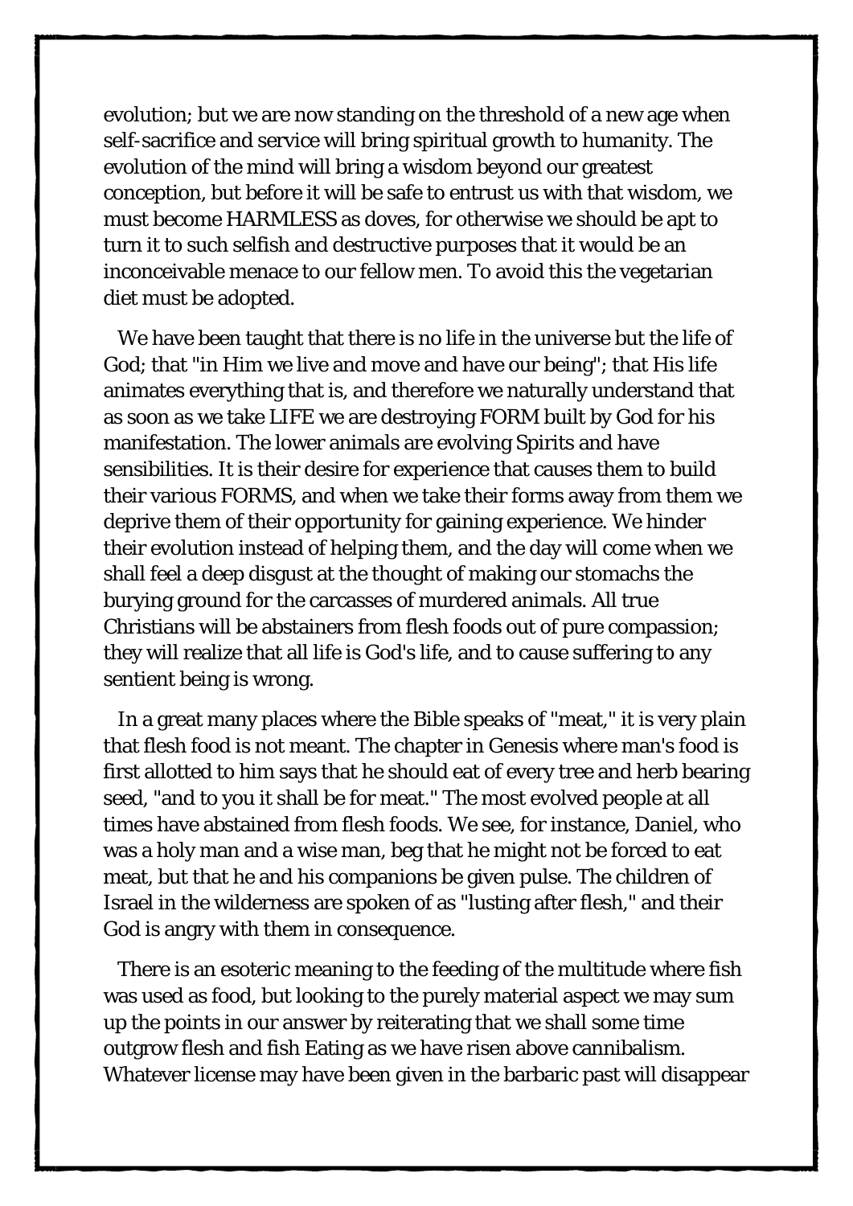evolution; but we are now standing on the threshold of a new age when self-sacrifice and service will bring spiritual growth to humanity. The evolution of the mind will bring a wisdom beyond our greatest conception, but before it will be safe to entrust us with that wisdom, we must become HARMLESS as doves, for otherwise we should be apt to turn it to such selfish and destructive purposes that it would be an inconceivable menace to our fellow men. To avoid this the vegetarian diet must be adopted.

We have been taught that there is no life in the universe but the life of God; that "in Him we live and move and have our being"; that His life animates everything that is, and therefore we naturally understand that as soon as we take LIFE we are destroying FORM built by God for his manifestation. The lower animals are evolving Spirits and have sensibilities. It is their desire for experience that causes them to build their various FORMS, and when we take their forms away from them we deprive them of their opportunity for gaining experience. We hinder their evolution instead of helping them, and the day will come when we shall feel a deep disgust at the thought of making our stomachs the burying ground for the carcasses of murdered animals. All true Christians will be abstainers from flesh foods out of pure compassion; they will realize that all life is God's life, and to cause suffering to any sentient being is wrong.

In a great many places where the Bible speaks of "meat," it is very plain that flesh food is not meant. The chapter in Genesis where man's food is first allotted to him says that he should eat of every tree and herb bearing seed, "and to you it shall be for meat." The most evolved people at all times have abstained from flesh foods. We see, for instance, Daniel, who was a holy man and a wise man, beg that he might not be forced to eat meat, but that he and his companions be given pulse. The children of Israel in the wilderness are spoken of as "lusting after flesh," and their God is angry with them in consequence.

There is an esoteric meaning to the feeding of the multitude where fish was used as food, but looking to the purely material aspect we may sum up the points in our answer by reiterating that we shall some time outgrow flesh and fish Eating as we have risen above cannibalism. Whatever license may have been given in the barbaric past will disappear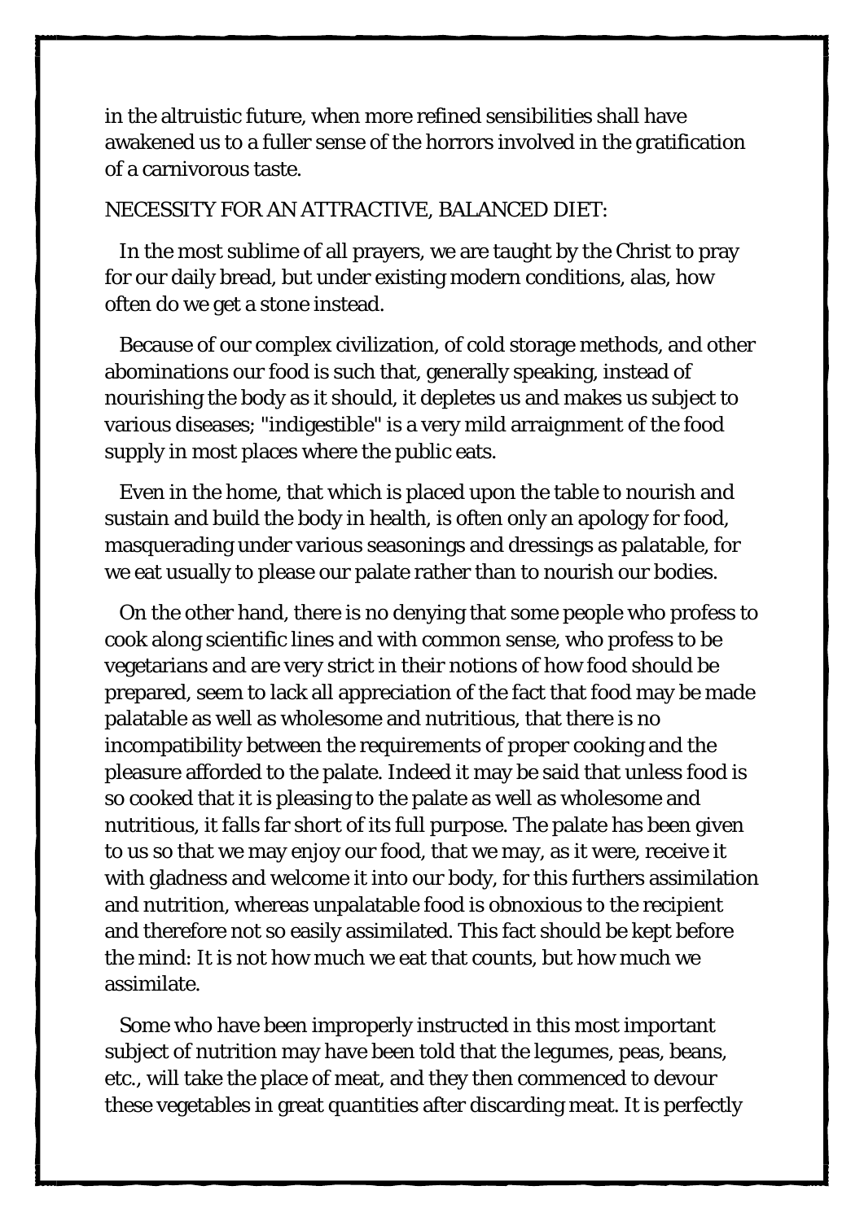in the altruistic future, when more refined sensibilities shall have awakened us to a fuller sense of the horrors involved in the gratification of a carnivorous taste.

NECESSITY FOR AN ATTRACTIVE, BALANCED DIET:

In the most sublime of all prayers, we are taught by the Christ to pray for our daily bread, but under existing modern conditions, alas, how often do we get a stone instead.

Because of our complex civilization, of cold storage methods, and other abominations our food is such that, generally speaking, instead of nourishing the body as it should, it depletes us and makes us subject to various diseases; "indigestible" is a very mild arraignment of the food supply in most places where the public eats.

Even in the home, that which is placed upon the table to nourish and sustain and build the body in health, is often only an apology for food, masquerading under various seasonings and dressings as palatable, for we eat usually to please our palate rather than to nourish our bodies.

On the other hand, there is no denying that some people who profess to cook along scientific lines and with common sense, who profess to be vegetarians and are very strict in their notions of how food should be prepared, seem to lack all appreciation of the fact that food may be made palatable as well as wholesome and nutritious, that there is no incompatibility between the requirements of proper cooking and the pleasure afforded to the palate. Indeed it may be said that unless food is so cooked that it is pleasing to the palate as well as wholesome and nutritious, it falls far short of its full purpose. The palate has been given to us so that we may enjoy our food, that we may, as it were, receive it with gladness and welcome it into our body, for this furthers assimilation and nutrition, whereas unpalatable food is obnoxious to the recipient and therefore not so easily assimilated. This fact should be kept before the mind: It is not how much we eat that counts, but how much we assimilate.

Some who have been improperly instructed in this most important subject of nutrition may have been told that the legumes, peas, beans, etc., will take the place of meat, and they then commenced to devour these vegetables in great quantities after discarding meat. It is perfectly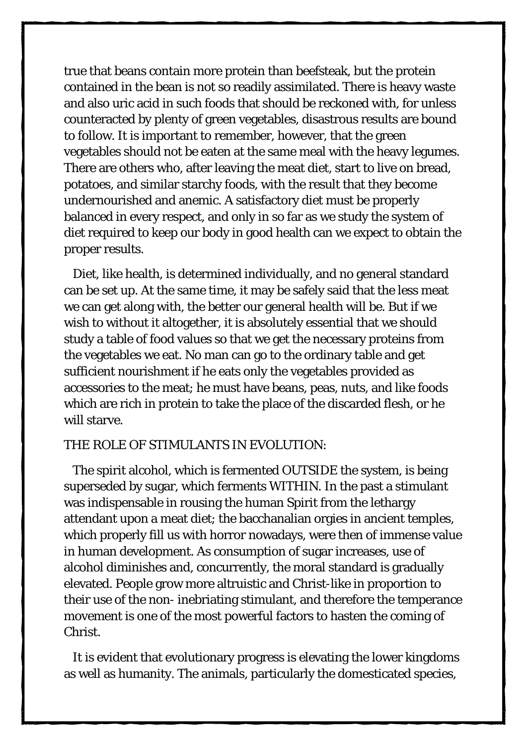true that beans contain more protein than beefsteak, but the protein contained in the bean is not so readily assimilated. There is heavy waste and also uric acid in such foods that should be reckoned with, for unless counteracted by plenty of green vegetables, disastrous results are bound to follow. It is important to remember, however, that the green vegetables should not be eaten at the same meal with the heavy legumes. There are others who, after leaving the meat diet, start to live on bread, potatoes, and similar starchy foods, with the result that they become undernourished and anemic. A satisfactory diet must be properly balanced in every respect, and only in so far as we study the system of diet required to keep our body in good health can we expect to obtain the proper results.

Diet, like health, is determined individually, and no general standard can be set up. At the same time, it may be safely said that the less meat we can get along with, the better our general health will be. But if we wish to without it altogether, it is absolutely essential that we should study a table of food values so that we get the necessary proteins from the vegetables we eat. No man can go to the ordinary table and get sufficient nourishment if he eats only the vegetables provided as accessories to the meat; he must have beans, peas, nuts, and like foods which are rich in protein to take the place of the discarded flesh, or he will starve.

THE ROLE OF STIMULANTS IN EVOLUTION:

The spirit alcohol, which is fermented OUTSIDE the system, is being superseded by sugar, which ferments WITHIN. In the past a stimulant was indispensable in rousing the human Spirit from the lethargy attendant upon a meat diet; the bacchanalian orgies in ancient temples, which properly fill us with horror nowadays, were then of immense value in human development. As consumption of sugar increases, use of alcohol diminishes and, concurrently, the moral standard is gradually elevated. People grow more altruistic and Christ-like in proportion to their use of the non- inebriating stimulant, and therefore the temperance movement is one of the most powerful factors to hasten the coming of Christ.

It is evident that evolutionary progress is elevating the lower kingdoms as well as humanity. The animals, particularly the domesticated species,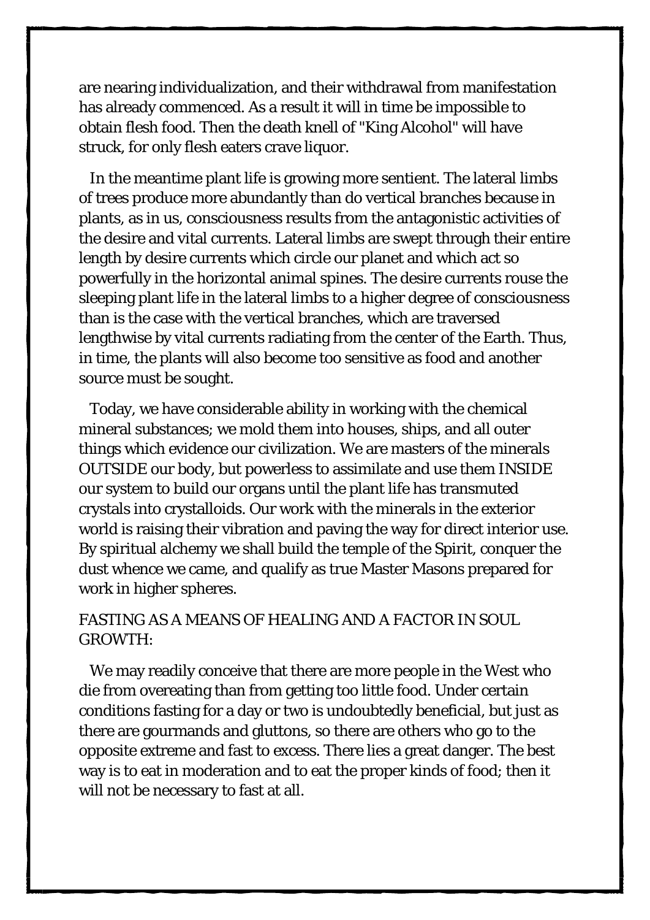are nearing individualization, and their withdrawal from manifestation has already commenced. As a result it will in time be impossible to obtain flesh food. Then the death knell of "King Alcohol" will have struck, for only flesh eaters crave liquor.

In the meantime plant life is growing more sentient. The lateral limbs of trees produce more abundantly than do vertical branches because in plants, as in us, consciousness results from the antagonistic activities of the desire and vital currents. Lateral limbs are swept through their entire length by desire currents which circle our planet and which act so powerfully in the horizontal animal spines. The desire currents rouse the sleeping plant life in the lateral limbs to a higher degree of consciousness than is the case with the vertical branches, which are traversed lengthwise by vital currents radiating from the center of the Earth. Thus, in time, the plants will also become too sensitive as food and another source must be sought.

Today, we have considerable ability in working with the chemical mineral substances; we mold them into houses, ships, and all outer things which evidence our civilization. We are masters of the minerals OUTSIDE our body, but powerless to assimilate and use them INSIDE our system to build our organs until the plant life has transmuted crystals into crystalloids. Our work with the minerals in the exterior world is raising their vibration and paving the way for direct interior use. By spiritual alchemy we shall build the temple of the Spirit, conquer the dust whence we came, and qualify as true Master Masons prepared for work in higher spheres.

## FASTING AS A MEANS OF HEALING AND A FACTOR IN SOUL GROWTH:

We may readily conceive that there are more people in the West who die from overeating than from getting too little food. Under certain conditions fasting for a day or two is undoubtedly beneficial, but just as there are gourmands and gluttons, so there are others who go to the opposite extreme and fast to excess. There lies a great danger. The best way is to eat in moderation and to eat the proper kinds of food; then it will not be necessary to fast at all.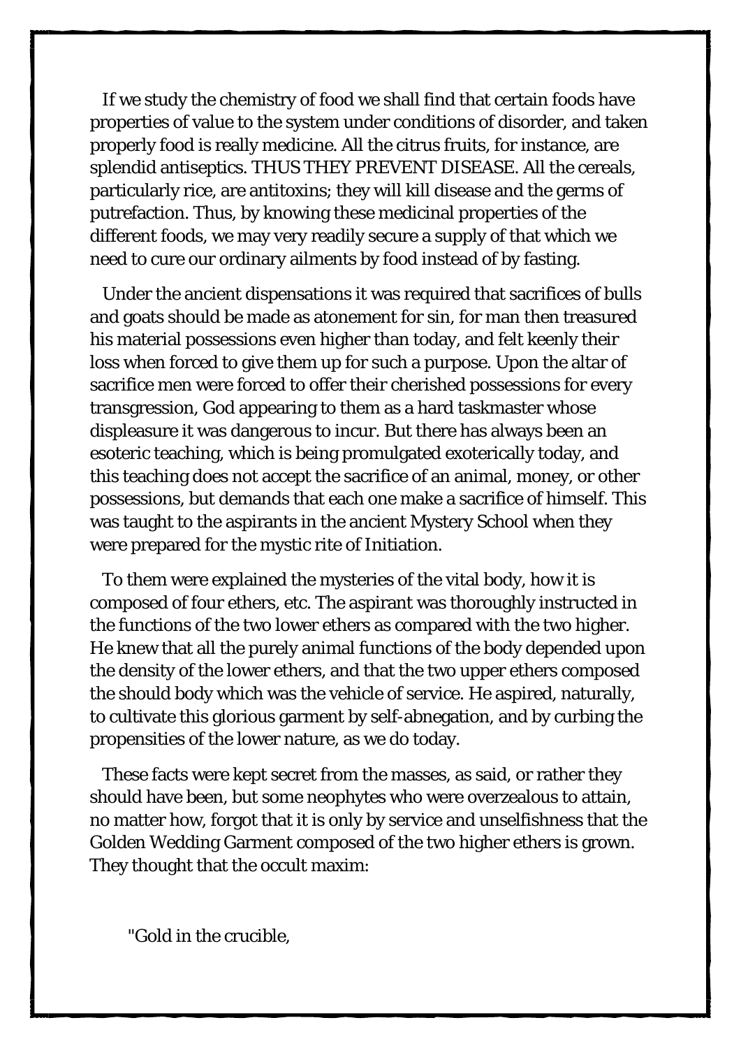If we study the chemistry of food we shall find that certain foods have properties of value to the system under conditions of disorder, and taken properly food is really medicine. All the citrus fruits, for instance, are splendid antiseptics. THUS THEY PREVENT DISEASE. All the cereals, particularly rice, are antitoxins; they will kill disease and the germs of putrefaction. Thus, by knowing these medicinal properties of the different foods, we may very readily secure a supply of that which we need to cure our ordinary ailments by food instead of by fasting.

Under the ancient dispensations it was required that sacrifices of bulls and goats should be made as atonement for sin, for man then treasured his material possessions even higher than today, and felt keenly their loss when forced to give them up for such a purpose. Upon the altar of sacrifice men were forced to offer their cherished possessions for every transgression, God appearing to them as a hard taskmaster whose displeasure it was dangerous to incur. But there has always been an esoteric teaching, which is being promulgated exoterically today, and this teaching does not accept the sacrifice of an animal, money, or other possessions, but demands that each one make a sacrifice of himself. This was taught to the aspirants in the ancient Mystery School when they were prepared for the mystic rite of Initiation.

To them were explained the mysteries of the vital body, how it is composed of four ethers, etc. The aspirant was thoroughly instructed in the functions of the two lower ethers as compared with the two higher. He knew that all the purely animal functions of the body depended upon the density of the lower ethers, and that the two upper ethers composed the should body which was the vehicle of service. He aspired, naturally, to cultivate this glorious garment by self-abnegation, and by curbing the propensities of the lower nature, as we do today.

These facts were kept secret from the masses, as said, or rather they should have been, but some neophytes who were overzealous to attain, no matter how, forgot that it is only by service and unselfishness that the Golden Wedding Garment composed of the two higher ethers is grown. They thought that the occult maxim:

"Gold in the crucible,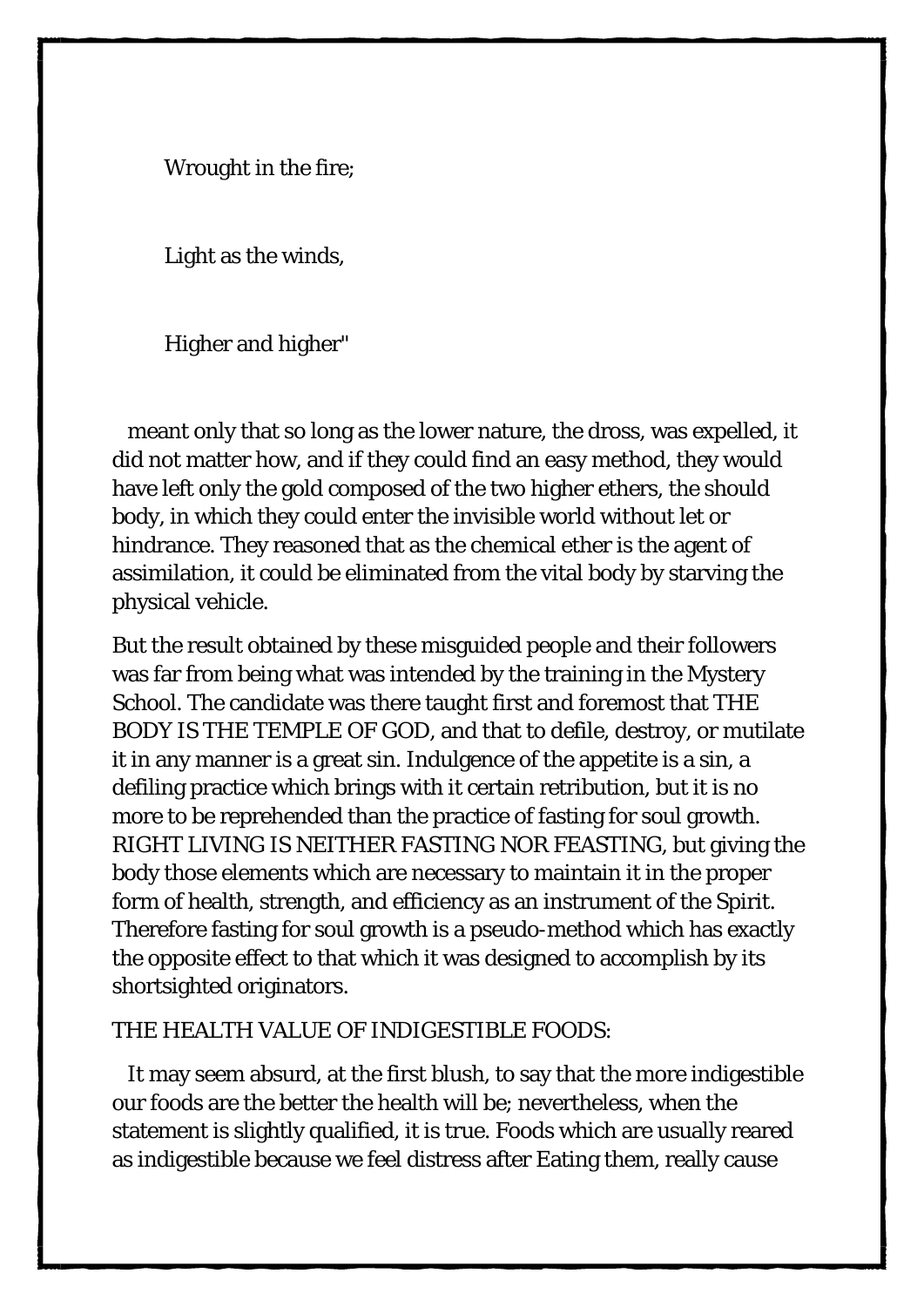Wrought in the fire;

Light as the winds,

Higher and higher"

meant only that so long as the lower nature, the dross, was expelled, it did not matter how, and if they could find an easy method, they would have left only the gold composed of the two higher ethers, the should body, in which they could enter the invisible world without let or hindrance. They reasoned that as the chemical ether is the agent of assimilation, it could be eliminated from the vital body by starving the physical vehicle.

But the result obtained by these misguided people and their followers was far from being what was intended by the training in the Mystery School. The candidate was there taught first and foremost that THE BODY IS THE TEMPLE OF GOD, and that to defile, destroy, or mutilate it in any manner is a great sin. Indulgence of the appetite is a sin, a defiling practice which brings with it certain retribution, but it is no more to be reprehended than the practice of fasting for soul growth. RIGHT LIVING IS NEITHER FASTING NOR FEASTING, but giving the body those elements which are necessary to maintain it in the proper form of health, strength, and efficiency as an instrument of the Spirit. Therefore fasting for soul growth is a pseudo-method which has exactly the opposite effect to that which it was designed to accomplish by its shortsighted originators.

THE HEALTH VALUE OF INDIGESTIBLE FOODS:

It may seem absurd, at the first blush, to say that the more indigestible our foods are the better the health will be; nevertheless, when the statement is slightly qualified, it is true. Foods which are usually reared as indigestible because we feel distress after Eating them, really cause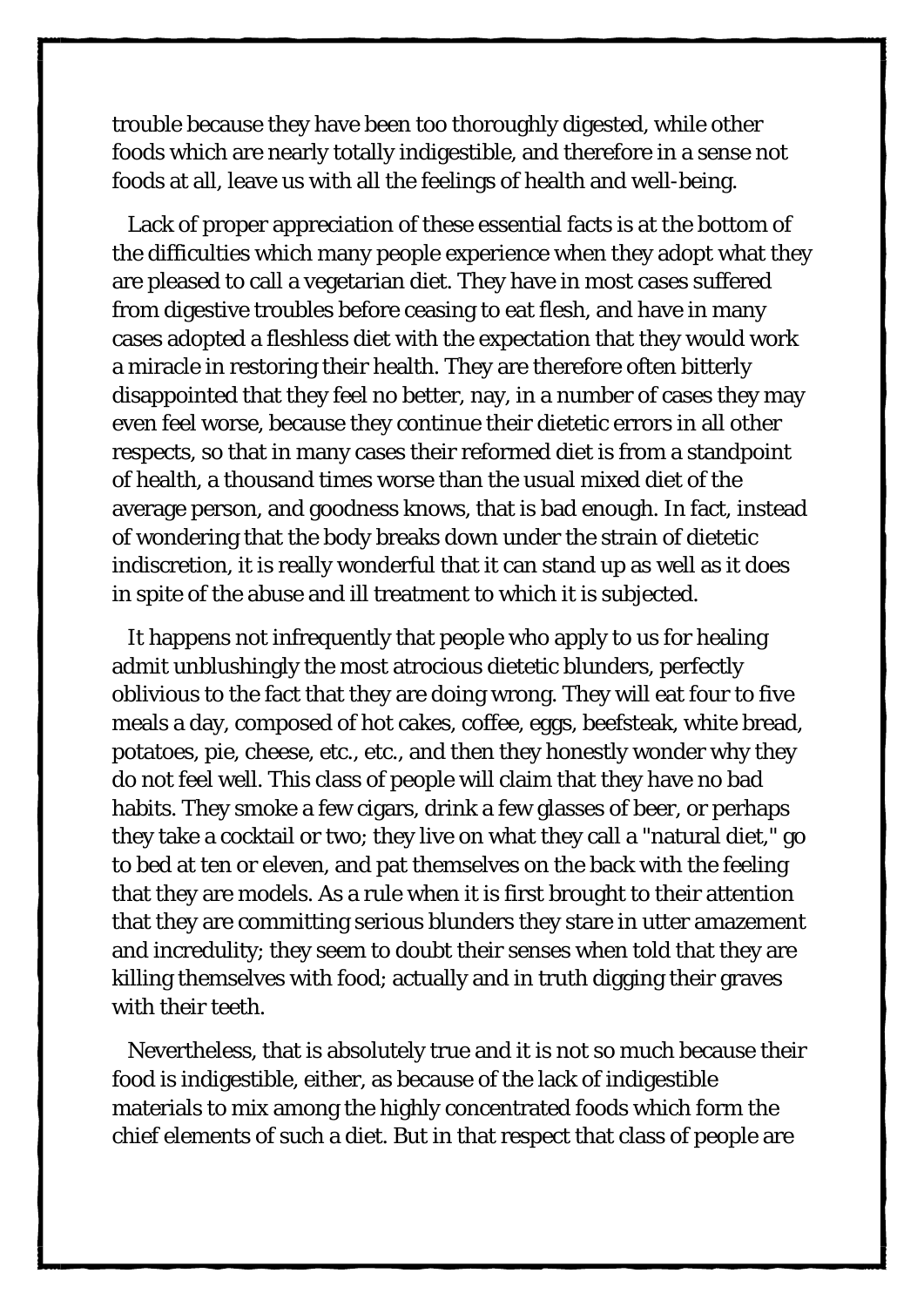trouble because they have been too thoroughly digested, while other foods which are nearly totally indigestible, and therefore in a sense not foods at all, leave us with all the feelings of health and well-being.

Lack of proper appreciation of these essential facts is at the bottom of the difficulties which many people experience when they adopt what they are pleased to call a vegetarian diet. They have in most cases suffered from digestive troubles before ceasing to eat flesh, and have in many cases adopted a fleshless diet with the expectation that they would work a miracle in restoring their health. They are therefore often bitterly disappointed that they feel no better, nay, in a number of cases they may even feel worse, because they continue their dietetic errors in all other respects, so that in many cases their reformed diet is from a standpoint of health, a thousand times worse than the usual mixed diet of the average person, and goodness knows, that is bad enough. In fact, instead of wondering that the body breaks down under the strain of dietetic indiscretion, it is really wonderful that it can stand up as well as it does in spite of the abuse and ill treatment to which it is subjected.

It happens not infrequently that people who apply to us for healing admit unblushingly the most atrocious dietetic blunders, perfectly oblivious to the fact that they are doing wrong. They will eat four to five meals a day, composed of hot cakes, coffee, eggs, beefsteak, white bread, potatoes, pie, cheese, etc., etc., and then they honestly wonder why they do not feel well. This class of people will claim that they have no bad habits. They smoke a few cigars, drink a few glasses of beer, or perhaps they take a cocktail or two; they live on what they call a "natural diet," go to bed at ten or eleven, and pat themselves on the back with the feeling that they are models. As a rule when it is first brought to their attention that they are committing serious blunders they stare in utter amazement and incredulity; they seem to doubt their senses when told that they are killing themselves with food; actually and in truth digging their graves with their teeth.

Nevertheless, that is absolutely true and it is not so much because their food is indigestible, either, as because of the lack of indigestible materials to mix among the highly concentrated foods which form the chief elements of such a diet. But in that respect that class of people are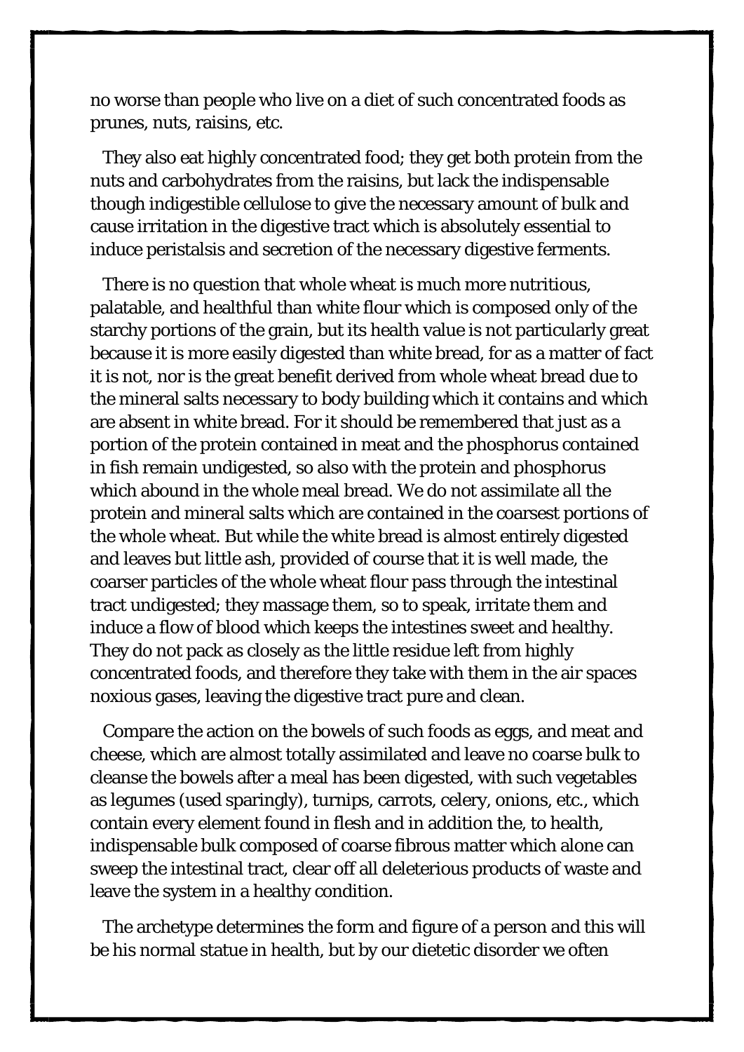no worse than people who live on a diet of such concentrated foods as prunes, nuts, raisins, etc.

They also eat highly concentrated food; they get both protein from the nuts and carbohydrates from the raisins, but lack the indispensable though indigestible cellulose to give the necessary amount of bulk and cause irritation in the digestive tract which is absolutely essential to induce peristalsis and secretion of the necessary digestive ferments.

There is no question that whole wheat is much more nutritious, palatable, and healthful than white flour which is composed only of the starchy portions of the grain, but its health value is not particularly great because it is more easily digested than white bread, for as a matter of fact it is not, nor is the great benefit derived from whole wheat bread due to the mineral salts necessary to body building which it contains and which are absent in white bread. For it should be remembered that just as a portion of the protein contained in meat and the phosphorus contained in fish remain undigested, so also with the protein and phosphorus which abound in the whole meal bread. We do not assimilate all the protein and mineral salts which are contained in the coarsest portions of the whole wheat. But while the white bread is almost entirely digested and leaves but little ash, provided of course that it is well made, the coarser particles of the whole wheat flour pass through the intestinal tract undigested; they massage them, so to speak, irritate them and induce a flow of blood which keeps the intestines sweet and healthy. They do not pack as closely as the little residue left from highly concentrated foods, and therefore they take with them in the air spaces noxious gases, leaving the digestive tract pure and clean.

Compare the action on the bowels of such foods as eggs, and meat and cheese, which are almost totally assimilated and leave no coarse bulk to cleanse the bowels after a meal has been digested, with such vegetables as legumes (used sparingly), turnips, carrots, celery, onions, etc., which contain every element found in flesh and in addition the, to health, indispensable bulk composed of coarse fibrous matter which alone can sweep the intestinal tract, clear off all deleterious products of waste and leave the system in a healthy condition.

The archetype determines the form and figure of a person and this will be his normal statue in health, but by our dietetic disorder we often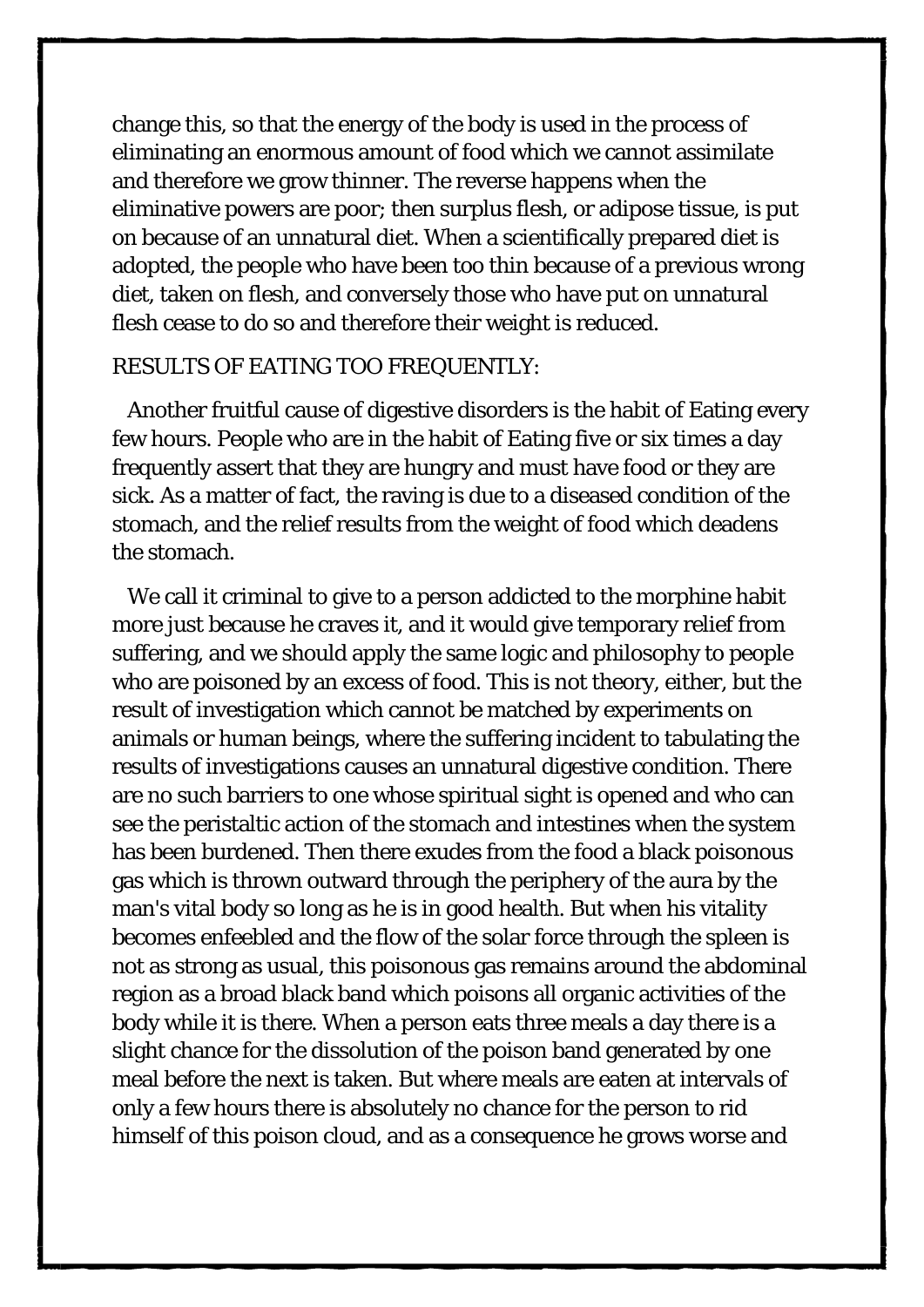change this, so that the energy of the body is used in the process of eliminating an enormous amount of food which we cannot assimilate and therefore we grow thinner. The reverse happens when the eliminative powers are poor; then surplus flesh, or adipose tissue, is put on because of an unnatural diet. When a scientifically prepared diet is adopted, the people who have been too thin because of a previous wrong diet, taken on flesh, and conversely those who have put on unnatural flesh cease to do so and therefore their weight is reduced.

RESULTS OF EATING TOO FREQUENTLY:

Another fruitful cause of digestive disorders is the habit of Eating every few hours. People who are in the habit of Eating five or six times a day frequently assert that they are hungry and must have food or they are sick. As a matter of fact, the raving is due to a diseased condition of the stomach, and the relief results from the weight of food which deadens the stomach.

We call it criminal to give to a person addicted to the morphine habit more just because he craves it, and it would give temporary relief from suffering, and we should apply the same logic and philosophy to people who are poisoned by an excess of food. This is not theory, either, but the result of investigation which cannot be matched by experiments on animals or human beings, where the suffering incident to tabulating the results of investigations causes an unnatural digestive condition. There are no such barriers to one whose spiritual sight is opened and who can see the peristaltic action of the stomach and intestines when the system has been burdened. Then there exudes from the food a black poisonous gas which is thrown outward through the periphery of the aura by the man's vital body so long as he is in good health. But when his vitality becomes enfeebled and the flow of the solar force through the spleen is not as strong as usual, this poisonous gas remains around the abdominal region as a broad black band which poisons all organic activities of the body while it is there. When a person eats three meals a day there is a slight chance for the dissolution of the poison band generated by one meal before the next is taken. But where meals are eaten at intervals of only a few hours there is absolutely no chance for the person to rid himself of this poison cloud, and as a consequence he grows worse and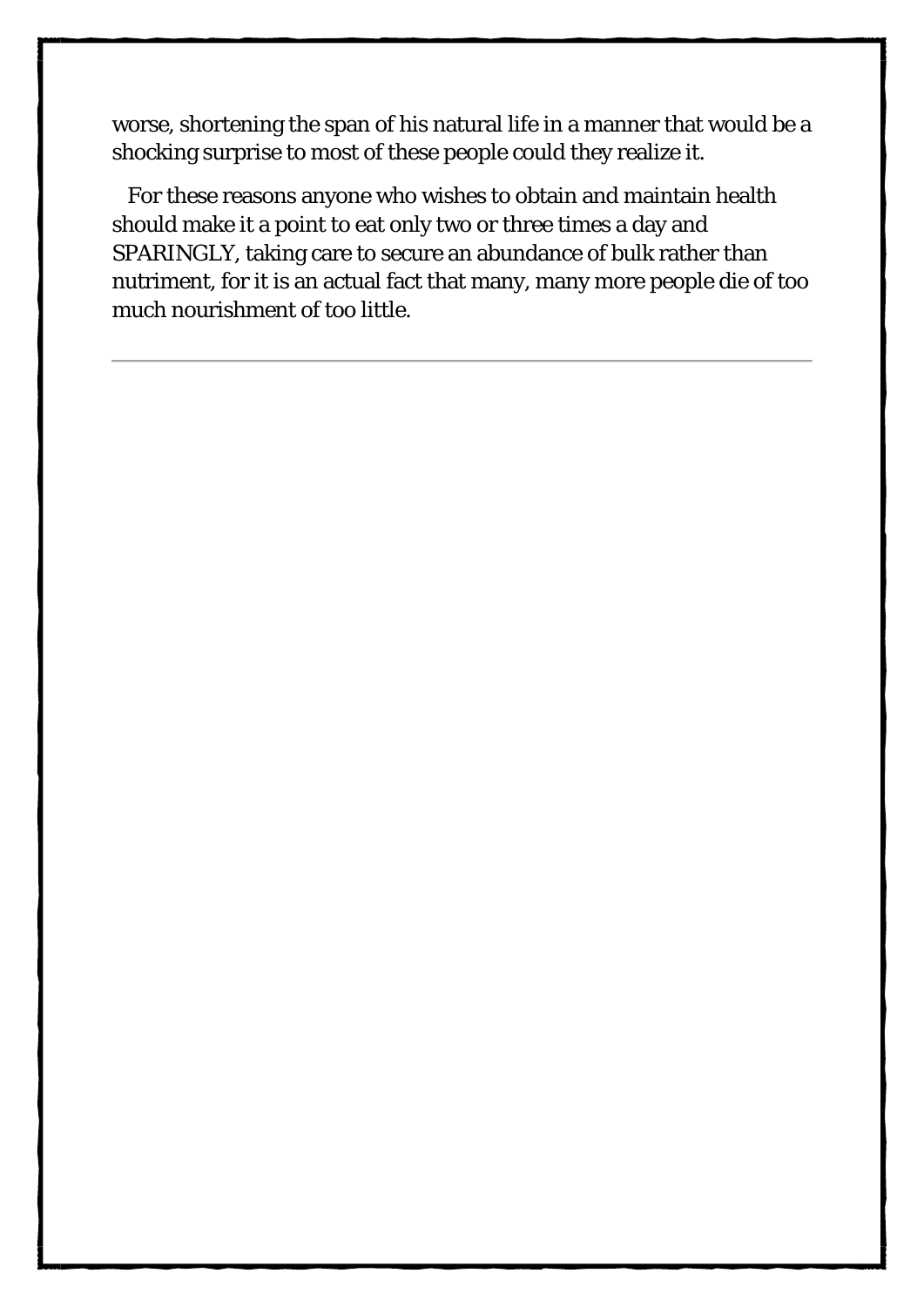worse, shortening the span of his natural life in a manner that would be a shocking surprise to most of these people could they realize it.

For these reasons anyone who wishes to obtain and maintain health should make it a point to eat only two or three times a day and SPARINGLY, taking care to secure an abundance of bulk rather than nutriment, for it is an actual fact that many, many more people die of too much nourishment of too little.

---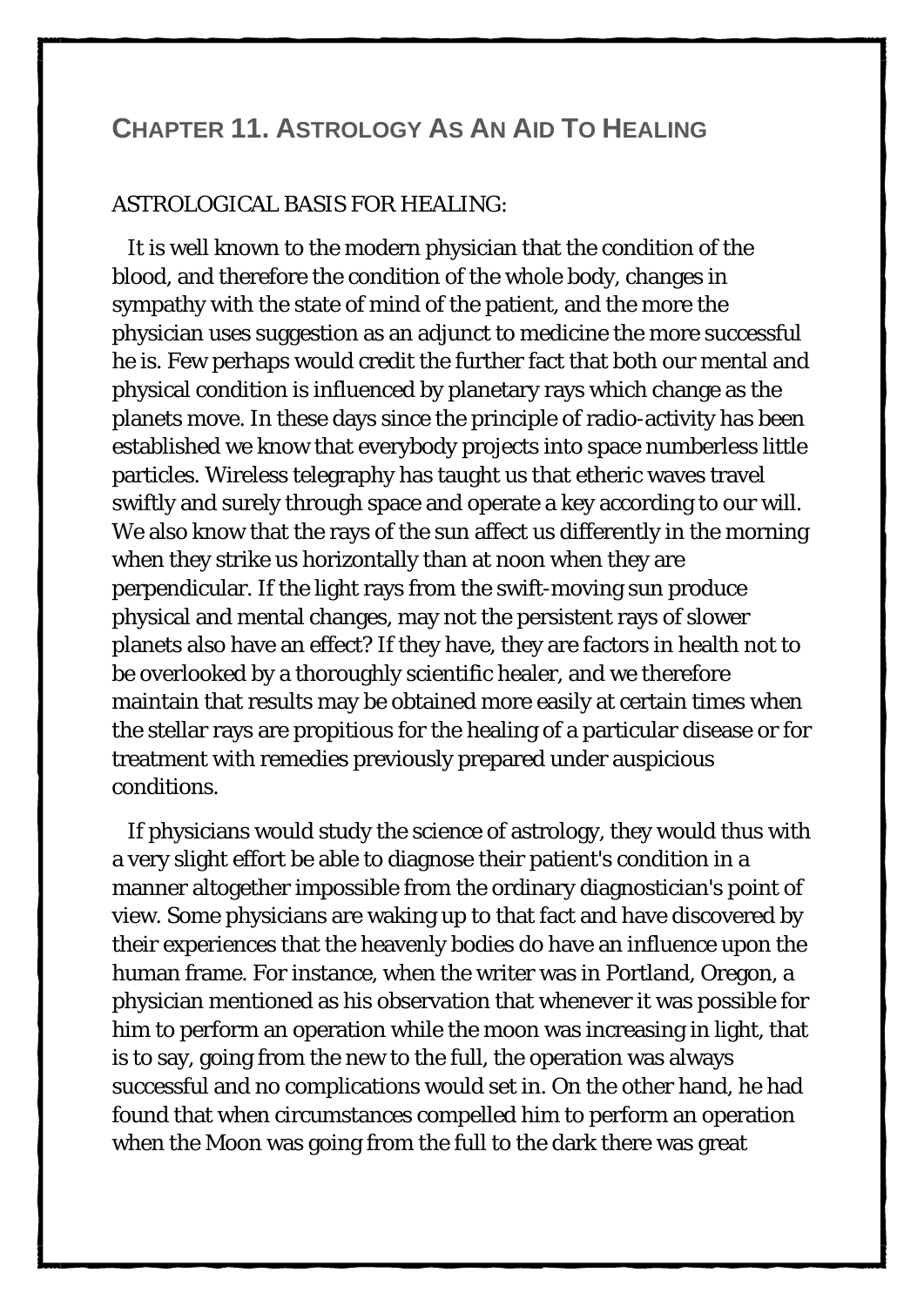## Chapter 11. Astrology As An Aid To Healing

ASTROLOGICAL BASIS FOR HEALING:

It is well known to the modern physician that the condition of the blood, and therefore the condition of the whole body, changes in sympathy with the state of mind of the patient, and the more the physician uses suggestion as an adjunct to medicine the more successful he is. Few perhaps would credit the further fact that both our mental and physical condition is influenced by planetary rays which change as the planets move. In these days since the principle of radio-activity has been established we know that everybody projects into space numberless little particles. Wireless telegraphy has taught us that etheric waves travel swiftly and surely through space and operate a key according to our will. We also know that the rays of the sun affect us differently in the morning when they strike us horizontally than at noon when they are perpendicular. If the light rays from the swift-moving sun produce physical and mental changes, may not the persistent rays of slower planets also have an effect? If they have, they are factors in health not to be overlooked by a thoroughly scientific healer, and we therefore maintain that results may be obtained more easily at certain times when the stellar rays are propitious for the healing of a particular disease or for treatment with remedies previously prepared under auspicious conditions.

If physicians would study the science of astrology, they would thus with a very slight effort be able to diagnose their patient's condition in a manner altogether impossible from the ordinary diagnostician's point of view. Some physicians are waking up to that fact and have discovered by their experiences that the heavenly bodies do have an influence upon the human frame. For instance, when the writer was in Portland, Oregon, a physician mentioned as his observation that whenever it was possible for him to perform an operation while the moon was increasing in light, that is to say, going from the new to the full, the operation was always successful and no complications would set in. On the other hand, he had found that when circumstances compelled him to perform an operation when the Moon was going from the full to the dark there was great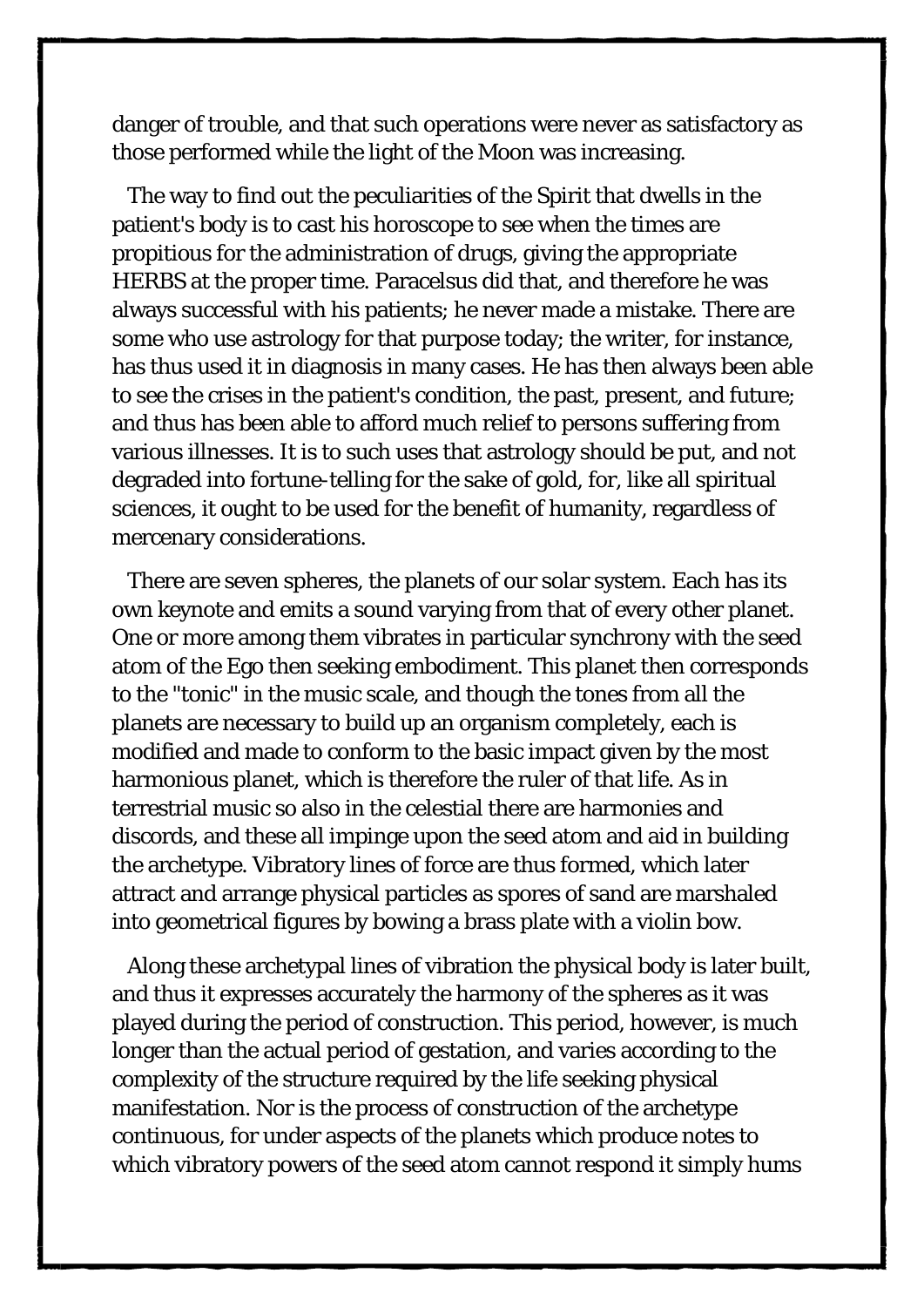danger of trouble, and that such operations were never as satisfactory as those performed while the light of the Moon was increasing.

The way to find out the peculiarities of the Spirit that dwells in the patient's body is to cast his horoscope to see when the times are propitious for the administration of drugs, giving the appropriate HERBS at the proper time. Paracelsus did that, and therefore he was always successful with his patients; he never made a mistake. There are some who use astrology for that purpose today; the writer, for instance, has thus used it in diagnosis in many cases. He has then always been able to see the crises in the patient's condition, the past, present, and future; and thus has been able to afford much relief to persons suffering from various illnesses. It is to such uses that astrology should be put, and not degraded into fortune-telling for the sake of gold, for, like all spiritual sciences, it ought to be used for the benefit of humanity, regardless of mercenary considerations.

There are seven spheres, the planets of our solar system. Each has its own keynote and emits a sound varying from that of every other planet. One or more among them vibrates in particular synchrony with the seed atom of the Ego then seeking embodiment. This planet then corresponds to the "tonic" in the music scale, and though the tones from all the planets are necessary to build up an organism completely, each is modified and made to conform to the basic impact given by the most harmonious planet, which is therefore the ruler of that life. As in terrestrial music so also in the celestial there are harmonies and discords, and these all impinge upon the seed atom and aid in building the archetype. Vibratory lines of force are thus formed, which later attract and arrange physical particles as spores of sand are marshaled into geometrical figures by bowing a brass plate with a violin bow.

Along these archetypal lines of vibration the physical body is later built, and thus it expresses accurately the harmony of the spheres as it was played during the period of construction. This period, however, is much longer than the actual period of gestation, and varies according to the complexity of the structure required by the life seeking physical manifestation. Nor is the process of construction of the archetype continuous, for under aspects of the planets which produce notes to which vibratory powers of the seed atom cannot respond it simply hums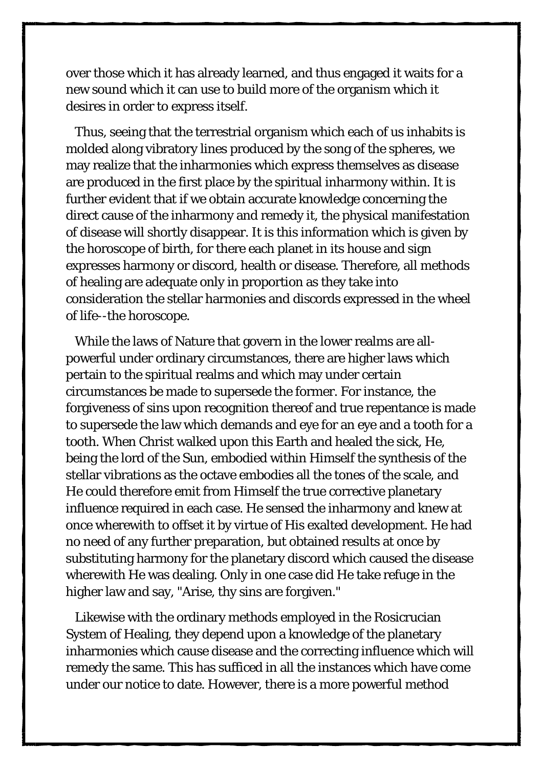over those which it has already learned, and thus engaged it waits for a new sound which it can use to build more of the organism which it desires in order to express itself.

Thus, seeing that the terrestrial organism which each of us inhabits is molded along vibratory lines produced by the song of the spheres, we may realize that the inharmonies which express themselves as disease are produced in the first place by the spiritual inharmony within. It is further evident that if we obtain accurate knowledge concerning the direct cause of the inharmony and remedy it, the physical manifestation of disease will shortly disappear. It is this information which is given by the horoscope of birth, for there each planet in its house and sign expresses harmony or discord, health or disease. Therefore, all methods of healing are adequate only in proportion as they take into consideration the stellar harmonies and discords expressed in the wheel of life--the horoscope.

While the laws of Nature that govern in the lower realms are all-powerful under ordinary circumstances, there are higher laws which pertain to the spiritual realms and which may under certain circumstances be made to supersede the former. For instance, the forgiveness of sins upon recognition thereof and true repentance is made to supersede the law which demands and eye for an eye and a tooth for a tooth. When Christ walked upon this Earth and healed the sick, He, being the lord of the Sun, embodied within Himself the synthesis of the stellar vibrations as the octave embodies all the tones of the scale, and He could therefore emit from Himself the true corrective planetary influence required in each case. He sensed the inharmony and knew at once wherewith to offset it by virtue of His exalted development. He had no need of any further preparation, but obtained results at once by substituting harmony for the planetary discord which caused the disease wherewith He was dealing. Only in one case did He take refuge in the higher law and say, "Arise, thy sins are forgiven."

Likewise with the ordinary methods employed in the Rosicrucian System of Healing, they depend upon a knowledge of the planetary inharmonies which cause disease and the correcting influence which will remedy the same. This has sufficed in all the instances which have come under our notice to date. However, there is a more powerful method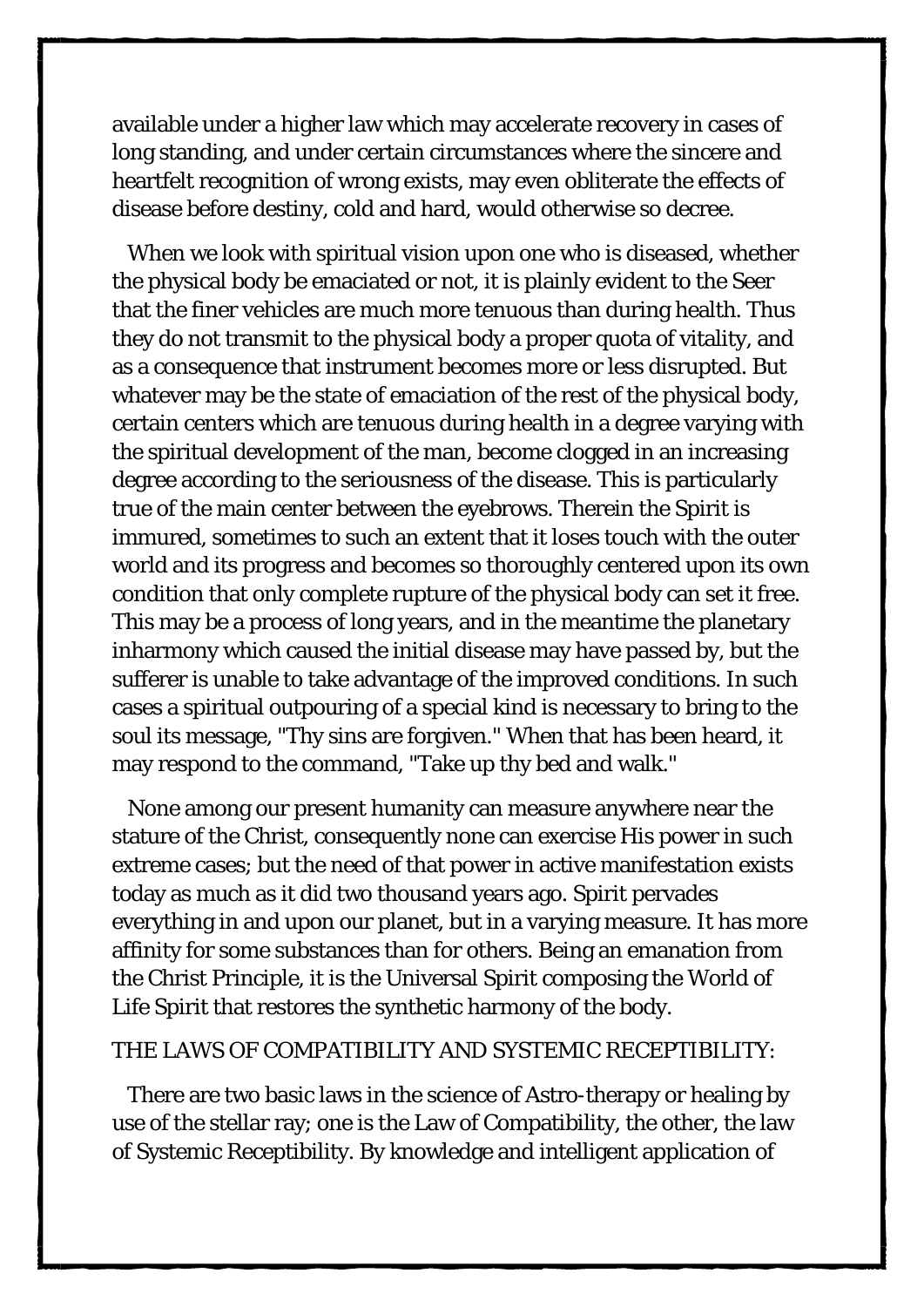available under a higher law which may accelerate recovery in cases of long standing, and under certain circumstances where the sincere and heartfelt recognition of wrong exists, may even obliterate the effects of disease before destiny, cold and hard, would otherwise so decree.

When we look with spiritual vision upon one who is diseased, whether the physical body be emaciated or not, it is plainly evident to the Seer that the finer vehicles are much more tenuous than during health. Thus they do not transmit to the physical body a proper quota of vitality, and as a consequence that instrument becomes more or less disrupted. But whatever may be the state of emaciation of the rest of the physical body, certain centers which are tenuous during health in a degree varying with the spiritual development of the man, become clogged in an increasing degree according to the seriousness of the disease. This is particularly true of the main center between the eyebrows. Therein the Spirit is immured, sometimes to such an extent that it loses touch with the outer world and its progress and becomes so thoroughly centered upon its own condition that only complete rupture of the physical body can set it free. This may be a process of long years, and in the meantime the planetary inharmony which caused the initial disease may have passed by, but the sufferer is unable to take advantage of the improved conditions. In such cases a spiritual outpouring of a special kind is necessary to bring to the soul its message, "Thy sins are forgiven." When that has been heard, it may respond to the command, "Take up thy bed and walk."

None among our present humanity can measure anywhere near the stature of the Christ, consequently none can exercise His power in such extreme cases; but the need of that power in active manifestation exists today as much as it did two thousand years ago. Spirit pervades everything in and upon our planet, but in a varying measure. It has more affinity for some substances than for others. Being an emanation from the Christ Principle, it is the Universal Spirit composing the World of Life Spirit that restores the synthetic harmony of the body.

THE LAWS OF COMPATIBILITY AND SYSTEMIC RECEPTIBILITY:

There are two basic laws in the science of Astro-therapy or healing by use of the stellar ray; one is the Law of Compatibility, the other, the law of Systemic Receptibility. By knowledge and intelligent application of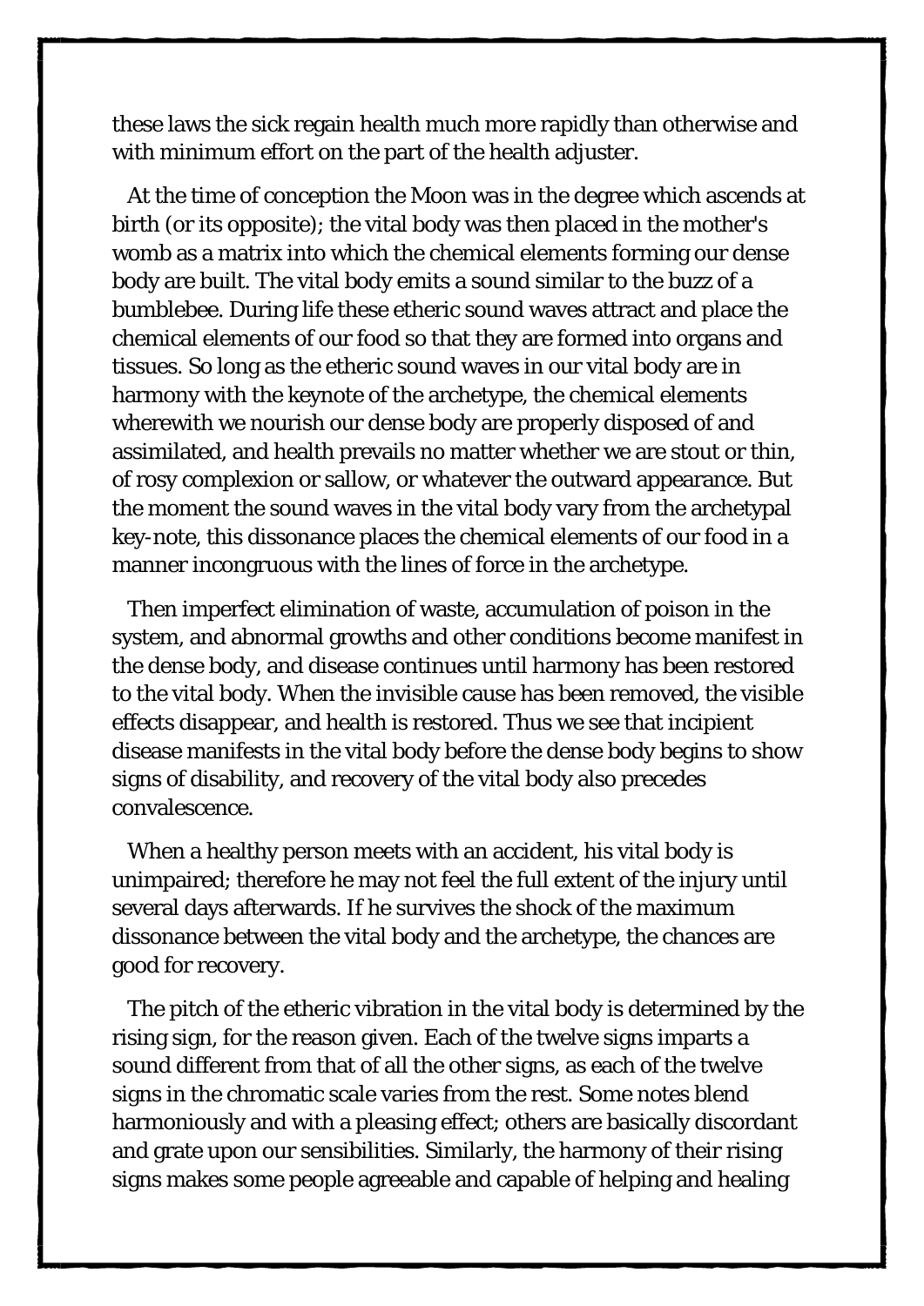these laws the sick regain health much more rapidly than otherwise and with minimum effort on the part of the health adjuster.

At the time of conception the Moon was in the degree which ascends at birth (or its opposite); the vital body was then placed in the mother's womb as a matrix into which the chemical elements forming our dense body are built. The vital body emits a sound similar to the buzz of a bumblebee. During life these etheric sound waves attract and place the chemical elements of our food so that they are formed into organs and tissues. So long as the etheric sound waves in our vital body are in harmony with the keynote of the archetype, the chemical elements wherewith we nourish our dense body are properly disposed of and assimilated, and health prevails no matter whether we are stout or thin, of rosy complexion or sallow, or whatever the outward appearance. But the moment the sound waves in the vital body vary from the archetypal key-note, this dissonance places the chemical elements of our food in a manner incongruous with the lines of force in the archetype.

Then imperfect elimination of waste, accumulation of poison in the system, and abnormal growths and other conditions become manifest in the dense body, and disease continues until harmony has been restored to the vital body. When the invisible cause has been removed, the visible effects disappear, and health is restored. Thus we see that incipient disease manifests in the vital body before the dense body begins to show signs of disability, and recovery of the vital body also precedes convalescence.

When a healthy person meets with an accident, his vital body is unimpaired; therefore he may not feel the full extent of the injury until several days afterwards. If he survives the shock of the maximum dissonance between the vital body and the archetype, the chances are good for recovery.

The pitch of the etheric vibration in the vital body is determined by the rising sign, for the reason given. Each of the twelve signs imparts a sound different from that of all the other signs, as each of the twelve signs in the chromatic scale varies from the rest. Some notes blend harmoniously and with a pleasing effect; others are basically discordant and grate upon our sensibilities. Similarly, the harmony of their rising signs makes some people agreeable and capable of helping and healing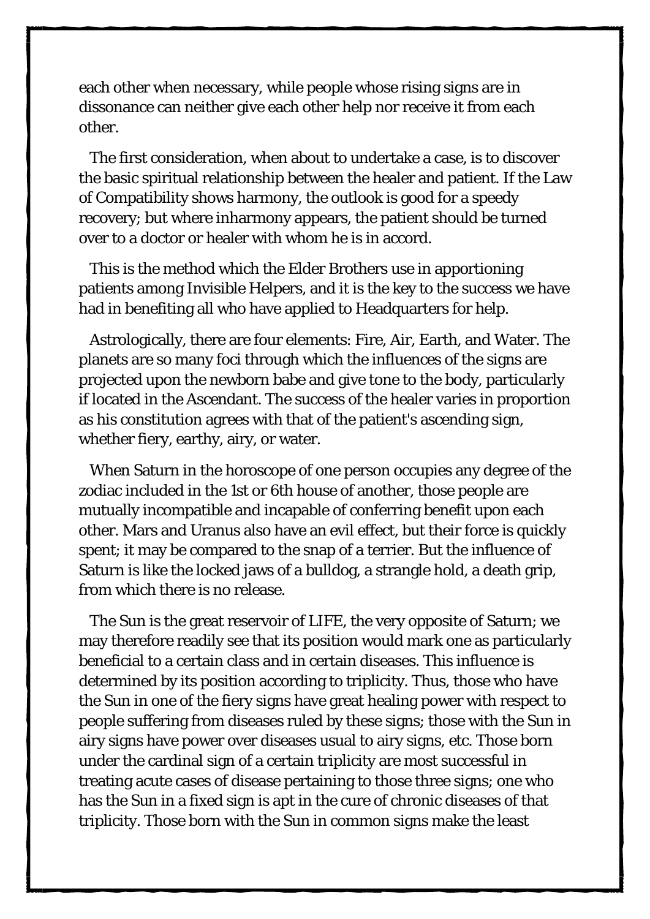each other when necessary, while people whose rising signs are in dissonance can neither give each other help nor receive it from each other.

The first consideration, when about to undertake a case, is to discover the basic spiritual relationship between the healer and patient. If the Law of Compatibility shows harmony, the outlook is good for a speedy recovery; but where inharmony appears, the patient should be turned over to a doctor or healer with whom he is in accord.

This is the method which the Elder Brothers use in apportioning patients among Invisible Helpers, and it is the key to the success we have had in benefiting all who have applied to Headquarters for help.

Astrologically, there are four elements: Fire, Air, Earth, and Water. The planets are so many foci through which the influences of the signs are projected upon the newborn babe and give tone to the body, particularly if located in the Ascendant. The success of the healer varies in proportion as his constitution agrees with that of the patient's ascending sign, whether fiery, earthy, airy, or water.

When Saturn in the horoscope of one person occupies any degree of the zodiac included in the 1st or 6th house of another, those people are mutually incompatible and incapable of conferring benefit upon each other. Mars and Uranus also have an evil effect, but their force is quickly spent; it may be compared to the snap of a terrier. But the influence of Saturn is like the locked jaws of a bulldog, a strangle hold, a death grip, from which there is no release.

The Sun is the great reservoir of LIFE, the very opposite of Saturn; we may therefore readily see that its position would mark one as particularly beneficial to a certain class and in certain diseases. This influence is determined by its position according to triplicity. Thus, those who have the Sun in one of the fiery signs have great healing power with respect to people suffering from diseases ruled by these signs; those with the Sun in airy signs have power over diseases usual to airy signs, etc. Those born under the cardinal sign of a certain triplicity are most successful in treating acute cases of disease pertaining to those three signs; one who has the Sun in a fixed sign is apt in the cure of chronic diseases of that triplicity. Those born with the Sun in common signs make the least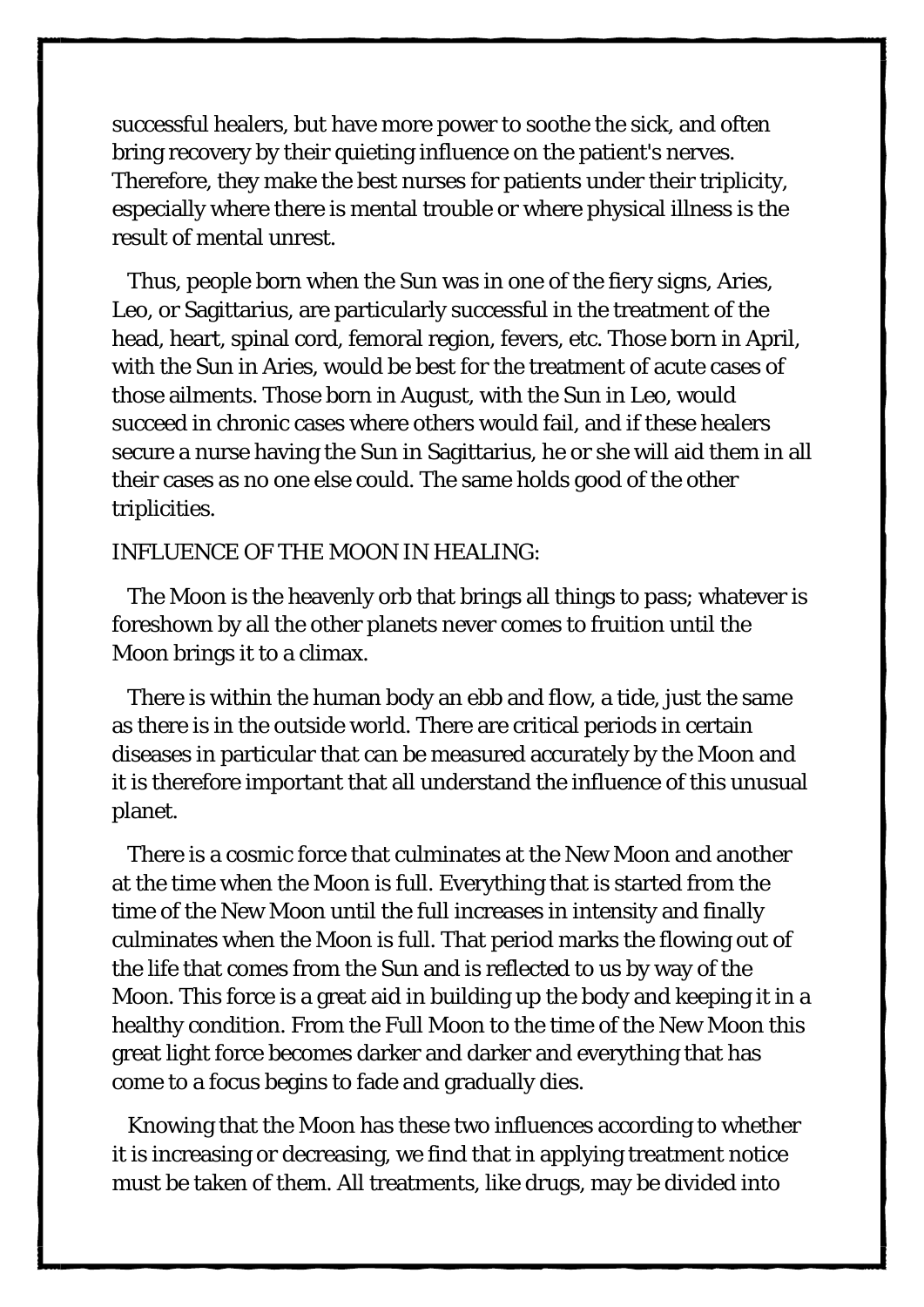successful healers, but have more power to soothe the sick, and often bring recovery by their quieting influence on the patient's nerves. Therefore, they make the best nurses for patients under their triplicity, especially where there is mental trouble or where physical illness is the result of mental unrest.

Thus, people born when the Sun was in one of the fiery signs, Aries, Leo, or Sagittarius, are particularly successful in the treatment of the head, heart, spinal cord, femoral region, fevers, etc. Those born in April, with the Sun in Aries, would be best for the treatment of acute cases of those ailments. Those born in August, with the Sun in Leo, would succeed in chronic cases where others would fail, and if these healers secure a nurse having the Sun in Sagittarius, he or she will aid them in all their cases as no one else could. The same holds good of the other triplicities.

## INFLUENCE OF THE MOON IN HEALING:

The Moon is the heavenly orb that brings all things to pass; whatever is foreshown by all the other planets never comes to fruition until the Moon brings it to a climax.

There is within the human body an ebb and flow, a tide, just the same as there is in the outside world. There are critical periods in certain diseases in particular that can be measured accurately by the Moon and it is therefore important that all understand the influence of this unusual planet.

There is a cosmic force that culminates at the New Moon and another at the time when the Moon is full. Everything that is started from the time of the New Moon until the full increases in intensity and finally culminates when the Moon is full. That period marks the flowing out of the life that comes from the Sun and is reflected to us by way of the Moon. This force is a great aid in building up the body and keeping it in a healthy condition. From the Full Moon to the time of the New Moon this great light force becomes darker and darker and everything that has come to a focus begins to fade and gradually dies.

Knowing that the Moon has these two influences according to whether it is increasing or decreasing, we find that in applying treatment notice must be taken of them. All treatments, like drugs, may be divided into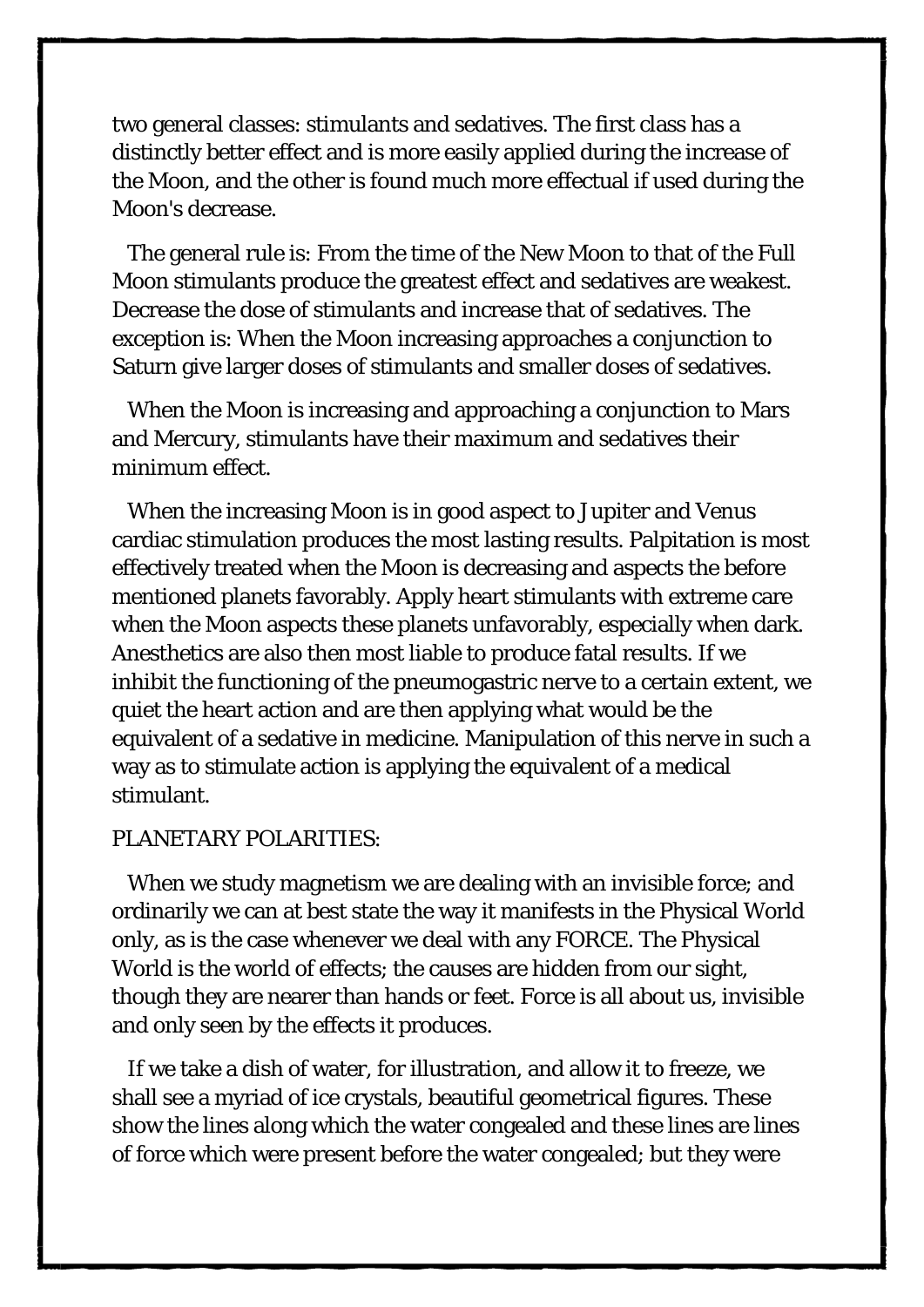two general classes: stimulants and sedatives. The first class has a distinctly better effect and is more easily applied during the increase of the Moon, and the other is found much more effectual if used during the Moon's decrease.

The general rule is: From the time of the New Moon to that of the Full Moon stimulants produce the greatest effect and sedatives are weakest. Decrease the dose of stimulants and increase that of sedatives. The exception is: When the Moon increasing approaches a conjunction to Saturn give larger doses of stimulants and smaller doses of sedatives.

When the Moon is increasing and approaching a conjunction to Mars and Mercury, stimulants have their maximum and sedatives their minimum effect.

When the increasing Moon is in good aspect to Jupiter and Venus cardiac stimulation produces the most lasting results. Palpitation is most effectively treated when the Moon is decreasing and aspects the before mentioned planets favorably. Apply heart stimulants with extreme care when the Moon aspects these planets unfavorably, especially when dark. Anesthetics are also then most liable to produce fatal results. If we inhibit the functioning of the pneumogastric nerve to a certain extent, we quiet the heart action and are then applying what would be the equivalent of a sedative in medicine. Manipulation of this nerve in such a way as to stimulate action is applying the equivalent of a medical stimulant.

PLANETARY POLARITIES:

When we study magnetism we are dealing with an invisible force; and ordinarily we can at best state the way it manifests in the Physical World only, as is the case whenever we deal with any FORCE. The Physical World is the world of effects; the causes are hidden from our sight, though they are nearer than hands or feet. Force is all about us, invisible and only seen by the effects it produces.

If we take a dish of water, for illustration, and allow it to freeze, we shall see a myriad of ice crystals, beautiful geometrical figures. These show the lines along which the water congealed and these lines are lines of force which were present before the water congealed; but they were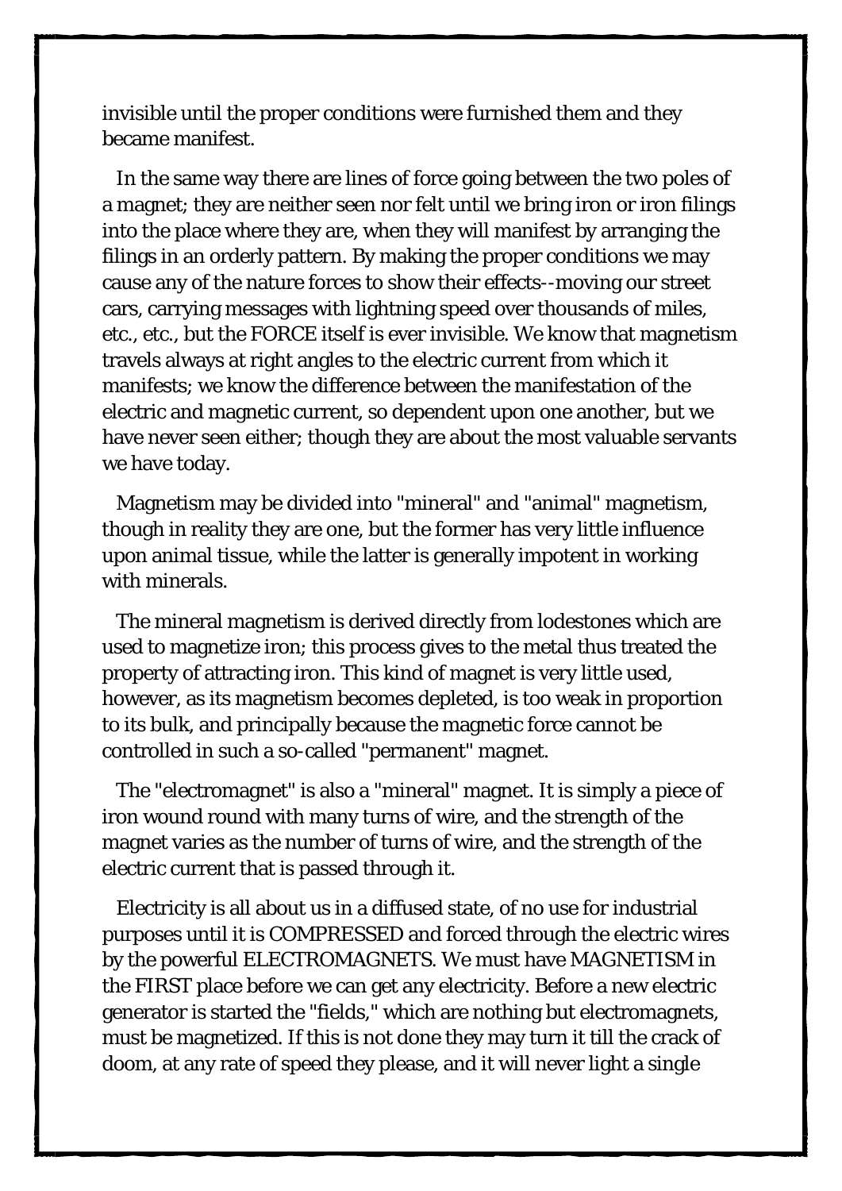invisible until the proper conditions were furnished them and they became manifest.

In the same way there are lines of force going between the two poles of a magnet; they are neither seen nor felt until we bring iron or iron filings into the place where they are, when they will manifest by arranging the filings in an orderly pattern. By making the proper conditions we may cause any of the nature forces to show their effects--moving our street cars, carrying messages with lightning speed over thousands of miles, etc., etc., but the FORCE itself is ever invisible. We know that magnetism travels always at right angles to the electric current from which it manifests; we know the difference between the manifestation of the electric and magnetic current, so dependent upon one another, but we have never seen either; though they are about the most valuable servants we have today.

Magnetism may be divided into "mineral" and "animal" magnetism, though in reality they are one, but the former has very little influence upon animal tissue, while the latter is generally impotent in working with minerals.

The mineral magnetism is derived directly from lodestones which are used to magnetize iron; this process gives to the metal thus treated the property of attracting iron. This kind of magnet is very little used, however, as its magnetism becomes depleted, is too weak in proportion to its bulk, and principally because the magnetic force cannot be controlled in such a so-called "permanent" magnet.

The "electromagnet" is also a "mineral" magnet. It is simply a piece of iron wound round with many turns of wire, and the strength of the magnet varies as the number of turns of wire, and the strength of the electric current that is passed through it.

Electricity is all about us in a diffused state, of no use for industrial purposes until it is COMPRESSED and forced through the electric wires by the powerful ELECTROMAGNETS. We must have MAGNETISM in the FIRST place before we can get any electricity. Before a new electric generator is started the "fields," which are nothing but electromagnets, must be magnetized. If this is not done they may turn it till the crack of doom, at any rate of speed they please, and it will never light a single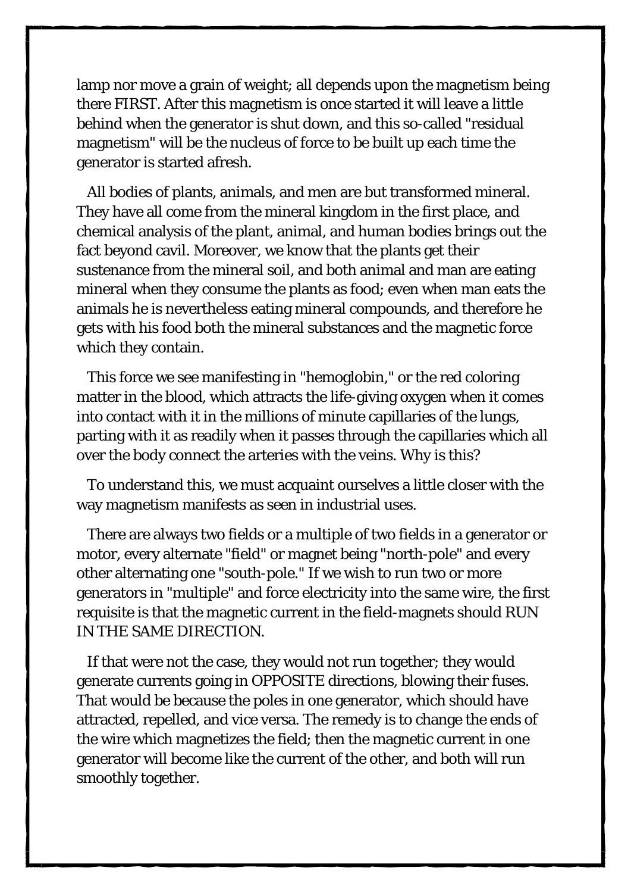lamp nor move a grain of weight; all depends upon the magnetism being there FIRST. After this magnetism is once started it will leave a little behind when the generator is shut down, and this so-called "residual magnetism" will be the nucleus of force to be built up each time the generator is started afresh.

All bodies of plants, animals, and men are but transformed mineral. They have all come from the mineral kingdom in the first place, and chemical analysis of the plant, animal, and human bodies brings out the fact beyond cavil. Moreover, we know that the plants get their sustenance from the mineral soil, and both animal and man are eating mineral when they consume the plants as food; even when man eats the animals he is nevertheless eating mineral compounds, and therefore he gets with his food both the mineral substances and the magnetic force which they contain.

This force we see manifesting in "hemoglobin," or the red coloring matter in the blood, which attracts the life-giving oxygen when it comes into contact with it in the millions of minute capillaries of the lungs, parting with it as readily when it passes through the capillaries which all over the body connect the arteries with the veins. Why is this?

To understand this, we must acquaint ourselves a little closer with the way magnetism manifests as seen in industrial uses.

There are always two fields or a multiple of two fields in a generator or motor, every alternate "field" or magnet being "north-pole" and every other alternating one "south-pole." If we wish to run two or more generators in "multiple" and force electricity into the same wire, the first requisite is that the magnetic current in the field-magnets should RUN IN THE SAME DIRECTION.

If that were not the case, they would not run together; they would generate currents going in OPPOSITE directions, blowing their fuses. That would be because the poles in one generator, which should have attracted, repelled, and vice versa. The remedy is to change the ends of the wire which magnetizes the field; then the magnetic current in one generator will become like the current of the other, and both will run smoothly together.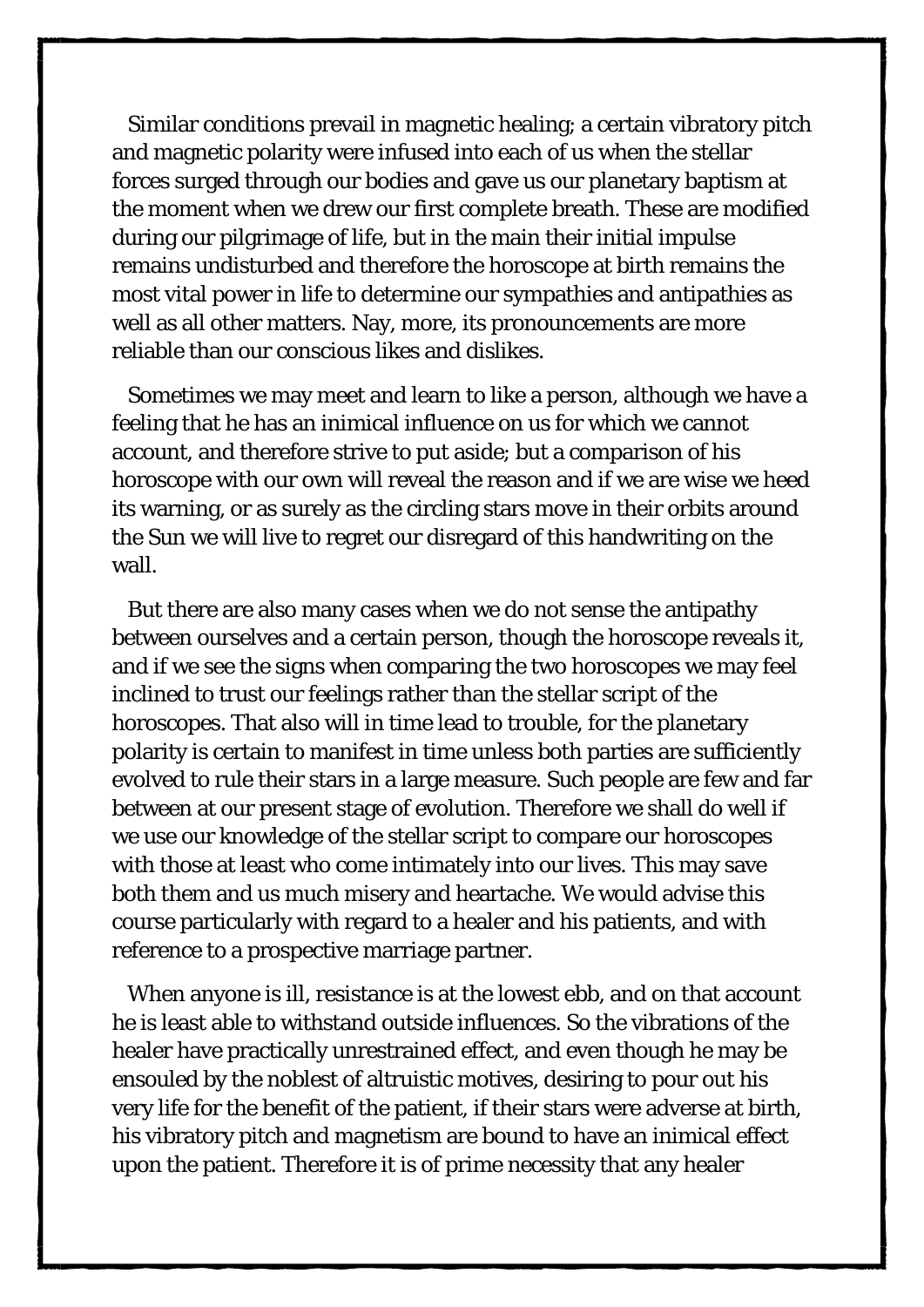Similar conditions prevail in magnetic healing; a certain vibratory pitch and magnetic polarity were infused into each of us when the stellar forces surged through our bodies and gave us our planetary baptism at the moment when we drew our first complete breath. These are modified during our pilgrimage of life, but in the main their initial impulse remains undisturbed and therefore the horoscope at birth remains the most vital power in life to determine our sympathies and antipathies as well as all other matters. Nay, more, its pronouncements are more reliable than our conscious likes and dislikes.

Sometimes we may meet and learn to like a person, although we have a feeling that he has an inimical influence on us for which we cannot account, and therefore strive to put aside; but a comparison of his horoscope with our own will reveal the reason and if we are wise we heed its warning, or as surely as the circling stars move in their orbits around the Sun we will live to regret our disregard of this handwriting on the wall.

But there are also many cases when we do not sense the antipathy between ourselves and a certain person, though the horoscope reveals it, and if we see the signs when comparing the two horoscopes we may feel inclined to trust our feelings rather than the stellar script of the horoscopes. That also will in time lead to trouble, for the planetary polarity is certain to manifest in time unless both parties are sufficiently evolved to rule their stars in a large measure. Such people are few and far between at our present stage of evolution. Therefore we shall do well if we use our knowledge of the stellar script to compare our horoscopes with those at least who come intimately into our lives. This may save both them and us much misery and heartache. We would advise this course particularly with regard to a healer and his patients, and with reference to a prospective marriage partner.

When anyone is ill, resistance is at the lowest ebb, and on that account he is least able to withstand outside influences. So the vibrations of the healer have practically unrestrained effect, and even though he may be ensouled by the noblest of altruistic motives, desiring to pour out his very life for the benefit of the patient, if their stars were adverse at birth, his vibratory pitch and magnetism are bound to have an inimical effect upon the patient. Therefore it is of prime necessity that any healer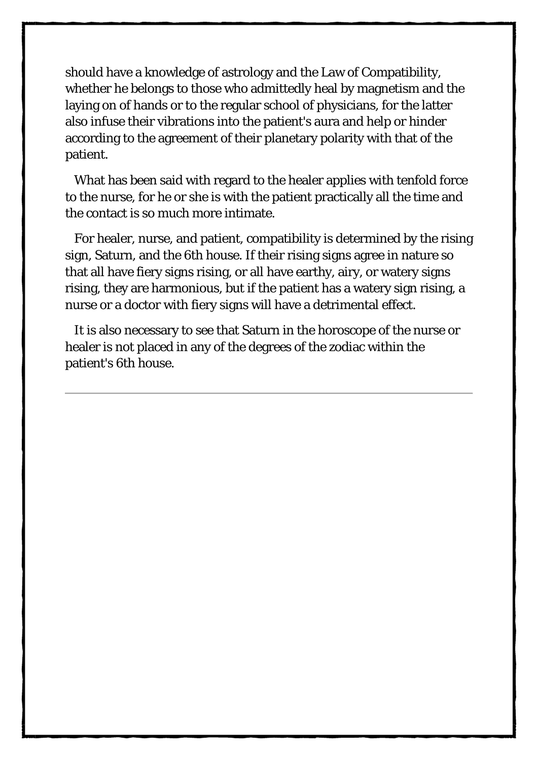should have a knowledge of astrology and the Law of Compatibility, whether he belongs to those who admittedly heal by magnetism and the laying on of hands or to the regular school of physicians, for the latter also infuse their vibrations into the patient's aura and help or hinder according to the agreement of their planetary polarity with that of the patient.

What has been said with regard to the healer applies with tenfold force to the nurse, for he or she is with the patient practically all the time and the contact is so much more intimate.

For healer, nurse, and patient, compatibility is determined by the rising sign, Saturn, and the 6th house. If their rising signs agree in nature so that all have fiery signs rising, or all have earthy, airy, or watery signs rising, they are harmonious, but if the patient has a watery sign rising, a nurse or a doctor with fiery signs will have a detrimental effect.

It is also necessary to see that Saturn in the horoscope of the nurse or healer is not placed in any of the degrees of the zodiac within the patient's 6th house.

---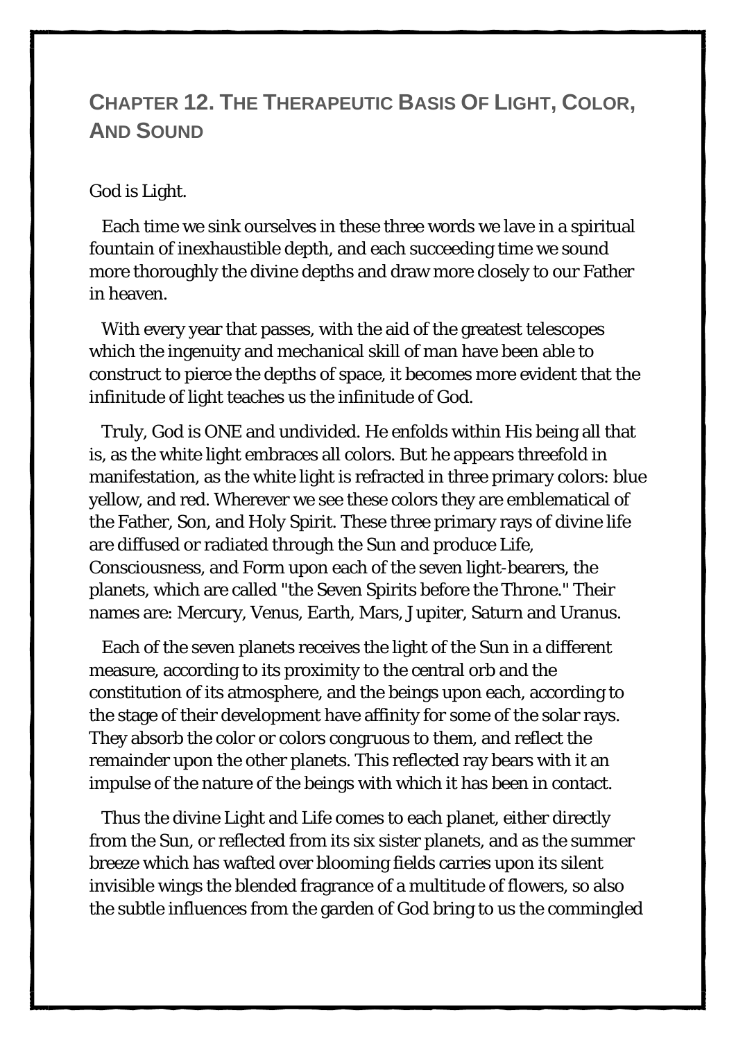## CHAPTER 12. THE THERAPEUTIC BASIS OF LIGHT, COLOR, AND SOUND

God is Light.

Each time we sink ourselves in these three words we lave in a spiritual fountain of inexhaustible depth, and each succeeding time we sound more thoroughly the divine depths and draw more closely to our Father in heaven.

With every year that passes, with the aid of the greatest telescopes which the ingenuity and mechanical skill of man have been able to construct to pierce the depths of space, it becomes more evident that the infinitude of light teaches us the infinitude of God.

Truly, God is ONE and undivided. He enfolds within His being all that is, as the white light embraces all colors. But he appears threefold in manifestation, as the white light is refracted in three primary colors: blue yellow, and red. Wherever we see these colors they are emblematical of the Father, Son, and Holy Spirit. These three primary rays of divine life are diffused or radiated through the Sun and produce Life, Consciousness, and Form upon each of the seven light-bearers, the planets, which are called "the Seven Spirits before the Throne." Their names are: Mercury, Venus, Earth, Mars, Jupiter, Saturn and Uranus.

Each of the seven planets receives the light of the Sun in a different measure, according to its proximity to the central orb and the constitution of its atmosphere, and the beings upon each, according to the stage of their development have affinity for some of the solar rays. They absorb the color or colors congruous to them, and reflect the remainder upon the other planets. This reflected ray bears with it an impulse of the nature of the beings with which it has been in contact.

Thus the divine Light and Life comes to each planet, either directly from the Sun, or reflected from its six sister planets, and as the summer breeze which has wafted over blooming fields carries upon its silent invisible wings the blended fragrance of a multitude of flowers, so also the subtle influences from the garden of God bring to us the commingled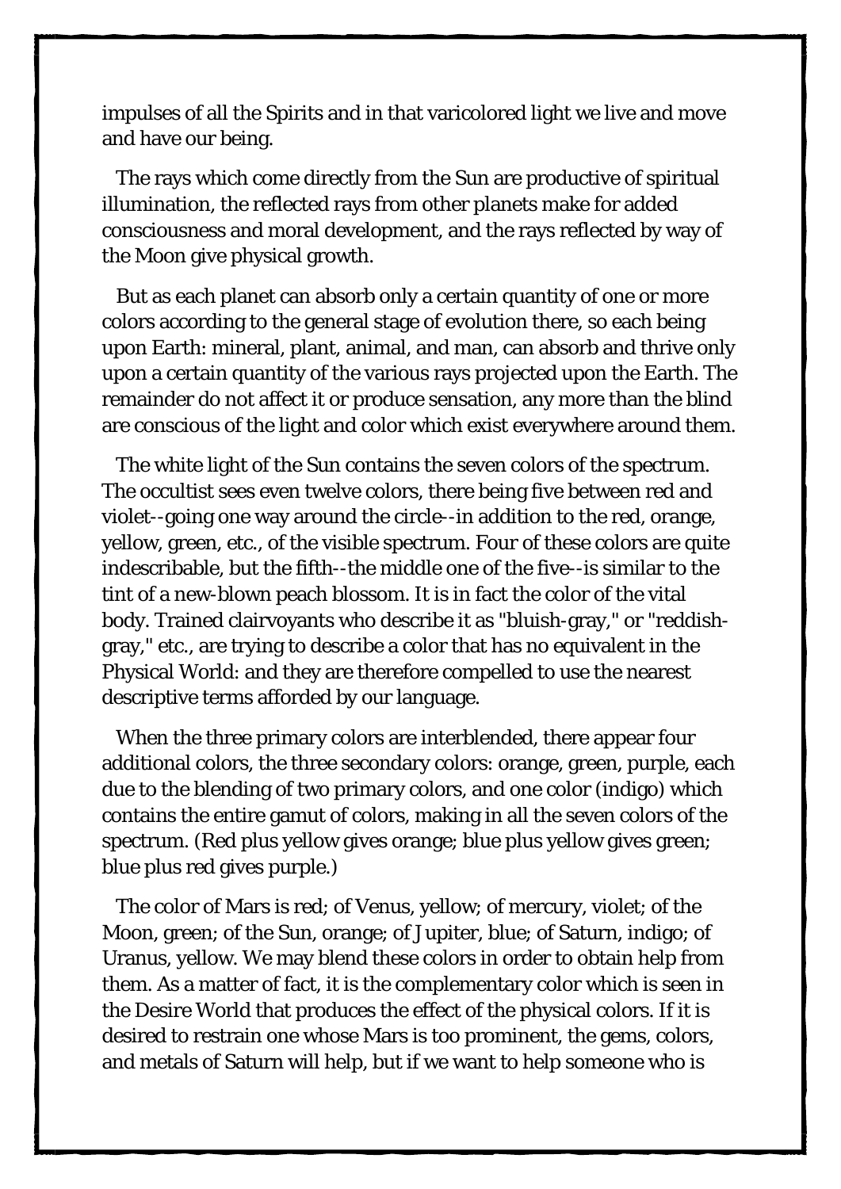impulses of all the Spirits and in that varicolored light we live and move and have our being.

The rays which come directly from the Sun are productive of spiritual illumination, the reflected rays from other planets make for added consciousness and moral development, and the rays reflected by way of the Moon give physical growth.

But as each planet can absorb only a certain quantity of one or more colors according to the general stage of evolution there, so each being upon Earth: mineral, plant, animal, and man, can absorb and thrive only upon a certain quantity of the various rays projected upon the Earth. The remainder do not affect it or produce sensation, any more than the blind are conscious of the light and color which exist everywhere around them.

The white light of the Sun contains the seven colors of the spectrum. The occultist sees even twelve colors, there being five between red and violet--going one way around the circle--in addition to the red, orange, yellow, green, etc., of the visible spectrum. Four of these colors are quite indescribable, but the fifth--the middle one of the five--is similar to the tint of a new-blown peach blossom. It is in fact the color of the vital body. Trained clairvoyants who describe it as "bluish-gray," or "reddish-gray," etc., are trying to describe a color that has no equivalent in the Physical World: and they are therefore compelled to use the nearest descriptive terms afforded by our language.

When the three primary colors are interblended, there appear four additional colors, the three secondary colors: orange, green, purple, each due to the blending of two primary colors, and one color (indigo) which contains the entire gamut of colors, making in all the seven colors of the spectrum. (Red plus yellow gives orange; blue plus yellow gives green; blue plus red gives purple.)

The color of Mars is red; of Venus, yellow; of mercury, violet; of the Moon, green; of the Sun, orange; of Jupiter, blue; of Saturn, indigo; of Uranus, yellow. We may blend these colors in order to obtain help from them. As a matter of fact, it is the complementary color which is seen in the Desire World that produces the effect of the physical colors. If it is desired to restrain one whose Mars is too prominent, the gems, colors, and metals of Saturn will help, but if we want to help someone who is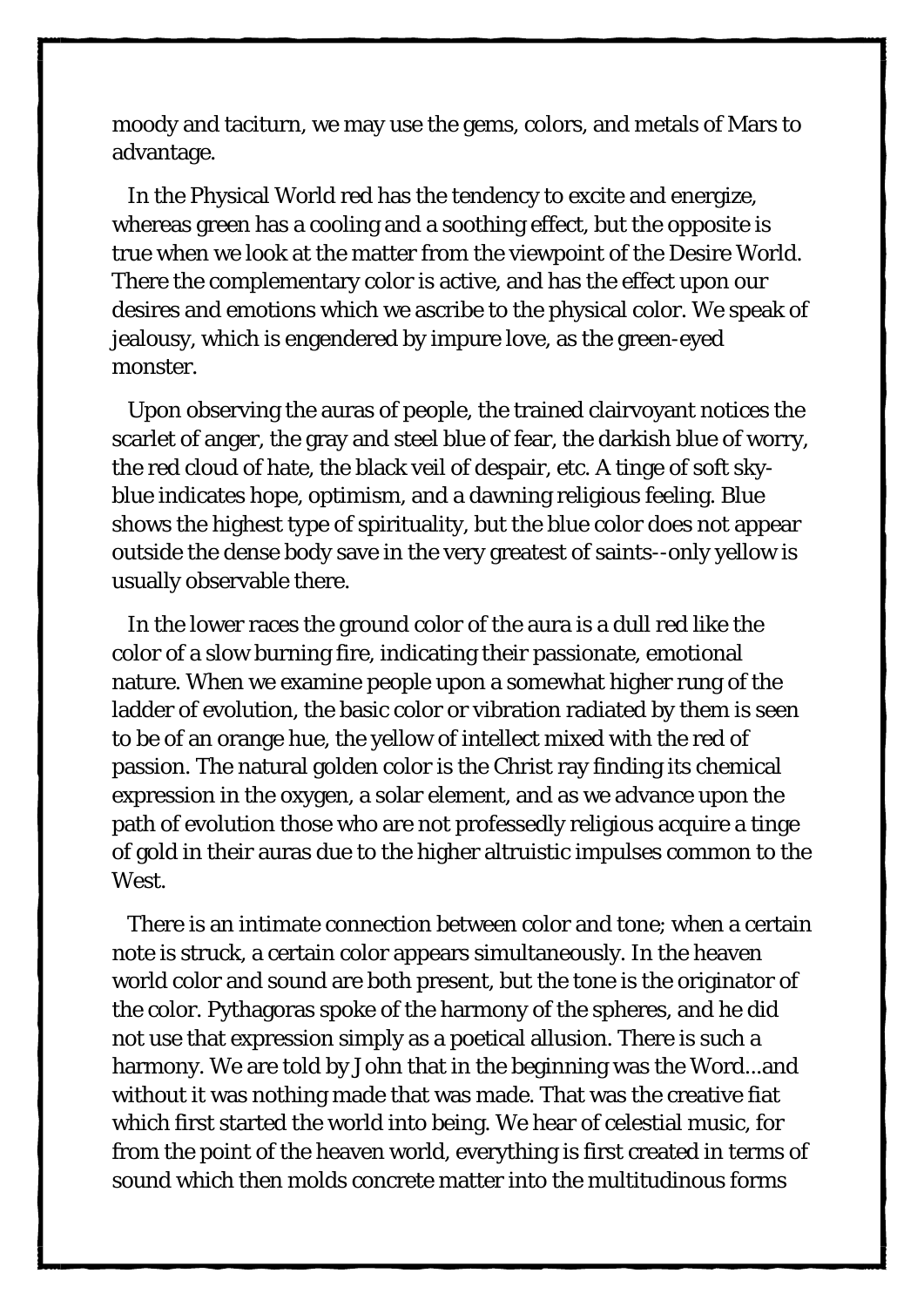moody and taciturn, we may use the gems, colors, and metals of Mars to advantage.

In the Physical World red has the tendency to excite and energize, whereas green has a cooling and a soothing effect, but the opposite is true when we look at the matter from the viewpoint of the Desire World. There the complementary color is active, and has the effect upon our desires and emotions which we ascribe to the physical color. We speak of jealousy, which is engendered by impure love, as the green-eyed monster.

Upon observing the auras of people, the trained clairvoyant notices the scarlet of anger, the gray and steel blue of fear, the darkish blue of worry, the red cloud of hate, the black veil of despair, etc. A tinge of soft sky-blue indicates hope, optimism, and a dawning religious feeling. Blue shows the highest type of spirituality, but the blue color does not appear outside the dense body save in the very greatest of saints--only yellow is usually observable there.

In the lower races the ground color of the aura is a dull red like the color of a slow burning fire, indicating their passionate, emotional nature. When we examine people upon a somewhat higher rung of the ladder of evolution, the basic color or vibration radiated by them is seen to be of an orange hue, the yellow of intellect mixed with the red of passion. The natural golden color is the Christ ray finding its chemical expression in the oxygen, a solar element, and as we advance upon the path of evolution those who are not professedly religious acquire a tinge of gold in their auras due to the higher altruistic impulses common to the West.

There is an intimate connection between color and tone; when a certain note is struck, a certain color appears simultaneously. In the heaven world color and sound are both present, but the tone is the originator of the color. Pythagoras spoke of the harmony of the spheres, and he did not use that expression simply as a poetical allusion. There is such a harmony. We are told by John that in the beginning was the Word...and without it was nothing made that was made. That was the creative fiat which first started the world into being. We hear of celestial music, for from the point of the heaven world, everything is first created in terms of sound which then molds concrete matter into the multitudinous forms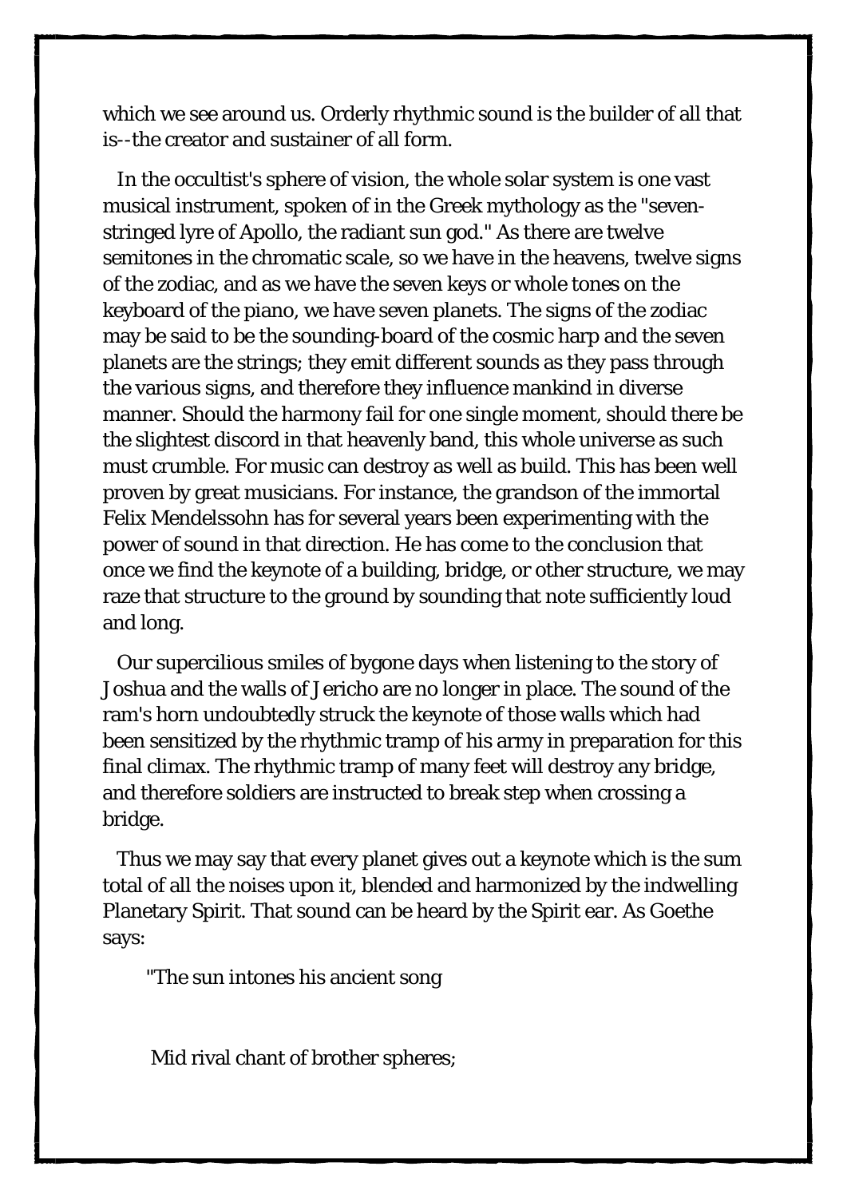which we see around us. Orderly rhythmic sound is the builder of all that is--the creator and sustainer of all form.

In the occultist's sphere of vision, the whole solar system is one vast musical instrument, spoken of in the Greek mythology as the "seven-stringed lyre of Apollo, the radiant sun god." As there are twelve semitones in the chromatic scale, so we have in the heavens, twelve signs of the zodiac, and as we have the seven keys or whole tones on the keyboard of the piano, we have seven planets. The signs of the zodiac may be said to be the sounding-board of the cosmic harp and the seven planets are the strings; they emit different sounds as they pass through the various signs, and therefore they influence mankind in diverse manner. Should the harmony fail for one single moment, should there be the slightest discord in that heavenly band, this whole universe as such must crumble. For music can destroy as well as build. This has been well proven by great musicians. For instance, the grandson of the immortal Felix Mendelssohn has for several years been experimenting with the power of sound in that direction. He has come to the conclusion that once we find the keynote of a building, bridge, or other structure, we may raze that structure to the ground by sounding that note sufficiently loud and long.

Our supercilious smiles of bygone days when listening to the story of Joshua and the walls of Jericho are no longer in place. The sound of the ram's horn undoubtedly struck the keynote of those walls which had been sensitized by the rhythmic tramp of his army in preparation for this final climax. The rhythmic tramp of many feet will destroy any bridge, and therefore soldiers are instructed to break step when crossing a bridge.

Thus we may say that every planet gives out a keynote which is the sum total of all the noises upon it, blended and harmonized by the indwelling Planetary Spirit. That sound can be heard by the Spirit ear. As Goethe says:

> "The sun intones his ancient song
>
> Mid rival chant of brother spheres;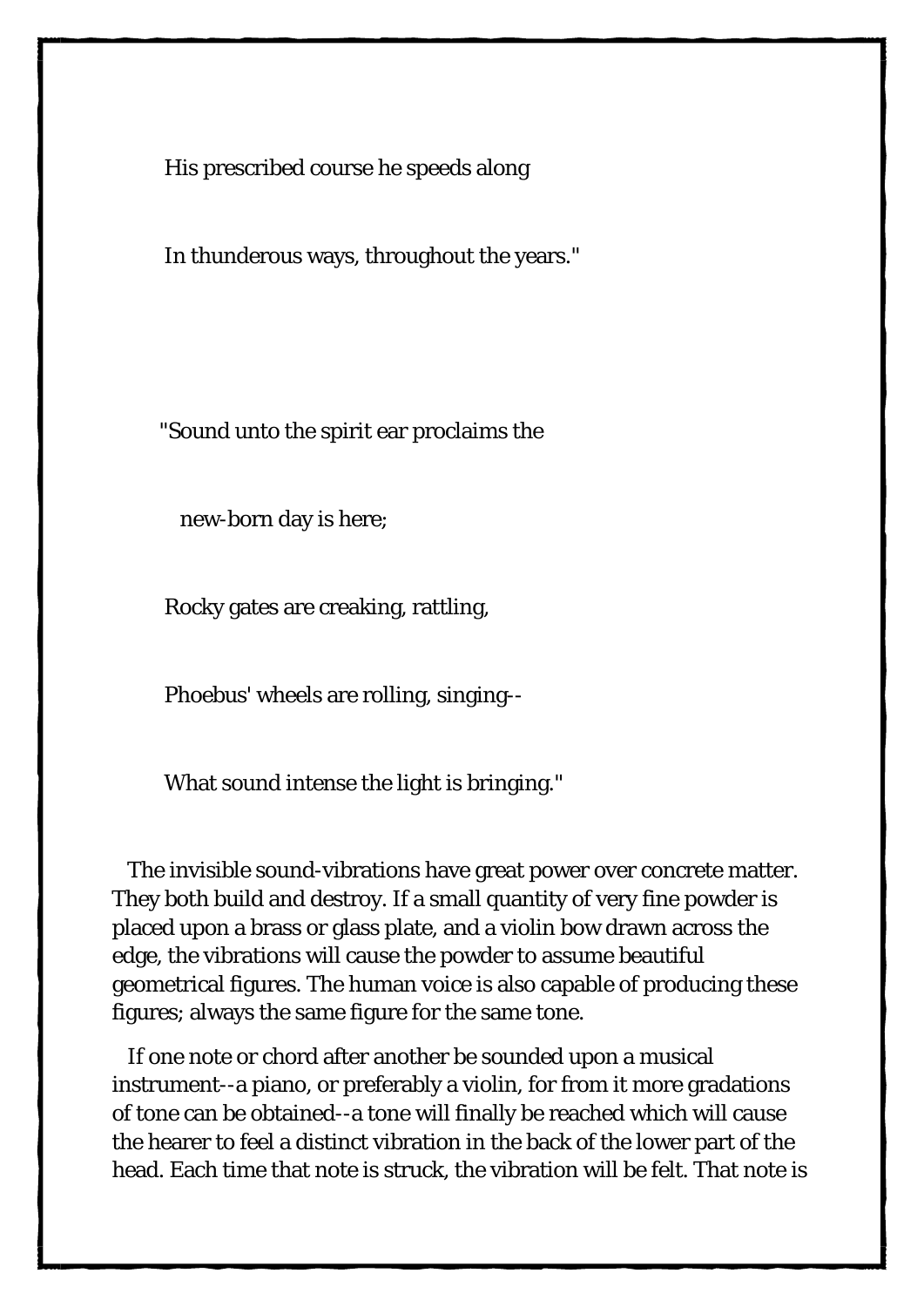His prescribed course he speeds along

In thunderous ways, throughout the years."

"Sound unto the spirit ear proclaims the

new-born day is here;

Rocky gates are creaking, rattling,

Phoebus' wheels are rolling, singing--

What sound intense the light is bringing."

The invisible sound-vibrations have great power over concrete matter. They both build and destroy. If a small quantity of very fine powder is placed upon a brass or glass plate, and a violin bow drawn across the edge, the vibrations will cause the powder to assume beautiful geometrical figures. The human voice is also capable of producing these figures; always the same figure for the same tone.

If one note or chord after another be sounded upon a musical instrument--a piano, or preferably a violin, for from it more gradations of tone can be obtained--a tone will finally be reached which will cause the hearer to feel a distinct vibration in the back of the lower part of the head. Each time that note is struck, the vibration will be felt. That note is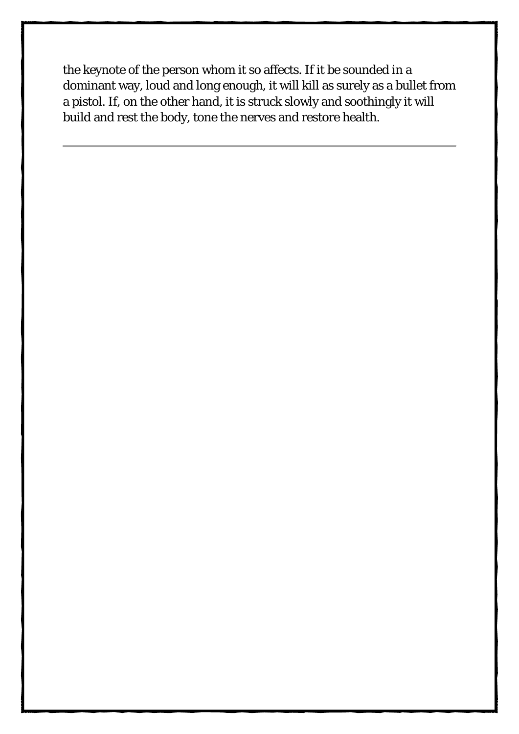the keynote of the person whom it so affects. If it be sounded in a dominant way, loud and long enough, it will kill as surely as a bullet from a pistol. If, on the other hand, it is struck slowly and soothingly it will build and rest the body, tone the nerves and restore health.

---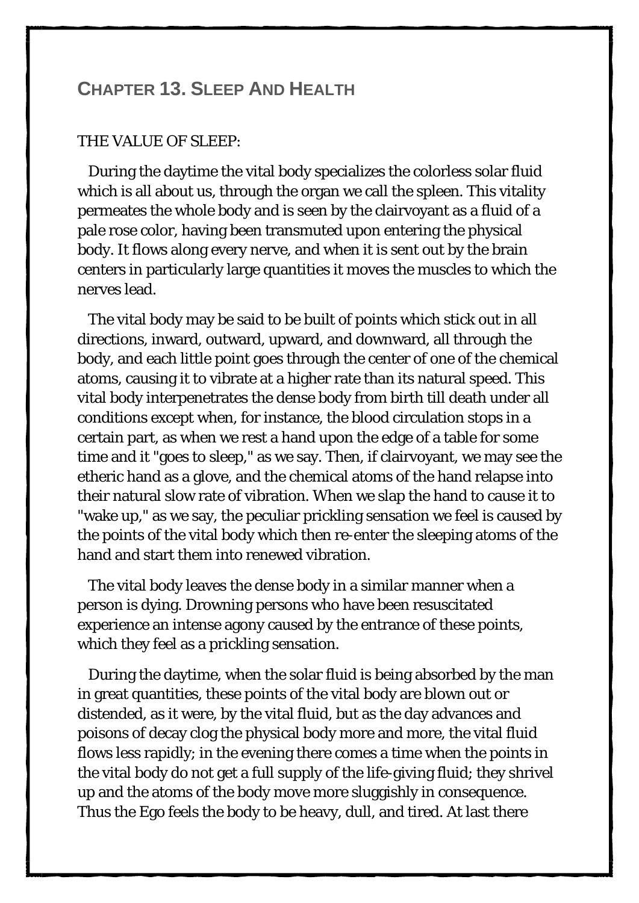## CHAPTER 13. SLEEP AND HEALTH

THE VALUE OF SLEEP:

During the daytime the vital body specializes the colorless solar fluid which is all about us, through the organ we call the spleen. This vitality permeates the whole body and is seen by the clairvoyant as a fluid of a pale rose color, having been transmuted upon entering the physical body. It flows along every nerve, and when it is sent out by the brain centers in particularly large quantities it moves the muscles to which the nerves lead.

The vital body may be said to be built of points which stick out in all directions, inward, outward, upward, and downward, all through the body, and each little point goes through the center of one of the chemical atoms, causing it to vibrate at a higher rate than its natural speed. This vital body interpenetrates the dense body from birth till death under all conditions except when, for instance, the blood circulation stops in a certain part, as when we rest a hand upon the edge of a table for some time and it "goes to sleep," as we say. Then, if clairvoyant, we may see the etheric hand as a glove, and the chemical atoms of the hand relapse into their natural slow rate of vibration. When we slap the hand to cause it to "wake up," as we say, the peculiar prickling sensation we feel is caused by the points of the vital body which then re-enter the sleeping atoms of the hand and start them into renewed vibration.

The vital body leaves the dense body in a similar manner when a person is dying. Drowning persons who have been resuscitated experience an intense agony caused by the entrance of these points, which they feel as a prickling sensation.

During the daytime, when the solar fluid is being absorbed by the man in great quantities, these points of the vital body are blown out or distended, as it were, by the vital fluid, but as the day advances and poisons of decay clog the physical body more and more, the vital fluid flows less rapidly; in the evening there comes a time when the points in the vital body do not get a full supply of the life-giving fluid; they shrivel up and the atoms of the body move more sluggishly in consequence. Thus the Ego feels the body to be heavy, dull, and tired. At last there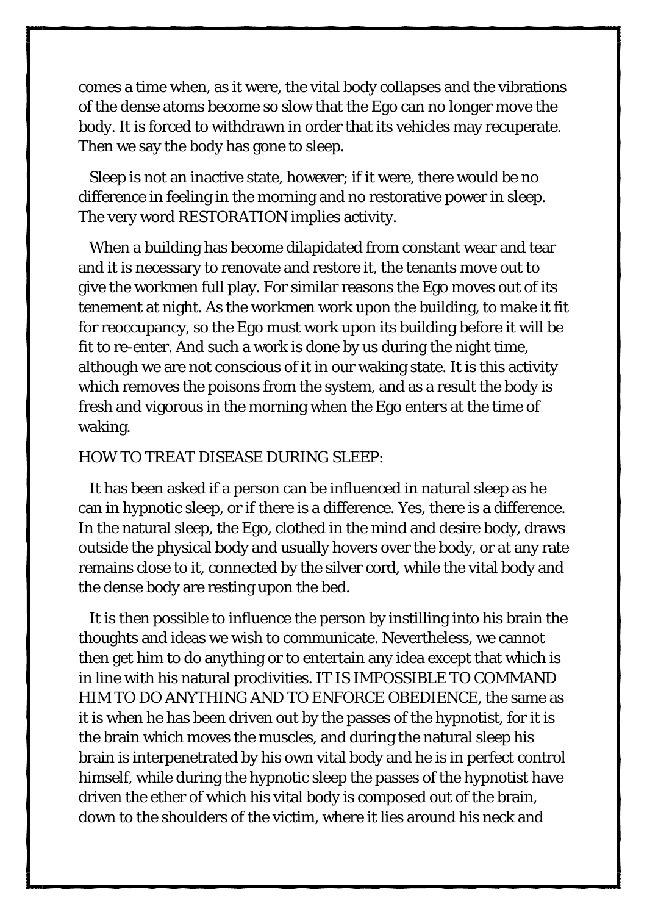comes a time when, as it were, the vital body collapses and the vibrations of the dense atoms become so slow that the Ego can no longer move the body. It is forced to withdrawn in order that its vehicles may recuperate. Then we say the body has gone to sleep.

Sleep is not an inactive state, however; if it were, there would be no difference in feeling in the morning and no restorative power in sleep. The very word RESTORATION implies activity.

When a building has become dilapidated from constant wear and tear and it is necessary to renovate and restore it, the tenants move out to give the workmen full play. For similar reasons the Ego moves out of its tenement at night. As the workmen work upon the building, to make it fit for reoccupancy, so the Ego must work upon its building before it will be fit to re-enter. And such a work is done by us during the night time, although we are not conscious of it in our waking state. It is this activity which removes the poisons from the system, and as a result the body is fresh and vigorous in the morning when the Ego enters at the time of waking.

HOW TO TREAT DISEASE DURING SLEEP:

It has been asked if a person can be influenced in natural sleep as he can in hypnotic sleep, or if there is a difference. Yes, there is a difference. In the natural sleep, the Ego, clothed in the mind and desire body, draws outside the physical body and usually hovers over the body, or at any rate remains close to it, connected by the silver cord, while the vital body and the dense body are resting upon the bed.

It is then possible to influence the person by instilling into his brain the thoughts and ideas we wish to communicate. Nevertheless, we cannot then get him to do anything or to entertain any idea except that which is in line with his natural proclivities. IT IS IMPOSSIBLE TO COMMAND HIM TO DO ANYTHING AND TO ENFORCE OBEDIENCE, the same as it is when he has been driven out by the passes of the hypnotist, for it is the brain which moves the muscles, and during the natural sleep his brain is interpenetrated by his own vital body and he is in perfect control himself, while during the hypnotic sleep the passes of the hypnotist have driven the ether of which his vital body is composed out of the brain, down to the shoulders of the victim, where it lies around his neck and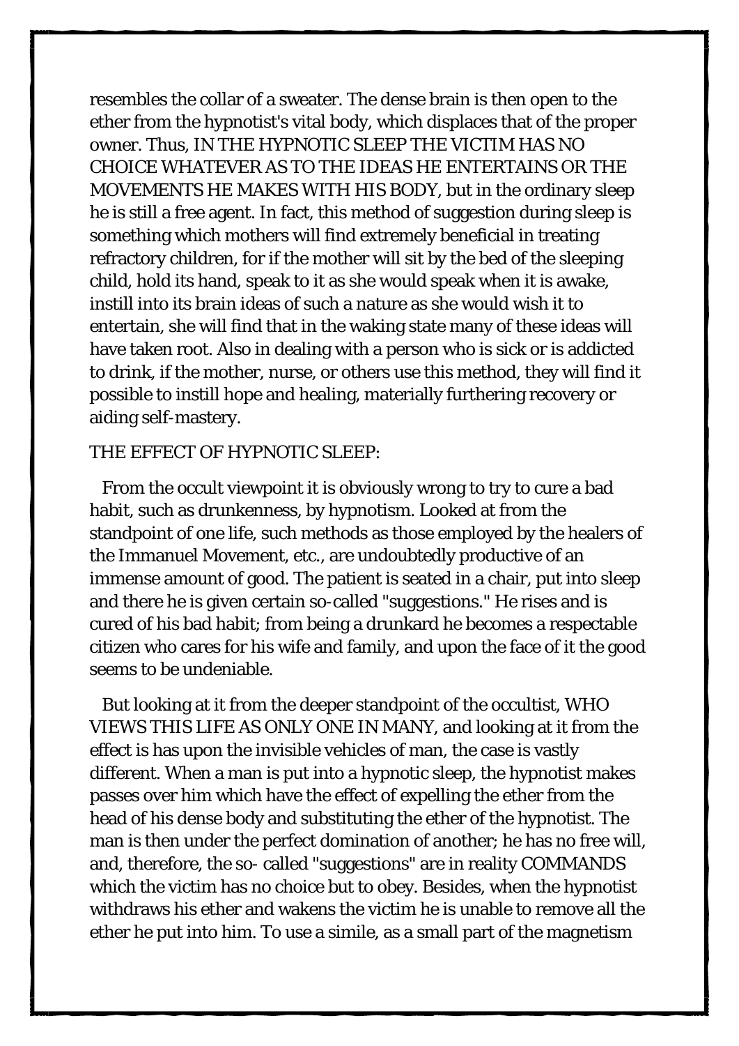resembles the collar of a sweater. The dense brain is then open to the ether from the hypnotist's vital body, which displaces that of the proper owner. Thus, IN THE HYPNOTIC SLEEP THE VICTIM HAS NO CHOICE WHATEVER AS TO THE IDEAS HE ENTERTAINS OR THE MOVEMENTS HE MAKES WITH HIS BODY, but in the ordinary sleep he is still a free agent. In fact, this method of suggestion during sleep is something which mothers will find extremely beneficial in treating refractory children, for if the mother will sit by the bed of the sleeping child, hold its hand, speak to it as she would speak when it is awake, instill into its brain ideas of such a nature as she would wish it to entertain, she will find that in the waking state many of these ideas will have taken root. Also in dealing with a person who is sick or is addicted to drink, if the mother, nurse, or others use this method, they will find it possible to instill hope and healing, materially furthering recovery or aiding self-mastery.

THE EFFECT OF HYPNOTIC SLEEP:

From the occult viewpoint it is obviously wrong to try to cure a bad habit, such as drunkenness, by hypnotism. Looked at from the standpoint of one life, such methods as those employed by the healers of the Immanuel Movement, etc., are undoubtedly productive of an immense amount of good. The patient is seated in a chair, put into sleep and there he is given certain so-called "suggestions." He rises and is cured of his bad habit; from being a drunkard he becomes a respectable citizen who cares for his wife and family, and upon the face of it the good seems to be undeniable.

But looking at it from the deeper standpoint of the occultist, WHO VIEWS THIS LIFE AS ONLY ONE IN MANY, and looking at it from the effect is has upon the invisible vehicles of man, the case is vastly different. When a man is put into a hypnotic sleep, the hypnotist makes passes over him which have the effect of expelling the ether from the head of his dense body and substituting the ether of the hypnotist. The man is then under the perfect domination of another; he has no free will, and, therefore, the so- called "suggestions" are in reality COMMANDS which the victim has no choice but to obey. Besides, when the hypnotist withdraws his ether and wakens the victim he is unable to remove all the ether he put into him. To use a simile, as a small part of the magnetism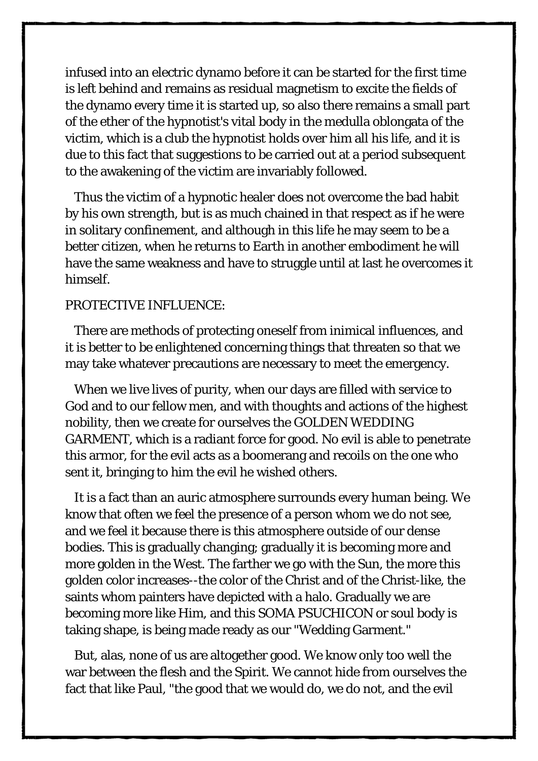infused into an electric dynamo before it can be started for the first time is left behind and remains as residual magnetism to excite the fields of the dynamo every time it is started up, so also there remains a small part of the ether of the hypnotist's vital body in the medulla oblongata of the victim, which is a club the hypnotist holds over him all his life, and it is due to this fact that suggestions to be carried out at a period subsequent to the awakening of the victim are invariably followed.

Thus the victim of a hypnotic healer does not overcome the bad habit by his own strength, but is as much chained in that respect as if he were in solitary confinement, and although in this life he may seem to be a better citizen, when he returns to Earth in another embodiment he will have the same weakness and have to struggle until at last he overcomes it himself.

PROTECTIVE INFLUENCE:

There are methods of protecting oneself from inimical influences, and it is better to be enlightened concerning things that threaten so that we may take whatever precautions are necessary to meet the emergency.

When we live lives of purity, when our days are filled with service to God and to our fellow men, and with thoughts and actions of the highest nobility, then we create for ourselves the GOLDEN WEDDING GARMENT, which is a radiant force for good. No evil is able to penetrate this armor, for the evil acts as a boomerang and recoils on the one who sent it, bringing to him the evil he wished others.

It is a fact than an auric atmosphere surrounds every human being. We know that often we feel the presence of a person whom we do not see, and we feel it because there is this atmosphere outside of our dense bodies. This is gradually changing; gradually it is becoming more and more golden in the West. The farther we go with the Sun, the more this golden color increases--the color of the Christ and of the Christ-like, the saints whom painters have depicted with a halo. Gradually we are becoming more like Him, and this SOMA PSUCHICON or soul body is taking shape, is being made ready as our "Wedding Garment."

But, alas, none of us are altogether good. We know only too well the war between the flesh and the Spirit. We cannot hide from ourselves the fact that like Paul, "the good that we would do, we do not, and the evil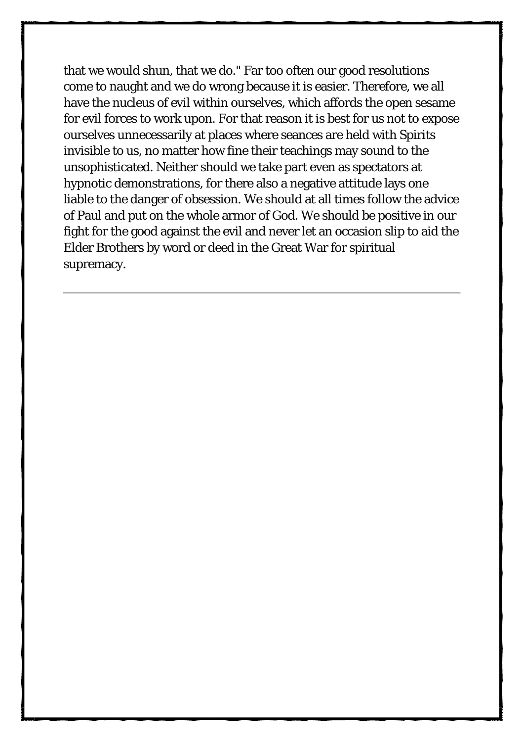that we would shun, that we do." Far too often our good resolutions come to naught and we do wrong because it is easier. Therefore, we all have the nucleus of evil within ourselves, which affords the open sesame for evil forces to work upon. For that reason it is best for us not to expose ourselves unnecessarily at places where seances are held with Spirits invisible to us, no matter how fine their teachings may sound to the unsophisticated. Neither should we take part even as spectators at hypnotic demonstrations, for there also a negative attitude lays one liable to the danger of obsession. We should at all times follow the advice of Paul and put on the whole armor of God. We should be positive in our fight for the good against the evil and never let an occasion slip to aid the Elder Brothers by word or deed in the Great War for spiritual supremacy.

---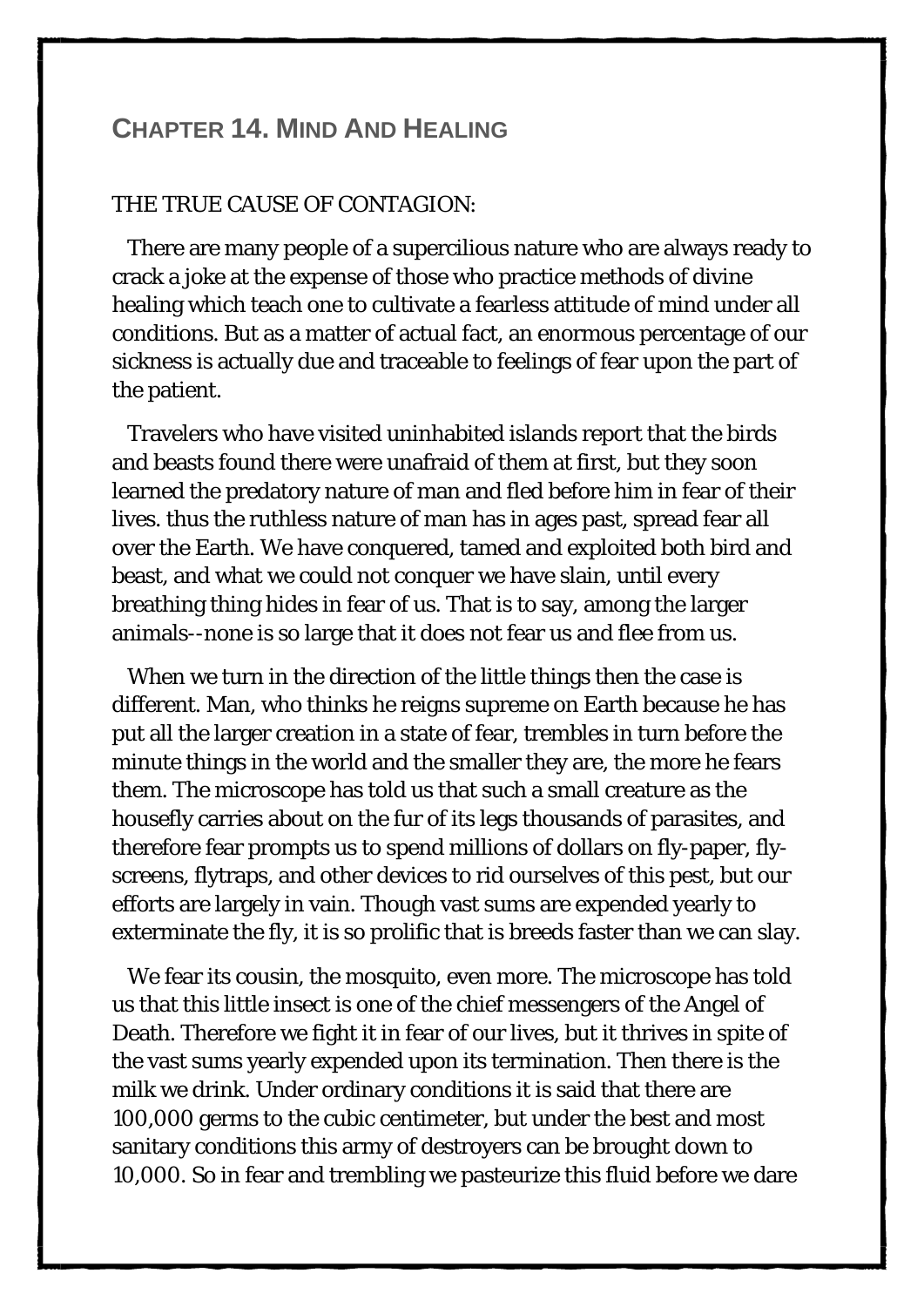## CHAPTER 14. MIND AND HEALING

THE TRUE CAUSE OF CONTAGION:

There are many people of a supercilious nature who are always ready to crack a joke at the expense of those who practice methods of divine healing which teach one to cultivate a fearless attitude of mind under all conditions. But as a matter of actual fact, an enormous percentage of our sickness is actually due and traceable to feelings of fear upon the part of the patient.

Travelers who have visited uninhabited islands report that the birds and beasts found there were unafraid of them at first, but they soon learned the predatory nature of man and fled before him in fear of their lives. thus the ruthless nature of man has in ages past, spread fear all over the Earth. We have conquered, tamed and exploited both bird and beast, and what we could not conquer we have slain, until every breathing thing hides in fear of us. That is to say, among the larger animals--none is so large that it does not fear us and flee from us.

When we turn in the direction of the little things then the case is different. Man, who thinks he reigns supreme on Earth because he has put all the larger creation in a state of fear, trembles in turn before the minute things in the world and the smaller they are, the more he fears them. The microscope has told us that such a small creature as the housefly carries about on the fur of its legs thousands of parasites, and therefore fear prompts us to spend millions of dollars on fly-paper, fly-screens, flytraps, and other devices to rid ourselves of this pest, but our efforts are largely in vain. Though vast sums are expended yearly to exterminate the fly, it is so prolific that is breeds faster than we can slay.

We fear its cousin, the mosquito, even more. The microscope has told us that this little insect is one of the chief messengers of the Angel of Death. Therefore we fight it in fear of our lives, but it thrives in spite of the vast sums yearly expended upon its termination. Then there is the milk we drink. Under ordinary conditions it is said that there are 100,000 germs to the cubic centimeter, but under the best and most sanitary conditions this army of destroyers can be brought down to 10,000. So in fear and trembling we pasteurize this fluid before we dare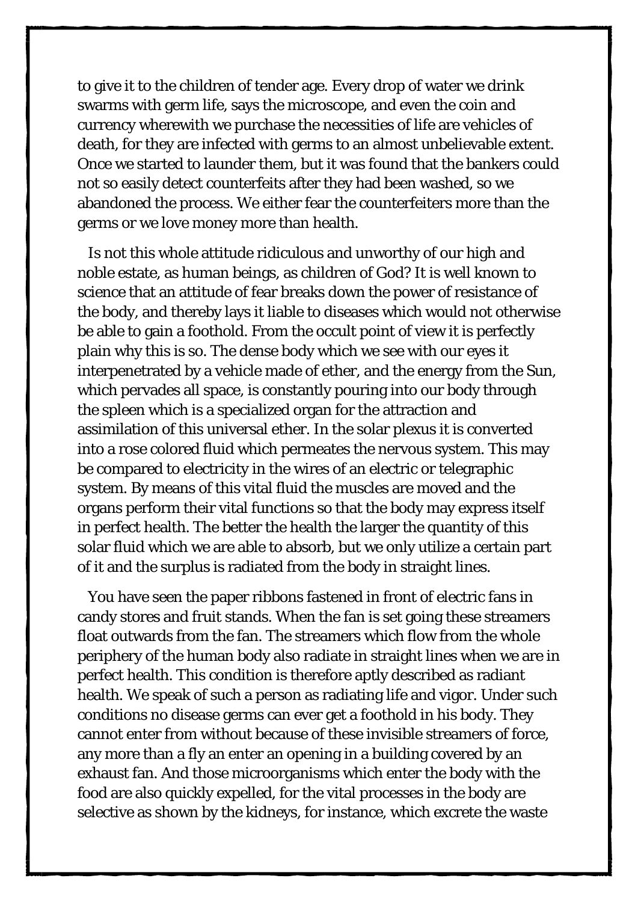to give it to the children of tender age. Every drop of water we drink swarms with germ life, says the microscope, and even the coin and currency wherewith we purchase the necessities of life are vehicles of death, for they are infected with germs to an almost unbelievable extent. Once we started to launder them, but it was found that the bankers could not so easily detect counterfeits after they had been washed, so we abandoned the process. We either fear the counterfeiters more than the germs or we love money more than health.

Is not this whole attitude ridiculous and unworthy of our high and noble estate, as human beings, as children of God? It is well known to science that an attitude of fear breaks down the power of resistance of the body, and thereby lays it liable to diseases which would not otherwise be able to gain a foothold. From the occult point of view it is perfectly plain why this is so. The dense body which we see with our eyes it interpenetrated by a vehicle made of ether, and the energy from the Sun, which pervades all space, is constantly pouring into our body through the spleen which is a specialized organ for the attraction and assimilation of this universal ether. In the solar plexus it is converted into a rose colored fluid which permeates the nervous system. This may be compared to electricity in the wires of an electric or telegraphic system. By means of this vital fluid the muscles are moved and the organs perform their vital functions so that the body may express itself in perfect health. The better the health the larger the quantity of this solar fluid which we are able to absorb, but we only utilize a certain part of it and the surplus is radiated from the body in straight lines.

You have seen the paper ribbons fastened in front of electric fans in candy stores and fruit stands. When the fan is set going these streamers float outwards from the fan. The streamers which flow from the whole periphery of the human body also radiate in straight lines when we are in perfect health. This condition is therefore aptly described as radiant health. We speak of such a person as radiating life and vigor. Under such conditions no disease germs can ever get a foothold in his body. They cannot enter from without because of these invisible streamers of force, any more than a fly an enter an opening in a building covered by an exhaust fan. And those microorganisms which enter the body with the food are also quickly expelled, for the vital processes in the body are selective as shown by the kidneys, for instance, which excrete the waste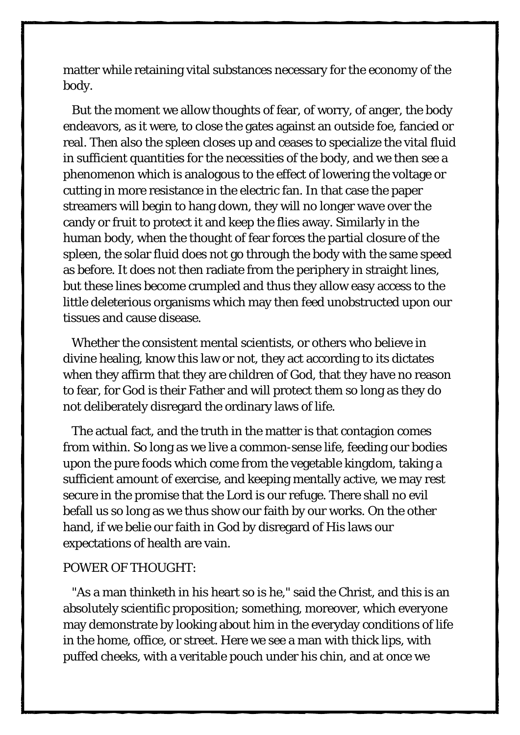matter while retaining vital substances necessary for the economy of the body.

But the moment we allow thoughts of fear, of worry, of anger, the body endeavors, as it were, to close the gates against an outside foe, fancied or real. Then also the spleen closes up and ceases to specialize the vital fluid in sufficient quantities for the necessities of the body, and we then see a phenomenon which is analogous to the effect of lowering the voltage or cutting in more resistance in the electric fan. In that case the paper streamers will begin to hang down, they will no longer wave over the candy or fruit to protect it and keep the flies away. Similarly in the human body, when the thought of fear forces the partial closure of the spleen, the solar fluid does not go through the body with the same speed as before. It does not then radiate from the periphery in straight lines, but these lines become crumpled and thus they allow easy access to the little deleterious organisms which may then feed unobstructed upon our tissues and cause disease.

Whether the consistent mental scientists, or others who believe in divine healing, know this law or not, they act according to its dictates when they affirm that they are children of God, that they have no reason to fear, for God is their Father and will protect them so long as they do not deliberately disregard the ordinary laws of life.

The actual fact, and the truth in the matter is that contagion comes from within. So long as we live a common-sense life, feeding our bodies upon the pure foods which come from the vegetable kingdom, taking a sufficient amount of exercise, and keeping mentally active, we may rest secure in the promise that the Lord is our refuge. There shall no evil befall us so long as we thus show our faith by our works. On the other hand, if we belie our faith in God by disregard of His laws our expectations of health are vain.

POWER OF THOUGHT:

"As a man thinketh in his heart so is he," said the Christ, and this is an absolutely scientific proposition; something, moreover, which everyone may demonstrate by looking about him in the everyday conditions of life in the home, office, or street. Here we see a man with thick lips, with puffed cheeks, with a veritable pouch under his chin, and at once we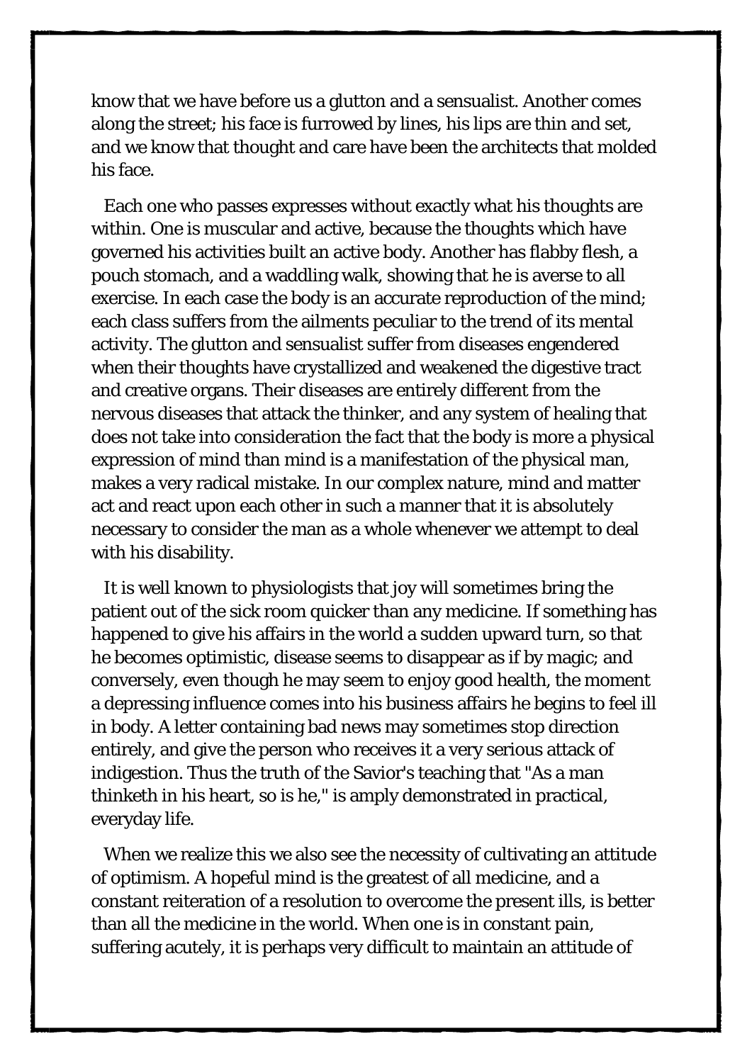know that we have before us a glutton and a sensualist. Another comes along the street; his face is furrowed by lines, his lips are thin and set, and we know that thought and care have been the architects that molded his face.

Each one who passes expresses without exactly what his thoughts are within. One is muscular and active, because the thoughts which have governed his activities built an active body. Another has flabby flesh, a pouch stomach, and a waddling walk, showing that he is averse to all exercise. In each case the body is an accurate reproduction of the mind; each class suffers from the ailments peculiar to the trend of its mental activity. The glutton and sensualist suffer from diseases engendered when their thoughts have crystallized and weakened the digestive tract and creative organs. Their diseases are entirely different from the nervous diseases that attack the thinker, and any system of healing that does not take into consideration the fact that the body is more a physical expression of mind than mind is a manifestation of the physical man, makes a very radical mistake. In our complex nature, mind and matter act and react upon each other in such a manner that it is absolutely necessary to consider the man as a whole whenever we attempt to deal with his disability.

It is well known to physiologists that joy will sometimes bring the patient out of the sick room quicker than any medicine. If something has happened to give his affairs in the world a sudden upward turn, so that he becomes optimistic, disease seems to disappear as if by magic; and conversely, even though he may seem to enjoy good health, the moment a depressing influence comes into his business affairs he begins to feel ill in body. A letter containing bad news may sometimes stop direction entirely, and give the person who receives it a very serious attack of indigestion. Thus the truth of the Savior's teaching that "As a man thinketh in his heart, so is he," is amply demonstrated in practical, everyday life.

When we realize this we also see the necessity of cultivating an attitude of optimism. A hopeful mind is the greatest of all medicine, and a constant reiteration of a resolution to overcome the present ills, is better than all the medicine in the world. When one is in constant pain, suffering acutely, it is perhaps very difficult to maintain an attitude of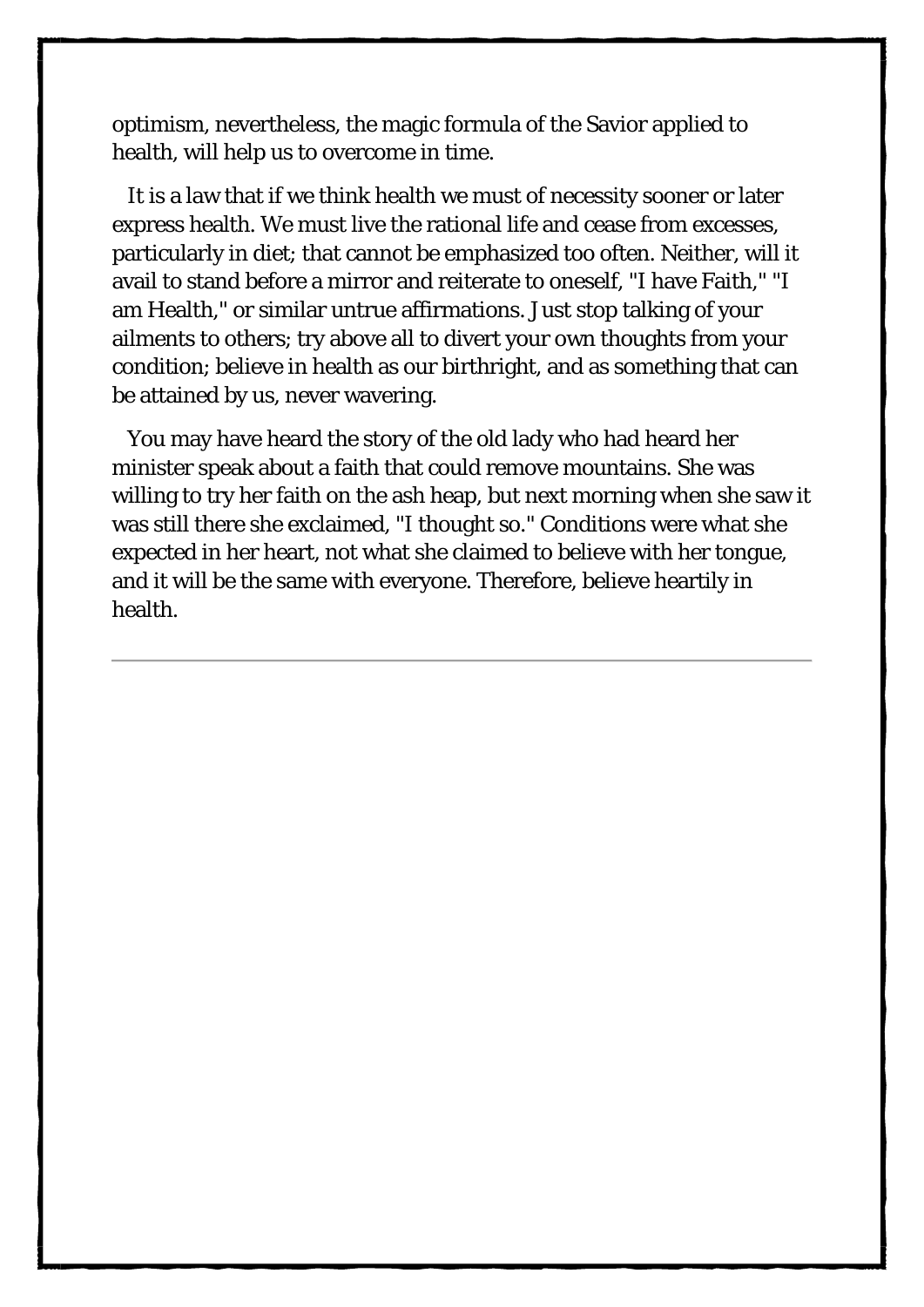optimism, nevertheless, the magic formula of the Savior applied to health, will help us to overcome in time.

It is a law that if we think health we must of necessity sooner or later express health. We must live the rational life and cease from excesses, particularly in diet; that cannot be emphasized too often. Neither, will it avail to stand before a mirror and reiterate to oneself, "I have Faith," "I am Health," or similar untrue affirmations. Just stop talking of your ailments to others; try above all to divert your own thoughts from your condition; believe in health as our birthright, and as something that can be attained by us, never wavering.

You may have heard the story of the old lady who had heard her minister speak about a faith that could remove mountains. She was willing to try her faith on the ash heap, but next morning when she saw it was still there she exclaimed, "I thought so." Conditions were what she expected in her heart, not what she claimed to believe with her tongue, and it will be the same with everyone. Therefore, believe heartily in health.

---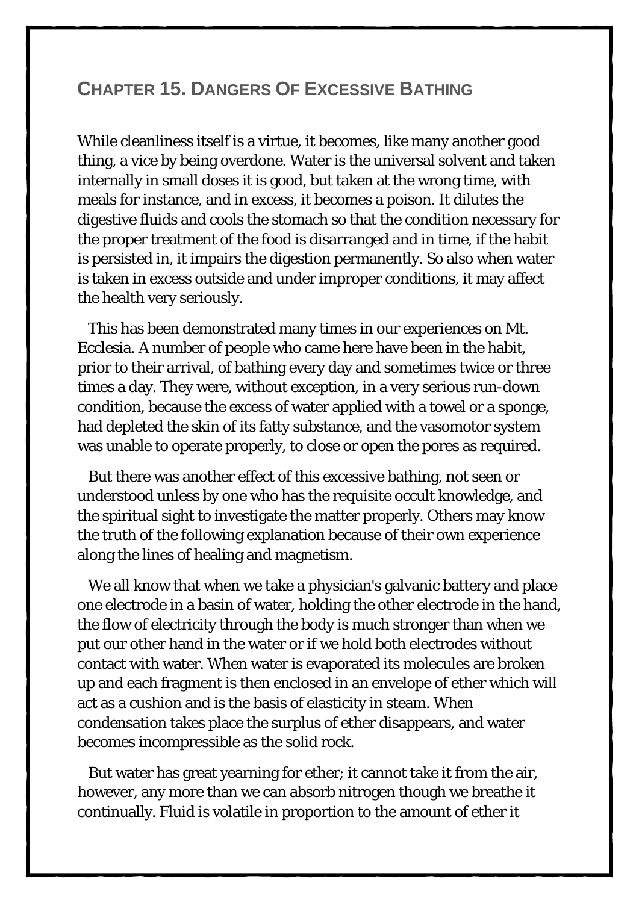## Chapter 15. Dangers Of Excessive Bathing

While cleanliness itself is a virtue, it becomes, like many another good thing, a vice by being overdone. Water is the universal solvent and taken internally in small doses it is good, but taken at the wrong time, with meals for instance, and in excess, it becomes a poison. It dilutes the digestive fluids and cools the stomach so that the condition necessary for the proper treatment of the food is disarranged and in time, if the habit is persisted in, it impairs the digestion permanently. So also when water is taken in excess outside and under improper conditions, it may affect the health very seriously.

This has been demonstrated many times in our experiences on Mt. Ecclesia. A number of people who came here have been in the habit, prior to their arrival, of bathing every day and sometimes twice or three times a day. They were, without exception, in a very serious run-down condition, because the excess of water applied with a towel or a sponge, had depleted the skin of its fatty substance, and the vasomotor system was unable to operate properly, to close or open the pores as required.

But there was another effect of this excessive bathing, not seen or understood unless by one who has the requisite occult knowledge, and the spiritual sight to investigate the matter properly. Others may know the truth of the following explanation because of their own experience along the lines of healing and magnetism.

We all know that when we take a physician's galvanic battery and place one electrode in a basin of water, holding the other electrode in the hand, the flow of electricity through the body is much stronger than when we put our other hand in the water or if we hold both electrodes without contact with water. When water is evaporated its molecules are broken up and each fragment is then enclosed in an envelope of ether which will act as a cushion and is the basis of elasticity in steam. When condensation takes place the surplus of ether disappears, and water becomes incompressible as the solid rock.

But water has great yearning for ether; it cannot take it from the air, however, any more than we can absorb nitrogen though we breathe it continually. Fluid is volatile in proportion to the amount of ether it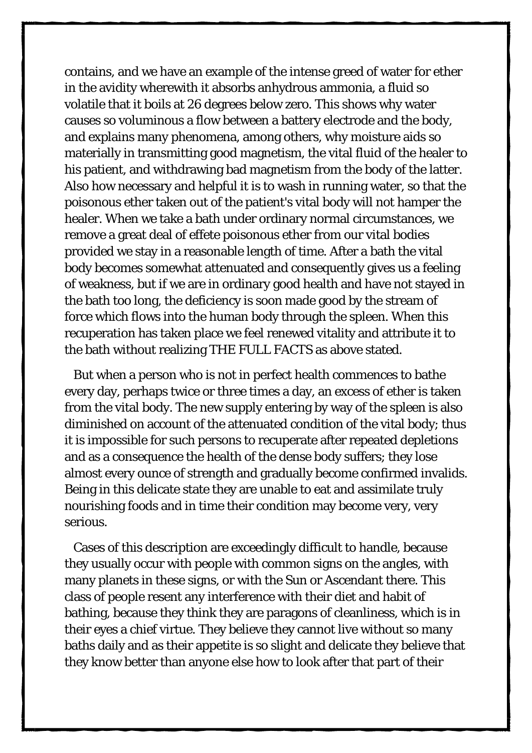contains, and we have an example of the intense greed of water for ether in the avidity wherewith it absorbs anhydrous ammonia, a fluid so volatile that it boils at 26 degrees below zero. This shows why water causes so voluminous a flow between a battery electrode and the body, and explains many phenomena, among others, why moisture aids so materially in transmitting good magnetism, the vital fluid of the healer to his patient, and withdrawing bad magnetism from the body of the latter. Also how necessary and helpful it is to wash in running water, so that the poisonous ether taken out of the patient's vital body will not hamper the healer. When we take a bath under ordinary normal circumstances, we remove a great deal of effete poisonous ether from our vital bodies provided we stay in a reasonable length of time. After a bath the vital body becomes somewhat attenuated and consequently gives us a feeling of weakness, but if we are in ordinary good health and have not stayed in the bath too long, the deficiency is soon made good by the stream of force which flows into the human body through the spleen. When this recuperation has taken place we feel renewed vitality and attribute it to the bath without realizing THE FULL FACTS as above stated.

But when a person who is not in perfect health commences to bathe every day, perhaps twice or three times a day, an excess of ether is taken from the vital body. The new supply entering by way of the spleen is also diminished on account of the attenuated condition of the vital body; thus it is impossible for such persons to recuperate after repeated depletions and as a consequence the health of the dense body suffers; they lose almost every ounce of strength and gradually become confirmed invalids. Being in this delicate state they are unable to eat and assimilate truly nourishing foods and in time their condition may become very, very serious.

Cases of this description are exceedingly difficult to handle, because they usually occur with people with common signs on the angles, with many planets in these signs, or with the Sun or Ascendant there. This class of people resent any interference with their diet and habit of bathing, because they think they are paragons of cleanliness, which is in their eyes a chief virtue. They believe they cannot live without so many baths daily and as their appetite is so slight and delicate they believe that they know better than anyone else how to look after that part of their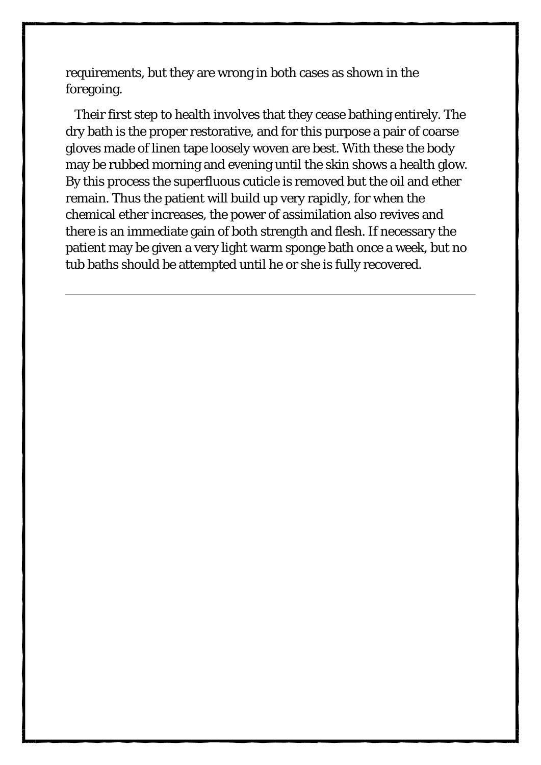requirements, but they are wrong in both cases as shown in the foregoing.

Their first step to health involves that they cease bathing entirely. The dry bath is the proper restorative, and for this purpose a pair of coarse gloves made of linen tape loosely woven are best. With these the body may be rubbed morning and evening until the skin shows a health glow. By this process the superfluous cuticle is removed but the oil and ether remain. Thus the patient will build up very rapidly, for when the chemical ether increases, the power of assimilation also revives and there is an immediate gain of both strength and flesh. If necessary the patient may be given a very light warm sponge bath once a week, but no tub baths should be attempted until he or she is fully recovered.

---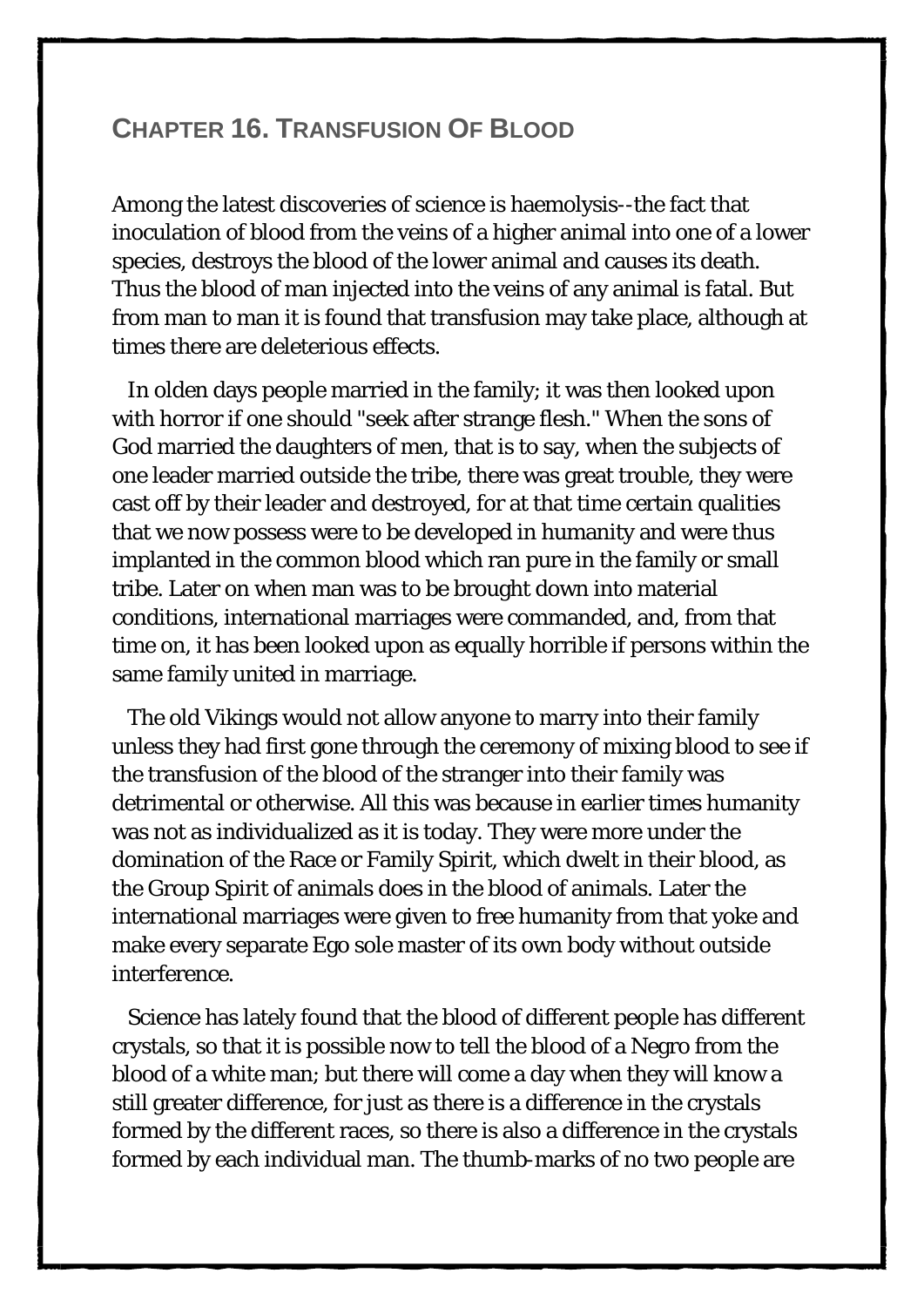## Chapter 16. Transfusion Of Blood

Among the latest discoveries of science is haemolysis--the fact that inoculation of blood from the veins of a higher animal into one of a lower species, destroys the blood of the lower animal and causes its death. Thus the blood of man injected into the veins of any animal is fatal. But from man to man it is found that transfusion may take place, although at times there are deleterious effects.

In olden days people married in the family; it was then looked upon with horror if one should "seek after strange flesh." When the sons of God married the daughters of men, that is to say, when the subjects of one leader married outside the tribe, there was great trouble, they were cast off by their leader and destroyed, for at that time certain qualities that we now possess were to be developed in humanity and were thus implanted in the common blood which ran pure in the family or small tribe. Later on when man was to be brought down into material conditions, international marriages were commanded, and, from that time on, it has been looked upon as equally horrible if persons within the same family united in marriage.

The old Vikings would not allow anyone to marry into their family unless they had first gone through the ceremony of mixing blood to see if the transfusion of the blood of the stranger into their family was detrimental or otherwise. All this was because in earlier times humanity was not as individualized as it is today. They were more under the domination of the Race or Family Spirit, which dwelt in their blood, as the Group Spirit of animals does in the blood of animals. Later the international marriages were given to free humanity from that yoke and make every separate Ego sole master of its own body without outside interference.

Science has lately found that the blood of different people has different crystals, so that it is possible now to tell the blood of a Negro from the blood of a white man; but there will come a day when they will know a still greater difference, for just as there is a difference in the crystals formed by the different races, so there is also a difference in the crystals formed by each individual man. The thumb-marks of no two people are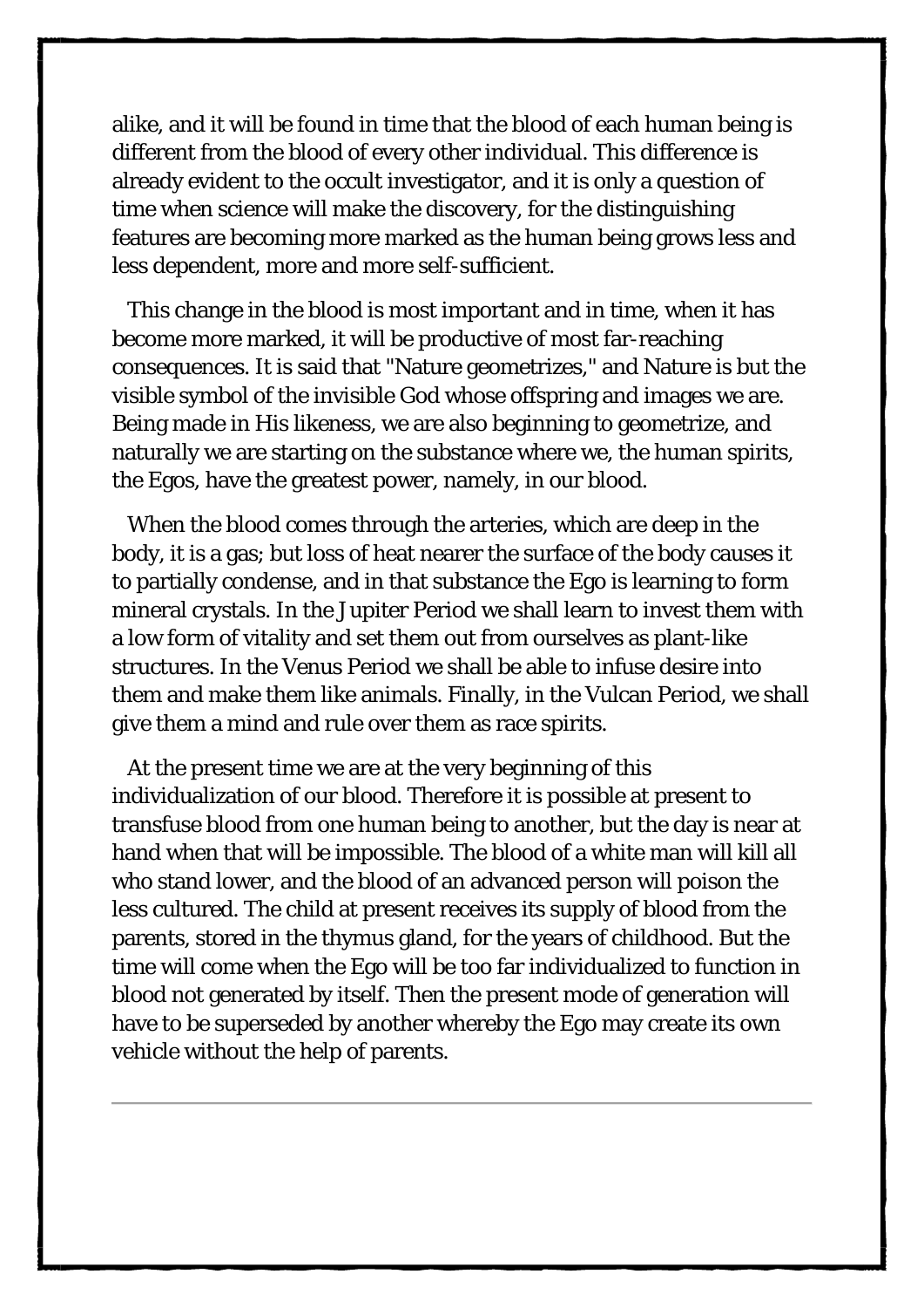alike, and it will be found in time that the blood of each human being is different from the blood of every other individual. This difference is already evident to the occult investigator, and it is only a question of time when science will make the discovery, for the distinguishing features are becoming more marked as the human being grows less and less dependent, more and more self-sufficient.

This change in the blood is most important and in time, when it has become more marked, it will be productive of most far-reaching consequences. It is said that "Nature geometrizes," and Nature is but the visible symbol of the invisible God whose offspring and images we are. Being made in His likeness, we are also beginning to geometrize, and naturally we are starting on the substance where we, the human spirits, the Egos, have the greatest power, namely, in our blood.

When the blood comes through the arteries, which are deep in the body, it is a gas; but loss of heat nearer the surface of the body causes it to partially condense, and in that substance the Ego is learning to form mineral crystals. In the Jupiter Period we shall learn to invest them with a low form of vitality and set them out from ourselves as plant-like structures. In the Venus Period we shall be able to infuse desire into them and make them like animals. Finally, in the Vulcan Period, we shall give them a mind and rule over them as race spirits.

At the present time we are at the very beginning of this individualization of our blood. Therefore it is possible at present to transfuse blood from one human being to another, but the day is near at hand when that will be impossible. The blood of a white man will kill all who stand lower, and the blood of an advanced person will poison the less cultured. The child at present receives its supply of blood from the parents, stored in the thymus gland, for the years of childhood. But the time will come when the Ego will be too far individualized to function in blood not generated by itself. Then the present mode of generation will have to be superseded by another whereby the Ego may create its own vehicle without the help of parents.

---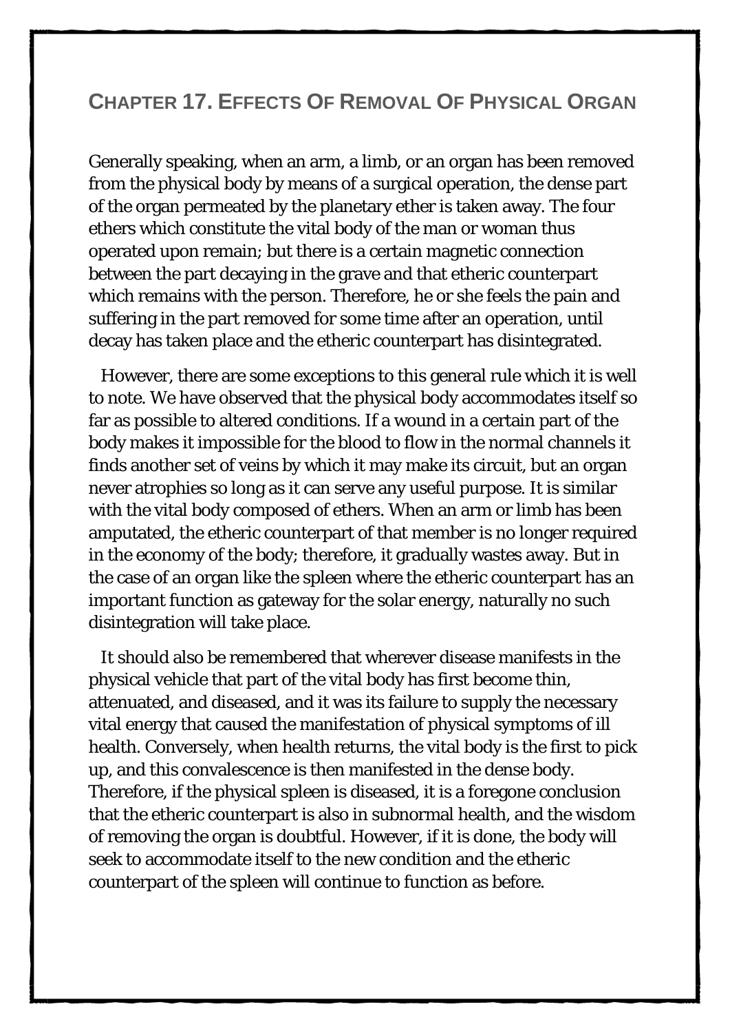## CHAPTER 17. EFFECTS OF REMOVAL OF PHYSICAL ORGAN

Generally speaking, when an arm, a limb, or an organ has been removed from the physical body by means of a surgical operation, the dense part of the organ permeated by the planetary ether is taken away. The four ethers which constitute the vital body of the man or woman thus operated upon remain; but there is a certain magnetic connection between the part decaying in the grave and that etheric counterpart which remains with the person. Therefore, he or she feels the pain and suffering in the part removed for some time after an operation, until decay has taken place and the etheric counterpart has disintegrated.

However, there are some exceptions to this general rule which it is well to note. We have observed that the physical body accommodates itself so far as possible to altered conditions. If a wound in a certain part of the body makes it impossible for the blood to flow in the normal channels it finds another set of veins by which it may make its circuit, but an organ never atrophies so long as it can serve any useful purpose. It is similar with the vital body composed of ethers. When an arm or limb has been amputated, the etheric counterpart of that member is no longer required in the economy of the body; therefore, it gradually wastes away. But in the case of an organ like the spleen where the etheric counterpart has an important function as gateway for the solar energy, naturally no such disintegration will take place.

It should also be remembered that wherever disease manifests in the physical vehicle that part of the vital body has first become thin, attenuated, and diseased, and it was its failure to supply the necessary vital energy that caused the manifestation of physical symptoms of ill health. Conversely, when health returns, the vital body is the first to pick up, and this convalescence is then manifested in the dense body. Therefore, if the physical spleen is diseased, it is a foregone conclusion that the etheric counterpart is also in subnormal health, and the wisdom of removing the organ is doubtful. However, if it is done, the body will seek to accommodate itself to the new condition and the etheric counterpart of the spleen will continue to function as before.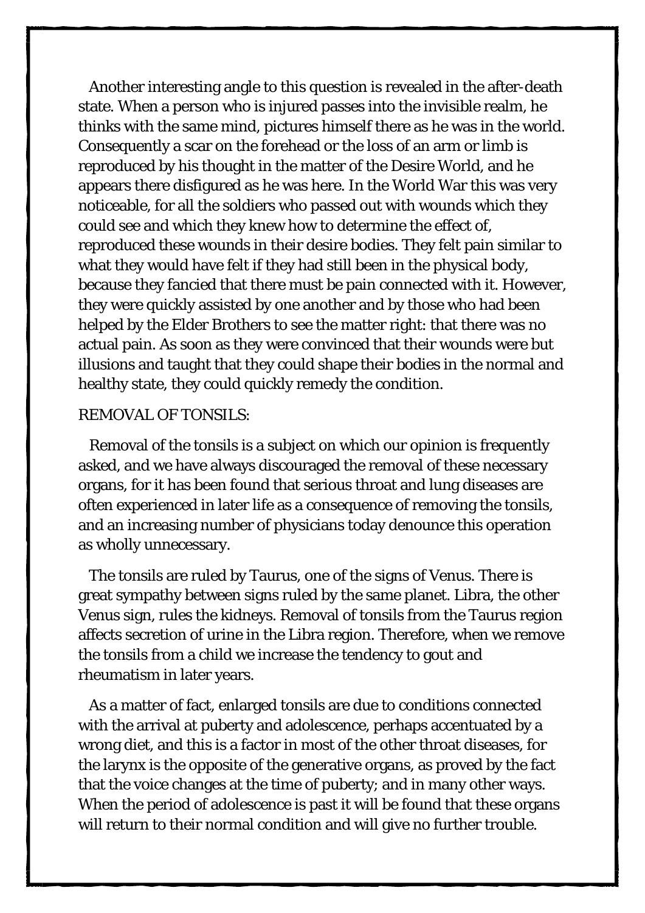Another interesting angle to this question is revealed in the after-death state. When a person who is injured passes into the invisible realm, he thinks with the same mind, pictures himself there as he was in the world. Consequently a scar on the forehead or the loss of an arm or limb is reproduced by his thought in the matter of the Desire World, and he appears there disfigured as he was here. In the World War this was very noticeable, for all the soldiers who passed out with wounds which they could see and which they knew how to determine the effect of, reproduced these wounds in their desire bodies. They felt pain similar to what they would have felt if they had still been in the physical body, because they fancied that there must be pain connected with it. However, they were quickly assisted by one another and by those who had been helped by the Elder Brothers to see the matter right: that there was no actual pain. As soon as they were convinced that their wounds were but illusions and taught that they could shape their bodies in the normal and healthy state, they could quickly remedy the condition.

REMOVAL OF TONSILS:

Removal of the tonsils is a subject on which our opinion is frequently asked, and we have always discouraged the removal of these necessary organs, for it has been found that serious throat and lung diseases are often experienced in later life as a consequence of removing the tonsils, and an increasing number of physicians today denounce this operation as wholly unnecessary.

The tonsils are ruled by Taurus, one of the signs of Venus. There is great sympathy between signs ruled by the same planet. Libra, the other Venus sign, rules the kidneys. Removal of tonsils from the Taurus region affects secretion of urine in the Libra region. Therefore, when we remove the tonsils from a child we increase the tendency to gout and rheumatism in later years.

As a matter of fact, enlarged tonsils are due to conditions connected with the arrival at puberty and adolescence, perhaps accentuated by a wrong diet, and this is a factor in most of the other throat diseases, for the larynx is the opposite of the generative organs, as proved by the fact that the voice changes at the time of puberty; and in many other ways. When the period of adolescence is past it will be found that these organs will return to their normal condition and will give no further trouble.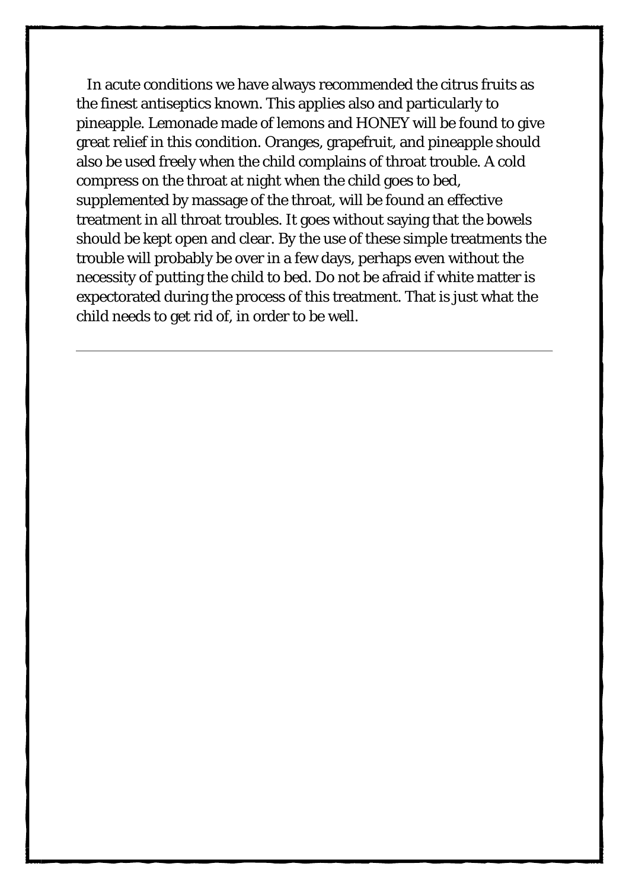In acute conditions we have always recommended the citrus fruits as the finest antiseptics known. This applies also and particularly to pineapple. Lemonade made of lemons and HONEY will be found to give great relief in this condition. Oranges, grapefruit, and pineapple should also be used freely when the child complains of throat trouble. A cold compress on the throat at night when the child goes to bed, supplemented by massage of the throat, will be found an effective treatment in all throat troubles. It goes without saying that the bowels should be kept open and clear. By the use of these simple treatments the trouble will probably be over in a few days, perhaps even without the necessity of putting the child to bed. Do not be afraid if white matter is expectorated during the process of this treatment. That is just what the child needs to get rid of, in order to be well.

---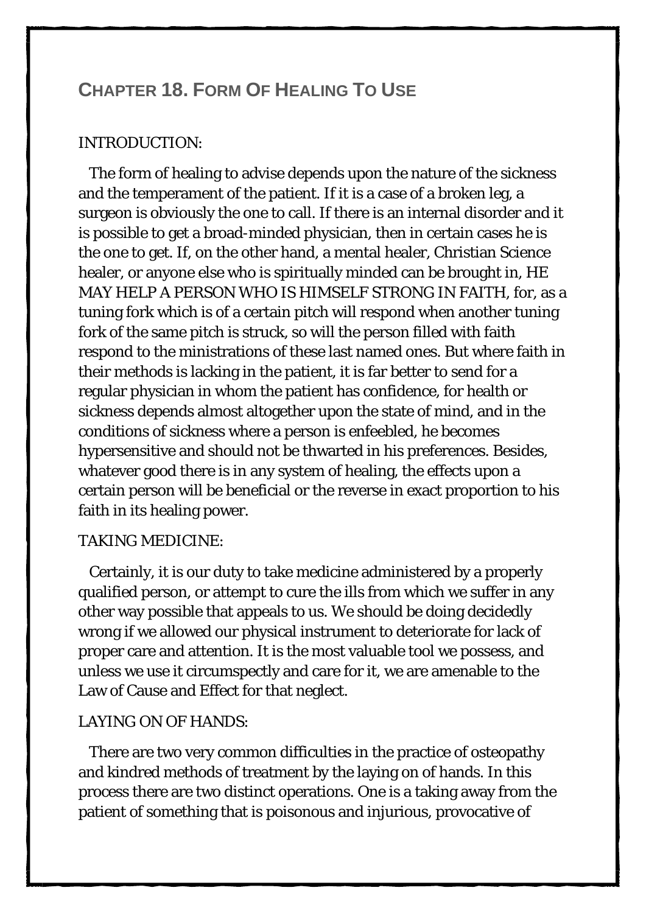## Chapter 18. Form Of Healing To Use

INTRODUCTION:

The form of healing to advise depends upon the nature of the sickness and the temperament of the patient. If it is a case of a broken leg, a surgeon is obviously the one to call. If there is an internal disorder and it is possible to get a broad-minded physician, then in certain cases he is the one to get. If, on the other hand, a mental healer, Christian Science healer, or anyone else who is spiritually minded can be brought in, HE MAY HELP A PERSON WHO IS HIMSELF STRONG IN FAITH, for, as a tuning fork which is of a certain pitch will respond when another tuning fork of the same pitch is struck, so will the person filled with faith respond to the ministrations of these last named ones. But where faith in their methods is lacking in the patient, it is far better to send for a regular physician in whom the patient has confidence, for health or sickness depends almost altogether upon the state of mind, and in the conditions of sickness where a person is enfeebled, he becomes hypersensitive and should not be thwarted in his preferences. Besides, whatever good there is in any system of healing, the effects upon a certain person will be beneficial or the reverse in exact proportion to his faith in its healing power.

TAKING MEDICINE:

Certainly, it is our duty to take medicine administered by a properly qualified person, or attempt to cure the ills from which we suffer in any other way possible that appeals to us. We should be doing decidedly wrong if we allowed our physical instrument to deteriorate for lack of proper care and attention. It is the most valuable tool we possess, and unless we use it circumspectly and care for it, we are amenable to the Law of Cause and Effect for that neglect.

LAYING ON OF HANDS:

There are two very common difficulties in the practice of osteopathy and kindred methods of treatment by the laying on of hands. In this process there are two distinct operations. One is a taking away from the patient of something that is poisonous and injurious, provocative of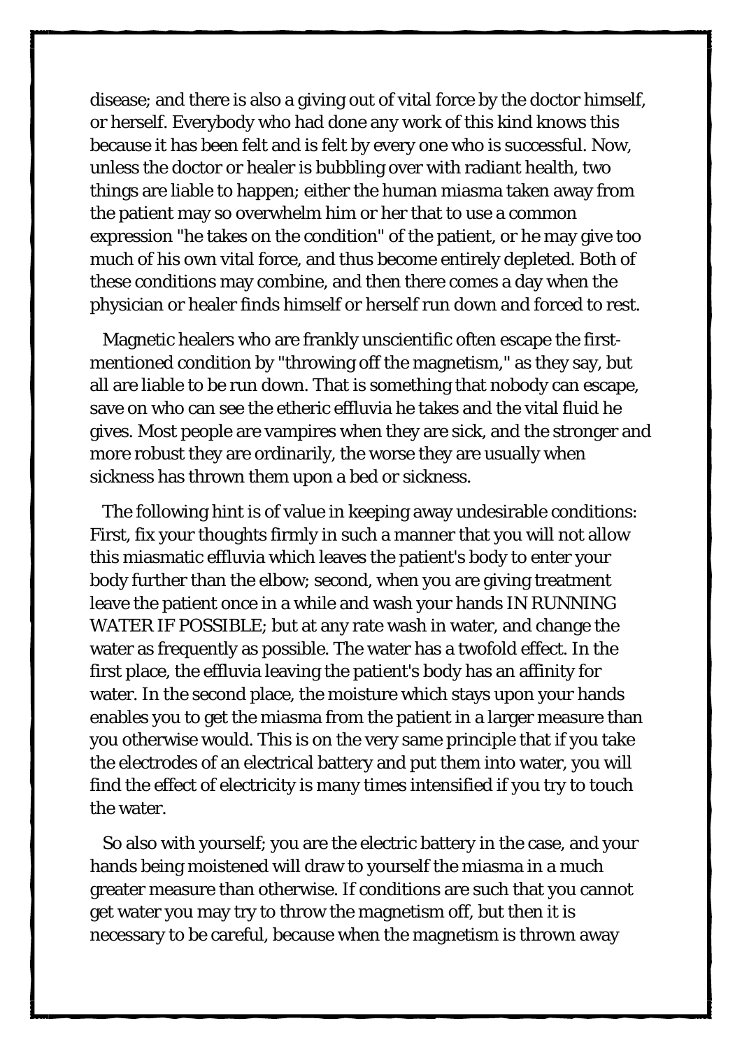disease; and there is also a giving out of vital force by the doctor himself, or herself. Everybody who had done any work of this kind knows this because it has been felt and is felt by every one who is successful. Now, unless the doctor or healer is bubbling over with radiant health, two things are liable to happen; either the human miasma taken away from the patient may so overwhelm him or her that to use a common expression "he takes on the condition" of the patient, or he may give too much of his own vital force, and thus become entirely depleted. Both of these conditions may combine, and then there comes a day when the physician or healer finds himself or herself run down and forced to rest.

Magnetic healers who are frankly unscientific often escape the first-mentioned condition by "throwing off the magnetism," as they say, but all are liable to be run down. That is something that nobody can escape, save on who can see the etheric effluvia he takes and the vital fluid he gives. Most people are vampires when they are sick, and the stronger and more robust they are ordinarily, the worse they are usually when sickness has thrown them upon a bed or sickness.

The following hint is of value in keeping away undesirable conditions: First, fix your thoughts firmly in such a manner that you will not allow this miasmatic effluvia which leaves the patient's body to enter your body further than the elbow; second, when you are giving treatment leave the patient once in a while and wash your hands IN RUNNING WATER IF POSSIBLE; but at any rate wash in water, and change the water as frequently as possible. The water has a twofold effect. In the first place, the effluvia leaving the patient's body has an affinity for water. In the second place, the moisture which stays upon your hands enables you to get the miasma from the patient in a larger measure than you otherwise would. This is on the very same principle that if you take the electrodes of an electrical battery and put them into water, you will find the effect of electricity is many times intensified if you try to touch the water.

So also with yourself; you are the electric battery in the case, and your hands being moistened will draw to yourself the miasma in a much greater measure than otherwise. If conditions are such that you cannot get water you may try to throw the magnetism off, but then it is necessary to be careful, because when the magnetism is thrown away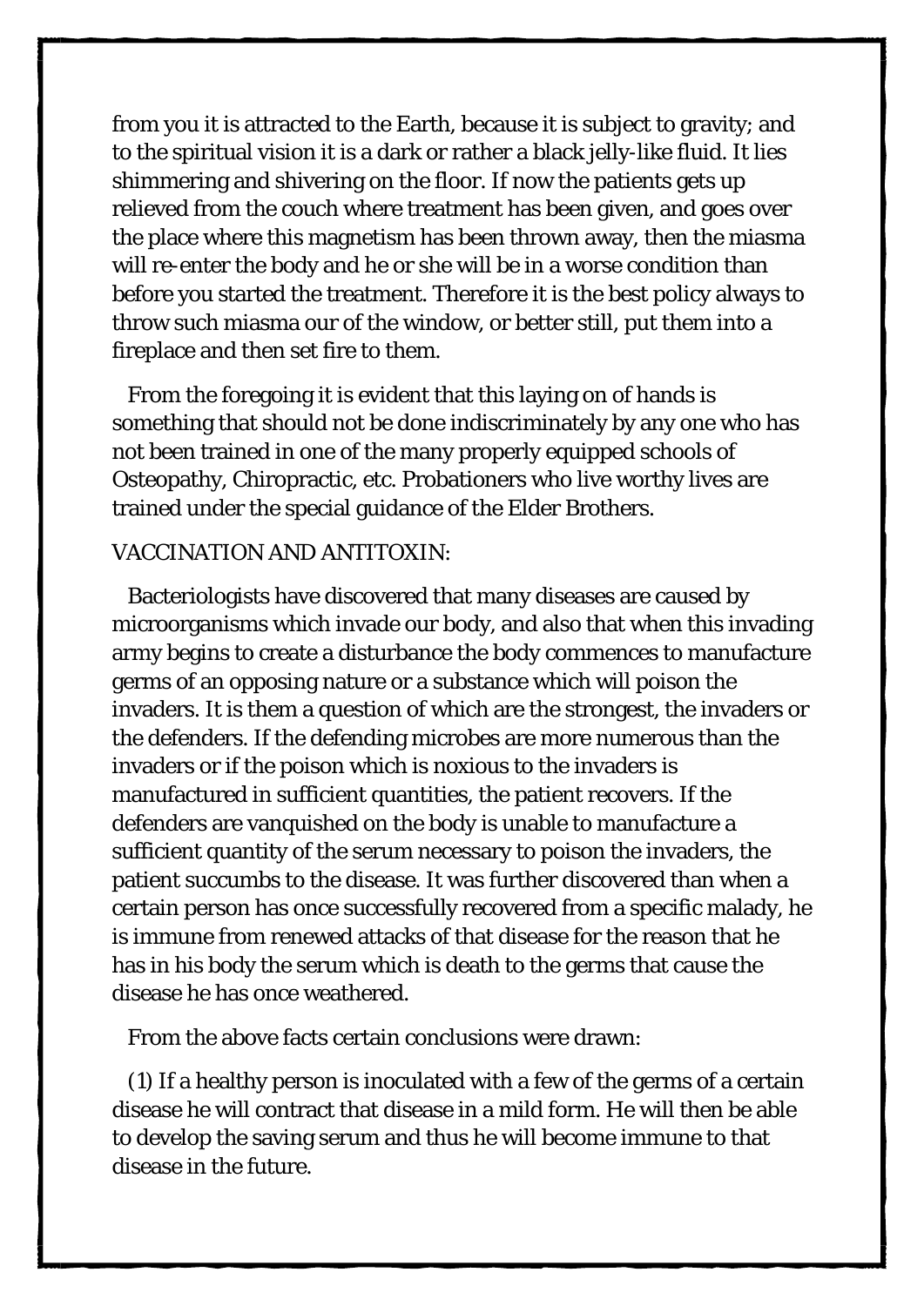from you it is attracted to the Earth, because it is subject to gravity; and to the spiritual vision it is a dark or rather a black jelly-like fluid. It lies shimmering and shivering on the floor. If now the patients gets up relieved from the couch where treatment has been given, and goes over the place where this magnetism has been thrown away, then the miasma will re-enter the body and he or she will be in a worse condition than before you started the treatment. Therefore it is the best policy always to throw such miasma our of the window, or better still, put them into a fireplace and then set fire to them.

From the foregoing it is evident that this laying on of hands is something that should not be done indiscriminately by any one who has not been trained in one of the many properly equipped schools of Osteopathy, Chiropractic, etc. Probationers who live worthy lives are trained under the special guidance of the Elder Brothers.

VACCINATION AND ANTITOXIN:

Bacteriologists have discovered that many diseases are caused by microorganisms which invade our body, and also that when this invading army begins to create a disturbance the body commences to manufacture germs of an opposing nature or a substance which will poison the invaders. It is them a question of which are the strongest, the invaders or the defenders. If the defending microbes are more numerous than the invaders or if the poison which is noxious to the invaders is manufactured in sufficient quantities, the patient recovers. If the defenders are vanquished on the body is unable to manufacture a sufficient quantity of the serum necessary to poison the invaders, the patient succumbs to the disease. It was further discovered than when a certain person has once successfully recovered from a specific malady, he is immune from renewed attacks of that disease for the reason that he has in his body the serum which is death to the germs that cause the disease he has once weathered.

From the above facts certain conclusions were drawn:

(1) If a healthy person is inoculated with a few of the germs of a certain disease he will contract that disease in a mild form. He will then be able to develop the saving serum and thus he will become immune to that disease in the future.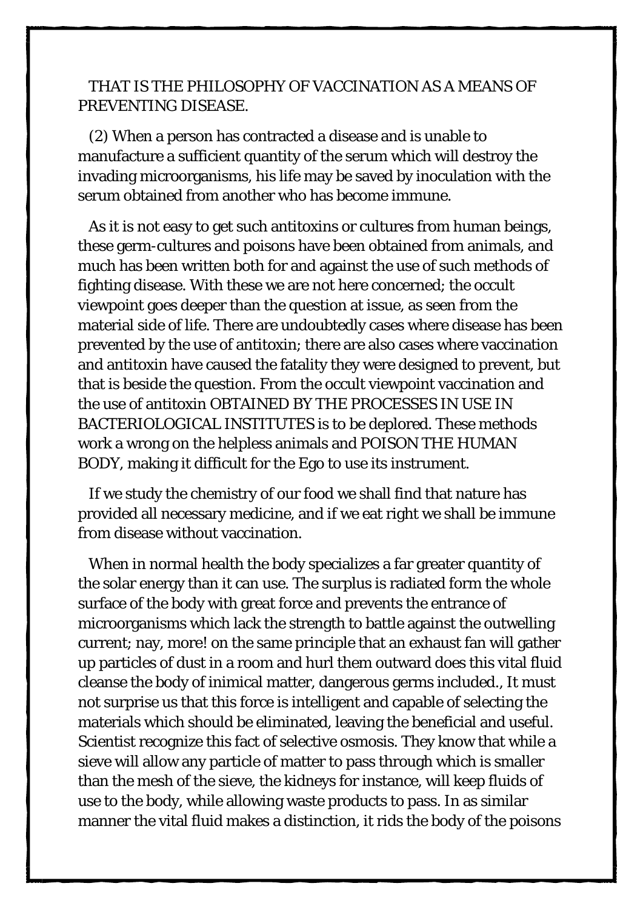THAT IS THE PHILOSOPHY OF VACCINATION AS A MEANS OF PREVENTING DISEASE.

(2) When a person has contracted a disease and is unable to manufacture a sufficient quantity of the serum which will destroy the invading microorganisms, his life may be saved by inoculation with the serum obtained from another who has become immune.

As it is not easy to get such antitoxins or cultures from human beings, these germ-cultures and poisons have been obtained from animals, and much has been written both for and against the use of such methods of fighting disease. With these we are not here concerned; the occult viewpoint goes deeper than the question at issue, as seen from the material side of life. There are undoubtedly cases where disease has been prevented by the use of antitoxin; there are also cases where vaccination and antitoxin have caused the fatality they were designed to prevent, but that is beside the question. From the occult viewpoint vaccination and the use of antitoxin OBTAINED BY THE PROCESSES IN USE IN BACTERIOLOGICAL INSTITUTES is to be deplored. These methods work a wrong on the helpless animals and POISON THE HUMAN BODY, making it difficult for the Ego to use its instrument.

If we study the chemistry of our food we shall find that nature has provided all necessary medicine, and if we eat right we shall be immune from disease without vaccination.

When in normal health the body specializes a far greater quantity of the solar energy than it can use. The surplus is radiated form the whole surface of the body with great force and prevents the entrance of microorganisms which lack the strength to battle against the outwelling current; nay, more! on the same principle that an exhaust fan will gather up particles of dust in a room and hurl them outward does this vital fluid cleanse the body of inimical matter, dangerous germs included., It must not surprise us that this force is intelligent and capable of selecting the materials which should be eliminated, leaving the beneficial and useful. Scientist recognize this fact of selective osmosis. They know that while a sieve will allow any particle of matter to pass through which is smaller than the mesh of the sieve, the kidneys for instance, will keep fluids of use to the body, while allowing waste products to pass. In as similar manner the vital fluid makes a distinction, it rids the body of the poisons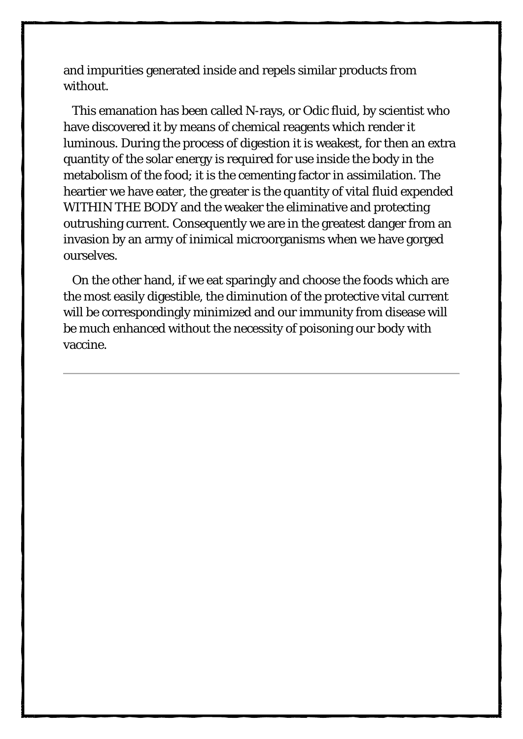and impurities generated inside and repels similar products from without.

This emanation has been called N-rays, or Odic fluid, by scientist who have discovered it by means of chemical reagents which render it luminous. During the process of digestion it is weakest, for then an extra quantity of the solar energy is required for use inside the body in the metabolism of the food; it is the cementing factor in assimilation. The heartier we have eaten, the greater is the quantity of vital fluid expended WITHIN THE BODY and the weaker the eliminative and protecting outrushing current. Consequently we are in the greatest danger from an invasion by an army of inimical microorganisms when we have gorged ourselves.

On the other hand, if we eat sparingly and choose the foods which are the most easily digestible, the diminution of the protective vital current will be correspondingly minimized and our immunity from disease will be much enhanced without the necessity of poisoning our body with vaccine.

---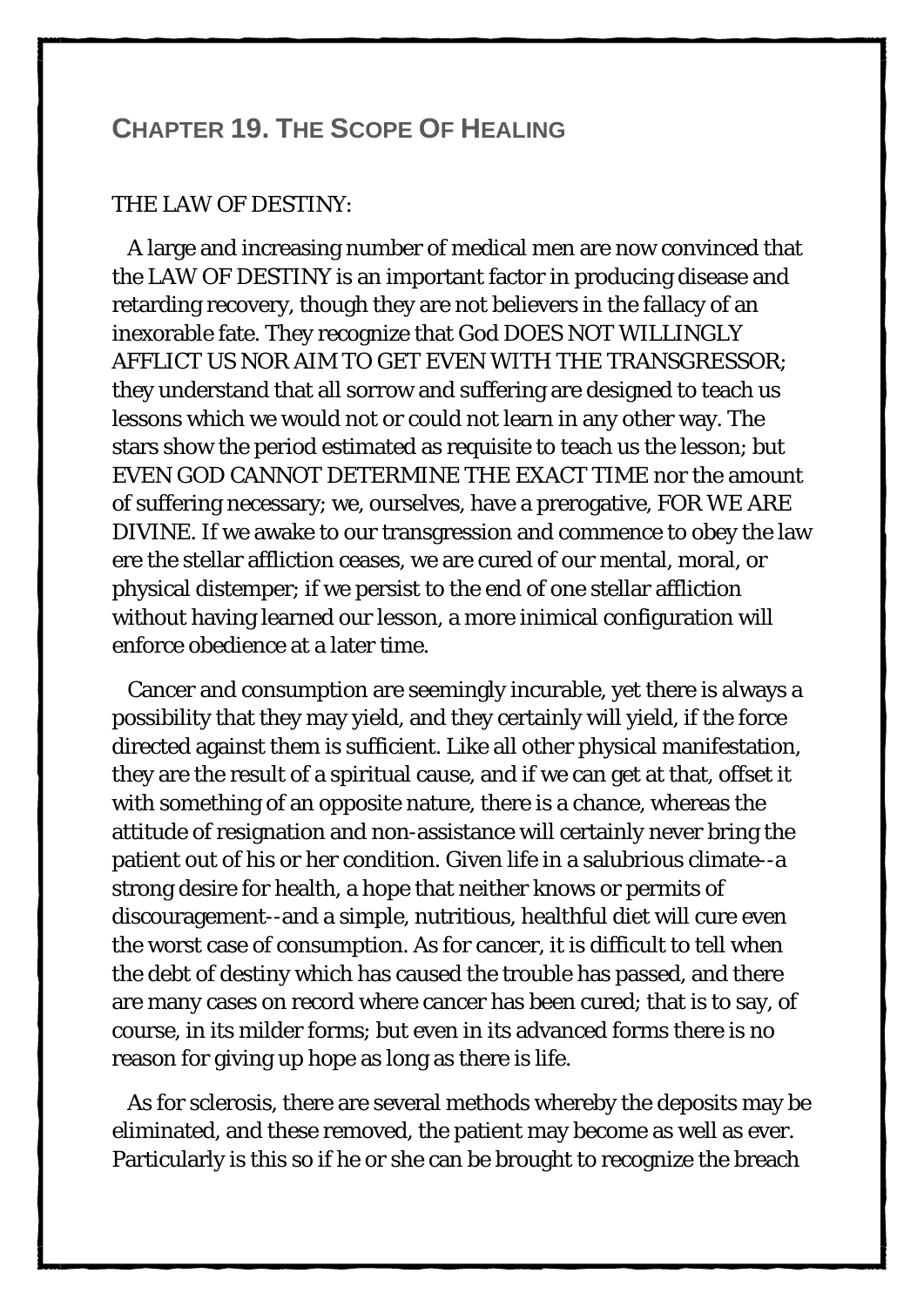## CHAPTER 19. THE SCOPE OF HEALING

THE LAW OF DESTINY:

A large and increasing number of medical men are now convinced that the LAW OF DESTINY is an important factor in producing disease and retarding recovery, though they are not believers in the fallacy of an inexorable fate. They recognize that God DOES NOT WILLINGLY AFFLICT US NOR AIM TO GET EVEN WITH THE TRANSGRESSOR; they understand that all sorrow and suffering are designed to teach us lessons which we would not or could not learn in any other way. The stars show the period estimated as requisite to teach us the lesson; but EVEN GOD CANNOT DETERMINE THE EXACT TIME nor the amount of suffering necessary; we, ourselves, have a prerogative, FOR WE ARE DIVINE. If we awake to our transgression and commence to obey the law ere the stellar affliction ceases, we are cured of our mental, moral, or physical distemper; if we persist to the end of one stellar affliction without having learned our lesson, a more inimical configuration will enforce obedience at a later time.

Cancer and consumption are seemingly incurable, yet there is always a possibility that they may yield, and they certainly will yield, if the force directed against them is sufficient. Like all other physical manifestation, they are the result of a spiritual cause, and if we can get at that, offset it with something of an opposite nature, there is a chance, whereas the attitude of resignation and non-assistance will certainly never bring the patient out of his or her condition. Given life in a salubrious climate--a strong desire for health, a hope that neither knows or permits of discouragement--and a simple, nutritious, healthful diet will cure even the worst case of consumption. As for cancer, it is difficult to tell when the debt of destiny which has caused the trouble has passed, and there are many cases on record where cancer has been cured; that is to say, of course, in its milder forms; but even in its advanced forms there is no reason for giving up hope as long as there is life.

As for sclerosis, there are several methods whereby the deposits may be eliminated, and these removed, the patient may become as well as ever. Particularly is this so if he or she can be brought to recognize the breach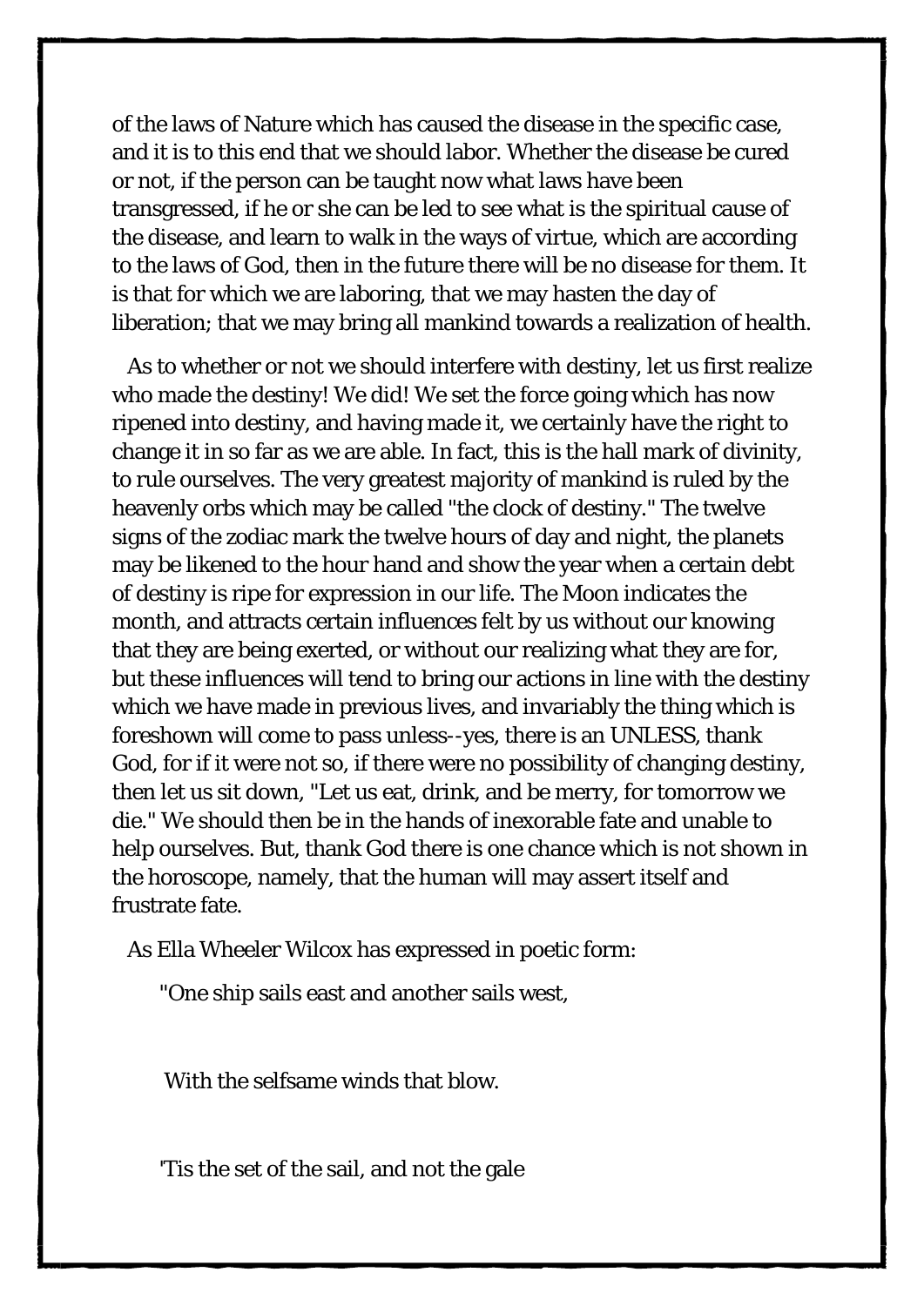of the laws of Nature which has caused the disease in the specific case, and it is to this end that we should labor. Whether the disease be cured or not, if the person can be taught now what laws have been transgressed, if he or she can be led to see what is the spiritual cause of the disease, and learn to walk in the ways of virtue, which are according to the laws of God, then in the future there will be no disease for them. It is that for which we are laboring, that we may hasten the day of liberation; that we may bring all mankind towards a realization of health.

As to whether or not we should interfere with destiny, let us first realize who made the destiny! We did! We set the force going which has now ripened into destiny, and having made it, we certainly have the right to change it in so far as we are able. In fact, this is the hall mark of divinity, to rule ourselves. The very greatest majority of mankind is ruled by the heavenly orbs which may be called "the clock of destiny." The twelve signs of the zodiac mark the twelve hours of day and night, the planets may be likened to the hour hand and show the year when a certain debt of destiny is ripe for expression in our life. The Moon indicates the month, and attracts certain influences felt by us without our knowing that they are being exerted, or without our realizing what they are for, but these influences will tend to bring our actions in line with the destiny which we have made in previous lives, and invariably the thing which is foreshown will come to pass unless--yes, there is an UNLESS, thank God, for if it were not so, if there were no possibility of changing destiny, then let us sit down, "Let us eat, drink, and be merry, for tomorrow we die." We should then be in the hands of inexorable fate and unable to help ourselves. But, thank God there is one chance which is not shown in the horoscope, namely, that the human will may assert itself and frustrate fate.

As Ella Wheeler Wilcox has expressed in poetic form:

"One ship sails east and another sails west,

With the selfsame winds that blow.

'Tis the set of the sail, and not the gale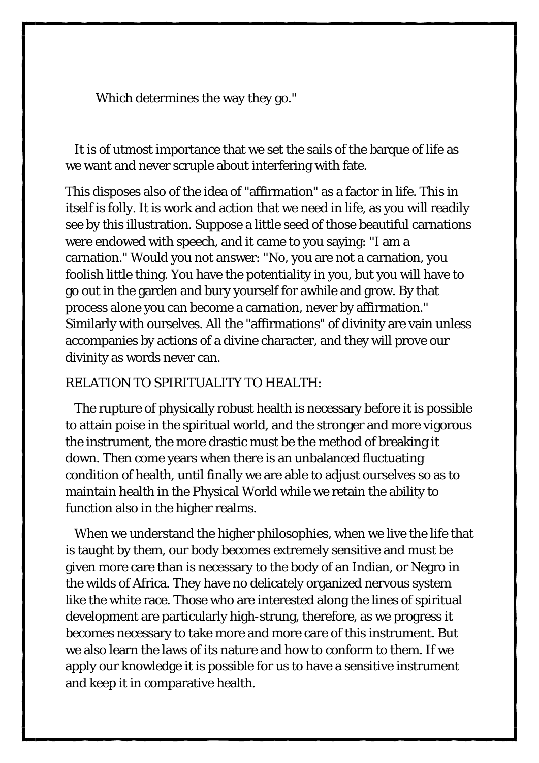Which determines the way they go."

It is of utmost importance that we set the sails of the barque of life as we want and never scruple about interfering with fate.

This disposes also of the idea of "affirmation" as a factor in life. This in itself is folly. It is work and action that we need in life, as you will readily see by this illustration. Suppose a little seed of those beautiful carnations were endowed with speech, and it came to you saying: "I am a carnation." Would you not answer: "No, you are not a carnation, you foolish little thing. You have the potentiality in you, but you will have to go out in the garden and bury yourself for awhile and grow. By that process alone you can become a carnation, never by affirmation." Similarly with ourselves. All the "affirmations" of divinity are vain unless accompanies by actions of a divine character, and they will prove our divinity as words never can.

RELATION TO SPIRITUALITY TO HEALTH:

The rupture of physically robust health is necessary before it is possible to attain poise in the spiritual world, and the stronger and more vigorous the instrument, the more drastic must be the method of breaking it down. Then come years when there is an unbalanced fluctuating condition of health, until finally we are able to adjust ourselves so as to maintain health in the Physical World while we retain the ability to function also in the higher realms.

When we understand the higher philosophies, when we live the life that is taught by them, our body becomes extremely sensitive and must be given more care than is necessary to the body of an Indian, or Negro in the wilds of Africa. They have no delicately organized nervous system like the white race. Those who are interested along the lines of spiritual development are particularly high-strung, therefore, as we progress it becomes necessary to take more and more care of this instrument. But we also learn the laws of its nature and how to conform to them. If we apply our knowledge it is possible for us to have a sensitive instrument and keep it in comparative health.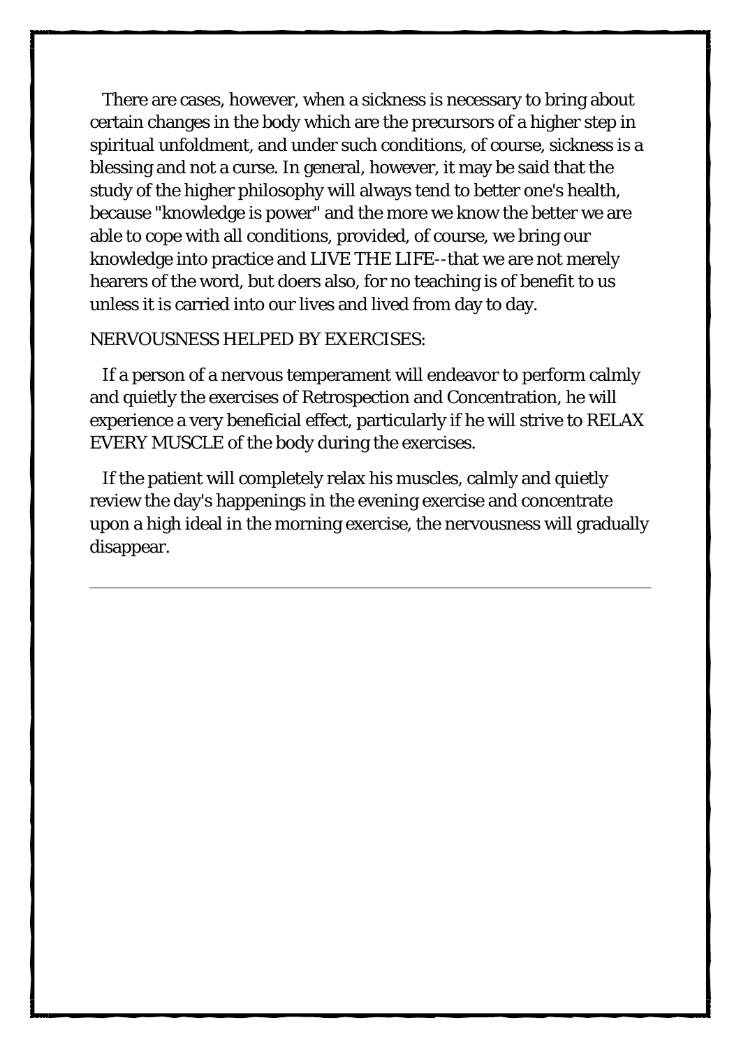There are cases, however, when a sickness is necessary to bring about certain changes in the body which are the precursors of a higher step in spiritual unfoldment, and under such conditions, of course, sickness is a blessing and not a curse. In general, however, it may be said that the study of the higher philosophy will always tend to better one's health, because "knowledge is power" and the more we know the better we are able to cope with all conditions, provided, of course, we bring our knowledge into practice and LIVE THE LIFE--that we are not merely hearers of the word, but doers also, for no teaching is of benefit to us unless it is carried into our lives and lived from day to day.

NERVOUSNESS HELPED BY EXERCISES:

If a person of a nervous temperament will endeavor to perform calmly and quietly the exercises of Retrospection and Concentration, he will experience a very beneficial effect, particularly if he will strive to RELAX EVERY MUSCLE of the body during the exercises.

If the patient will completely relax his muscles, calmly and quietly review the day's happenings in the evening exercise and concentrate upon a high ideal in the morning exercise, the nervousness will gradually disappear.

---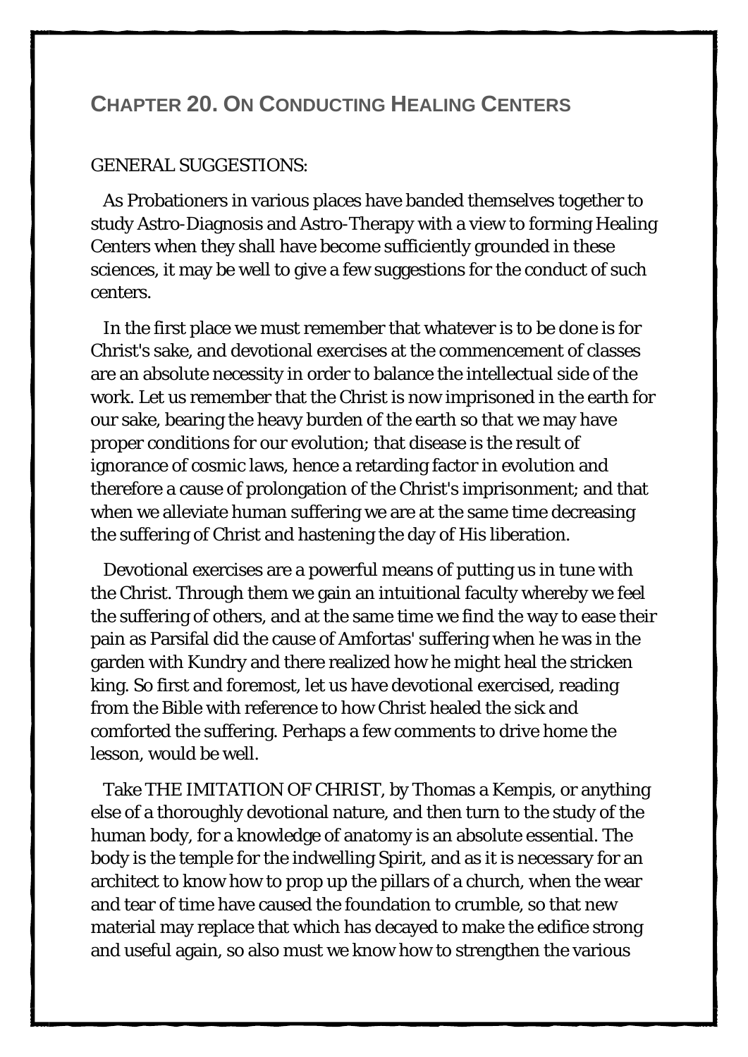## CHAPTER 20. ON CONDUCTING HEALING CENTERS

GENERAL SUGGESTIONS:

As Probationers in various places have banded themselves together to study Astro-Diagnosis and Astro-Therapy with a view to forming Healing Centers when they shall have become sufficiently grounded in these sciences, it may be well to give a few suggestions for the conduct of such centers.

In the first place we must remember that whatever is to be done is for Christ's sake, and devotional exercises at the commencement of classes are an absolute necessity in order to balance the intellectual side of the work. Let us remember that the Christ is now imprisoned in the earth for our sake, bearing the heavy burden of the earth so that we may have proper conditions for our evolution; that disease is the result of ignorance of cosmic laws, hence a retarding factor in evolution and therefore a cause of prolongation of the Christ's imprisonment; and that when we alleviate human suffering we are at the same time decreasing the suffering of Christ and hastening the day of His liberation.

Devotional exercises are a powerful means of putting us in tune with the Christ. Through them we gain an intuitional faculty whereby we feel the suffering of others, and at the same time we find the way to ease their pain as Parsifal did the cause of Amfortas' suffering when he was in the garden with Kundry and there realized how he might heal the stricken king. So first and foremost, let us have devotional exercised, reading from the Bible with reference to how Christ healed the sick and comforted the suffering. Perhaps a few comments to drive home the lesson, would be well.

Take THE IMITATION OF CHRIST, by Thomas a Kempis, or anything else of a thoroughly devotional nature, and then turn to the study of the human body, for a knowledge of anatomy is an absolute essential. The body is the temple for the indwelling Spirit, and as it is necessary for an architect to know how to prop up the pillars of a church, when the wear and tear of time have caused the foundation to crumble, so that new material may replace that which has decayed to make the edifice strong and useful again, so also must we know how to strengthen the various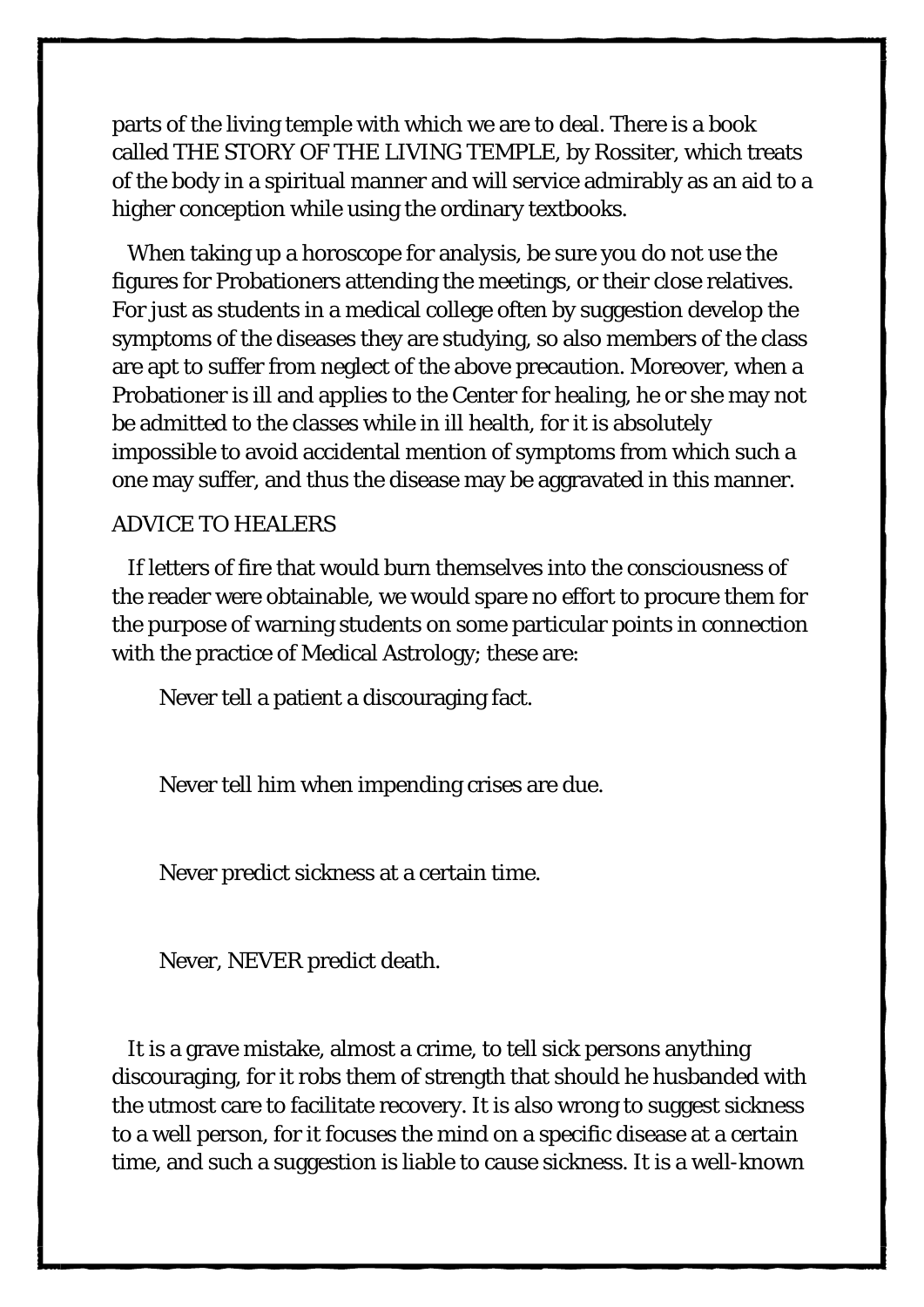parts of the living temple with which we are to deal. There is a book called THE STORY OF THE LIVING TEMPLE, by Rossiter, which treats of the body in a spiritual manner and will service admirably as an aid to a higher conception while using the ordinary textbooks.

When taking up a horoscope for analysis, be sure you do not use the figures for Probationers attending the meetings, or their close relatives. For just as students in a medical college often by suggestion develop the symptoms of the diseases they are studying, so also members of the class are apt to suffer from neglect of the above precaution. Moreover, when a Probationer is ill and applies to the Center for healing, he or she may not be admitted to the classes while in ill health, for it is absolutely impossible to avoid accidental mention of symptoms from which such a one may suffer, and thus the disease may be aggravated in this manner.

## ADVICE TO HEALERS

If letters of fire that would burn themselves into the consciousness of the reader were obtainable, we would spare no effort to procure them for the purpose of warning students on some particular points in connection with the practice of Medical Astrology; these are:

> Never tell a patient a discouraging fact.
>
> Never tell him when impending crises are due.
>
> Never predict sickness at a certain time.
>
> Never, NEVER predict death.

It is a grave mistake, almost a crime, to tell sick persons anything discouraging, for it robs them of strength that should he husbanded with the utmost care to facilitate recovery. It is also wrong to suggest sickness to a well person, for it focuses the mind on a specific disease at a certain time, and such a suggestion is liable to cause sickness. It is a well-known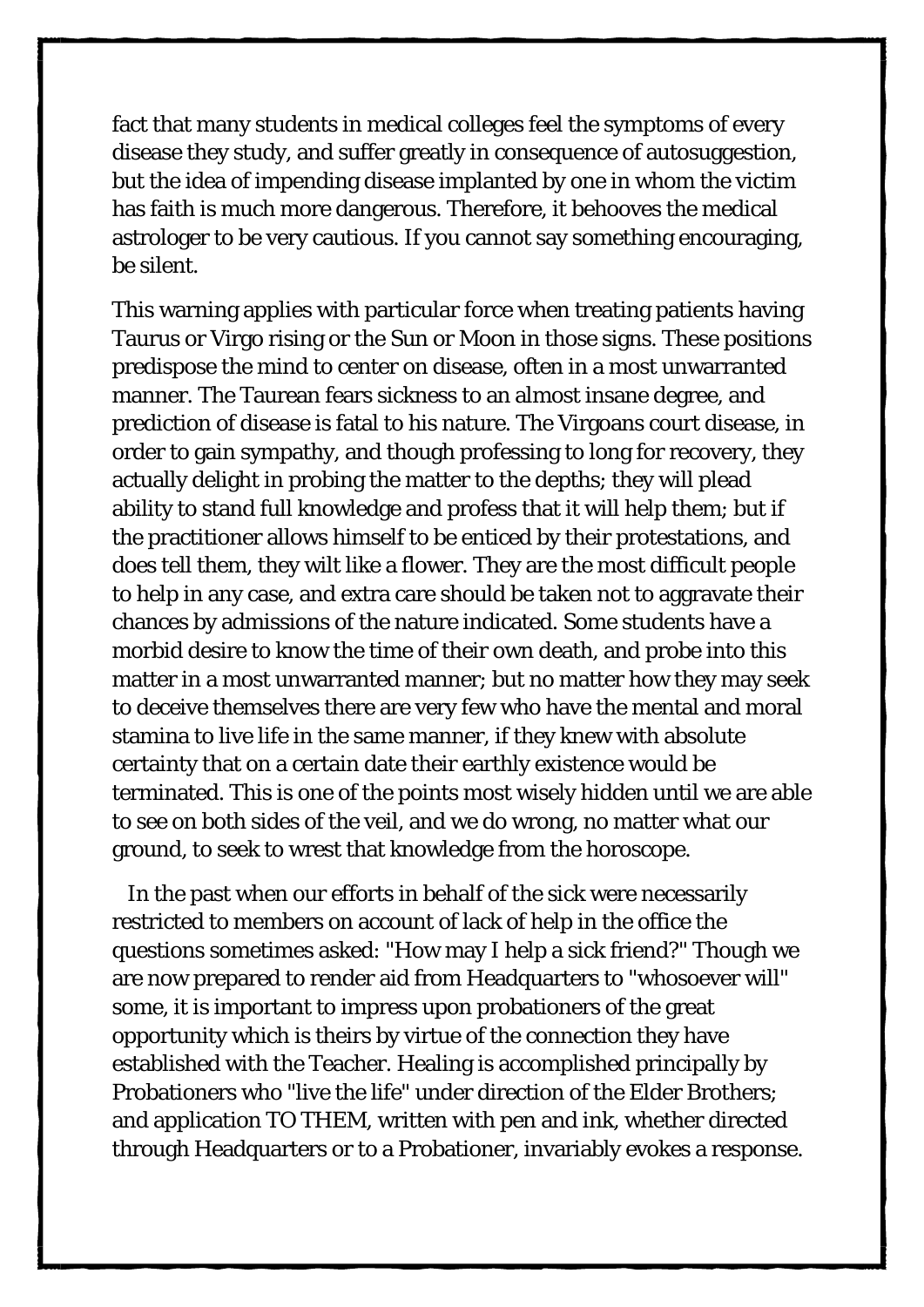fact that many students in medical colleges feel the symptoms of every disease they study, and suffer greatly in consequence of autosuggestion, but the idea of impending disease implanted by one in whom the victim has faith is much more dangerous. Therefore, it behooves the medical astrologer to be very cautious. If you cannot say something encouraging, be silent.

This warning applies with particular force when treating patients having Taurus or Virgo rising or the Sun or Moon in those signs. These positions predispose the mind to center on disease, often in a most unwarranted manner. The Taurean fears sickness to an almost insane degree, and prediction of disease is fatal to his nature. The Virgoans court disease, in order to gain sympathy, and though professing to long for recovery, they actually delight in probing the matter to the depths; they will plead ability to stand full knowledge and profess that it will help them; but if the practitioner allows himself to be enticed by their protestations, and does tell them, they wilt like a flower. They are the most difficult people to help in any case, and extra care should be taken not to aggravate their chances by admissions of the nature indicated. Some students have a morbid desire to know the time of their own death, and probe into this matter in a most unwarranted manner; but no matter how they may seek to deceive themselves there are very few who have the mental and moral stamina to live life in the same manner, if they knew with absolute certainty that on a certain date their earthly existence would be terminated. This is one of the points most wisely hidden until we are able to see on both sides of the veil, and we do wrong, no matter what our ground, to seek to wrest that knowledge from the horoscope.

In the past when our efforts in behalf of the sick were necessarily restricted to members on account of lack of help in the office the questions sometimes asked: "How may I help a sick friend?" Though we are now prepared to render aid from Headquarters to "whosoever will" some, it is important to impress upon probationers of the great opportunity which is theirs by virtue of the connection they have established with the Teacher. Healing is accomplished principally by Probationers who "live the life" under direction of the Elder Brothers; and application TO THEM, written with pen and ink, whether directed through Headquarters or to a Probationer, invariably evokes a response.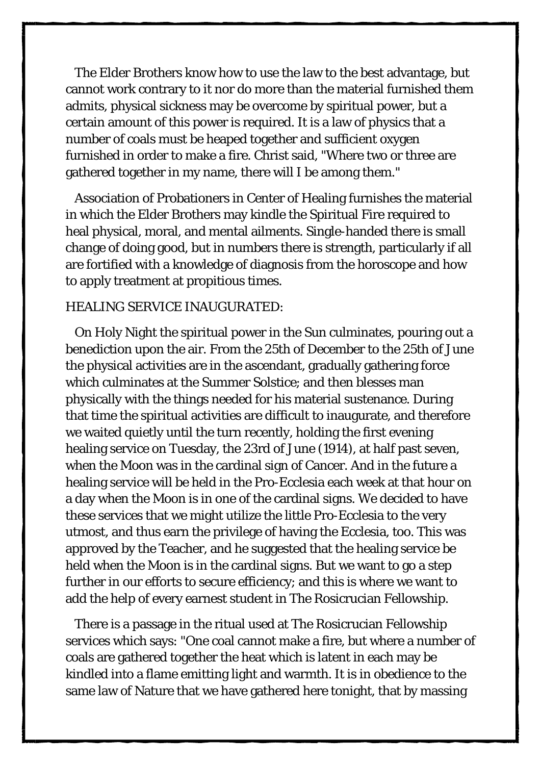The Elder Brothers know how to use the law to the best advantage, but cannot work contrary to it nor do more than the material furnished them admits, physical sickness may be overcome by spiritual power, but a certain amount of this power is required. It is a law of physics that a number of coals must be heaped together and sufficient oxygen furnished in order to make a fire. Christ said, "Where two or three are gathered together in my name, there will I be among them."

Association of Probationers in Center of Healing furnishes the material in which the Elder Brothers may kindle the Spiritual Fire required to heal physical, moral, and mental ailments. Single-handed there is small change of doing good, but in numbers there is strength, particularly if all are fortified with a knowledge of diagnosis from the horoscope and how to apply treatment at propitious times.

HEALING SERVICE INAUGURATED:

On Holy Night the spiritual power in the Sun culminates, pouring out a benediction upon the air. From the 25th of December to the 25th of June the physical activities are in the ascendant, gradually gathering force which culminates at the Summer Solstice; and then blesses man physically with the things needed for his material sustenance. During that time the spiritual activities are difficult to inaugurate, and therefore we waited quietly until the turn recently, holding the first evening healing service on Tuesday, the 23rd of June (1914), at half past seven, when the Moon was in the cardinal sign of Cancer. And in the future a healing service will be held in the Pro-Ecclesia each week at that hour on a day when the Moon is in one of the cardinal signs. We decided to have these services that we might utilize the little Pro-Ecclesia to the very utmost, and thus earn the privilege of having the Ecclesia, too. This was approved by the Teacher, and he suggested that the healing service be held when the Moon is in the cardinal signs. But we want to go a step further in our efforts to secure efficiency; and this is where we want to add the help of every earnest student in The Rosicrucian Fellowship.

There is a passage in the ritual used at The Rosicrucian Fellowship services which says: "One coal cannot make a fire, but where a number of coals are gathered together the heat which is latent in each may be kindled into a flame emitting light and warmth. It is in obedience to the same law of Nature that we have gathered here tonight, that by massing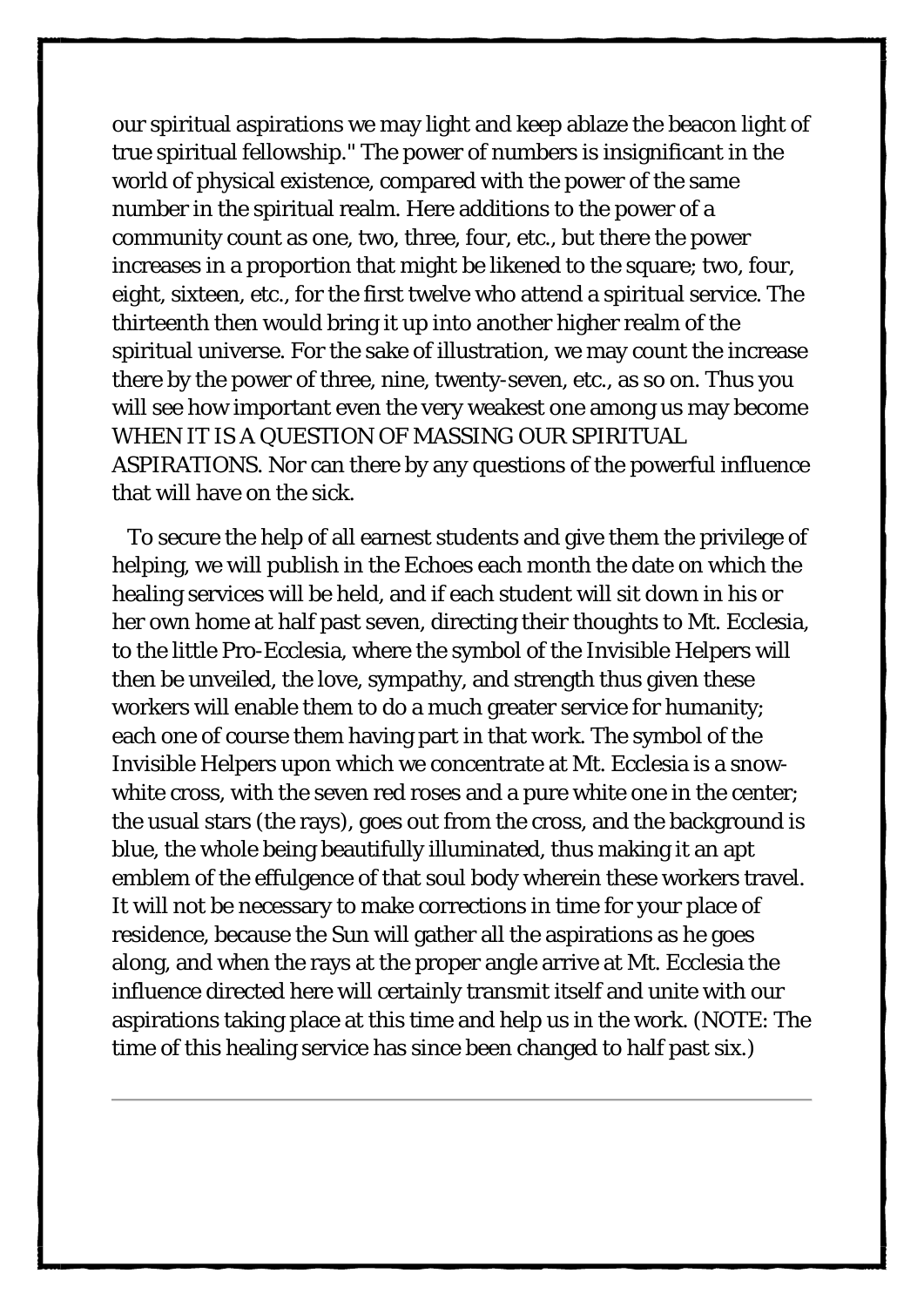our spiritual aspirations we may light and keep ablaze the beacon light of true spiritual fellowship." The power of numbers is insignificant in the world of physical existence, compared with the power of the same number in the spiritual realm. Here additions to the power of a community count as one, two, three, four, etc., but there the power increases in a proportion that might be likened to the square; two, four, eight, sixteen, etc., for the first twelve who attend a spiritual service. The thirteenth then would bring it up into another higher realm of the spiritual universe. For the sake of illustration, we may count the increase there by the power of three, nine, twenty-seven, etc., as so on. Thus you will see how important even the very weakest one among us may become WHEN IT IS A QUESTION OF MASSING OUR SPIRITUAL ASPIRATIONS. Nor can there by any questions of the powerful influence that will have on the sick.

To secure the help of all earnest students and give them the privilege of helping, we will publish in the Echoes each month the date on which the healing services will be held, and if each student will sit down in his or her own home at half past seven, directing their thoughts to Mt. Ecclesia, to the little Pro-Ecclesia, where the symbol of the Invisible Helpers will then be unveiled, the love, sympathy, and strength thus given these workers will enable them to do a much greater service for humanity; each one of course them having part in that work. The symbol of the Invisible Helpers upon which we concentrate at Mt. Ecclesia is a snow-white cross, with the seven red roses and a pure white one in the center; the usual stars (the rays), goes out from the cross, and the background is blue, the whole being beautifully illuminated, thus making it an apt emblem of the effulgence of that soul body wherein these workers travel. It will not be necessary to make corrections in time for your place of residence, because the Sun will gather all the aspirations as he goes along, and when the rays at the proper angle arrive at Mt. Ecclesia the influence directed here will certainly transmit itself and unite with our aspirations taking place at this time and help us in the work. (NOTE: The time of this healing service has since been changed to half past six.)

---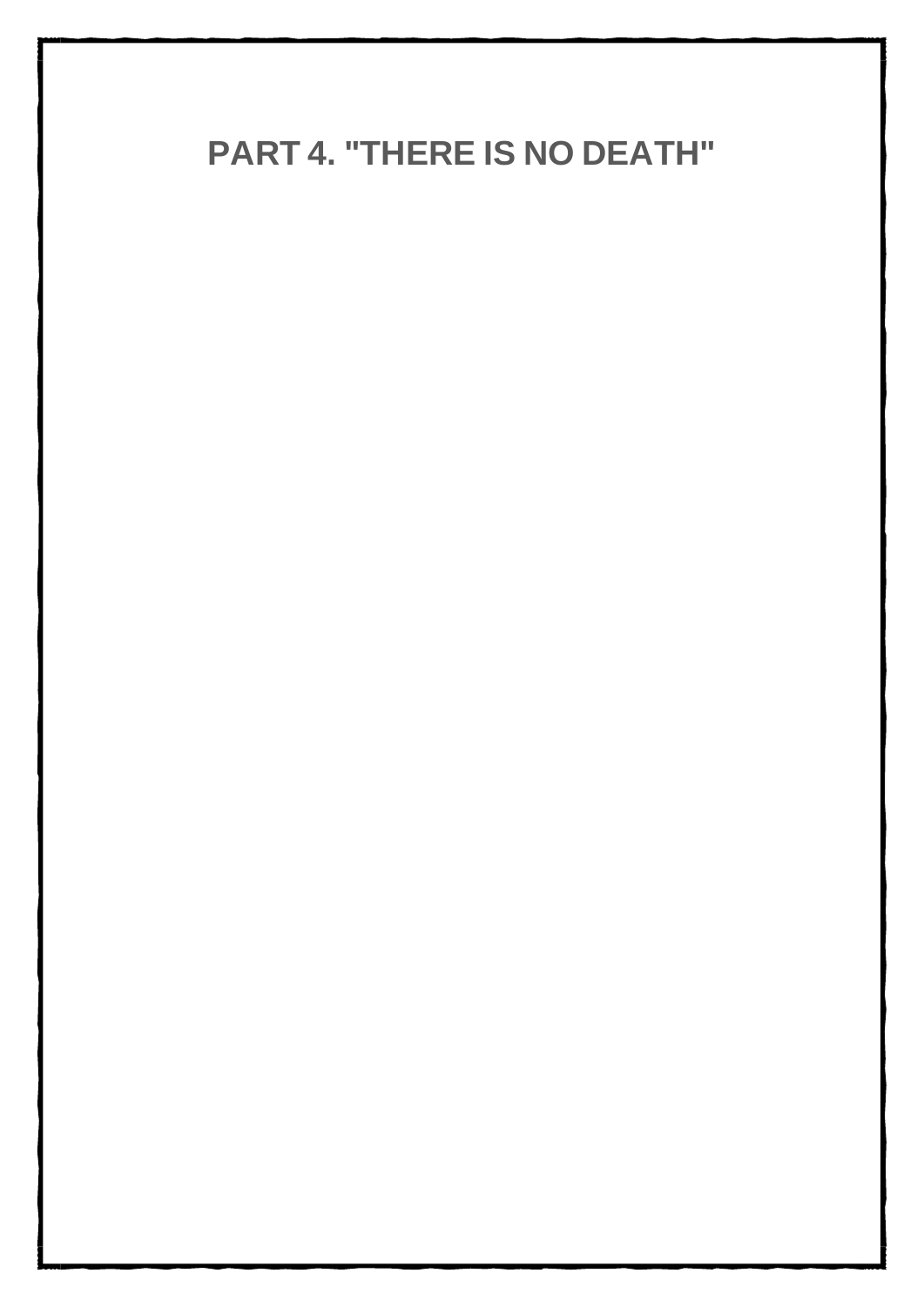# PART 4. "THERE IS NO DEATH"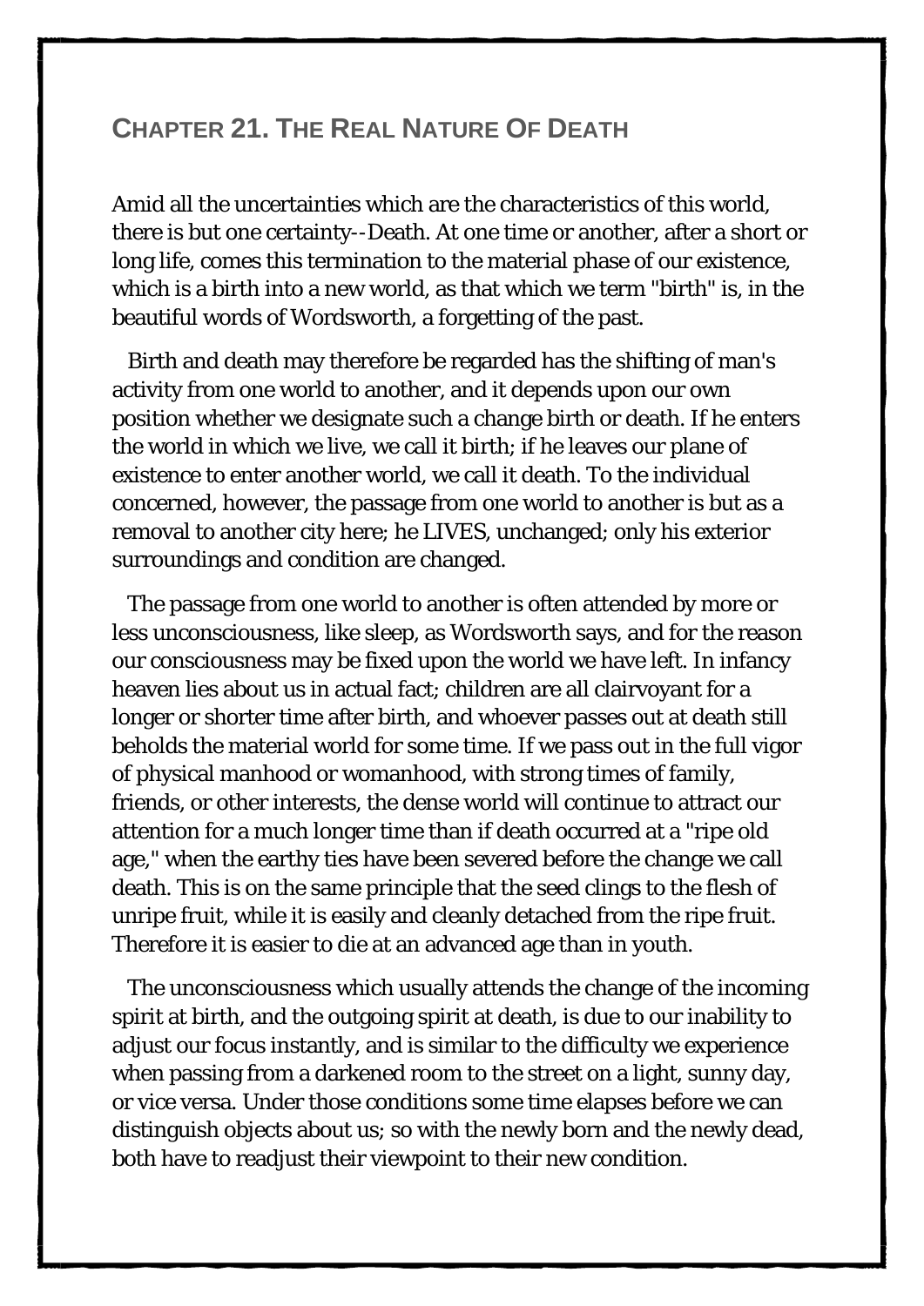## CHAPTER 21. THE REAL NATURE OF DEATH

Amid all the uncertainties which are the characteristics of this world, there is but one certainty--Death. At one time or another, after a short or long life, comes this termination to the material phase of our existence, which is a birth into a new world, as that which we term "birth" is, in the beautiful words of Wordsworth, a forgetting of the past.

Birth and death may therefore be regarded has the shifting of man's activity from one world to another, and it depends upon our own position whether we designate such a change birth or death. If he enters the world in which we live, we call it birth; if he leaves our plane of existence to enter another world, we call it death. To the individual concerned, however, the passage from one world to another is but as a removal to another city here; he LIVES, unchanged; only his exterior surroundings and condition are changed.

The passage from one world to another is often attended by more or less unconsciousness, like sleep, as Wordsworth says, and for the reason our consciousness may be fixed upon the world we have left. In infancy heaven lies about us in actual fact; children are all clairvoyant for a longer or shorter time after birth, and whoever passes out at death still beholds the material world for some time. If we pass out in the full vigor of physical manhood or womanhood, with strong times of family, friends, or other interests, the dense world will continue to attract our attention for a much longer time than if death occurred at a "ripe old age," when the earthy ties have been severed before the change we call death. This is on the same principle that the seed clings to the flesh of unripe fruit, while it is easily and cleanly detached from the ripe fruit. Therefore it is easier to die at an advanced age than in youth.

The unconsciousness which usually attends the change of the incoming spirit at birth, and the outgoing spirit at death, is due to our inability to adjust our focus instantly, and is similar to the difficulty we experience when passing from a darkened room to the street on a light, sunny day, or vice versa. Under those conditions some time elapses before we can distinguish objects about us; so with the newly born and the newly dead, both have to readjust their viewpoint to their new condition.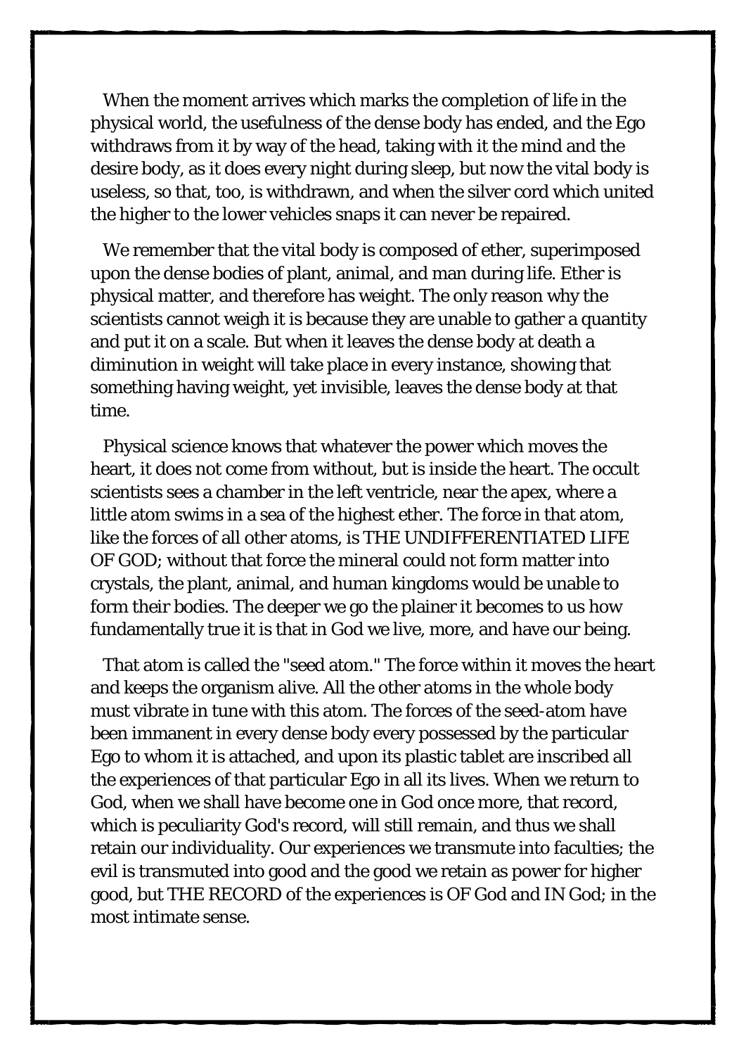When the moment arrives which marks the completion of life in the physical world, the usefulness of the dense body has ended, and the Ego withdraws from it by way of the head, taking with it the mind and the desire body, as it does every night during sleep, but now the vital body is useless, so that, too, is withdrawn, and when the silver cord which united the higher to the lower vehicles snaps it can never be repaired.

We remember that the vital body is composed of ether, superimposed upon the dense bodies of plant, animal, and man during life. Ether is physical matter, and therefore has weight. The only reason why the scientists cannot weigh it is because they are unable to gather a quantity and put it on a scale. But when it leaves the dense body at death a diminution in weight will take place in every instance, showing that something having weight, yet invisible, leaves the dense body at that time.

Physical science knows that whatever the power which moves the heart, it does not come from without, but is inside the heart. The occult scientists sees a chamber in the left ventricle, near the apex, where a little atom swims in a sea of the highest ether. The force in that atom, like the forces of all other atoms, is THE UNDIFFERENTIATED LIFE OF GOD; without that force the mineral could not form matter into crystals, the plant, animal, and human kingdoms would be unable to form their bodies. The deeper we go the plainer it becomes to us how fundamentally true it is that in God we live, more, and have our being.

That atom is called the "seed atom." The force within it moves the heart and keeps the organism alive. All the other atoms in the whole body must vibrate in tune with this atom. The forces of the seed-atom have been immanent in every dense body every possessed by the particular Ego to whom it is attached, and upon its plastic tablet are inscribed all the experiences of that particular Ego in all its lives. When we return to God, when we shall have become one in God once more, that record, which is peculiarity God's record, will still remain, and thus we shall retain our individuality. Our experiences we transmute into faculties; the evil is transmuted into good and the good we retain as power for higher good, but THE RECORD of the experiences is OF God and IN God; in the most intimate sense.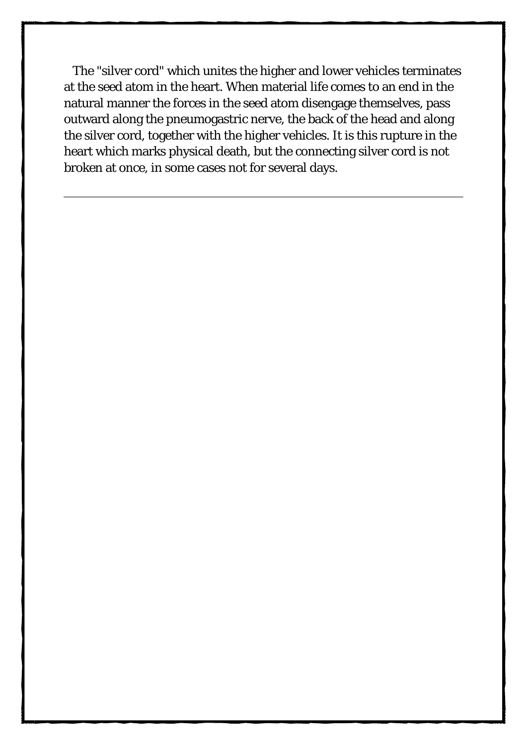The "silver cord" which unites the higher and lower vehicles terminates at the seed atom in the heart. When material life comes to an end in the natural manner the forces in the seed atom disengage themselves, pass outward along the pneumogastric nerve, the back of the head and along the silver cord, together with the higher vehicles. It is this rupture in the heart which marks physical death, but the connecting silver cord is not broken at once, in some cases not for several days.

---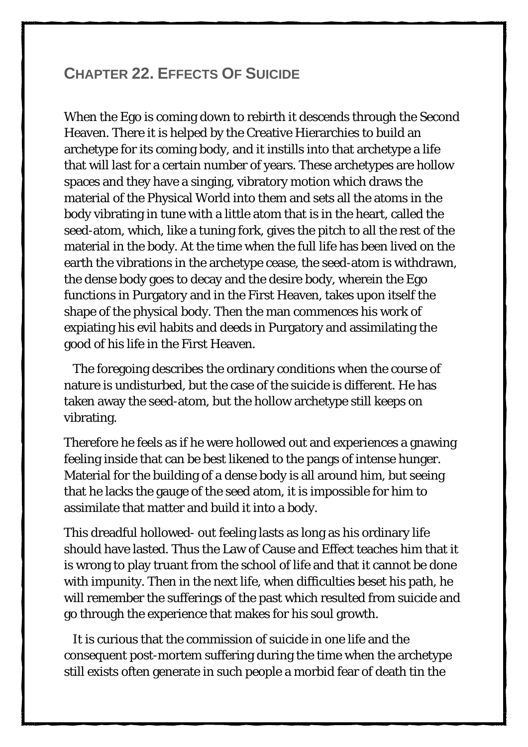## CHAPTER 22. EFFECTS OF SUICIDE

When the Ego is coming down to rebirth it descends through the Second Heaven. There it is helped by the Creative Hierarchies to build an archetype for its coming body, and it instills into that archetype a life that will last for a certain number of years. These archetypes are hollow spaces and they have a singing, vibratory motion which draws the material of the Physical World into them and sets all the atoms in the body vibrating in tune with a little atom that is in the heart, called the seed-atom, which, like a tuning fork, gives the pitch to all the rest of the material in the body. At the time when the full life has been lived on the earth the vibrations in the archetype cease, the seed-atom is withdrawn, the dense body goes to decay and the desire body, wherein the Ego functions in Purgatory and in the First Heaven, takes upon itself the shape of the physical body. Then the man commences his work of expiating his evil habits and deeds in Purgatory and assimilating the good of his life in the First Heaven.

The foregoing describes the ordinary conditions when the course of nature is undisturbed, but the case of the suicide is different. He has taken away the seed-atom, but the hollow archetype still keeps on vibrating.

Therefore he feels as if he were hollowed out and experiences a gnawing feeling inside that can be best likened to the pangs of intense hunger. Material for the building of a dense body is all around him, but seeing that he lacks the gauge of the seed atom, it is impossible for him to assimilate that matter and build it into a body.

This dreadful hollowed- out feeling lasts as long as his ordinary life should have lasted. Thus the Law of Cause and Effect teaches him that it is wrong to play truant from the school of life and that it cannot be done with impunity. Then in the next life, when difficulties beset his path, he will remember the sufferings of the past which resulted from suicide and go through the experience that makes for his soul growth.

It is curious that the commission of suicide in one life and the consequent post-mortem suffering during the time when the archetype still exists often generate in such people a morbid fear of death tin the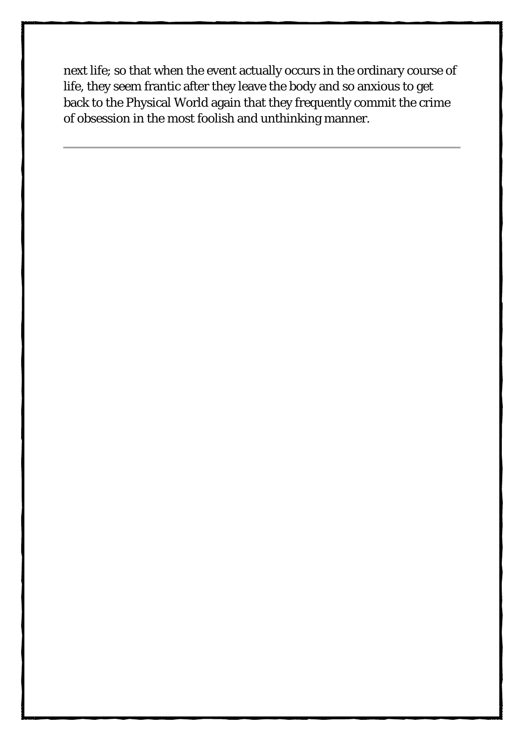next life; so that when the event actually occurs in the ordinary course of life, they seem frantic after they leave the body and so anxious to get back to the Physical World again that they frequently commit the crime of obsession in the most foolish and unthinking manner.

---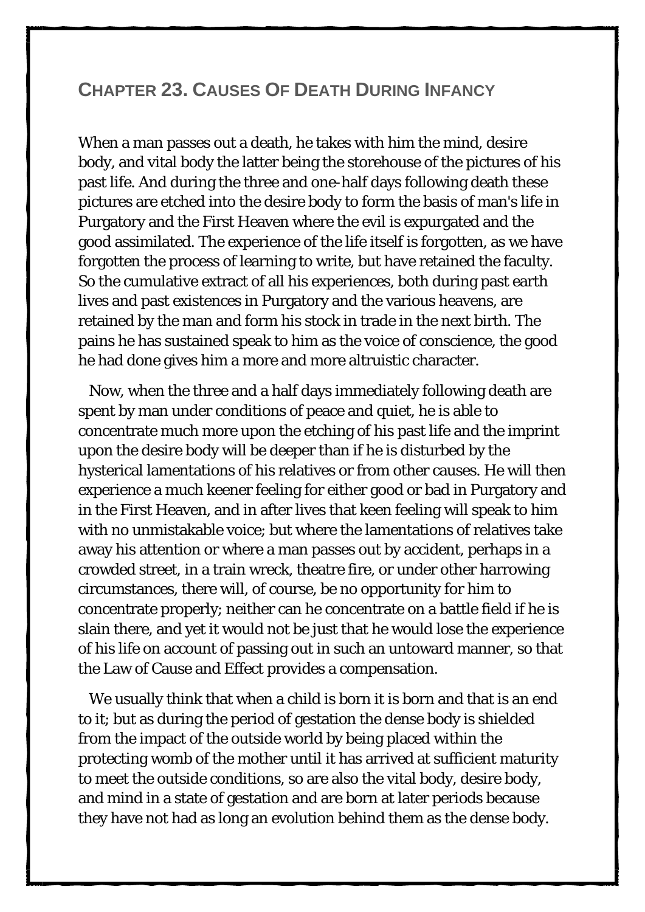## Chapter 23. Causes Of Death During Infancy

When a man passes out a death, he takes with him the mind, desire body, and vital body the latter being the storehouse of the pictures of his past life. And during the three and one-half days following death these pictures are etched into the desire body to form the basis of man's life in Purgatory and the First Heaven where the evil is expurgated and the good assimilated. The experience of the life itself is forgotten, as we have forgotten the process of learning to write, but have retained the faculty. So the cumulative extract of all his experiences, both during past earth lives and past existences in Purgatory and the various heavens, are retained by the man and form his stock in trade in the next birth. The pains he has sustained speak to him as the voice of conscience, the good he had done gives him a more and more altruistic character.

Now, when the three and a half days immediately following death are spent by man under conditions of peace and quiet, he is able to concentrate much more upon the etching of his past life and the imprint upon the desire body will be deeper than if he is disturbed by the hysterical lamentations of his relatives or from other causes. He will then experience a much keener feeling for either good or bad in Purgatory and in the First Heaven, and in after lives that keen feeling will speak to him with no unmistakable voice; but where the lamentations of relatives take away his attention or where a man passes out by accident, perhaps in a crowded street, in a train wreck, theatre fire, or under other harrowing circumstances, there will, of course, be no opportunity for him to concentrate properly; neither can he concentrate on a battle field if he is slain there, and yet it would not be just that he would lose the experience of his life on account of passing out in such an untoward manner, so that the Law of Cause and Effect provides a compensation.

We usually think that when a child is born it is born and that is an end to it; but as during the period of gestation the dense body is shielded from the impact of the outside world by being placed within the protecting womb of the mother until it has arrived at sufficient maturity to meet the outside conditions, so are also the vital body, desire body, and mind in a state of gestation and are born at later periods because they have not had as long an evolution behind them as the dense body.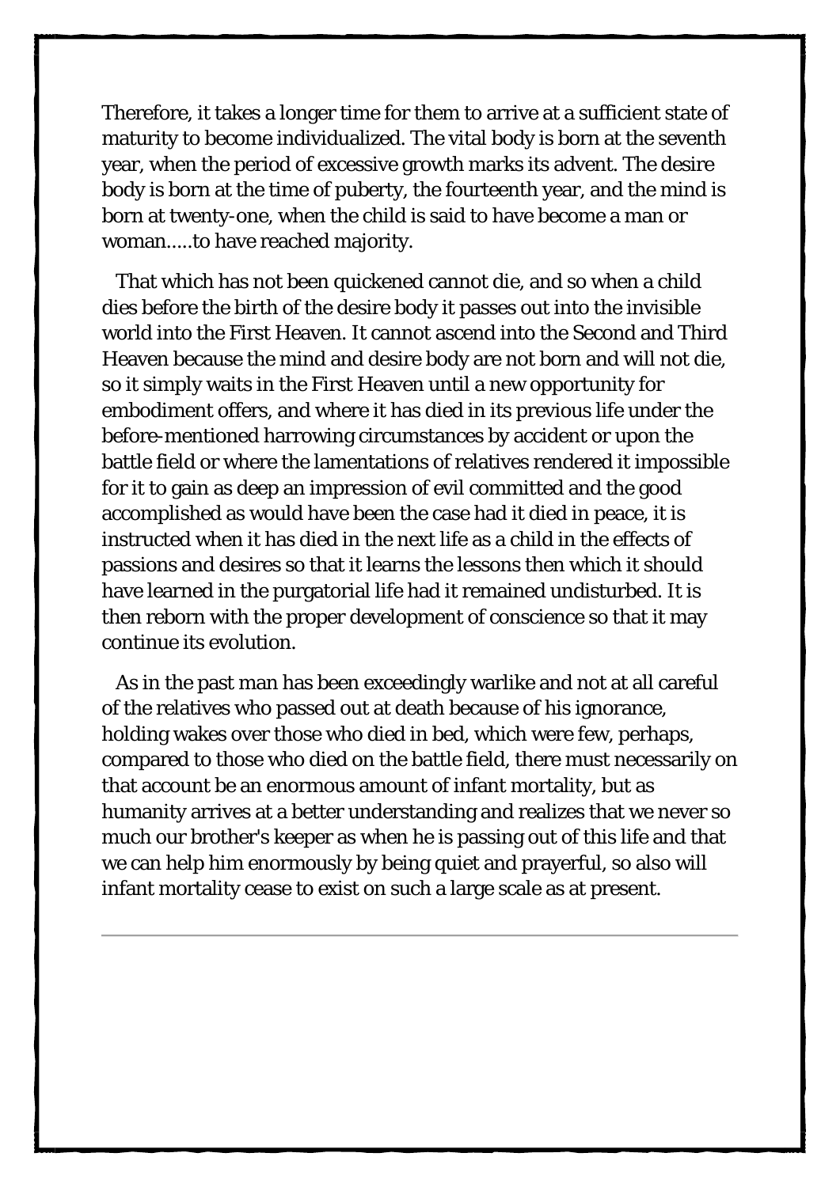Therefore, it takes a longer time for them to arrive at a sufficient state of maturity to become individualized. The vital body is born at the seventh year, when the period of excessive growth marks its advent. The desire body is born at the time of puberty, the fourteenth year, and the mind is born at twenty-one, when the child is said to have become a man or woman.....to have reached majority.

That which has not been quickened cannot die, and so when a child dies before the birth of the desire body it passes out into the invisible world into the First Heaven. It cannot ascend into the Second and Third Heaven because the mind and desire body are not born and will not die, so it simply waits in the First Heaven until a new opportunity for embodiment offers, and where it has died in its previous life under the before-mentioned harrowing circumstances by accident or upon the battle field or where the lamentations of relatives rendered it impossible for it to gain as deep an impression of evil committed and the good accomplished as would have been the case had it died in peace, it is instructed when it has died in the next life as a child in the effects of passions and desires so that it learns the lessons then which it should have learned in the purgatorial life had it remained undisturbed. It is then reborn with the proper development of conscience so that it may continue its evolution.

As in the past man has been exceedingly warlike and not at all careful of the relatives who passed out at death because of his ignorance, holding wakes over those who died in bed, which were few, perhaps, compared to those who died on the battle field, there must necessarily on that account be an enormous amount of infant mortality, but as humanity arrives at a better understanding and realizes that we never so much our brother's keeper as when he is passing out of this life and that we can help him enormously by being quiet and prayerful, so also will infant mortality cease to exist on such a large scale as at present.

---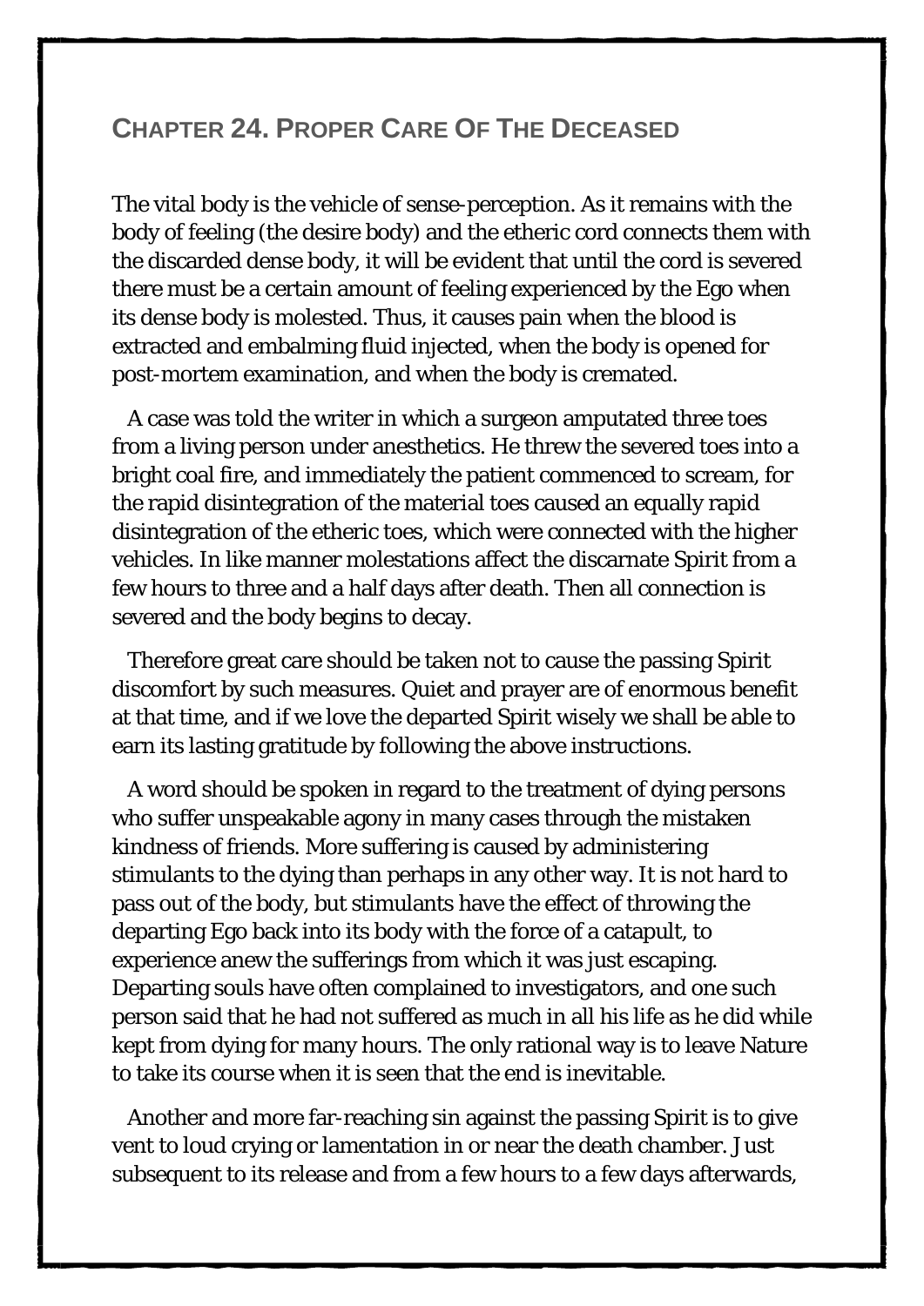## CHAPTER 24. PROPER CARE OF THE DECEASED

The vital body is the vehicle of sense-perception. As it remains with the body of feeling (the desire body) and the etheric cord connects them with the discarded dense body, it will be evident that until the cord is severed there must be a certain amount of feeling experienced by the Ego when its dense body is molested. Thus, it causes pain when the blood is extracted and embalming fluid injected, when the body is opened for post-mortem examination, and when the body is cremated.

A case was told the writer in which a surgeon amputated three toes from a living person under anesthetics. He threw the severed toes into a bright coal fire, and immediately the patient commenced to scream, for the rapid disintegration of the material toes caused an equally rapid disintegration of the etheric toes, which were connected with the higher vehicles. In like manner molestations affect the discarnate Spirit from a few hours to three and a half days after death. Then all connection is severed and the body begins to decay.

Therefore great care should be taken not to cause the passing Spirit discomfort by such measures. Quiet and prayer are of enormous benefit at that time, and if we love the departed Spirit wisely we shall be able to earn its lasting gratitude by following the above instructions.

A word should be spoken in regard to the treatment of dying persons who suffer unspeakable agony in many cases through the mistaken kindness of friends. More suffering is caused by administering stimulants to the dying than perhaps in any other way. It is not hard to pass out of the body, but stimulants have the effect of throwing the departing Ego back into its body with the force of a catapult, to experience anew the sufferings from which it was just escaping. Departing souls have often complained to investigators, and one such person said that he had not suffered as much in all his life as he did while kept from dying for many hours. The only rational way is to leave Nature to take its course when it is seen that the end is inevitable.

Another and more far-reaching sin against the passing Spirit is to give vent to loud crying or lamentation in or near the death chamber. Just subsequent to its release and from a few hours to a few days afterwards,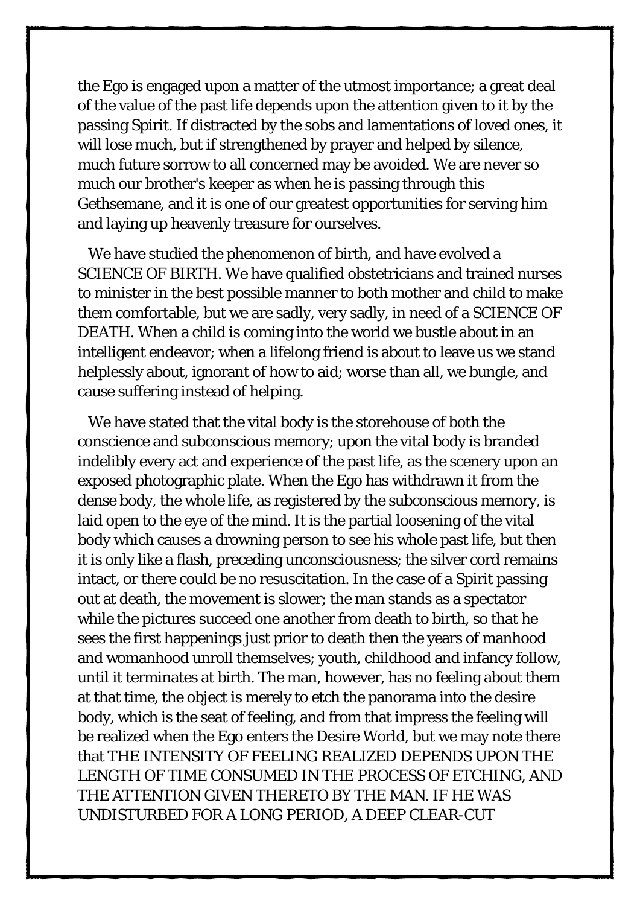the Ego is engaged upon a matter of the utmost importance; a great deal of the value of the past life depends upon the attention given to it by the passing Spirit. If distracted by the sobs and lamentations of loved ones, it will lose much, but if strengthened by prayer and helped by silence, much future sorrow to all concerned may be avoided. We are never so much our brother's keeper as when he is passing through this Gethsemane, and it is one of our greatest opportunities for serving him and laying up heavenly treasure for ourselves.

We have studied the phenomenon of birth, and have evolved a SCIENCE OF BIRTH. We have qualified obstetricians and trained nurses to minister in the best possible manner to both mother and child to make them comfortable, but we are sadly, very sadly, in need of a SCIENCE OF DEATH. When a child is coming into the world we bustle about in an intelligent endeavor; when a lifelong friend is about to leave us we stand helplessly about, ignorant of how to aid; worse than all, we bungle, and cause suffering instead of helping.

We have stated that the vital body is the storehouse of both the conscience and subconscious memory; upon the vital body is branded indelibly every act and experience of the past life, as the scenery upon an exposed photographic plate. When the Ego has withdrawn it from the dense body, the whole life, as registered by the subconscious memory, is laid open to the eye of the mind. It is the partial loosening of the vital body which causes a drowning person to see his whole past life, but then it is only like a flash, preceding unconsciousness; the silver cord remains intact, or there could be no resuscitation. In the case of a Spirit passing out at death, the movement is slower; the man stands as a spectator while the pictures succeed one another from death to birth, so that he sees the first happenings just prior to death then the years of manhood and womanhood unroll themselves; youth, childhood and infancy follow, until it terminates at birth. The man, however, has no feeling about them at that time, the object is merely to etch the panorama into the desire body, which is the seat of feeling, and from that impress the feeling will be realized when the Ego enters the Desire World, but we may note there that THE INTENSITY OF FEELING REALIZED DEPENDS UPON THE LENGTH OF TIME CONSUMED IN THE PROCESS OF ETCHING, AND THE ATTENTION GIVEN THERETO BY THE MAN. IF HE WAS UNDISTURBED FOR A LONG PERIOD, A DEEP CLEAR-CUT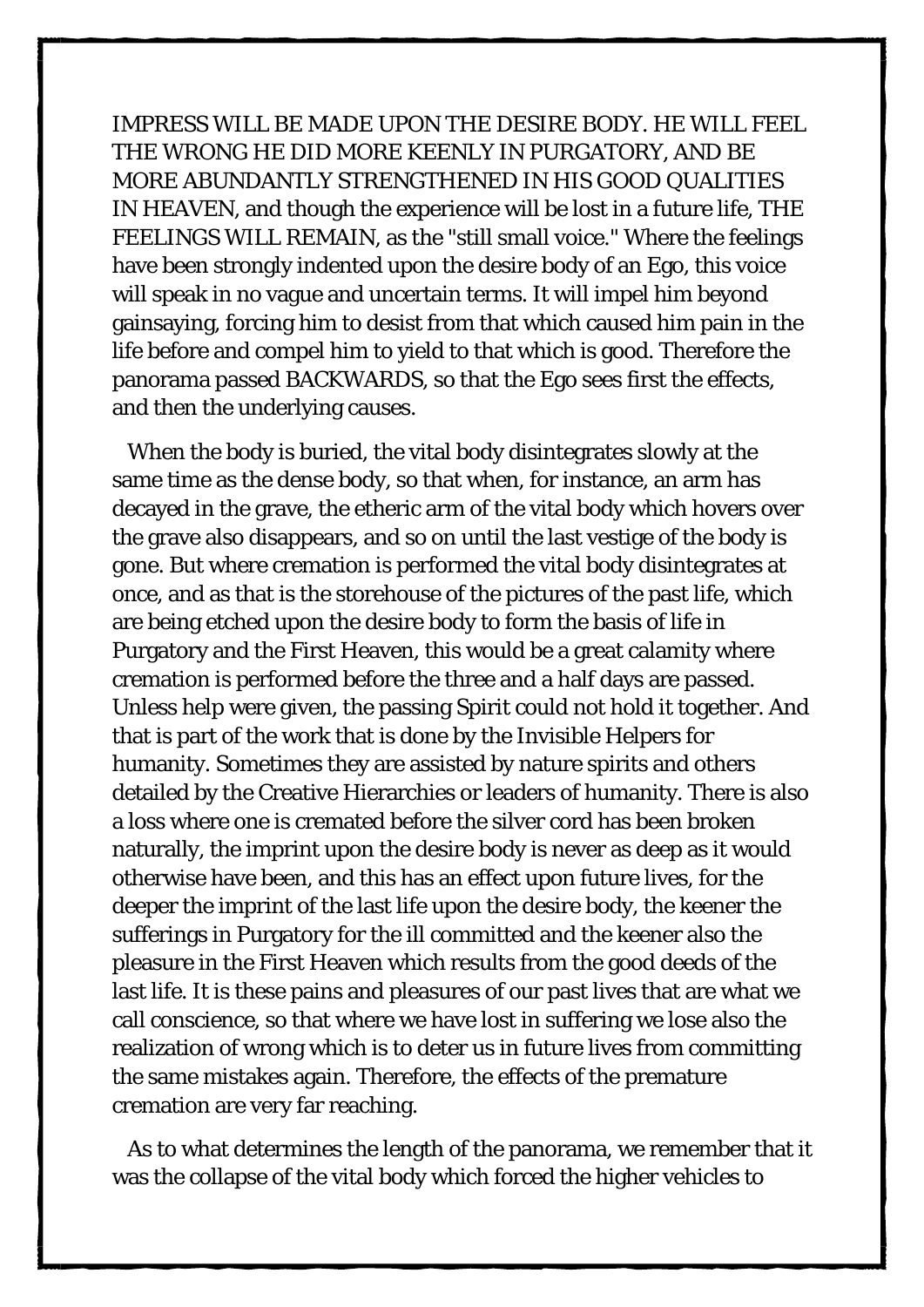IMPRESS WILL BE MADE UPON THE DESIRE BODY. HE WILL FEEL THE WRONG HE DID MORE KEENLY IN PURGATORY, AND BE MORE ABUNDANTLY STRENGTHENED IN HIS GOOD QUALITIES IN HEAVEN, and though the experience will be lost in a future life, THE FEELINGS WILL REMAIN, as the "still small voice." Where the feelings have been strongly indented upon the desire body of an Ego, this voice will speak in no vague and uncertain terms. It will impel him beyond gainsaying, forcing him to desist from that which caused him pain in the life before and compel him to yield to that which is good. Therefore the panorama passed BACKWARDS, so that the Ego sees first the effects, and then the underlying causes.

When the body is buried, the vital body disintegrates slowly at the same time as the dense body, so that when, for instance, an arm has decayed in the grave, the etheric arm of the vital body which hovers over the grave also disappears, and so on until the last vestige of the body is gone. But where cremation is performed the vital body disintegrates at once, and as that is the storehouse of the pictures of the past life, which are being etched upon the desire body to form the basis of life in Purgatory and the First Heaven, this would be a great calamity where cremation is performed before the three and a half days are passed. Unless help were given, the passing Spirit could not hold it together. And that is part of the work that is done by the Invisible Helpers for humanity. Sometimes they are assisted by nature spirits and others detailed by the Creative Hierarchies or leaders of humanity. There is also a loss where one is cremated before the silver cord has been broken naturally, the imprint upon the desire body is never as deep as it would otherwise have been, and this has an effect upon future lives, for the deeper the imprint of the last life upon the desire body, the keener the sufferings in Purgatory for the ill committed and the keener also the pleasure in the First Heaven which results from the good deeds of the last life. It is these pains and pleasures of our past lives that are what we call conscience, so that where we have lost in suffering we lose also the realization of wrong which is to deter us in future lives from committing the same mistakes again. Therefore, the effects of the premature cremation are very far reaching.

As to what determines the length of the panorama, we remember that it was the collapse of the vital body which forced the higher vehicles to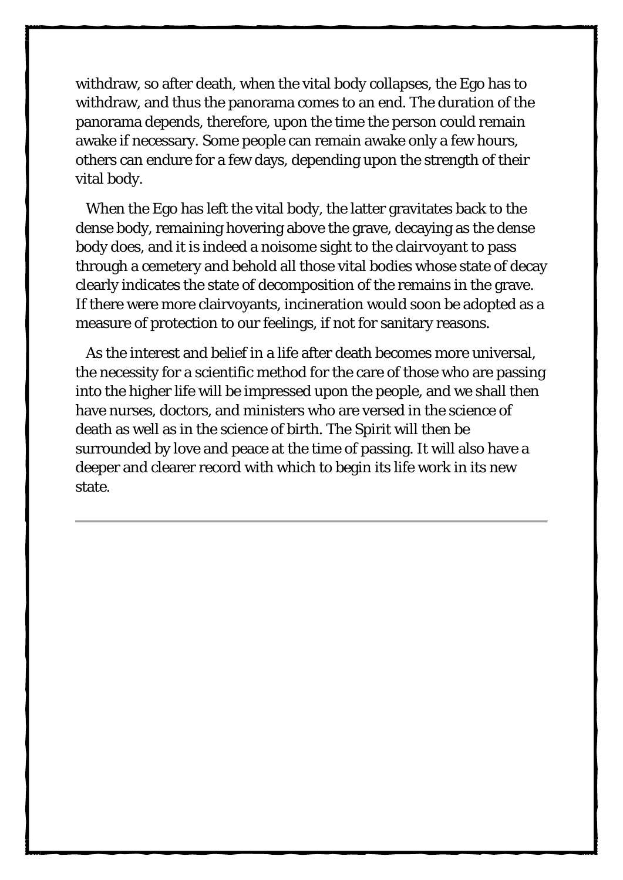withdraw, so after death, when the vital body collapses, the Ego has to withdraw, and thus the panorama comes to an end. The duration of the panorama depends, therefore, upon the time the person could remain awake if necessary. Some people can remain awake only a few hours, others can endure for a few days, depending upon the strength of their vital body.

When the Ego has left the vital body, the latter gravitates back to the dense body, remaining hovering above the grave, decaying as the dense body does, and it is indeed a noisome sight to the clairvoyant to pass through a cemetery and behold all those vital bodies whose state of decay clearly indicates the state of decomposition of the remains in the grave. If there were more clairvoyants, incineration would soon be adopted as a measure of protection to our feelings, if not for sanitary reasons.

As the interest and belief in a life after death becomes more universal, the necessity for a scientific method for the care of those who are passing into the higher life will be impressed upon the people, and we shall then have nurses, doctors, and ministers who are versed in the science of death as well as in the science of birth. The Spirit will then be surrounded by love and peace at the time of passing. It will also have a deeper and clearer record with which to begin its life work in its new state.

---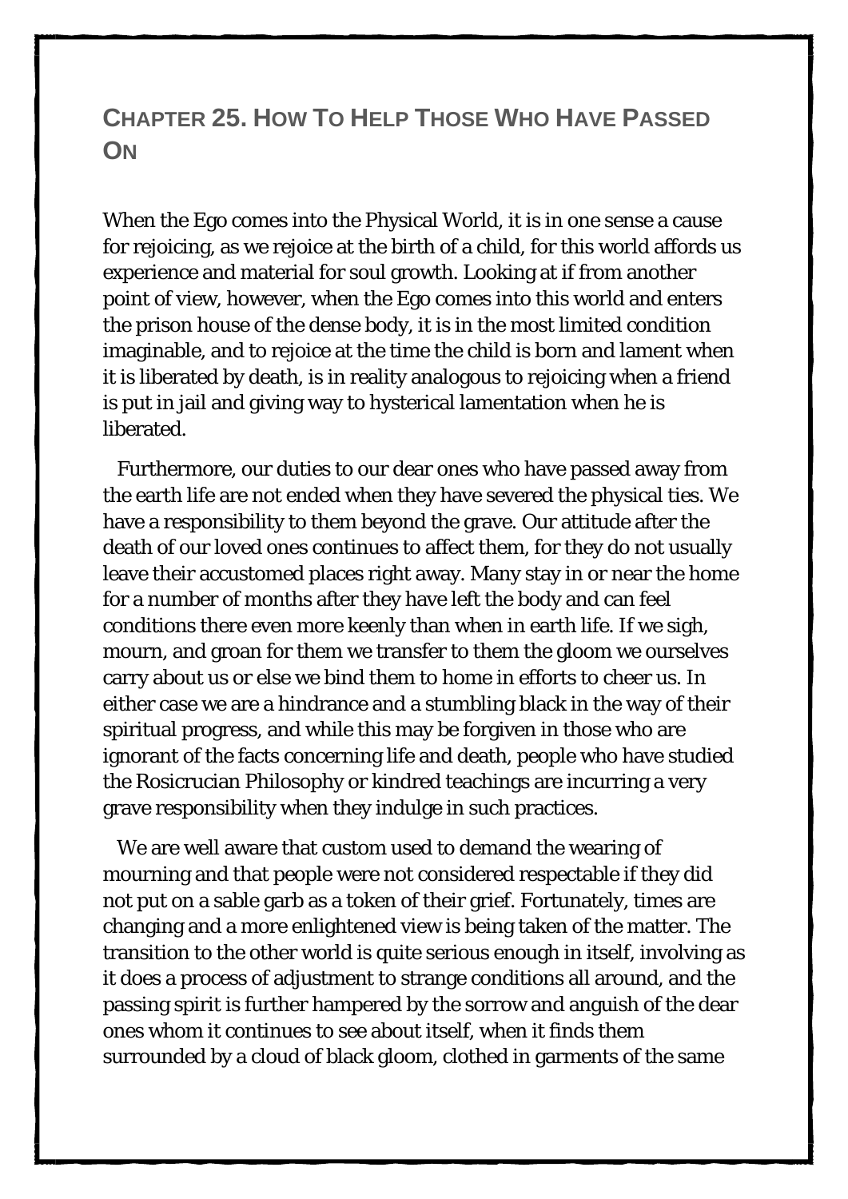## CHAPTER 25. HOW TO HELP THOSE WHO HAVE PASSED ON

When the Ego comes into the Physical World, it is in one sense a cause for rejoicing, as we rejoice at the birth of a child, for this world affords us experience and material for soul growth. Looking at if from another point of view, however, when the Ego comes into this world and enters the prison house of the dense body, it is in the most limited condition imaginable, and to rejoice at the time the child is born and lament when it is liberated by death, is in reality analogous to rejoicing when a friend is put in jail and giving way to hysterical lamentation when he is liberated.

Furthermore, our duties to our dear ones who have passed away from the earth life are not ended when they have severed the physical ties. We have a responsibility to them beyond the grave. Our attitude after the death of our loved ones continues to affect them, for they do not usually leave their accustomed places right away. Many stay in or near the home for a number of months after they have left the body and can feel conditions there even more keenly than when in earth life. If we sigh, mourn, and groan for them we transfer to them the gloom we ourselves carry about us or else we bind them to home in efforts to cheer us. In either case we are a hindrance and a stumbling black in the way of their spiritual progress, and while this may be forgiven in those who are ignorant of the facts concerning life and death, people who have studied the Rosicrucian Philosophy or kindred teachings are incurring a very grave responsibility when they indulge in such practices.

We are well aware that custom used to demand the wearing of mourning and that people were not considered respectable if they did not put on a sable garb as a token of their grief. Fortunately, times are changing and a more enlightened view is being taken of the matter. The transition to the other world is quite serious enough in itself, involving as it does a process of adjustment to strange conditions all around, and the passing spirit is further hampered by the sorrow and anguish of the dear ones whom it continues to see about itself, when it finds them surrounded by a cloud of black gloom, clothed in garments of the same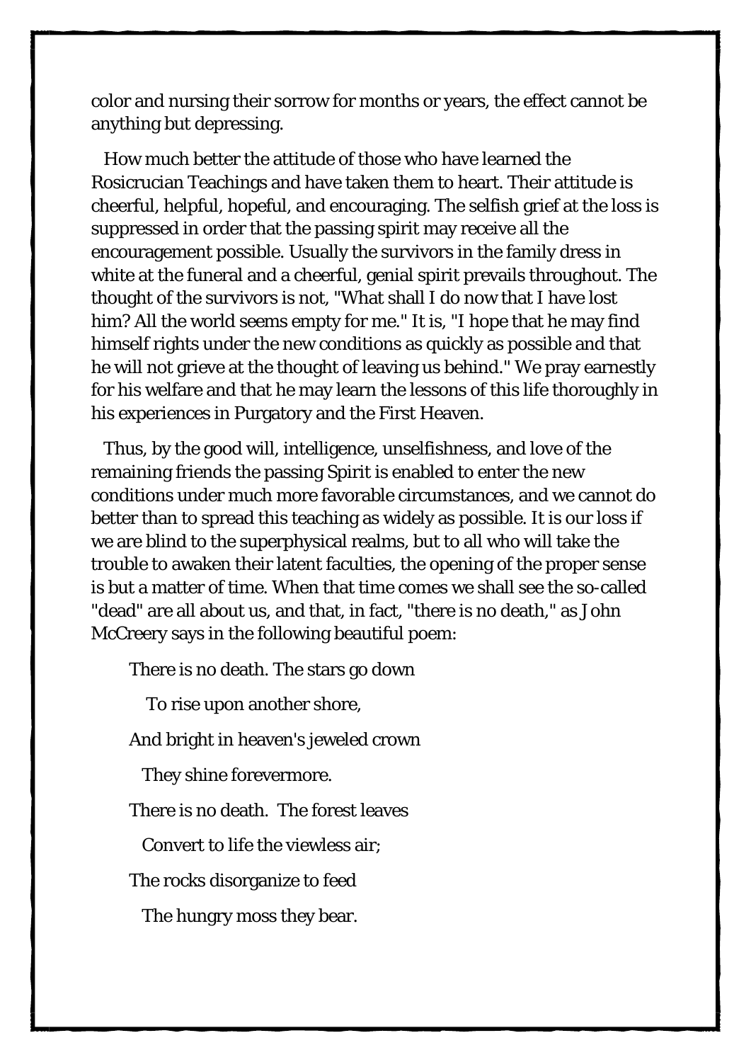color and nursing their sorrow for months or years, the effect cannot be anything but depressing.

How much better the attitude of those who have learned the Rosicrucian Teachings and have taken them to heart. Their attitude is cheerful, helpful, hopeful, and encouraging. The selfish grief at the loss is suppressed in order that the passing spirit may receive all the encouragement possible. Usually the survivors in the family dress in white at the funeral and a cheerful, genial spirit prevails throughout. The thought of the survivors is not, "What shall I do now that I have lost him? All the world seems empty for me." It is, "I hope that he may find himself rights under the new conditions as quickly as possible and that he will not grieve at the thought of leaving us behind." We pray earnestly for his welfare and that he may learn the lessons of this life thoroughly in his experiences in Purgatory and the First Heaven.

Thus, by the good will, intelligence, unselfishness, and love of the remaining friends the passing Spirit is enabled to enter the new conditions under much more favorable circumstances, and we cannot do better than to spread this teaching as widely as possible. It is our loss if we are blind to the superphysical realms, but to all who will take the trouble to awaken their latent faculties, the opening of the proper sense is but a matter of time. When that time comes we shall see the so-called "dead" are all about us, and that, in fact, "there is no death," as John McCreery says in the following beautiful poem:

> There is no death. The stars go down
>
> To rise upon another shore,
>
> And bright in heaven's jeweled crown
>
> They shine forevermore.
>
> There is no death. The forest leaves
>
> Convert to life the viewless air;
>
> The rocks disorganize to feed
>
> The hungry moss they bear.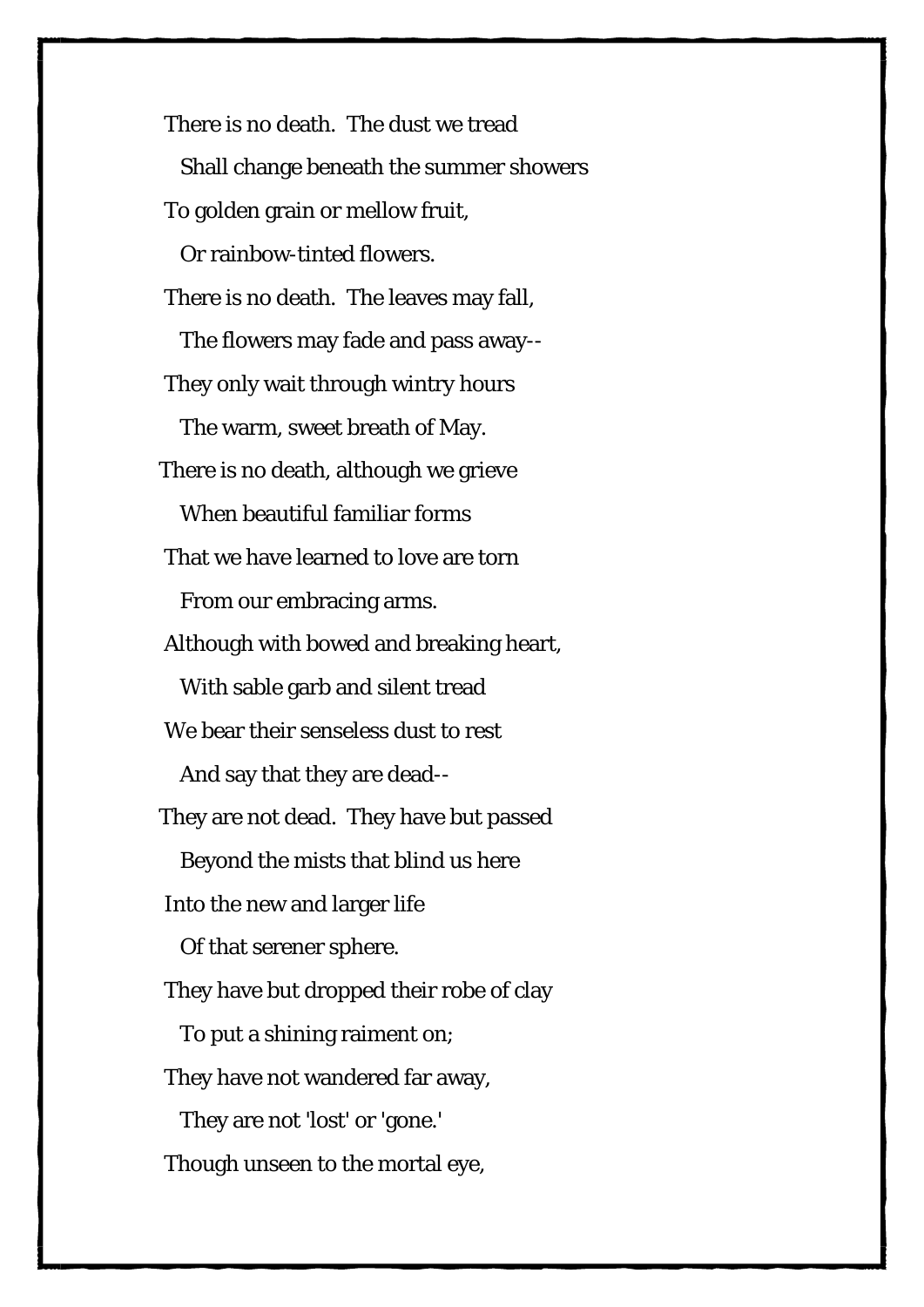There is no death. The dust we tread  
  Shall change beneath the summer showers  
To golden grain or mellow fruit,  
  Or rainbow-tinted flowers.

There is no death. The leaves may fall,  
  The flowers may fade and pass away--  
They only wait through wintry hours  
  The warm, sweet breath of May.

There is no death, although we grieve  
  When beautiful familiar forms  
That we have learned to love are torn  
  From our embracing arms.

Although with bowed and breaking heart,  
  With sable garb and silent tread  
We bear their senseless dust to rest  
  And say that they are dead--

They are not dead. They have but passed  
  Beyond the mists that blind us here  
Into the new and larger life  
  Of that serener sphere.

They have but dropped their robe of clay  
  To put a shining raiment on;  
They have not wandered far away,  
  They are not 'lost' or 'gone.'

Though unseen to the mortal eye,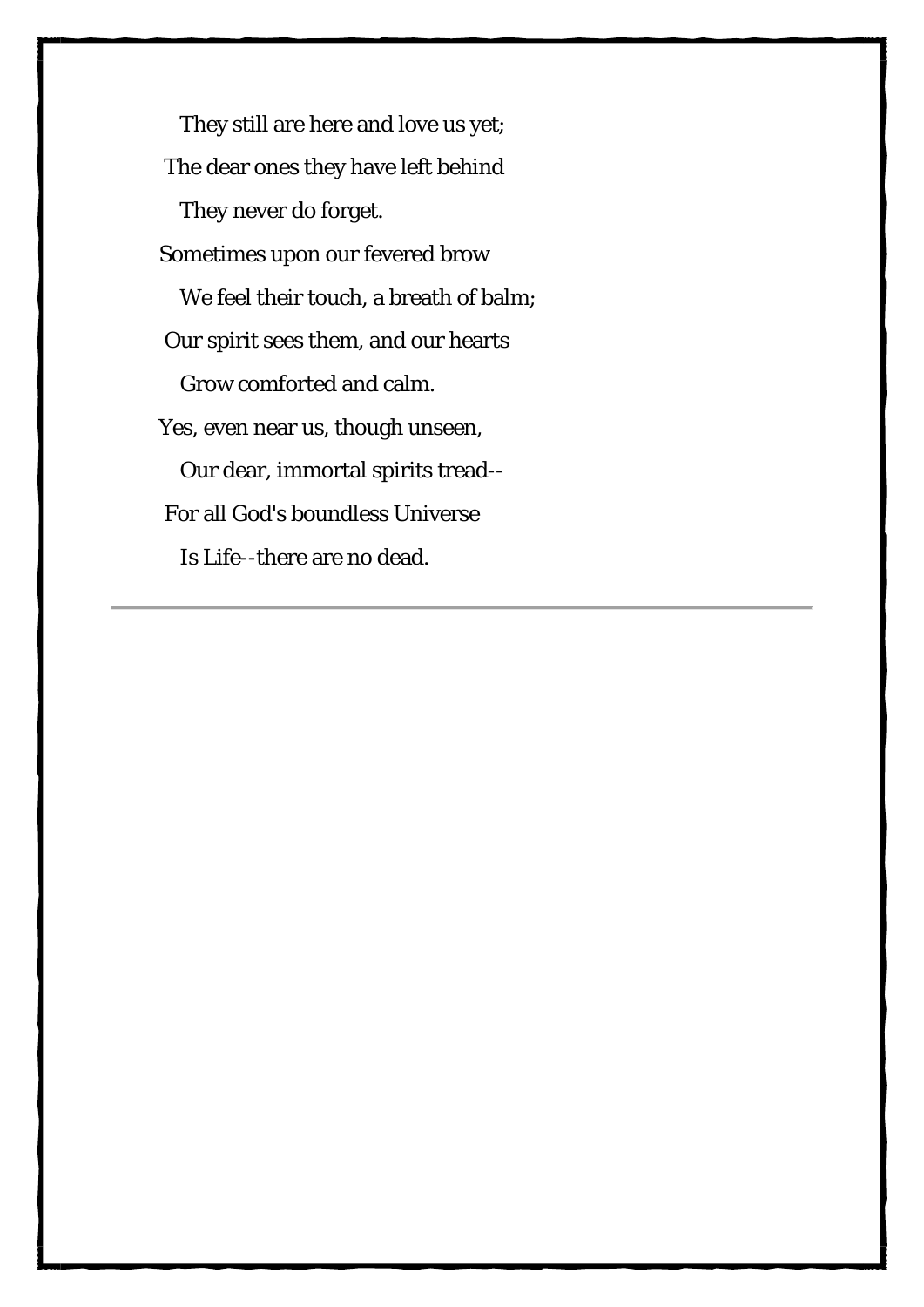They still are here and love us yet;  
The dear ones they have left behind  
They never do forget.  
Sometimes upon our fevered brow  
We feel their touch, a breath of balm;  
Our spirit sees them, and our hearts  
Grow comforted and calm.  
Yes, even near us, though unseen,  
Our dear, immortal spirits tread--  
For all God's boundless Universe  
Is Life--there are no dead.

---